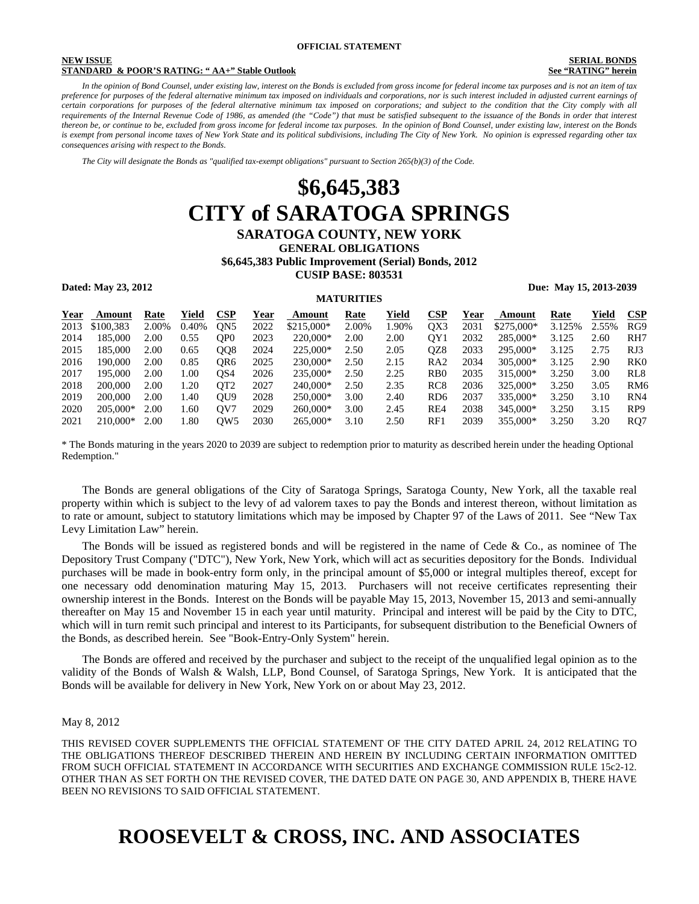**OFFICIAL STATEMENT**

**NEW ISSUE** **SERIAL BONDS**
**STANDARD & POOR'S RATING: " AA+" Stable Outlook** **See "RATING" herein**

*In the opinion of Bond Counsel, under existing law, interest on the Bonds is excluded from gross income for federal income tax purposes and is not an item of tax preference for purposes of the federal alternative minimum tax imposed on individuals and corporations, nor is such interest included in adjusted current earnings of certain corporations for purposes of the federal alternative minimum tax imposed on corporations; and subject to the condition that the City comply with all requirements of the Internal Revenue Code of 1986, as amended (the "Code") that must be satisfied subsequent to the issuance of the Bonds in order that interest thereon be, or continue to be, excluded from gross income for federal income tax purposes. In the opinion of Bond Counsel, under existing law, interest on the Bonds is exempt from personal income taxes of New York State and its political subdivisions, including The City of New York. No opinion is expressed regarding other tax consequences arising with respect to the Bonds.*

*The City will designate the Bonds as "qualified tax-exempt obligations" pursuant to Section 265(b)(3) of the Code.*

# $6,645,383
# CITY of SARATOGA SPRINGS
## SARATOGA COUNTY, NEW YORK
### GENERAL OBLIGATIONS
### $6,645,383 Public Improvement (Serial) Bonds, 2012
### CUSIP BASE: 803531

**Dated: May 23, 2012** **Due: May 15, 2013-2039**

**MATURITIES**

| Year | Amount | Rate | Yield | CSP | Year | Amount | Rate | Yield | CSP | Year | Amount | Rate | Yield | CSP |
|---|---|---|---|---|---|---|---|---|---|---|---|---|---|---|
| 2013 | $100,383 | 2.00% | 0.40% | QN5 | 2022 | $215,000* | 2.00% | 1.90% | QX3 | 2031 | $275,000* | 3.125% | 2.55% | RG9 |
| 2014 | 185,000 | 2.00 | 0.55 | QP0 | 2023 | 220,000* | 2.00 | 2.00 | QY1 | 2032 | 285,000* | 3.125 | 2.60 | RH7 |
| 2015 | 185,000 | 2.00 | 0.65 | QQ8 | 2024 | 225,000* | 2.50 | 2.05 | QZ8 | 2033 | 295,000* | 3.125 | 2.75 | RJ3 |
| 2016 | 190,000 | 2.00 | 0.85 | QR6 | 2025 | 230,000* | 2.50 | 2.15 | RA2 | 2034 | 305,000* | 3.125 | 2.90 | RK0 |
| 2017 | 195,000 | 2.00 | 1.00 | QS4 | 2026 | 235,000* | 2.50 | 2.25 | RB0 | 2035 | 315,000* | 3.250 | 3.00 | RL8 |
| 2018 | 200,000 | 2.00 | 1.20 | QT2 | 2027 | 240,000* | 2.50 | 2.35 | RC8 | 2036 | 325,000* | 3.250 | 3.05 | RM6 |
| 2019 | 200,000 | 2.00 | 1.40 | QU9 | 2028 | 250,000* | 3.00 | 2.40 | RD6 | 2037 | 335,000* | 3.250 | 3.10 | RN4 |
| 2020 | 205,000* | 2.00 | 1.60 | QV7 | 2029 | 260,000* | 3.00 | 2.45 | RE4 | 2038 | 345,000* | 3.250 | 3.15 | RP9 |
| 2021 | 210,000* | 2.00 | 1.80 | QW5 | 2030 | 265,000* | 3.10 | 2.50 | RF1 | 2039 | 355,000* | 3.250 | 3.20 | RQ7 |

\* The Bonds maturing in the years 2020 to 2039 are subject to redemption prior to maturity as described herein under the heading Optional Redemption."

The Bonds are general obligations of the City of Saratoga Springs, Saratoga County, New York, all the taxable real property within which is subject to the levy of ad valorem taxes to pay the Bonds and interest thereon, without limitation as to rate or amount, subject to statutory limitations which may be imposed by Chapter 97 of the Laws of 2011. See "New Tax Levy Limitation Law" herein.

The Bonds will be issued as registered bonds and will be registered in the name of Cede & Co., as nominee of The Depository Trust Company ("DTC"), New York, New York, which will act as securities depository for the Bonds. Individual purchases will be made in book-entry form only, in the principal amount of $5,000 or integral multiples thereof, except for one necessary odd denomination maturing May 15, 2013. Purchasers will not receive certificates representing their ownership interest in the Bonds. Interest on the Bonds will be payable May 15, 2013, November 15, 2013 and semi-annually thereafter on May 15 and November 15 in each year until maturity. Principal and interest will be paid by the City to DTC, which will in turn remit such principal and interest to its Participants, for subsequent distribution to the Beneficial Owners of the Bonds, as described herein. See "Book-Entry-Only System" herein.

The Bonds are offered and received by the purchaser and subject to the receipt of the unqualified legal opinion as to the validity of the Bonds of Walsh & Walsh, LLP, Bond Counsel, of Saratoga Springs, New York. It is anticipated that the Bonds will be available for delivery in New York, New York on or about May 23, 2012.

May 8, 2012

THIS REVISED COVER SUPPLEMENTS THE OFFICIAL STATEMENT OF THE CITY DATED APRIL 24, 2012 RELATING TO THE OBLIGATIONS THEREOF DESCRIBED THEREIN AND HEREIN BY INCLUDING CERTAIN INFORMATION OMITTED FROM SUCH OFFICIAL STATEMENT IN ACCORDANCE WITH SECURITIES AND EXCHANGE COMMISSION RULE 15c2-12. OTHER THAN AS SET FORTH ON THE REVISED COVER, THE DATED DATE ON PAGE 30, AND APPENDIX B, THERE HAVE BEEN NO REVISIONS TO SAID OFFICIAL STATEMENT.

# ROOSEVELT & CROSS, INC. AND ASSOCIATES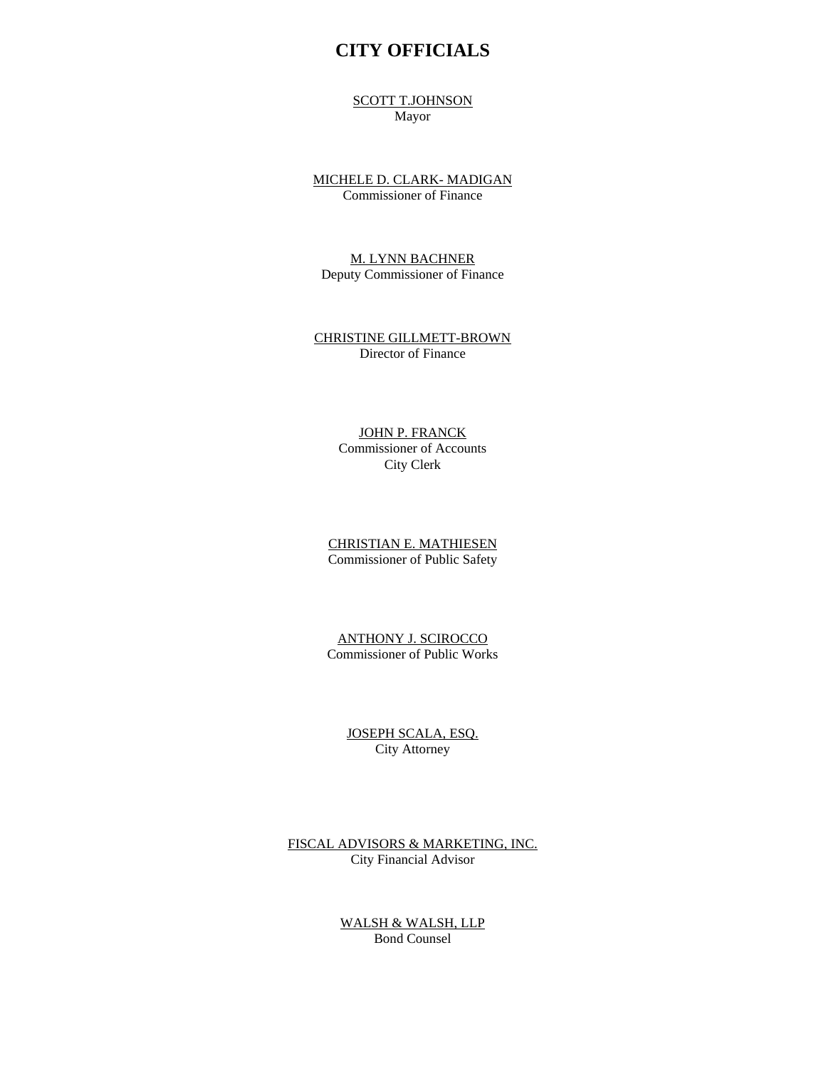# CITY OFFICIALS

SCOTT T.JOHNSON
Mayor

MICHELE D. CLARK- MADIGAN
Commissioner of Finance

M. LYNN BACHNER
Deputy Commissioner of Finance

CHRISTINE GILLMETT-BROWN
Director of Finance

JOHN P. FRANCK
Commissioner of Accounts
City Clerk

CHRISTIAN E. MATHIESEN
Commissioner of Public Safety

ANTHONY J. SCIROCCO
Commissioner of Public Works

JOSEPH SCALA, ESQ.
City Attorney

FISCAL ADVISORS & MARKETING, INC.
City Financial Advisor

WALSH & WALSH, LLP
Bond Counsel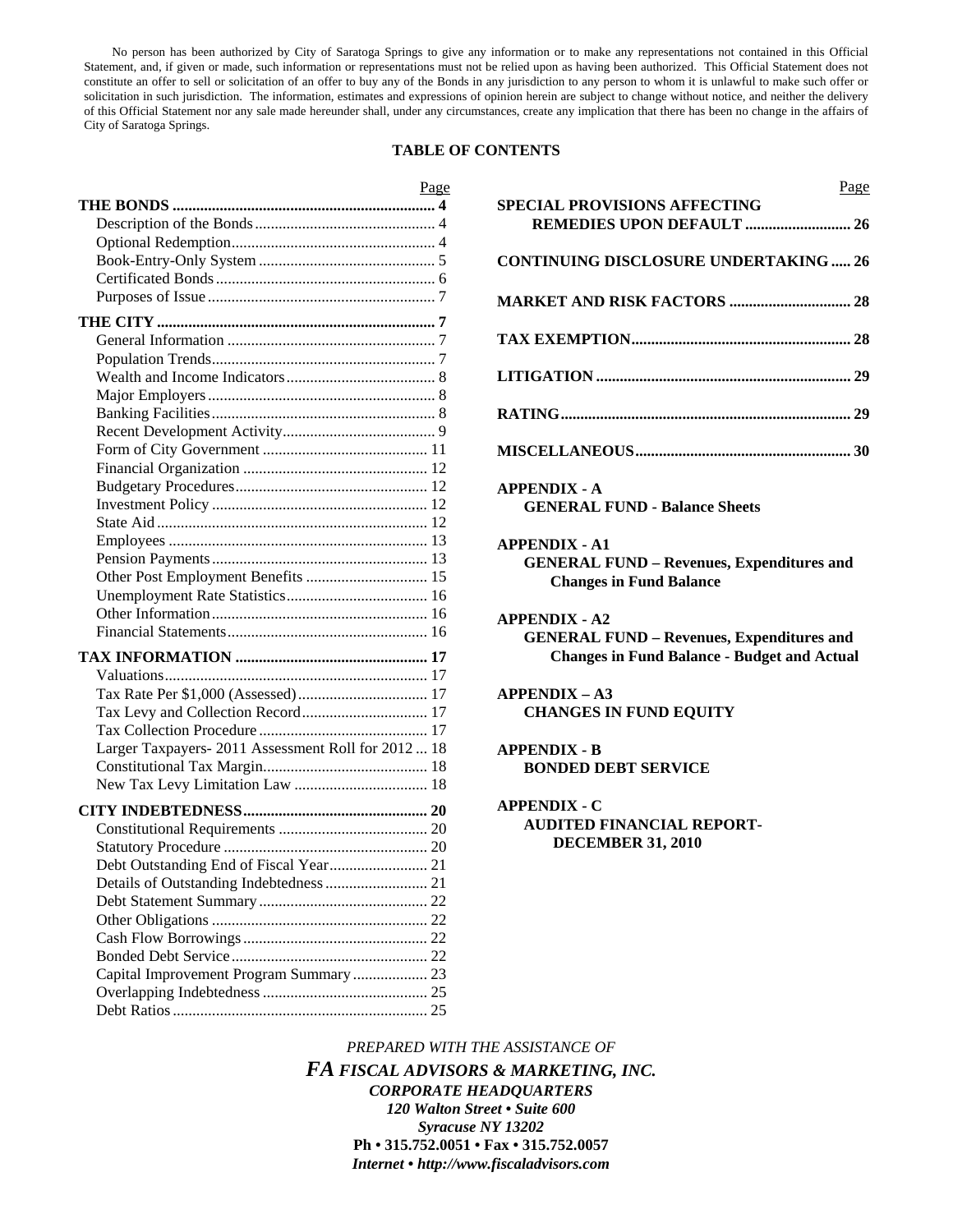No person has been authorized by City of Saratoga Springs to give any information or to make any representations not contained in this Official Statement, and, if given or made, such information or representations must not be relied upon as having been authorized. This Official Statement does not constitute an offer to sell or solicitation of an offer to buy any of the Bonds in any jurisdiction to any person to whom it is unlawful to make such offer or solicitation in such jurisdiction. The information, estimates and expressions of opinion herein are subject to change without notice, and neither the delivery of this Official Statement nor any sale made hereunder shall, under any circumstances, create any implication that there has been no change in the affairs of City of Saratoga Springs.

## TABLE OF CONTENTS

| | Page |
|---|---|
| **THE BONDS** | **4** |
| Description of the Bonds | 4 |
| Optional Redemption | 4 |
| Book-Entry-Only System | 5 |
| Certificated Bonds | 6 |
| Purposes of Issue | 7 |
| **THE CITY** | **7** |
| General Information | 7 |
| Population Trends | 7 |
| Wealth and Income Indicators | 8 |
| Major Employers | 8 |
| Banking Facilities | 8 |
| Recent Development Activity | 9 |
| Form of City Government | 11 |
| Financial Organization | 12 |
| Budgetary Procedures | 12 |
| Investment Policy | 12 |
| State Aid | 12 |
| Employees | 13 |
| Pension Payments | 13 |
| Other Post Employment Benefits | 15 |
| Unemployment Rate Statistics | 16 |
| Other Information | 16 |
| Financial Statements | 16 |
| **TAX INFORMATION** | **17** |
| Valuations | 17 |
| Tax Rate Per $1,000 (Assessed) | 17 |
| Tax Levy and Collection Record | 17 |
| Tax Collection Procedure | 17 |
| Larger Taxpayers- 2011 Assessment Roll for 2012 | 18 |
| Constitutional Tax Margin | 18 |
| New Tax Levy Limitation Law | 18 |
| **CITY INDEBTEDNESS** | **20** |
| Constitutional Requirements | 20 |
| Statutory Procedure | 20 |
| Debt Outstanding End of Fiscal Year | 21 |
| Details of Outstanding Indebtedness | 21 |
| Debt Statement Summary | 22 |
| Other Obligations | 22 |
| Cash Flow Borrowings | 22 |
| Bonded Debt Service | 22 |
| Capital Improvement Program Summary | 23 |
| Overlapping Indebtedness | 25 |
| Debt Ratios | 25 |
| **SPECIAL PROVISIONS AFFECTING REMEDIES UPON DEFAULT** | **26** |
| **CONTINUING DISCLOSURE UNDERTAKING** | **26** |
| **MARKET AND RISK FACTORS** | **28** |
| **TAX EXEMPTION** | **28** |
| **LITIGATION** | **29** |
| **RATING** | **29** |
| **MISCELLANEOUS** | **30** |

**APPENDIX - A**
**GENERAL FUND - Balance Sheets**

**APPENDIX - A1**
**GENERAL FUND – Revenues, Expenditures and Changes in Fund Balance**

**APPENDIX - A2**
**GENERAL FUND – Revenues, Expenditures and Changes in Fund Balance - Budget and Actual**

**APPENDIX – A3**
**CHANGES IN FUND EQUITY**

**APPENDIX - B**
**BONDED DEBT SERVICE**

**APPENDIX - C**
**AUDITED FINANCIAL REPORT- DECEMBER 31, 2010**

*PREPARED WITH THE ASSISTANCE OF*

***FA FISCAL ADVISORS & MARKETING, INC.***
***CORPORATE HEADQUARTERS***
***120 Walton Street • Suite 600***
***Syracuse NY 13202***
**Ph • 315.752.0051 • Fax • 315.752.0057**
***Internet • http://www.fiscaladvisors.com***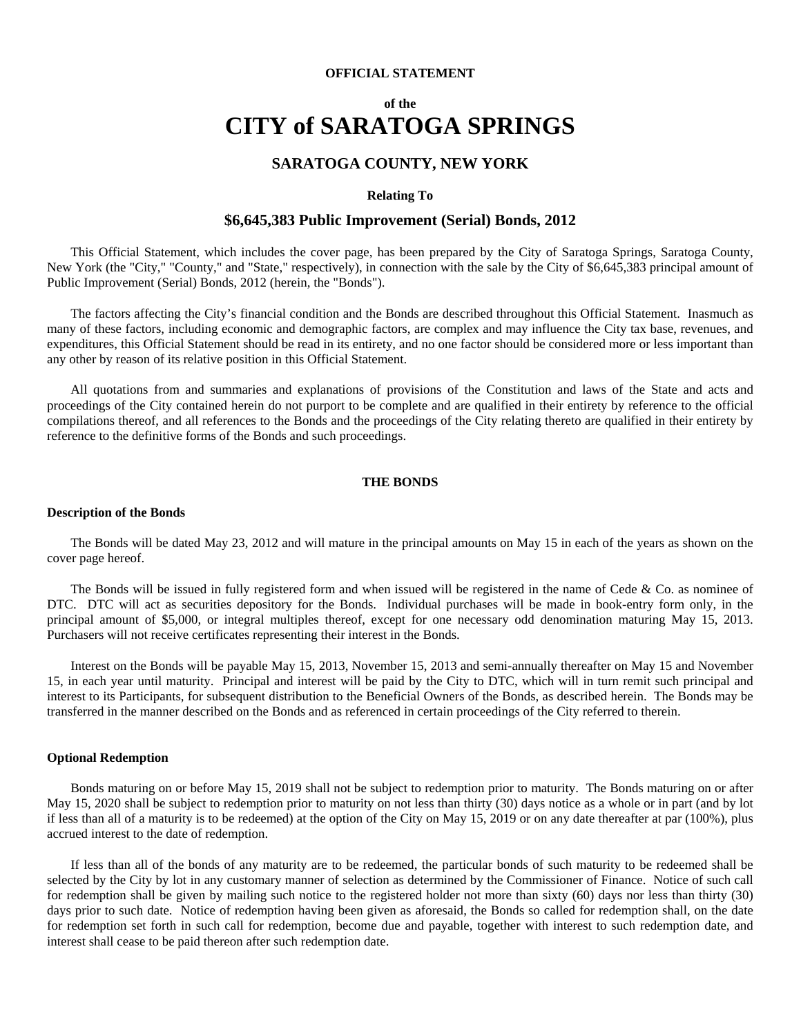**OFFICIAL STATEMENT**

**of the**

# CITY of SARATOGA SPRINGS

## SARATOGA COUNTY, NEW YORK

**Relating To**

## $6,645,383 Public Improvement (Serial) Bonds, 2012

This Official Statement, which includes the cover page, has been prepared by the City of Saratoga Springs, Saratoga County, New York (the "City," "County," and "State," respectively), in connection with the sale by the City of $6,645,383 principal amount of Public Improvement (Serial) Bonds, 2012 (herein, the "Bonds").

The factors affecting the City's financial condition and the Bonds are described throughout this Official Statement. Inasmuch as many of these factors, including economic and demographic factors, are complex and may influence the City tax base, revenues, and expenditures, this Official Statement should be read in its entirety, and no one factor should be considered more or less important than any other by reason of its relative position in this Official Statement.

All quotations from and summaries and explanations of provisions of the Constitution and laws of the State and acts and proceedings of the City contained herein do not purport to be complete and are qualified in their entirety by reference to the official compilations thereof, and all references to the Bonds and the proceedings of the City relating thereto are qualified in their entirety by reference to the definitive forms of the Bonds and such proceedings.

**THE BONDS**

**Description of the Bonds**

The Bonds will be dated May 23, 2012 and will mature in the principal amounts on May 15 in each of the years as shown on the cover page hereof.

The Bonds will be issued in fully registered form and when issued will be registered in the name of Cede & Co. as nominee of DTC. DTC will act as securities depository for the Bonds. Individual purchases will be made in book-entry form only, in the principal amount of $5,000, or integral multiples thereof, except for one necessary odd denomination maturing May 15, 2013. Purchasers will not receive certificates representing their interest in the Bonds.

Interest on the Bonds will be payable May 15, 2013, November 15, 2013 and semi-annually thereafter on May 15 and November 15, in each year until maturity. Principal and interest will be paid by the City to DTC, which will in turn remit such principal and interest to its Participants, for subsequent distribution to the Beneficial Owners of the Bonds, as described herein. The Bonds may be transferred in the manner described on the Bonds and as referenced in certain proceedings of the City referred to therein.

**Optional Redemption**

Bonds maturing on or before May 15, 2019 shall not be subject to redemption prior to maturity. The Bonds maturing on or after May 15, 2020 shall be subject to redemption prior to maturity on not less than thirty (30) days notice as a whole or in part (and by lot if less than all of a maturity is to be redeemed) at the option of the City on May 15, 2019 or on any date thereafter at par (100%), plus accrued interest to the date of redemption.

If less than all of the bonds of any maturity are to be redeemed, the particular bonds of such maturity to be redeemed shall be selected by the City by lot in any customary manner of selection as determined by the Commissioner of Finance. Notice of such call for redemption shall be given by mailing such notice to the registered holder not more than sixty (60) days nor less than thirty (30) days prior to such date. Notice of redemption having been given as aforesaid, the Bonds so called for redemption shall, on the date for redemption set forth in such call for redemption, become due and payable, together with interest to such redemption date, and interest shall cease to be paid thereon after such redemption date.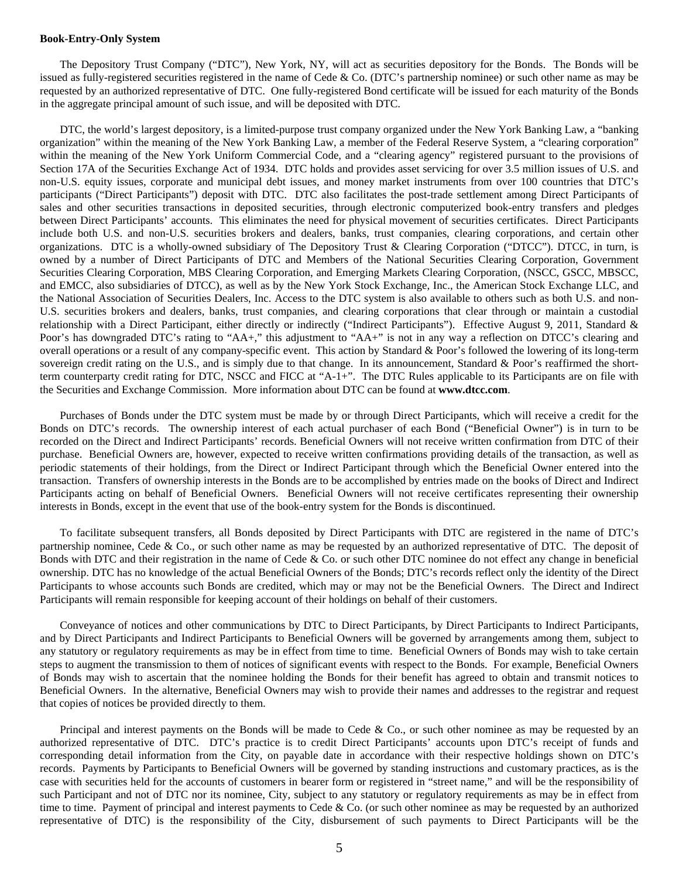**Book-Entry-Only System**

The Depository Trust Company ("DTC"), New York, NY, will act as securities depository for the Bonds. The Bonds will be issued as fully-registered securities registered in the name of Cede & Co. (DTC's partnership nominee) or such other name as may be requested by an authorized representative of DTC. One fully-registered Bond certificate will be issued for each maturity of the Bonds in the aggregate principal amount of such issue, and will be deposited with DTC.

DTC, the world's largest depository, is a limited-purpose trust company organized under the New York Banking Law, a "banking organization" within the meaning of the New York Banking Law, a member of the Federal Reserve System, a "clearing corporation" within the meaning of the New York Uniform Commercial Code, and a "clearing agency" registered pursuant to the provisions of Section 17A of the Securities Exchange Act of 1934. DTC holds and provides asset servicing for over 3.5 million issues of U.S. and non-U.S. equity issues, corporate and municipal debt issues, and money market instruments from over 100 countries that DTC's participants ("Direct Participants") deposit with DTC. DTC also facilitates the post-trade settlement among Direct Participants of sales and other securities transactions in deposited securities, through electronic computerized book-entry transfers and pledges between Direct Participants' accounts. This eliminates the need for physical movement of securities certificates. Direct Participants include both U.S. and non-U.S. securities brokers and dealers, banks, trust companies, clearing corporations, and certain other organizations. DTC is a wholly-owned subsidiary of The Depository Trust & Clearing Corporation ("DTCC"). DTCC, in turn, is owned by a number of Direct Participants of DTC and Members of the National Securities Clearing Corporation, Government Securities Clearing Corporation, MBS Clearing Corporation, and Emerging Markets Clearing Corporation, (NSCC, GSCC, MBSCC, and EMCC, also subsidiaries of DTCC), as well as by the New York Stock Exchange, Inc., the American Stock Exchange LLC, and the National Association of Securities Dealers, Inc. Access to the DTC system is also available to others such as both U.S. and non-U.S. securities brokers and dealers, banks, trust companies, and clearing corporations that clear through or maintain a custodial relationship with a Direct Participant, either directly or indirectly ("Indirect Participants"). Effective August 9, 2011, Standard & Poor's has downgraded DTC's rating to "AA+," this adjustment to "AA+" is not in any way a reflection on DTCC's clearing and overall operations or a result of any company-specific event. This action by Standard & Poor's followed the lowering of its long-term sovereign credit rating on the U.S., and is simply due to that change. In its announcement, Standard & Poor's reaffirmed the short-term counterparty credit rating for DTC, NSCC and FICC at "A-1+". The DTC Rules applicable to its Participants are on file with the Securities and Exchange Commission. More information about DTC can be found at **www.dtcc.com**.

Purchases of Bonds under the DTC system must be made by or through Direct Participants, which will receive a credit for the Bonds on DTC's records. The ownership interest of each actual purchaser of each Bond ("Beneficial Owner") is in turn to be recorded on the Direct and Indirect Participants' records. Beneficial Owners will not receive written confirmation from DTC of their purchase. Beneficial Owners are, however, expected to receive written confirmations providing details of the transaction, as well as periodic statements of their holdings, from the Direct or Indirect Participant through which the Beneficial Owner entered into the transaction. Transfers of ownership interests in the Bonds are to be accomplished by entries made on the books of Direct and Indirect Participants acting on behalf of Beneficial Owners. Beneficial Owners will not receive certificates representing their ownership interests in Bonds, except in the event that use of the book-entry system for the Bonds is discontinued.

To facilitate subsequent transfers, all Bonds deposited by Direct Participants with DTC are registered in the name of DTC's partnership nominee, Cede & Co., or such other name as may be requested by an authorized representative of DTC. The deposit of Bonds with DTC and their registration in the name of Cede & Co. or such other DTC nominee do not effect any change in beneficial ownership. DTC has no knowledge of the actual Beneficial Owners of the Bonds; DTC's records reflect only the identity of the Direct Participants to whose accounts such Bonds are credited, which may or may not be the Beneficial Owners. The Direct and Indirect Participants will remain responsible for keeping account of their holdings on behalf of their customers.

Conveyance of notices and other communications by DTC to Direct Participants, by Direct Participants to Indirect Participants, and by Direct Participants and Indirect Participants to Beneficial Owners will be governed by arrangements among them, subject to any statutory or regulatory requirements as may be in effect from time to time. Beneficial Owners of Bonds may wish to take certain steps to augment the transmission to them of notices of significant events with respect to the Bonds. For example, Beneficial Owners of Bonds may wish to ascertain that the nominee holding the Bonds for their benefit has agreed to obtain and transmit notices to Beneficial Owners. In the alternative, Beneficial Owners may wish to provide their names and addresses to the registrar and request that copies of notices be provided directly to them.

Principal and interest payments on the Bonds will be made to Cede & Co., or such other nominee as may be requested by an authorized representative of DTC. DTC's practice is to credit Direct Participants' accounts upon DTC's receipt of funds and corresponding detail information from the City, on payable date in accordance with their respective holdings shown on DTC's records. Payments by Participants to Beneficial Owners will be governed by standing instructions and customary practices, as is the case with securities held for the accounts of customers in bearer form or registered in "street name," and will be the responsibility of such Participant and not of DTC nor its nominee, City, subject to any statutory or regulatory requirements as may be in effect from time to time. Payment of principal and interest payments to Cede & Co. (or such other nominee as may be requested by an authorized representative of DTC) is the responsibility of the City, disbursement of such payments to Direct Participants will be the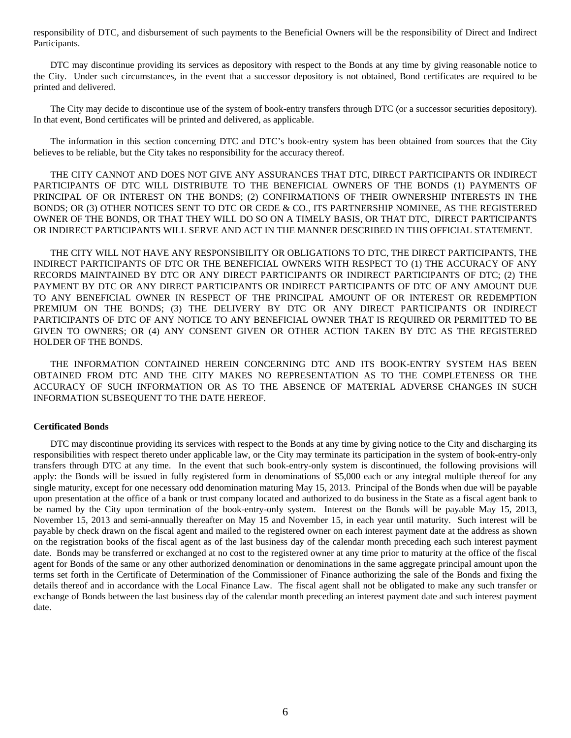responsibility of DTC, and disbursement of such payments to the Beneficial Owners will be the responsibility of Direct and Indirect Participants.

DTC may discontinue providing its services as depository with respect to the Bonds at any time by giving reasonable notice to the City. Under such circumstances, in the event that a successor depository is not obtained, Bond certificates are required to be printed and delivered.

The City may decide to discontinue use of the system of book-entry transfers through DTC (or a successor securities depository). In that event, Bond certificates will be printed and delivered, as applicable.

The information in this section concerning DTC and DTC's book-entry system has been obtained from sources that the City believes to be reliable, but the City takes no responsibility for the accuracy thereof.

THE CITY CANNOT AND DOES NOT GIVE ANY ASSURANCES THAT DTC, DIRECT PARTICIPANTS OR INDIRECT PARTICIPANTS OF DTC WILL DISTRIBUTE TO THE BENEFICIAL OWNERS OF THE BONDS (1) PAYMENTS OF PRINCIPAL OF OR INTEREST ON THE BONDS; (2) CONFIRMATIONS OF THEIR OWNERSHIP INTERESTS IN THE BONDS; OR (3) OTHER NOTICES SENT TO DTC OR CEDE & CO., ITS PARTNERSHIP NOMINEE, AS THE REGISTERED OWNER OF THE BONDS, OR THAT THEY WILL DO SO ON A TIMELY BASIS, OR THAT DTC, DIRECT PARTICIPANTS OR INDIRECT PARTICIPANTS WILL SERVE AND ACT IN THE MANNER DESCRIBED IN THIS OFFICIAL STATEMENT.

THE CITY WILL NOT HAVE ANY RESPONSIBILITY OR OBLIGATIONS TO DTC, THE DIRECT PARTICIPANTS, THE INDIRECT PARTICIPANTS OF DTC OR THE BENEFICIAL OWNERS WITH RESPECT TO (1) THE ACCURACY OF ANY RECORDS MAINTAINED BY DTC OR ANY DIRECT PARTICIPANTS OR INDIRECT PARTICIPANTS OF DTC; (2) THE PAYMENT BY DTC OR ANY DIRECT PARTICIPANTS OR INDIRECT PARTICIPANTS OF DTC OF ANY AMOUNT DUE TO ANY BENEFICIAL OWNER IN RESPECT OF THE PRINCIPAL AMOUNT OF OR INTEREST OR REDEMPTION PREMIUM ON THE BONDS; (3) THE DELIVERY BY DTC OR ANY DIRECT PARTICIPANTS OR INDIRECT PARTICIPANTS OF DTC OF ANY NOTICE TO ANY BENEFICIAL OWNER THAT IS REQUIRED OR PERMITTED TO BE GIVEN TO OWNERS; OR (4) ANY CONSENT GIVEN OR OTHER ACTION TAKEN BY DTC AS THE REGISTERED HOLDER OF THE BONDS.

THE INFORMATION CONTAINED HEREIN CONCERNING DTC AND ITS BOOK-ENTRY SYSTEM HAS BEEN OBTAINED FROM DTC AND THE CITY MAKES NO REPRESENTATION AS TO THE COMPLETENESS OR THE ACCURACY OF SUCH INFORMATION OR AS TO THE ABSENCE OF MATERIAL ADVERSE CHANGES IN SUCH INFORMATION SUBSEQUENT TO THE DATE HEREOF.

**Certificated Bonds**

DTC may discontinue providing its services with respect to the Bonds at any time by giving notice to the City and discharging its responsibilities with respect thereto under applicable law, or the City may terminate its participation in the system of book-entry-only transfers through DTC at any time. In the event that such book-entry-only system is discontinued, the following provisions will apply: the Bonds will be issued in fully registered form in denominations of $5,000 each or any integral multiple thereof for any single maturity, except for one necessary odd denomination maturing May 15, 2013. Principal of the Bonds when due will be payable upon presentation at the office of a bank or trust company located and authorized to do business in the State as a fiscal agent bank to be named by the City upon termination of the book-entry-only system. Interest on the Bonds will be payable May 15, 2013, November 15, 2013 and semi-annually thereafter on May 15 and November 15, in each year until maturity. Such interest will be payable by check drawn on the fiscal agent and mailed to the registered owner on each interest payment date at the address as shown on the registration books of the fiscal agent as of the last business day of the calendar month preceding each such interest payment date. Bonds may be transferred or exchanged at no cost to the registered owner at any time prior to maturity at the office of the fiscal agent for Bonds of the same or any other authorized denomination or denominations in the same aggregate principal amount upon the terms set forth in the Certificate of Determination of the Commissioner of Finance authorizing the sale of the Bonds and fixing the details thereof and in accordance with the Local Finance Law. The fiscal agent shall not be obligated to make any such transfer or exchange of Bonds between the last business day of the calendar month preceding an interest payment date and such interest payment date.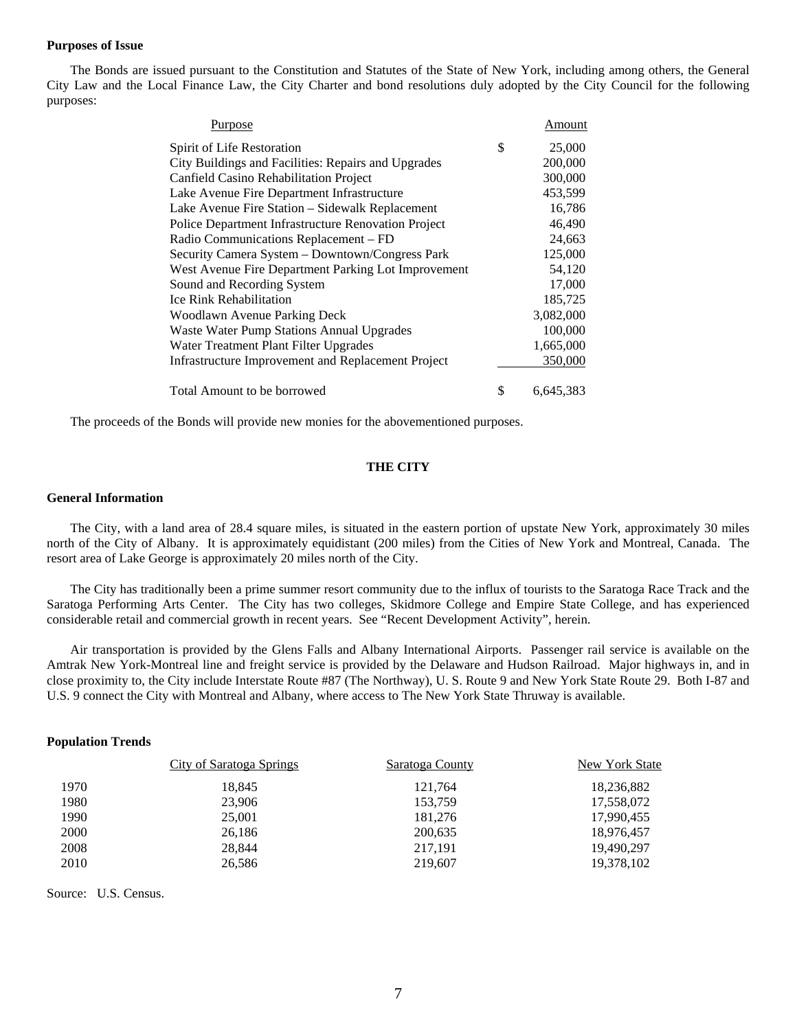**Purposes of Issue**

The Bonds are issued pursuant to the Constitution and Statutes of the State of New York, including among others, the General City Law and the Local Finance Law, the City Charter and bond resolutions duly adopted by the City Council for the following purposes:

| Purpose | Amount |
|---|---|
| Spirit of Life Restoration | $ 25,000 |
| City Buildings and Facilities: Repairs and Upgrades | 200,000 |
| Canfield Casino Rehabilitation Project | 300,000 |
| Lake Avenue Fire Department Infrastructure | 453,599 |
| Lake Avenue Fire Station – Sidewalk Replacement | 16,786 |
| Police Department Infrastructure Renovation Project | 46,490 |
| Radio Communications Replacement – FD | 24,663 |
| Security Camera System – Downtown/Congress Park | 125,000 |
| West Avenue Fire Department Parking Lot Improvement | 54,120 |
| Sound and Recording System | 17,000 |
| Ice Rink Rehabilitation | 185,725 |
| Woodlawn Avenue Parking Deck | 3,082,000 |
| Waste Water Pump Stations Annual Upgrades | 100,000 |
| Water Treatment Plant Filter Upgrades | 1,665,000 |
| Infrastructure Improvement and Replacement Project | 350,000 |
| Total Amount to be borrowed | $ 6,645,383 |

The proceeds of the Bonds will provide new monies for the abovementioned purposes.

## THE CITY

**General Information**

The City, with a land area of 28.4 square miles, is situated in the eastern portion of upstate New York, approximately 30 miles north of the City of Albany. It is approximately equidistant (200 miles) from the Cities of New York and Montreal, Canada. The resort area of Lake George is approximately 20 miles north of the City.

The City has traditionally been a prime summer resort community due to the influx of tourists to the Saratoga Race Track and the Saratoga Performing Arts Center. The City has two colleges, Skidmore College and Empire State College, and has experienced considerable retail and commercial growth in recent years. See "Recent Development Activity", herein.

Air transportation is provided by the Glens Falls and Albany International Airports. Passenger rail service is available on the Amtrak New York-Montreal line and freight service is provided by the Delaware and Hudson Railroad. Major highways in, and in close proximity to, the City include Interstate Route #87 (The Northway), U. S. Route 9 and New York State Route 29. Both I-87 and U.S. 9 connect the City with Montreal and Albany, where access to The New York State Thruway is available.

**Population Trends**

| | City of Saratoga Springs | Saratoga County | New York State |
|---|---|---|---|
| 1970 | 18,845 | 121,764 | 18,236,882 |
| 1980 | 23,906 | 153,759 | 17,558,072 |
| 1990 | 25,001 | 181,276 | 17,990,455 |
| 2000 | 26,186 | 200,635 | 18,976,457 |
| 2008 | 28,844 | 217,191 | 19,490,297 |
| 2010 | 26,586 | 219,607 | 19,378,102 |

Source: U.S. Census.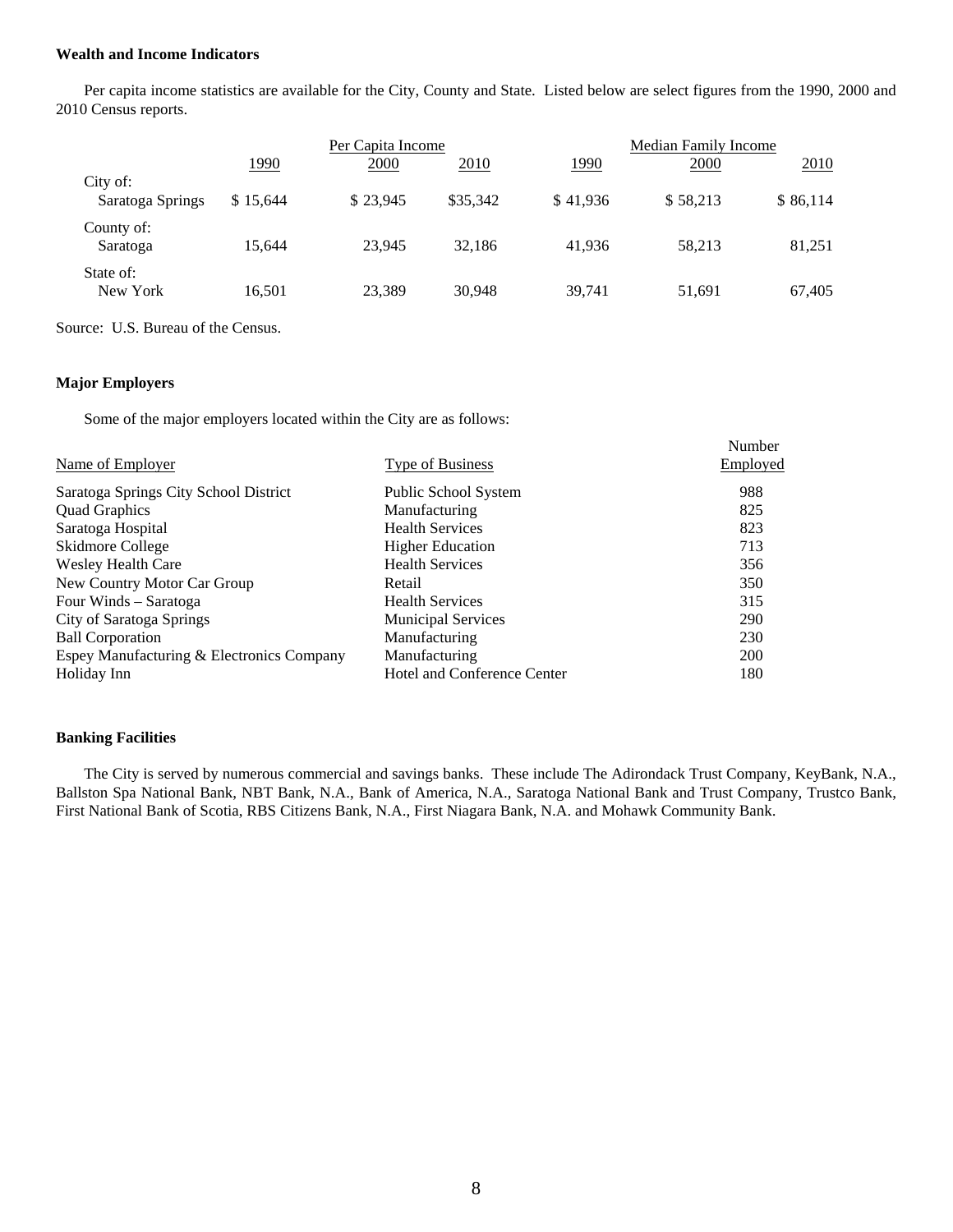**Wealth and Income Indicators**

Per capita income statistics are available for the City, County and State. Listed below are select figures from the 1990, 2000 and 2010 Census reports.

| | Per Capita Income | | | Median Family Income | | |
|---|---|---|---|---|---|---|
| | 1990 | 2000 | 2010 | 1990 | 2000 | 2010 |
| City of: Saratoga Springs | $ 15,644 | $ 23,945 | $35,342 | $ 41,936 | $ 58,213 | $ 86,114 |
| County of: Saratoga | 15,644 | 23,945 | 32,186 | 41,936 | 58,213 | 81,251 |
| State of: New York | 16,501 | 23,389 | 30,948 | 39,741 | 51,691 | 67,405 |

Source: U.S. Bureau of the Census.

**Major Employers**

Some of the major employers located within the City are as follows:

| Name of Employer | Type of Business | Number Employed |
|---|---|---|
| Saratoga Springs City School District | Public School System | 988 |
| Quad Graphics | Manufacturing | 825 |
| Saratoga Hospital | Health Services | 823 |
| Skidmore College | Higher Education | 713 |
| Wesley Health Care | Health Services | 356 |
| New Country Motor Car Group | Retail | 350 |
| Four Winds – Saratoga | Health Services | 315 |
| City of Saratoga Springs | Municipal Services | 290 |
| Ball Corporation | Manufacturing | 230 |
| Espey Manufacturing & Electronics Company | Manufacturing | 200 |
| Holiday Inn | Hotel and Conference Center | 180 |

**Banking Facilities**

The City is served by numerous commercial and savings banks. These include The Adirondack Trust Company, KeyBank, N.A., Ballston Spa National Bank, NBT Bank, N.A., Bank of America, N.A., Saratoga National Bank and Trust Company, Trustco Bank, First National Bank of Scotia, RBS Citizens Bank, N.A., First Niagara Bank, N.A. and Mohawk Community Bank.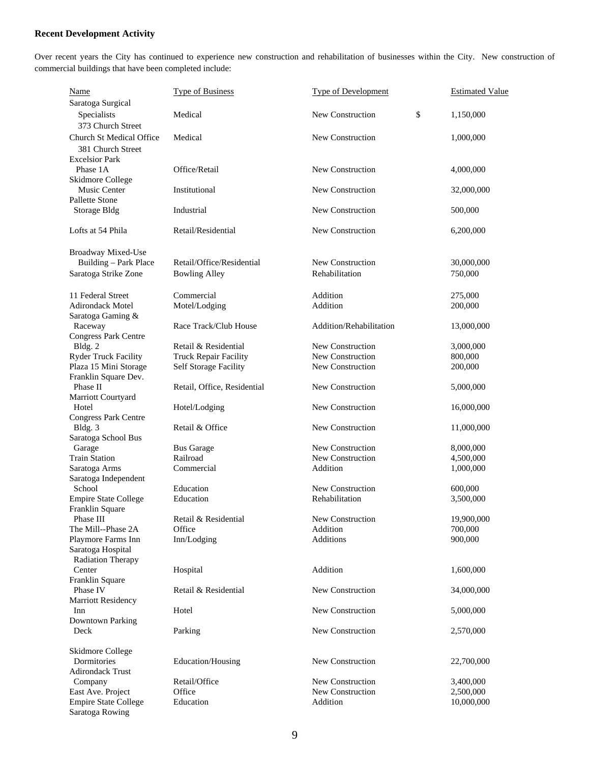**Recent Development Activity**

Over recent years the City has continued to experience new construction and rehabilitation of businesses within the City. New construction of commercial buildings that have been completed include:

| Name | Type of Business | Type of Development | Estimated Value |
|---|---|---|---|
| Saratoga Surgical Specialists 373 Church Street | Medical | New Construction | $ 1,150,000 |
| Church St Medical Office 381 Church Street | Medical | New Construction | 1,000,000 |
| Excelsior Park Phase 1A | Office/Retail | New Construction | 4,000,000 |
| Skidmore College Music Center | Institutional | New Construction | 32,000,000 |
| Pallette Stone Storage Bldg | Industrial | New Construction | 500,000 |
| Lofts at 54 Phila | Retail/Residential | New Construction | 6,200,000 |
| Broadway Mixed-Use Building – Park Place | Retail/Office/Residential | New Construction | 30,000,000 |
| Saratoga Strike Zone | Bowling Alley | Rehabilitation | 750,000 |
| 11 Federal Street | Commercial | Addition | 275,000 |
| Adirondack Motel | Motel/Lodging | Addition | 200,000 |
| Saratoga Gaming & Raceway | Race Track/Club House | Addition/Rehabilitation | 13,000,000 |
| Congress Park Centre Bldg. 2 | Retail & Residential | New Construction | 3,000,000 |
| Ryder Truck Facility | Truck Repair Facility | New Construction | 800,000 |
| Plaza 15 Mini Storage | Self Storage Facility | New Construction | 200,000 |
| Franklin Square Dev. Phase II | Retail, Office, Residential | New Construction | 5,000,000 |
| Marriott Courtyard Hotel | Hotel/Lodging | New Construction | 16,000,000 |
| Congress Park Centre Bldg. 3 | Retail & Office | New Construction | 11,000,000 |
| Saratoga School Bus Garage | Bus Garage | New Construction | 8,000,000 |
| Train Station | Railroad | New Construction | 4,500,000 |
| Saratoga Arms | Commercial | Addition | 1,000,000 |
| Saratoga Independent School | Education | New Construction | 600,000 |
| Empire State College | Education | Rehabilitation | 3,500,000 |
| Franklin Square Phase III | Retail & Residential | New Construction | 19,900,000 |
| The Mill--Phase 2A | Office | Addition | 700,000 |
| Playmore Farms Inn | Inn/Lodging | Additions | 900,000 |
| Saratoga Hospital Radiation Therapy Center | Hospital | Addition | 1,600,000 |
| Franklin Square Phase IV | Retail & Residential | New Construction | 34,000,000 |
| Marriott Residency Inn | Hotel | New Construction | 5,000,000 |
| Downtown Parking Deck | Parking | New Construction | 2,570,000 |
| Skidmore College Dormitories | Education/Housing | New Construction | 22,700,000 |
| Adirondack Trust Company | Retail/Office | New Construction | 3,400,000 |
| East Ave. Project | Office | New Construction | 2,500,000 |
| Empire State College | Education | Addition | 10,000,000 |
| Saratoga Rowing | | | |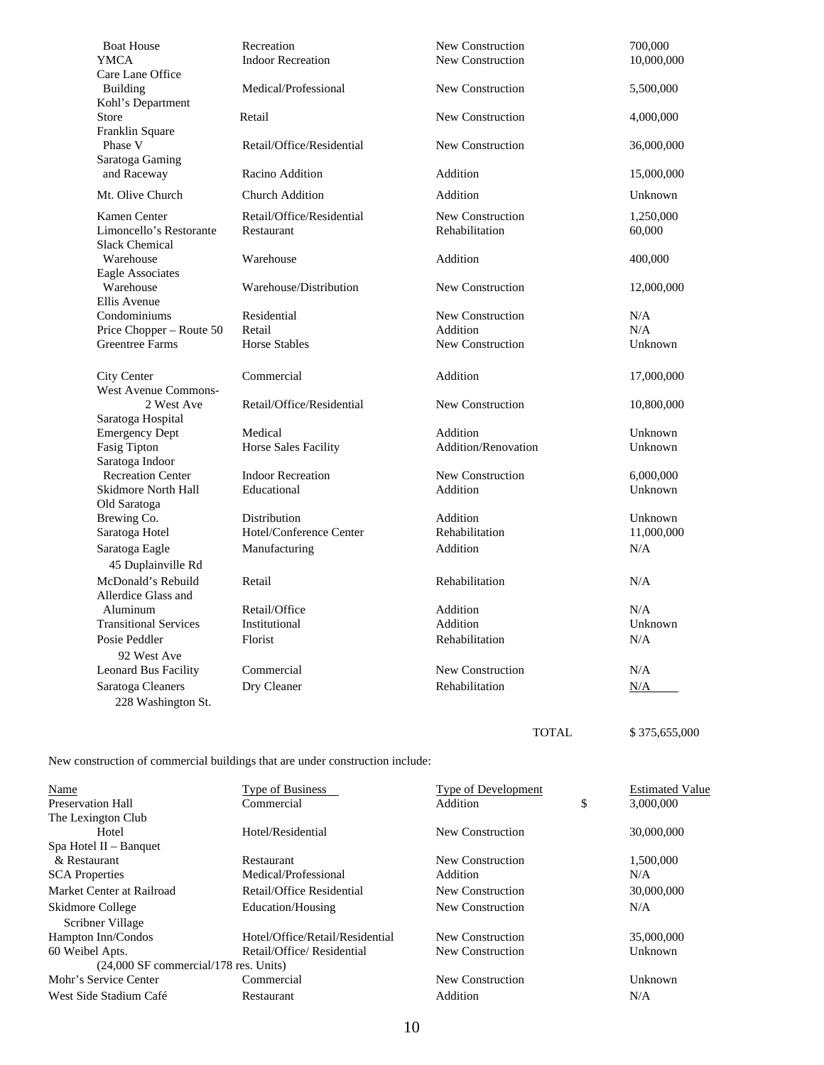| | | | |
|---|---|---|---|
| Boat House | Recreation | New Construction | 700,000 |
| YMCA | Indoor Recreation | New Construction | 10,000,000 |
| Care Lane Office Building | Medical/Professional | New Construction | 5,500,000 |
| Kohl's Department Store | Retail | New Construction | 4,000,000 |
| Franklin Square Phase V | Retail/Office/Residential | New Construction | 36,000,000 |
| Saratoga Gaming and Raceway | Racino Addition | Addition | 15,000,000 |
| Mt. Olive Church | Church Addition | Addition | Unknown |
| Kamen Center | Retail/Office/Residential | New Construction | 1,250,000 |
| Limoncello's Restorante | Restaurant | Rehabilitation | 60,000 |
| Slack Chemical Warehouse | Warehouse | Addition | 400,000 |
| Eagle Associates Warehouse | Warehouse/Distribution | New Construction | 12,000,000 |
| Ellis Avenue Condominiums | Residential | New Construction | N/A |
| Price Chopper – Route 50 | Retail | Addition | N/A |
| Greentree Farms | Horse Stables | New Construction | Unknown |
| City Center | Commercial | Addition | 17,000,000 |
| West Avenue Commons- 2 West Ave | Retail/Office/Residential | New Construction | 10,800,000 |
| Saratoga Hospital Emergency Dept | Medical | Addition | Unknown |
| Fasig Tipton | Horse Sales Facility | Addition/Renovation | Unknown |
| Saratoga Indoor Recreation Center | Indoor Recreation | New Construction | 6,000,000 |
| Skidmore North Hall | Educational | Addition | Unknown |
| Old Saratoga Brewing Co. | Distribution | Addition | Unknown |
| Saratoga Hotel | Hotel/Conference Center | Rehabilitation | 11,000,000 |
| Saratoga Eagle 45 Duplainville Rd | Manufacturing | Addition | N/A |
| McDonald's Rebuild | Retail | Rehabilitation | N/A |
| Allerdice Glass and Aluminum | Retail/Office | Addition | N/A |
| Transitional Services | Institutional | Addition | Unknown |
| Posie Peddler 92 West Ave | Florist | Rehabilitation | N/A |
| Leonard Bus Facility | Commercial | New Construction | N/A |
| Saratoga Cleaners 228 Washington St. | Dry Cleaner | Rehabilitation | N/A |
| | | TOTAL | $ 375,655,000 |

New construction of commercial buildings that are under construction include:

| Name | Type of Business | Type of Development | Estimated Value |
|---|---|---|---|
| Preservation Hall | Commercial | Addition | $ 3,000,000 |
| The Lexington Club Hotel | Hotel/Residential | New Construction | 30,000,000 |
| Spa Hotel II – Banquet & Restaurant | Restaurant | New Construction | 1,500,000 |
| SCA Properties | Medical/Professional | Addition | N/A |
| Market Center at Railroad | Retail/Office Residential | New Construction | 30,000,000 |
| Skidmore College Scribner Village | Education/Housing | New Construction | N/A |
| Hampton Inn/Condos | Hotel/Office/Retail/Residential | New Construction | 35,000,000 |
| 60 Weibel Apts. (24,000 SF commercial/178 res. Units) | Retail/Office/ Residential | New Construction | Unknown |
| Mohr's Service Center | Commercial | New Construction | Unknown |
| West Side Stadium Café | Restaurant | Addition | N/A |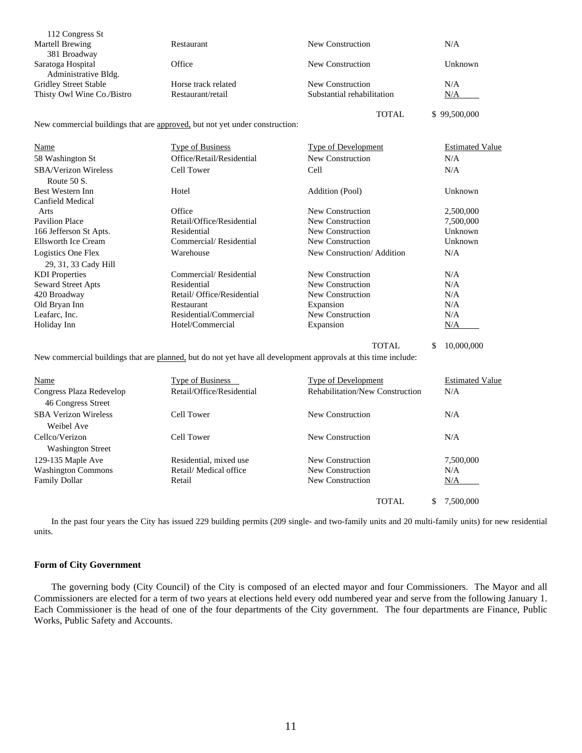| | | | |
|---|---|---|---|
| 112 Congress St | | | |
| Martell Brewing | Restaurant | New Construction | N/A |
| 381 Broadway | | | |
| Saratoga Hospital Administrative Bldg. | Office | New Construction | Unknown |
| Gridley Street Stable | Horse track related | New Construction | N/A |
| Thisty Owl Wine Co./Bistro | Restaurant/retail | Substantial rehabilitation | N/A |
| | | TOTAL | $ 99,500,000 |

New commercial buildings that are approved, but not yet under construction:

| Name | Type of Business | Type of Development | Estimated Value |
|---|---|---|---|
| 58 Washington St | Office/Retail/Residential | New Construction | N/A |
| SBA/Verizon Wireless Route 50 S. | Cell Tower | Cell | N/A |
| Best Western Inn | Hotel | Addition (Pool) | Unknown |
| Canfield Medical Arts | Office | New Construction | 2,500,000 |
| Pavilion Place | Retail/Office/Residential | New Construction | 7,500,000 |
| 166 Jefferson St Apts. | Residential | New Construction | Unknown |
| Ellsworth Ice Cream | Commercial/ Residential | New Construction | Unknown |
| Logistics One Flex | Warehouse | New Construction/ Addition | N/A |
| 29, 31, 33 Cady Hill KDI Properties | Commercial/ Residential | New Construction | N/A |
| Seward Street Apts | Residential | New Construction | N/A |
| 420 Broadway | Retail/ Office/Residential | New Construction | N/A |
| Old Bryan Inn | Restaurant | Expansion | N/A |
| Leafarc, Inc. | Residential/Commercial | New Construction | N/A |
| Holiday Inn | Hotel/Commercial | Expansion | N/A |
| | | TOTAL | $ 10,000,000 |

New commercial buildings that are planned, but do not yet have all development approvals at this time include:

| Name | Type of Business | Type of Development | Estimated Value |
|---|---|---|---|
| Congress Plaza Redevelop 46 Congress Street | Retail/Office/Residential | Rehabilitation/New Construction | N/A |
| SBA Verizon Wireless Weibel Ave | Cell Tower | New Construction | N/A |
| Cellco/Verizon Washington Street | Cell Tower | New Construction | N/A |
| 129-135 Maple Ave | Residential, mixed use | New Construction | 7,500,000 |
| Washington Commons | Retail/ Medical office | New Construction | N/A |
| Family Dollar | Retail | New Construction | N/A |
| | | TOTAL | $ 7,500,000 |

In the past four years the City has issued 229 building permits (209 single- and two-family units and 20 multi-family units) for new residential units.

**Form of City Government**

The governing body (City Council) of the City is composed of an elected mayor and four Commissioners. The Mayor and all Commissioners are elected for a term of two years at elections held every odd numbered year and serve from the following January 1. Each Commissioner is the head of one of the four departments of the City government. The four departments are Finance, Public Works, Public Safety and Accounts.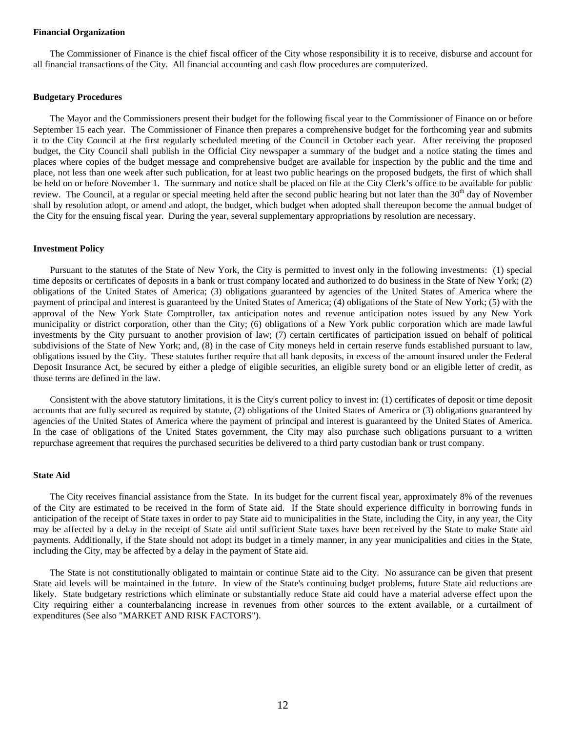**Financial Organization**

The Commissioner of Finance is the chief fiscal officer of the City whose responsibility it is to receive, disburse and account for all financial transactions of the City. All financial accounting and cash flow procedures are computerized.

**Budgetary Procedures**

The Mayor and the Commissioners present their budget for the following fiscal year to the Commissioner of Finance on or before September 15 each year. The Commissioner of Finance then prepares a comprehensive budget for the forthcoming year and submits it to the City Council at the first regularly scheduled meeting of the Council in October each year. After receiving the proposed budget, the City Council shall publish in the Official City newspaper a summary of the budget and a notice stating the times and places where copies of the budget message and comprehensive budget are available for inspection by the public and the time and place, not less than one week after such publication, for at least two public hearings on the proposed budgets, the first of which shall be held on or before November 1. The summary and notice shall be placed on file at the City Clerk's office to be available for public review. The Council, at a regular or special meeting held after the second public hearing but not later than the 30th day of November shall by resolution adopt, or amend and adopt, the budget, which budget when adopted shall thereupon become the annual budget of the City for the ensuing fiscal year. During the year, several supplementary appropriations by resolution are necessary.

**Investment Policy**

Pursuant to the statutes of the State of New York, the City is permitted to invest only in the following investments: (1) special time deposits or certificates of deposits in a bank or trust company located and authorized to do business in the State of New York; (2) obligations of the United States of America; (3) obligations guaranteed by agencies of the United States of America where the payment of principal and interest is guaranteed by the United States of America; (4) obligations of the State of New York; (5) with the approval of the New York State Comptroller, tax anticipation notes and revenue anticipation notes issued by any New York municipality or district corporation, other than the City; (6) obligations of a New York public corporation which are made lawful investments by the City pursuant to another provision of law; (7) certain certificates of participation issued on behalf of political subdivisions of the State of New York; and, (8) in the case of City moneys held in certain reserve funds established pursuant to law, obligations issued by the City. These statutes further require that all bank deposits, in excess of the amount insured under the Federal Deposit Insurance Act, be secured by either a pledge of eligible securities, an eligible surety bond or an eligible letter of credit, as those terms are defined in the law.

Consistent with the above statutory limitations, it is the City's current policy to invest in: (1) certificates of deposit or time deposit accounts that are fully secured as required by statute, (2) obligations of the United States of America or (3) obligations guaranteed by agencies of the United States of America where the payment of principal and interest is guaranteed by the United States of America. In the case of obligations of the United States government, the City may also purchase such obligations pursuant to a written repurchase agreement that requires the purchased securities be delivered to a third party custodian bank or trust company.

**State Aid**

The City receives financial assistance from the State. In its budget for the current fiscal year, approximately 8% of the revenues of the City are estimated to be received in the form of State aid. If the State should experience difficulty in borrowing funds in anticipation of the receipt of State taxes in order to pay State aid to municipalities in the State, including the City, in any year, the City may be affected by a delay in the receipt of State aid until sufficient State taxes have been received by the State to make State aid payments. Additionally, if the State should not adopt its budget in a timely manner, in any year municipalities and cities in the State, including the City, may be affected by a delay in the payment of State aid.

The State is not constitutionally obligated to maintain or continue State aid to the City. No assurance can be given that present State aid levels will be maintained in the future. In view of the State's continuing budget problems, future State aid reductions are likely. State budgetary restrictions which eliminate or substantially reduce State aid could have a material adverse effect upon the City requiring either a counterbalancing increase in revenues from other sources to the extent available, or a curtailment of expenditures (See also "MARKET AND RISK FACTORS").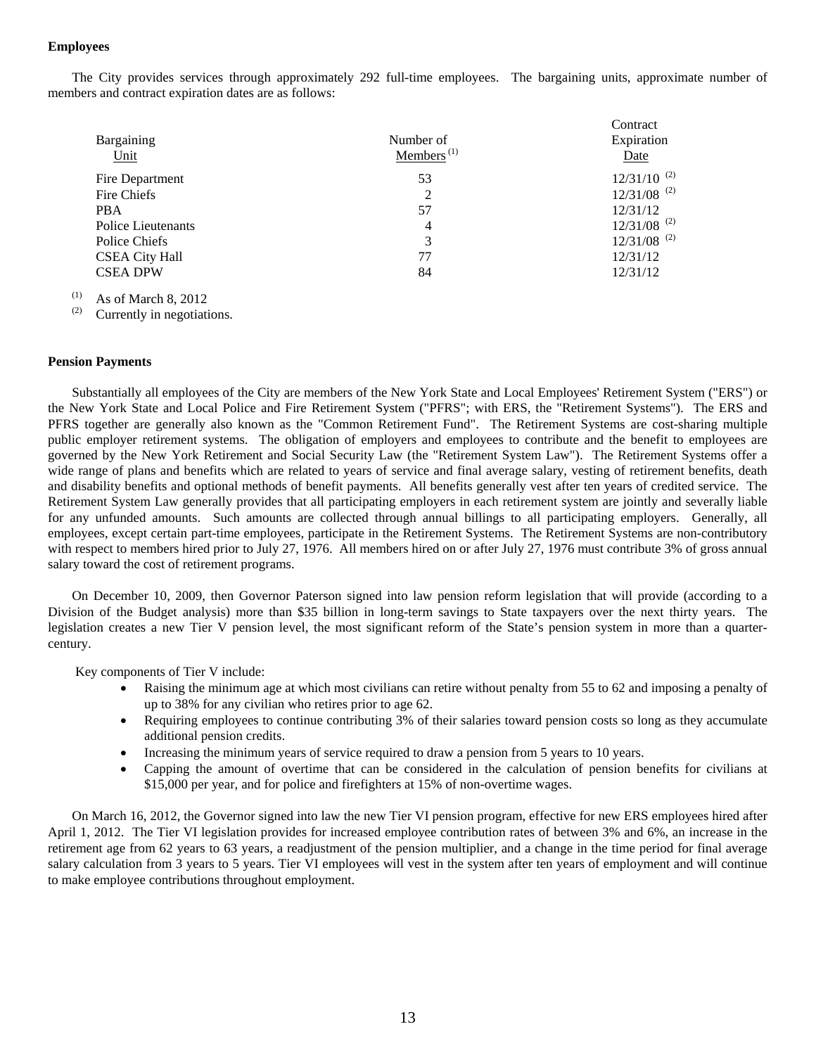**Employees**

The City provides services through approximately 292 full-time employees. The bargaining units, approximate number of members and contract expiration dates are as follows:

| Bargaining Unit | Number of Members [(1)] | Contract Expiration Date |
|---|---|---|
| Fire Department | 53 | 12/31/10 [(2)] |
| Fire Chiefs | 2 | 12/31/08 [(2)] |
| PBA | 57 | 12/31/12 |
| Police Lieutenants | 4 | 12/31/08 [(2)] |
| Police Chiefs | 3 | 12/31/08 [(2)] |
| CSEA City Hall | 77 | 12/31/12 |
| CSEA DPW | 84 | 12/31/12 |

[(1)] As of March 8, 2012
[(2)] Currently in negotiations.

**Pension Payments**

Substantially all employees of the City are members of the New York State and Local Employees' Retirement System ("ERS") or the New York State and Local Police and Fire Retirement System ("PFRS"; with ERS, the "Retirement Systems"). The ERS and PFRS together are generally also known as the "Common Retirement Fund". The Retirement Systems are cost-sharing multiple public employer retirement systems. The obligation of employers and employees to contribute and the benefit to employees are governed by the New York Retirement and Social Security Law (the "Retirement System Law"). The Retirement Systems offer a wide range of plans and benefits which are related to years of service and final average salary, vesting of retirement benefits, death and disability benefits and optional methods of benefit payments. All benefits generally vest after ten years of credited service. The Retirement System Law generally provides that all participating employers in each retirement system are jointly and severally liable for any unfunded amounts. Such amounts are collected through annual billings to all participating employers. Generally, all employees, except certain part-time employees, participate in the Retirement Systems. The Retirement Systems are non-contributory with respect to members hired prior to July 27, 1976. All members hired on or after July 27, 1976 must contribute 3% of gross annual salary toward the cost of retirement programs.

On December 10, 2009, then Governor Paterson signed into law pension reform legislation that will provide (according to a Division of the Budget analysis) more than $35 billion in long-term savings to State taxpayers over the next thirty years. The legislation creates a new Tier V pension level, the most significant reform of the State's pension system in more than a quarter-century.

Key components of Tier V include:

- Raising the minimum age at which most civilians can retire without penalty from 55 to 62 and imposing a penalty of up to 38% for any civilian who retires prior to age 62.
- Requiring employees to continue contributing 3% of their salaries toward pension costs so long as they accumulate additional pension credits.
- Increasing the minimum years of service required to draw a pension from 5 years to 10 years.
- Capping the amount of overtime that can be considered in the calculation of pension benefits for civilians at $15,000 per year, and for police and firefighters at 15% of non-overtime wages.

On March 16, 2012, the Governor signed into law the new Tier VI pension program, effective for new ERS employees hired after April 1, 2012. The Tier VI legislation provides for increased employee contribution rates of between 3% and 6%, an increase in the retirement age from 62 years to 63 years, a readjustment of the pension multiplier, and a change in the time period for final average salary calculation from 3 years to 5 years. Tier VI employees will vest in the system after ten years of employment and will continue to make employee contributions throughout employment.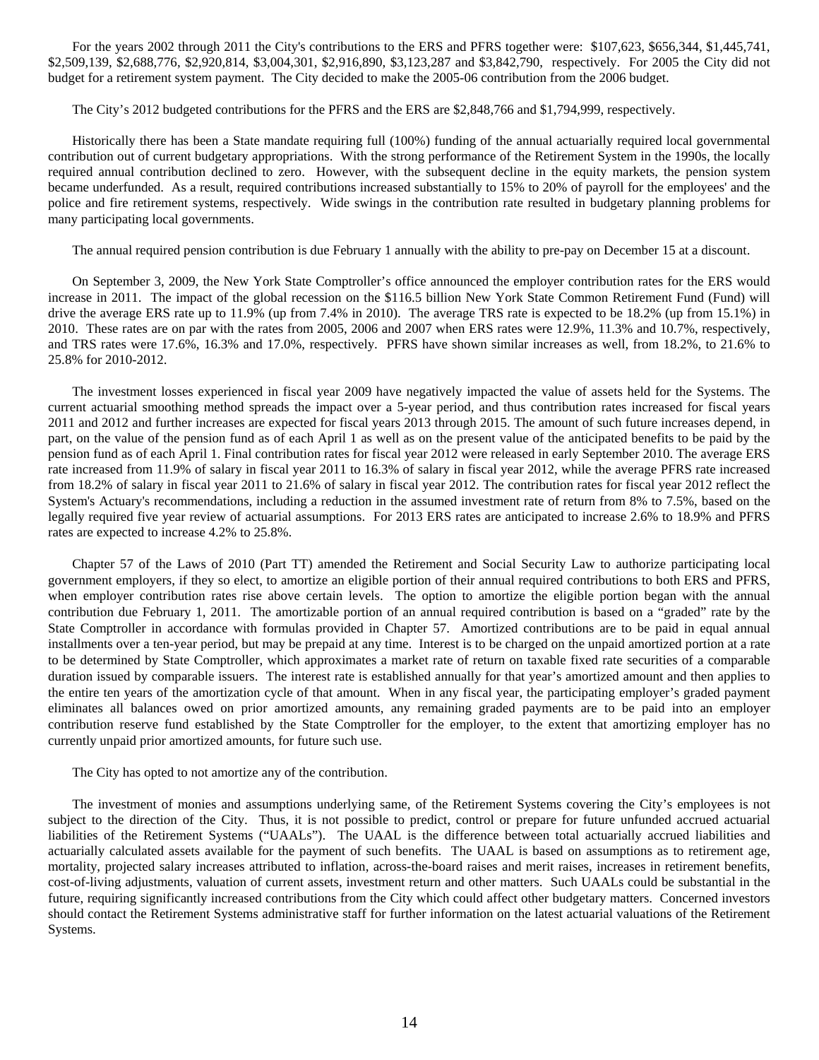For the years 2002 through 2011 the City's contributions to the ERS and PFRS together were: $107,623, $656,344, $1,445,741, $2,509,139, $2,688,776, $2,920,814, $3,004,301, $2,916,890, $3,123,287 and $3,842,790, respectively. For 2005 the City did not budget for a retirement system payment. The City decided to make the 2005-06 contribution from the 2006 budget.

The City's 2012 budgeted contributions for the PFRS and the ERS are $2,848,766 and $1,794,999, respectively.

Historically there has been a State mandate requiring full (100%) funding of the annual actuarially required local governmental contribution out of current budgetary appropriations. With the strong performance of the Retirement System in the 1990s, the locally required annual contribution declined to zero. However, with the subsequent decline in the equity markets, the pension system became underfunded. As a result, required contributions increased substantially to 15% to 20% of payroll for the employees' and the police and fire retirement systems, respectively. Wide swings in the contribution rate resulted in budgetary planning problems for many participating local governments.

The annual required pension contribution is due February 1 annually with the ability to pre-pay on December 15 at a discount.

On September 3, 2009, the New York State Comptroller's office announced the employer contribution rates for the ERS would increase in 2011. The impact of the global recession on the $116.5 billion New York State Common Retirement Fund (Fund) will drive the average ERS rate up to 11.9% (up from 7.4% in 2010). The average TRS rate is expected to be 18.2% (up from 15.1%) in 2010. These rates are on par with the rates from 2005, 2006 and 2007 when ERS rates were 12.9%, 11.3% and 10.7%, respectively, and TRS rates were 17.6%, 16.3% and 17.0%, respectively. PFRS have shown similar increases as well, from 18.2%, to 21.6% to 25.8% for 2010-2012.

The investment losses experienced in fiscal year 2009 have negatively impacted the value of assets held for the Systems. The current actuarial smoothing method spreads the impact over a 5-year period, and thus contribution rates increased for fiscal years 2011 and 2012 and further increases are expected for fiscal years 2013 through 2015. The amount of such future increases depend, in part, on the value of the pension fund as of each April 1 as well as on the present value of the anticipated benefits to be paid by the pension fund as of each April 1. Final contribution rates for fiscal year 2012 were released in early September 2010. The average ERS rate increased from 11.9% of salary in fiscal year 2011 to 16.3% of salary in fiscal year 2012, while the average PFRS rate increased from 18.2% of salary in fiscal year 2011 to 21.6% of salary in fiscal year 2012. The contribution rates for fiscal year 2012 reflect the System's Actuary's recommendations, including a reduction in the assumed investment rate of return from 8% to 7.5%, based on the legally required five year review of actuarial assumptions. For 2013 ERS rates are anticipated to increase 2.6% to 18.9% and PFRS rates are expected to increase 4.2% to 25.8%.

Chapter 57 of the Laws of 2010 (Part TT) amended the Retirement and Social Security Law to authorize participating local government employers, if they so elect, to amortize an eligible portion of their annual required contributions to both ERS and PFRS, when employer contribution rates rise above certain levels. The option to amortize the eligible portion began with the annual contribution due February 1, 2011. The amortizable portion of an annual required contribution is based on a "graded" rate by the State Comptroller in accordance with formulas provided in Chapter 57. Amortized contributions are to be paid in equal annual installments over a ten-year period, but may be prepaid at any time. Interest is to be charged on the unpaid amortized portion at a rate to be determined by State Comptroller, which approximates a market rate of return on taxable fixed rate securities of a comparable duration issued by comparable issuers. The interest rate is established annually for that year's amortized amount and then applies to the entire ten years of the amortization cycle of that amount. When in any fiscal year, the participating employer's graded payment eliminates all balances owed on prior amortized amounts, any remaining graded payments are to be paid into an employer contribution reserve fund established by the State Comptroller for the employer, to the extent that amortizing employer has no currently unpaid prior amortized amounts, for future such use.

The City has opted to not amortize any of the contribution.

The investment of monies and assumptions underlying same, of the Retirement Systems covering the City's employees is not subject to the direction of the City. Thus, it is not possible to predict, control or prepare for future unfunded accrued actuarial liabilities of the Retirement Systems ("UAALs"). The UAAL is the difference between total actuarially accrued liabilities and actuarially calculated assets available for the payment of such benefits. The UAAL is based on assumptions as to retirement age, mortality, projected salary increases attributed to inflation, across-the-board raises and merit raises, increases in retirement benefits, cost-of-living adjustments, valuation of current assets, investment return and other matters. Such UAALs could be substantial in the future, requiring significantly increased contributions from the City which could affect other budgetary matters. Concerned investors should contact the Retirement Systems administrative staff for further information on the latest actuarial valuations of the Retirement Systems.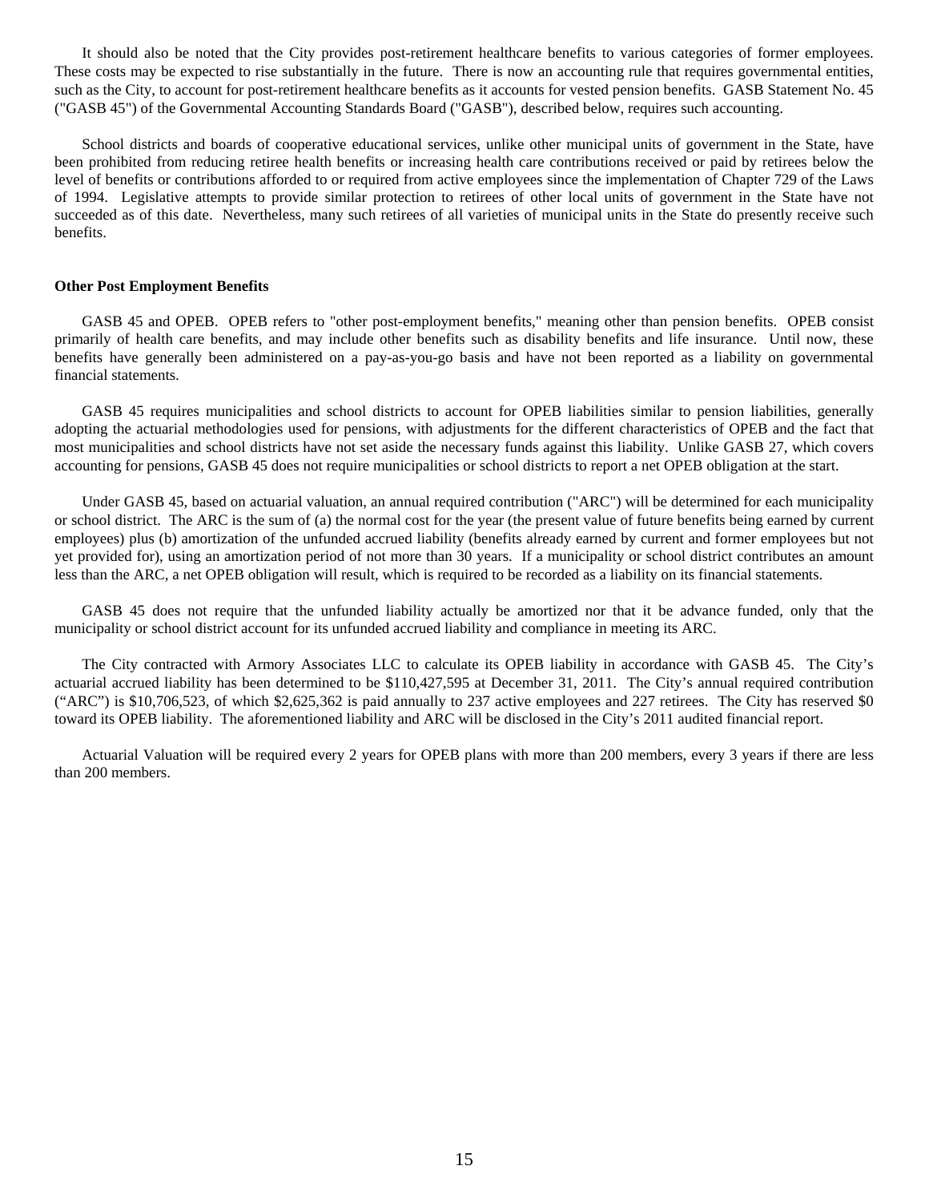It should also be noted that the City provides post-retirement healthcare benefits to various categories of former employees. These costs may be expected to rise substantially in the future. There is now an accounting rule that requires governmental entities, such as the City, to account for post-retirement healthcare benefits as it accounts for vested pension benefits. GASB Statement No. 45 ("GASB 45") of the Governmental Accounting Standards Board ("GASB"), described below, requires such accounting.

School districts and boards of cooperative educational services, unlike other municipal units of government in the State, have been prohibited from reducing retiree health benefits or increasing health care contributions received or paid by retirees below the level of benefits or contributions afforded to or required from active employees since the implementation of Chapter 729 of the Laws of 1994. Legislative attempts to provide similar protection to retirees of other local units of government in the State have not succeeded as of this date. Nevertheless, many such retirees of all varieties of municipal units in the State do presently receive such benefits.

**Other Post Employment Benefits**

GASB 45 and OPEB. OPEB refers to "other post-employment benefits," meaning other than pension benefits. OPEB consist primarily of health care benefits, and may include other benefits such as disability benefits and life insurance. Until now, these benefits have generally been administered on a pay-as-you-go basis and have not been reported as a liability on governmental financial statements.

GASB 45 requires municipalities and school districts to account for OPEB liabilities similar to pension liabilities, generally adopting the actuarial methodologies used for pensions, with adjustments for the different characteristics of OPEB and the fact that most municipalities and school districts have not set aside the necessary funds against this liability. Unlike GASB 27, which covers accounting for pensions, GASB 45 does not require municipalities or school districts to report a net OPEB obligation at the start.

Under GASB 45, based on actuarial valuation, an annual required contribution ("ARC") will be determined for each municipality or school district. The ARC is the sum of (a) the normal cost for the year (the present value of future benefits being earned by current employees) plus (b) amortization of the unfunded accrued liability (benefits already earned by current and former employees but not yet provided for), using an amortization period of not more than 30 years. If a municipality or school district contributes an amount less than the ARC, a net OPEB obligation will result, which is required to be recorded as a liability on its financial statements.

GASB 45 does not require that the unfunded liability actually be amortized nor that it be advance funded, only that the municipality or school district account for its unfunded accrued liability and compliance in meeting its ARC.

The City contracted with Armory Associates LLC to calculate its OPEB liability in accordance with GASB 45. The City's actuarial accrued liability has been determined to be $110,427,595 at December 31, 2011. The City's annual required contribution ("ARC") is $10,706,523, of which $2,625,362 is paid annually to 237 active employees and 227 retirees. The City has reserved $0 toward its OPEB liability. The aforementioned liability and ARC will be disclosed in the City's 2011 audited financial report.

Actuarial Valuation will be required every 2 years for OPEB plans with more than 200 members, every 3 years if there are less than 200 members.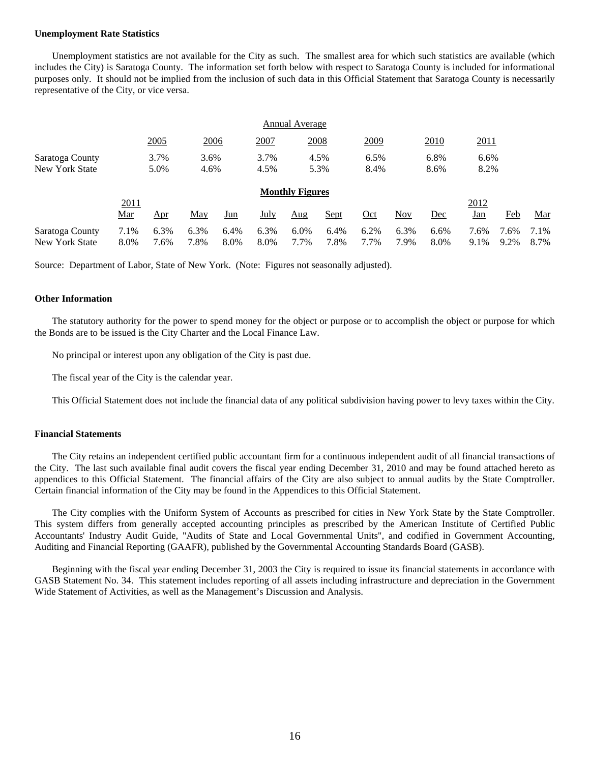**Unemployment Rate Statistics**

Unemployment statistics are not available for the City as such. The smallest area for which such statistics are available (which includes the City) is Saratoga County. The information set forth below with respect to Saratoga County is included for informational purposes only. It should not be implied from the inclusion of such data in this Official Statement that Saratoga County is necessarily representative of the City, or vice versa.

| | Annual Average | | | | | | |
|---|---|---|---|---|---|---|---|
| | 2005 | 2006 | 2007 | 2008 | 2009 | 2010 | 2011 |
| Saratoga County | 3.7% | 3.6% | 3.7% | 4.5% | 6.5% | 6.8% | 6.6% |
| New York State | 5.0% | 4.6% | 4.5% | 5.3% | 8.4% | 8.6% | 8.2% |

**Monthly Figures**

| | 2011 Mar | Apr | May | Jun | July | Aug | Sept | Oct | Nov | Dec | 2012 Jan | Feb | Mar |
|---|---|---|---|---|---|---|---|---|---|---|---|---|---|
| Saratoga County | 7.1% | 6.3% | 6.3% | 6.4% | 6.3% | 6.0% | 6.4% | 6.2% | 6.3% | 6.6% | 7.6% | 7.6% | 7.1% |
| New York State | 8.0% | 7.6% | 7.8% | 8.0% | 8.0% | 7.7% | 7.8% | 7.7% | 7.9% | 8.0% | 9.1% | 9.2% | 8.7% |

Source: Department of Labor, State of New York. (Note: Figures not seasonally adjusted).

**Other Information**

The statutory authority for the power to spend money for the object or purpose or to accomplish the object or purpose for which the Bonds are to be issued is the City Charter and the Local Finance Law.

No principal or interest upon any obligation of the City is past due.

The fiscal year of the City is the calendar year.

This Official Statement does not include the financial data of any political subdivision having power to levy taxes within the City.

**Financial Statements**

The City retains an independent certified public accountant firm for a continuous independent audit of all financial transactions of the City. The last such available final audit covers the fiscal year ending December 31, 2010 and may be found attached hereto as appendices to this Official Statement. The financial affairs of the City are also subject to annual audits by the State Comptroller. Certain financial information of the City may be found in the Appendices to this Official Statement.

The City complies with the Uniform System of Accounts as prescribed for cities in New York State by the State Comptroller. This system differs from generally accepted accounting principles as prescribed by the American Institute of Certified Public Accountants' Industry Audit Guide, "Audits of State and Local Governmental Units", and codified in Government Accounting, Auditing and Financial Reporting (GAAFR), published by the Governmental Accounting Standards Board (GASB).

Beginning with the fiscal year ending December 31, 2003 the City is required to issue its financial statements in accordance with GASB Statement No. 34. This statement includes reporting of all assets including infrastructure and depreciation in the Government Wide Statement of Activities, as well as the Management's Discussion and Analysis.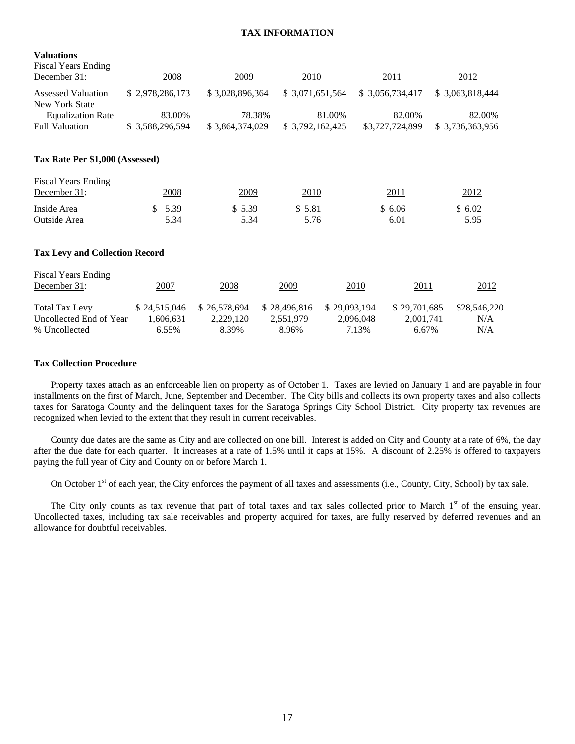# TAX INFORMATION

**Valuations**

| Fiscal Years Ending December 31: | 2008 | 2009 | 2010 | 2011 | 2012 |
|---|---|---|---|---|---|
| Assessed Valuation | $ 2,978,286,173 | $ 3,028,896,364 | $ 3,071,651,564 | $ 3,056,734,417 | $ 3,063,818,444 |
| New York State Equalization Rate | 83.00% | 78.38% | 81.00% | 82.00% | 82.00% |
| Full Valuation | $ 3,588,296,594 | $ 3,864,374,029 | $ 3,792,162,425 | $3,727,724,899 | $ 3,736,363,956 |

**Tax Rate Per $1,000 (Assessed)**

| Fiscal Years Ending December 31: | 2008 | 2009 | 2010 | 2011 | 2012 |
|---|---|---|---|---|---|
| Inside Area | $ 5.39 | $ 5.39 | $ 5.81 | $ 6.06 | $ 6.02 |
| Outside Area | 5.34 | 5.34 | 5.76 | 6.01 | 5.95 |

**Tax Levy and Collection Record**

| Fiscal Years Ending December 31: | 2007 | 2008 | 2009 | 2010 | 2011 | 2012 |
|---|---|---|---|---|---|---|
| Total Tax Levy | $ 24,515,046 | $ 26,578,694 | $ 28,496,816 | $ 29,093,194 | $ 29,701,685 | $28,546,220 |
| Uncollected End of Year | 1,606,631 | 2,229,120 | 2,551,979 | 2,096,048 | 2,001,741 | N/A |
| % Uncollected | 6.55% | 8.39% | 8.96% | 7.13% | 6.67% | N/A |

**Tax Collection Procedure**

Property taxes attach as an enforceable lien on property as of October 1. Taxes are levied on January 1 and are payable in four installments on the first of March, June, September and December. The City bills and collects its own property taxes and also collects taxes for Saratoga County and the delinquent taxes for the Saratoga Springs City School District. City property tax revenues are recognized when levied to the extent that they result in current receivables.

County due dates are the same as City and are collected on one bill. Interest is added on City and County at a rate of 6%, the day after the due date for each quarter. It increases at a rate of 1.5% until it caps at 15%. A discount of 2.25% is offered to taxpayers paying the full year of City and County on or before March 1.

On October 1st of each year, the City enforces the payment of all taxes and assessments (i.e., County, City, School) by tax sale.

The City only counts as tax revenue that part of total taxes and tax sales collected prior to March 1st of the ensuing year. Uncollected taxes, including tax sale receivables and property acquired for taxes, are fully reserved by deferred revenues and an allowance for doubtful receivables.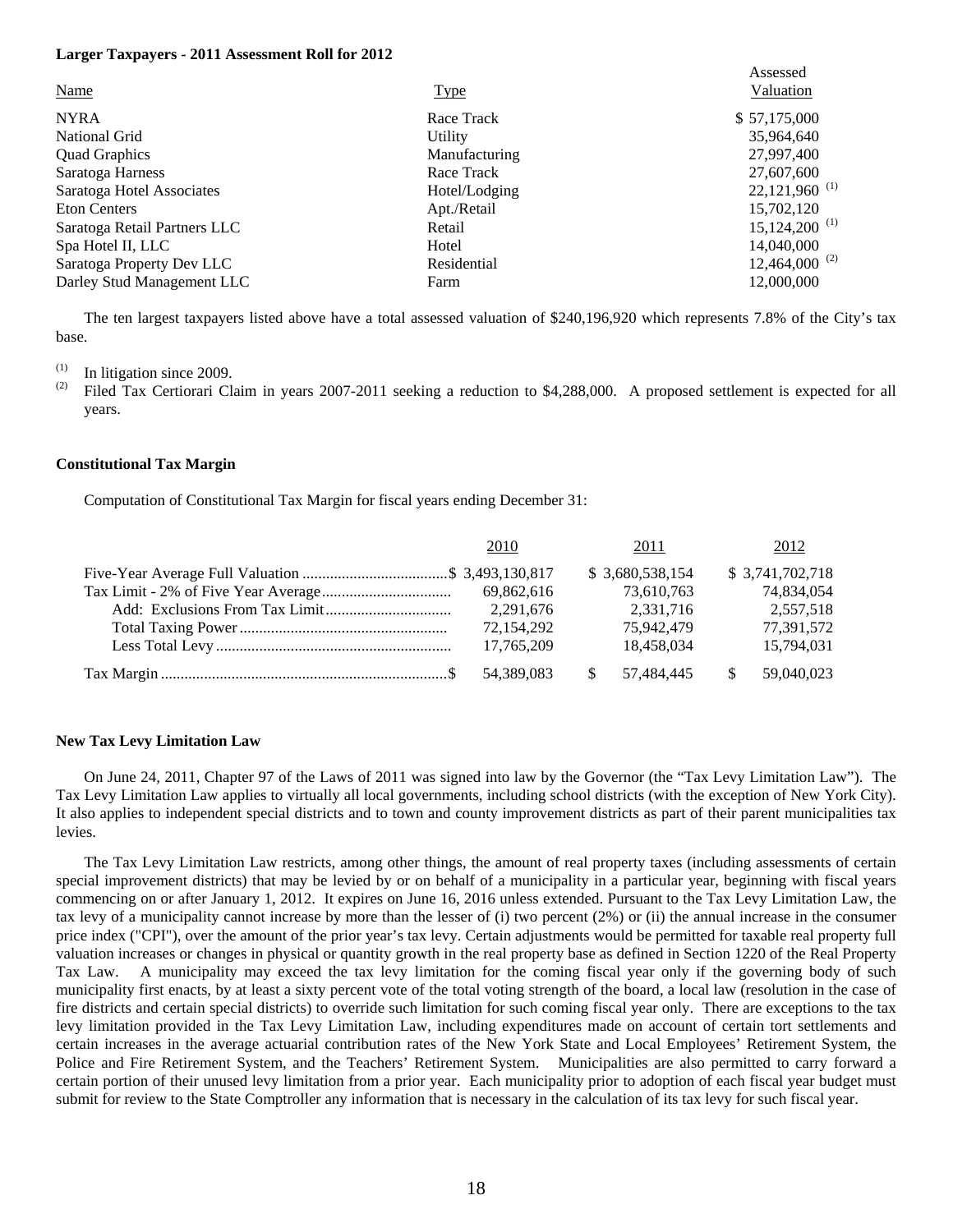**Larger Taxpayers - 2011 Assessment Roll for 2012**

| Name | Type | Assessed Valuation |
|---|---|---|
| NYRA | Race Track | $ 57,175,000 |
| National Grid | Utility | 35,964,640 |
| Quad Graphics | Manufacturing | 27,997,400 |
| Saratoga Harness | Race Track | 27,607,600 |
| Saratoga Hotel Associates | Hotel/Lodging | 22,121,960 [(1)] |
| Eton Centers | Apt./Retail | 15,702,120 |
| Saratoga Retail Partners LLC | Retail | 15,124,200 [(1)] |
| Spa Hotel II, LLC | Hotel | 14,040,000 |
| Saratoga Property Dev LLC | Residential | 12,464,000 [(2)] |
| Darley Stud Management LLC | Farm | 12,000,000 |

The ten largest taxpayers listed above have a total assessed valuation of $240,196,920 which represents 7.8% of the City's tax base.

(1) In litigation since 2009.
(2) Filed Tax Certiorari Claim in years 2007-2011 seeking a reduction to $4,288,000. A proposed settlement is expected for all years.

**Constitutional Tax Margin**

Computation of Constitutional Tax Margin for fiscal years ending December 31:

| | 2010 | 2011 | 2012 |
|---|---|---|---|
| Five-Year Average Full Valuation | $ 3,493,130,817 | $ 3,680,538,154 | $ 3,741,702,718 |
| Tax Limit - 2% of Five Year Average | 69,862,616 | 73,610,763 | 74,834,054 |
| Add: Exclusions From Tax Limit | 2,291,676 | 2,331,716 | 2,557,518 |
| Total Taxing Power | 72,154,292 | 75,942,479 | 77,391,572 |
| Less Total Levy | 17,765,209 | 18,458,034 | 15,794,031 |
| Tax Margin | $ 54,389,083 | $ 57,484,445 | $ 59,040,023 |

**New Tax Levy Limitation Law**

On June 24, 2011, Chapter 97 of the Laws of 2011 was signed into law by the Governor (the "Tax Levy Limitation Law"). The Tax Levy Limitation Law applies to virtually all local governments, including school districts (with the exception of New York City). It also applies to independent special districts and to town and county improvement districts as part of their parent municipalities tax levies.

The Tax Levy Limitation Law restricts, among other things, the amount of real property taxes (including assessments of certain special improvement districts) that may be levied by or on behalf of a municipality in a particular year, beginning with fiscal years commencing on or after January 1, 2012. It expires on June 16, 2016 unless extended. Pursuant to the Tax Levy Limitation Law, the tax levy of a municipality cannot increase by more than the lesser of (i) two percent (2%) or (ii) the annual increase in the consumer price index ("CPI"), over the amount of the prior year's tax levy. Certain adjustments would be permitted for taxable real property full valuation increases or changes in physical or quantity growth in the real property base as defined in Section 1220 of the Real Property Tax Law. A municipality may exceed the tax levy limitation for the coming fiscal year only if the governing body of such municipality first enacts, by at least a sixty percent vote of the total voting strength of the board, a local law (resolution in the case of fire districts and certain special districts) to override such limitation for such coming fiscal year only. There are exceptions to the tax levy limitation provided in the Tax Levy Limitation Law, including expenditures made on account of certain tort settlements and certain increases in the average actuarial contribution rates of the New York State and Local Employees' Retirement System, the Police and Fire Retirement System, and the Teachers' Retirement System. Municipalities are also permitted to carry forward a certain portion of their unused levy limitation from a prior year. Each municipality prior to adoption of each fiscal year budget must submit for review to the State Comptroller any information that is necessary in the calculation of its tax levy for such fiscal year.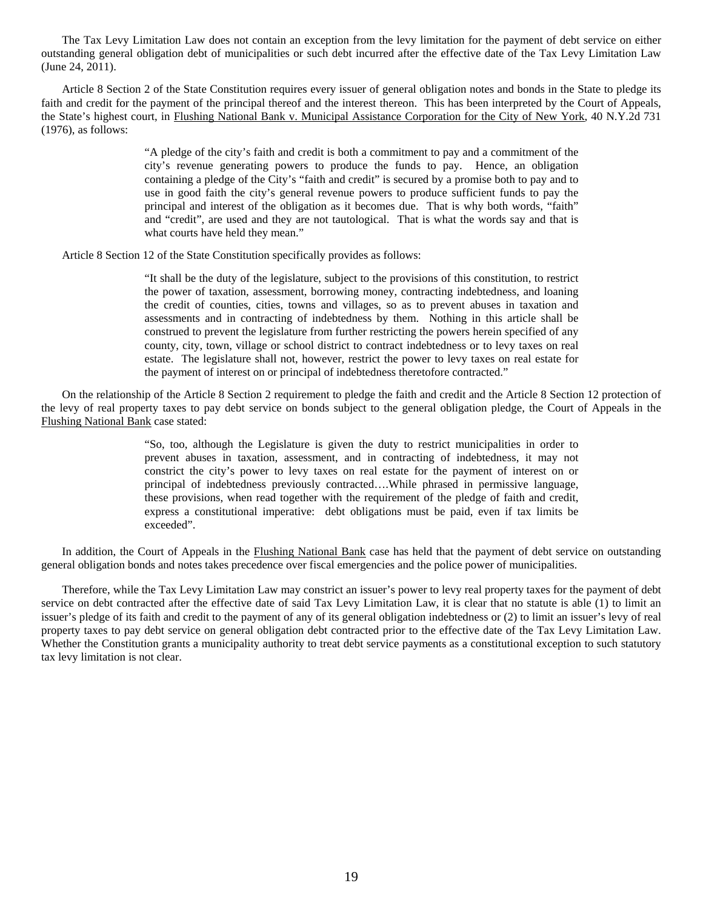The Tax Levy Limitation Law does not contain an exception from the levy limitation for the payment of debt service on either outstanding general obligation debt of municipalities or such debt incurred after the effective date of the Tax Levy Limitation Law (June 24, 2011).

Article 8 Section 2 of the State Constitution requires every issuer of general obligation notes and bonds in the State to pledge its faith and credit for the payment of the principal thereof and the interest thereon. This has been interpreted by the Court of Appeals, the State's highest court, in Flushing National Bank v. Municipal Assistance Corporation for the City of New York, 40 N.Y.2d 731 (1976), as follows:

> "A pledge of the city's faith and credit is both a commitment to pay and a commitment of the city's revenue generating powers to produce the funds to pay. Hence, an obligation containing a pledge of the City's "faith and credit" is secured by a promise both to pay and to use in good faith the city's general revenue powers to produce sufficient funds to pay the principal and interest of the obligation as it becomes due. That is why both words, "faith" and "credit", are used and they are not tautological. That is what the words say and that is what courts have held they mean."

Article 8 Section 12 of the State Constitution specifically provides as follows:

> "It shall be the duty of the legislature, subject to the provisions of this constitution, to restrict the power of taxation, assessment, borrowing money, contracting indebtedness, and loaning the credit of counties, cities, towns and villages, so as to prevent abuses in taxation and assessments and in contracting of indebtedness by them. Nothing in this article shall be construed to prevent the legislature from further restricting the powers herein specified of any county, city, town, village or school district to contract indebtedness or to levy taxes on real estate. The legislature shall not, however, restrict the power to levy taxes on real estate for the payment of interest on or principal of indebtedness theretofore contracted."

On the relationship of the Article 8 Section 2 requirement to pledge the faith and credit and the Article 8 Section 12 protection of the levy of real property taxes to pay debt service on bonds subject to the general obligation pledge, the Court of Appeals in the Flushing National Bank case stated:

> "So, too, although the Legislature is given the duty to restrict municipalities in order to prevent abuses in taxation, assessment, and in contracting of indebtedness, it may not constrict the city's power to levy taxes on real estate for the payment of interest on or principal of indebtedness previously contracted….While phrased in permissive language, these provisions, when read together with the requirement of the pledge of faith and credit, express a constitutional imperative: debt obligations must be paid, even if tax limits be exceeded".

In addition, the Court of Appeals in the Flushing National Bank case has held that the payment of debt service on outstanding general obligation bonds and notes takes precedence over fiscal emergencies and the police power of municipalities.

Therefore, while the Tax Levy Limitation Law may constrict an issuer's power to levy real property taxes for the payment of debt service on debt contracted after the effective date of said Tax Levy Limitation Law, it is clear that no statute is able (1) to limit an issuer's pledge of its faith and credit to the payment of any of its general obligation indebtedness or (2) to limit an issuer's levy of real property taxes to pay debt service on general obligation debt contracted prior to the effective date of the Tax Levy Limitation Law. Whether the Constitution grants a municipality authority to treat debt service payments as a constitutional exception to such statutory tax levy limitation is not clear.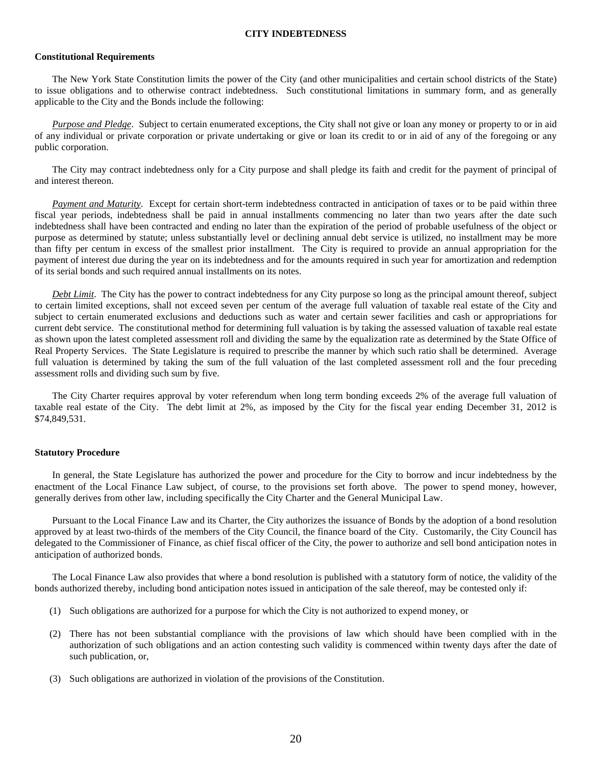## CITY INDEBTEDNESS

### Constitutional Requirements

The New York State Constitution limits the power of the City (and other municipalities and certain school districts of the State) to issue obligations and to otherwise contract indebtedness. Such constitutional limitations in summary form, and as generally applicable to the City and the Bonds include the following:

*Purpose and Pledge*. Subject to certain enumerated exceptions, the City shall not give or loan any money or property to or in aid of any individual or private corporation or private undertaking or give or loan its credit to or in aid of any of the foregoing or any public corporation.

The City may contract indebtedness only for a City purpose and shall pledge its faith and credit for the payment of principal of and interest thereon.

*Payment and Maturity*. Except for certain short-term indebtedness contracted in anticipation of taxes or to be paid within three fiscal year periods, indebtedness shall be paid in annual installments commencing no later than two years after the date such indebtedness shall have been contracted and ending no later than the expiration of the period of probable usefulness of the object or purpose as determined by statute; unless substantially level or declining annual debt service is utilized, no installment may be more than fifty per centum in excess of the smallest prior installment. The City is required to provide an annual appropriation for the payment of interest due during the year on its indebtedness and for the amounts required in such year for amortization and redemption of its serial bonds and such required annual installments on its notes.

*Debt Limit*. The City has the power to contract indebtedness for any City purpose so long as the principal amount thereof, subject to certain limited exceptions, shall not exceed seven per centum of the average full valuation of taxable real estate of the City and subject to certain enumerated exclusions and deductions such as water and certain sewer facilities and cash or appropriations for current debt service. The constitutional method for determining full valuation is by taking the assessed valuation of taxable real estate as shown upon the latest completed assessment roll and dividing the same by the equalization rate as determined by the State Office of Real Property Services. The State Legislature is required to prescribe the manner by which such ratio shall be determined. Average full valuation is determined by taking the sum of the full valuation of the last completed assessment roll and the four preceding assessment rolls and dividing such sum by five.

The City Charter requires approval by voter referendum when long term bonding exceeds 2% of the average full valuation of taxable real estate of the City. The debt limit at 2%, as imposed by the City for the fiscal year ending December 31, 2012 is $74,849,531.

### Statutory Procedure

In general, the State Legislature has authorized the power and procedure for the City to borrow and incur indebtedness by the enactment of the Local Finance Law subject, of course, to the provisions set forth above. The power to spend money, however, generally derives from other law, including specifically the City Charter and the General Municipal Law.

Pursuant to the Local Finance Law and its Charter, the City authorizes the issuance of Bonds by the adoption of a bond resolution approved by at least two-thirds of the members of the City Council, the finance board of the City. Customarily, the City Council has delegated to the Commissioner of Finance, as chief fiscal officer of the City, the power to authorize and sell bond anticipation notes in anticipation of authorized bonds.

The Local Finance Law also provides that where a bond resolution is published with a statutory form of notice, the validity of the bonds authorized thereby, including bond anticipation notes issued in anticipation of the sale thereof, may be contested only if:

(1) Such obligations are authorized for a purpose for which the City is not authorized to expend money, or

(2) There has not been substantial compliance with the provisions of law which should have been complied with in the authorization of such obligations and an action contesting such validity is commenced within twenty days after the date of such publication, or,

(3) Such obligations are authorized in violation of the provisions of the Constitution.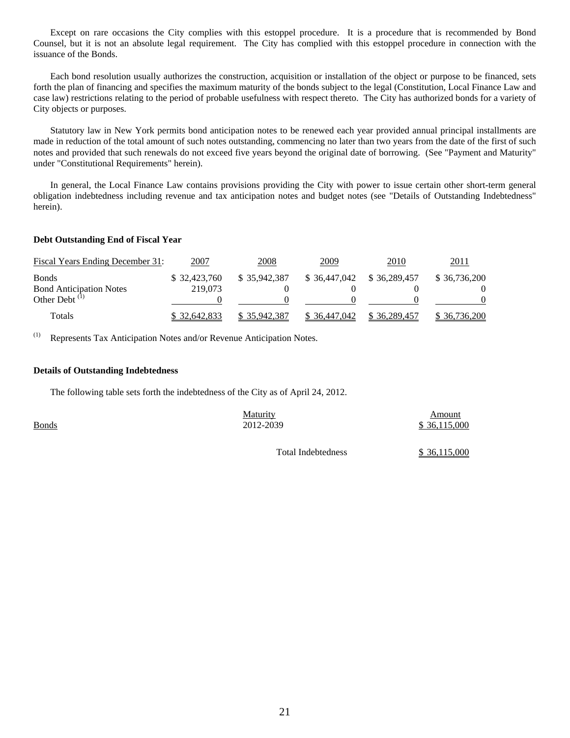Except on rare occasions the City complies with this estoppel procedure. It is a procedure that is recommended by Bond Counsel, but it is not an absolute legal requirement. The City has complied with this estoppel procedure in connection with the issuance of the Bonds.

Each bond resolution usually authorizes the construction, acquisition or installation of the object or purpose to be financed, sets forth the plan of financing and specifies the maximum maturity of the bonds subject to the legal (Constitution, Local Finance Law and case law) restrictions relating to the period of probable usefulness with respect thereto. The City has authorized bonds for a variety of City objects or purposes.

Statutory law in New York permits bond anticipation notes to be renewed each year provided annual principal installments are made in reduction of the total amount of such notes outstanding, commencing no later than two years from the date of the first of such notes and provided that such renewals do not exceed five years beyond the original date of borrowing. (See "Payment and Maturity" under "Constitutional Requirements" herein).

In general, the Local Finance Law contains provisions providing the City with power to issue certain other short-term general obligation indebtedness including revenue and tax anticipation notes and budget notes (see "Details of Outstanding Indebtedness" herein).

**Debt Outstanding End of Fiscal Year**

| Fiscal Years Ending December 31: | 2007 | 2008 | 2009 | 2010 | 2011 |
|---|---|---|---|---|---|
| Bonds | $ 32,423,760 | $ 35,942,387 | $ 36,447,042 | $ 36,289,457 | $ 36,736,200 |
| Bond Anticipation Notes | 219,073 | 0 | 0 | 0 | 0 |
| Other Debt (1) | 0 | 0 | 0 | 0 | 0 |
| Totals | $ 32,642,833 | $ 35,942,387 | $ 36,447,042 | $ 36,289,457 | $ 36,736,200 |

(1) Represents Tax Anticipation Notes and/or Revenue Anticipation Notes.

**Details of Outstanding Indebtedness**

The following table sets forth the indebtedness of the City as of April 24, 2012.

| | Maturity | Amount |
|---|---|---|
| Bonds | 2012-2039 | $ 36,115,000 |
| | Total Indebtedness | $ 36,115,000 |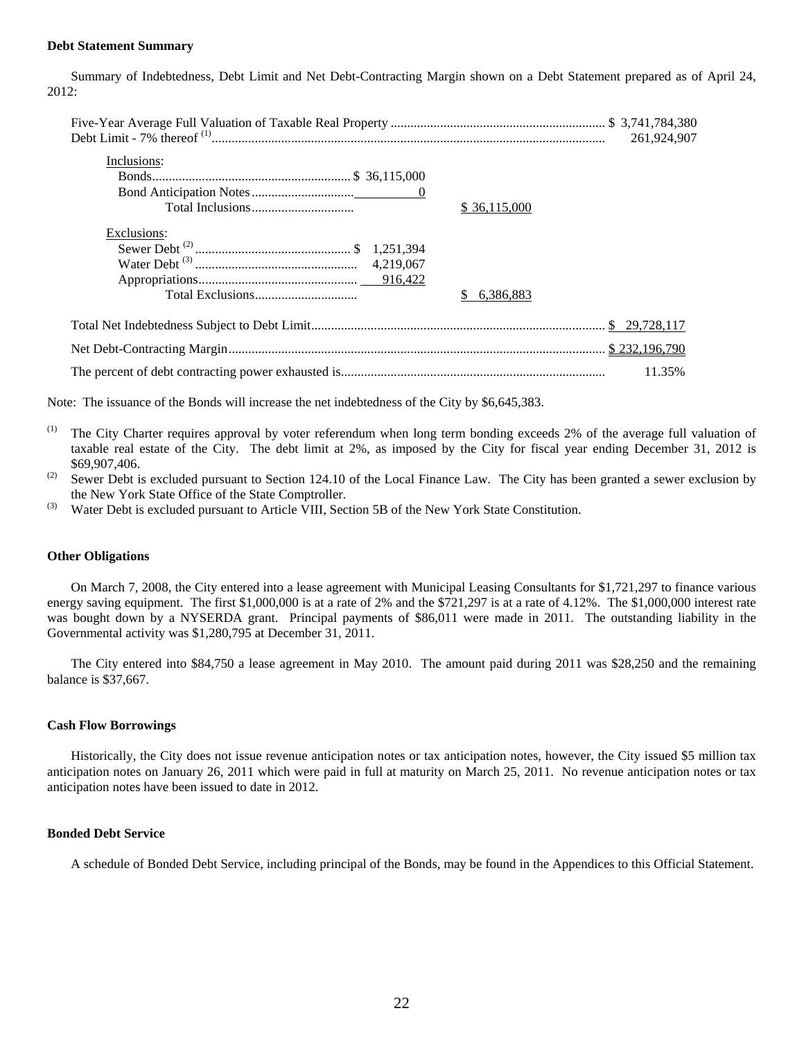**Debt Statement Summary**

Summary of Indebtedness, Debt Limit and Net Debt-Contracting Margin shown on a Debt Statement prepared as of April 24, 2012:

| | | | |
|---|---|---|---|
| Five-Year Average Full Valuation of Taxable Real Property | | | $ 3,741,784,380 |
| Debt Limit - 7% thereof [1] | | | 261,924,907 |
| Inclusions: | | | |
| Bonds | $ 36,115,000 | | |
| Bond Anticipation Notes | 0 | | |
| Total Inclusions | | $ 36,115,000 | |
| Exclusions: | | | |
| Sewer Debt [2] | $ 1,251,394 | | |
| Water Debt [3] | 4,219,067 | | |
| Appropriations | 916,422 | | |
| Total Exclusions | | $ 6,386,883 | |
| Total Net Indebtedness Subject to Debt Limit | | | $ 29,728,117 |
| Net Debt-Contracting Margin | | | $ 232,196,790 |
| The percent of debt contracting power exhausted is | | | 11.35% |

Note: The issuance of the Bonds will increase the net indebtedness of the City by $6,645,383.

(1) The City Charter requires approval by voter referendum when long term bonding exceeds 2% of the average full valuation of taxable real estate of the City. The debt limit at 2%, as imposed by the City for fiscal year ending December 31, 2012 is $69,907,406.

(2) Sewer Debt is excluded pursuant to Section 124.10 of the Local Finance Law. The City has been granted a sewer exclusion by the New York State Office of the State Comptroller.

(3) Water Debt is excluded pursuant to Article VIII, Section 5B of the New York State Constitution.

**Other Obligations**

On March 7, 2008, the City entered into a lease agreement with Municipal Leasing Consultants for $1,721,297 to finance various energy saving equipment. The first $1,000,000 is at a rate of 2% and the $721,297 is at a rate of 4.12%. The $1,000,000 interest rate was bought down by a NYSERDA grant. Principal payments of $86,011 were made in 2011. The outstanding liability in the Governmental activity was $1,280,795 at December 31, 2011.

The City entered into $84,750 a lease agreement in May 2010. The amount paid during 2011 was $28,250 and the remaining balance is $37,667.

**Cash Flow Borrowings**

Historically, the City does not issue revenue anticipation notes or tax anticipation notes, however, the City issued $5 million tax anticipation notes on January 26, 2011 which were paid in full at maturity on March 25, 2011. No revenue anticipation notes or tax anticipation notes have been issued to date in 2012.

**Bonded Debt Service**

A schedule of Bonded Debt Service, including principal of the Bonds, may be found in the Appendices to this Official Statement.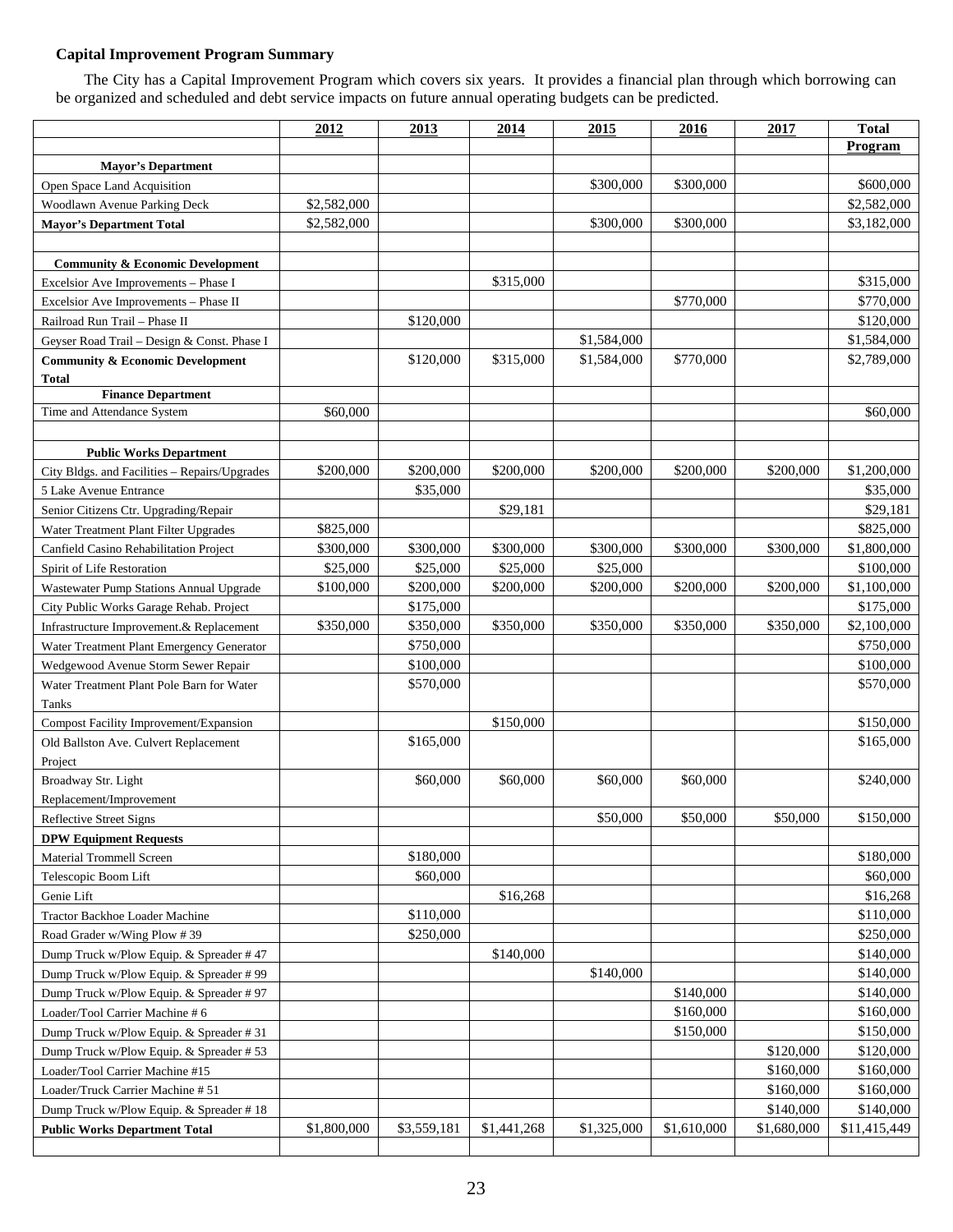**Capital Improvement Program Summary**

The City has a Capital Improvement Program which covers six years. It provides a financial plan through which borrowing can be organized and scheduled and debt service impacts on future annual operating budgets can be predicted.

| | 2012 | 2013 | 2014 | 2015 | 2016 | 2017 | Total Program |
|---|---|---|---|---|---|---|---|
| **Mayor's Department** | | | | | | | |
| Open Space Land Acquisition | | | | $300,000 | $300,000 | | $600,000 |
| Woodlawn Avenue Parking Deck | $2,582,000 | | | | | | $2,582,000 |
| **Mayor's Department Total** | $2,582,000 | | | $300,000 | $300,000 | | $3,182,000 |
| | | | | | | | |
| **Community & Economic Development** | | | | | | | |
| Excelsior Ave Improvements – Phase I | | | $315,000 | | | | $315,000 |
| Excelsior Ave Improvements – Phase II | | | | | $770,000 | | $770,000 |
| Railroad Run Trail – Phase II | | $120,000 | | | | | $120,000 |
| Geyser Road Trail – Design & Const. Phase I | | | | $1,584,000 | | | $1,584,000 |
| **Community & Economic Development Total** | | $120,000 | $315,000 | $1,584,000 | $770,000 | | $2,789,000 |
| **Finance Department** | | | | | | | |
| Time and Attendance System | $60,000 | | | | | | $60,000 |
| | | | | | | | |
| **Public Works Department** | | | | | | | |
| City Bldgs. and Facilities – Repairs/Upgrades | $200,000 | $200,000 | $200,000 | $200,000 | $200,000 | $200,000 | $1,200,000 |
| 5 Lake Avenue Entrance | | $35,000 | | | | | $35,000 |
| Senior Citizens Ctr. Upgrading/Repair | | | $29,181 | | | | $29,181 |
| Water Treatment Plant Filter Upgrades | $825,000 | | | | | | $825,000 |
| Canfield Casino Rehabilitation Project | $300,000 | $300,000 | $300,000 | $300,000 | $300,000 | $300,000 | $1,800,000 |
| Spirit of Life Restoration | $25,000 | $25,000 | $25,000 | $25,000 | | | $100,000 |
| Wastewater Pump Stations Annual Upgrade | $100,000 | $200,000 | $200,000 | $200,000 | $200,000 | $200,000 | $1,100,000 |
| City Public Works Garage Rehab. Project | | $175,000 | | | | | $175,000 |
| Infrastructure Improvement.& Replacement | $350,000 | $350,000 | $350,000 | $350,000 | $350,000 | $350,000 | $2,100,000 |
| Water Treatment Plant Emergency Generator | | $750,000 | | | | | $750,000 |
| Wedgewood Avenue Storm Sewer Repair | | $100,000 | | | | | $100,000 |
| Water Treatment Plant Pole Barn for Water Tanks | | $570,000 | | | | | $570,000 |
| Compost Facility Improvement/Expansion | | | $150,000 | | | | $150,000 |
| Old Ballston Ave. Culvert Replacement Project | | $165,000 | | | | | $165,000 |
| Broadway Str. Light Replacement/Improvement | | $60,000 | $60,000 | $60,000 | $60,000 | | $240,000 |
| Reflective Street Signs | | | | $50,000 | $50,000 | $50,000 | $150,000 |
| **DPW Equipment Requests** | | | | | | | |
| Material Trommell Screen | | $180,000 | | | | | $180,000 |
| Telescopic Boom Lift | | $60,000 | | | | | $60,000 |
| Genie Lift | | | $16,268 | | | | $16,268 |
| Tractor Backhoe Loader Machine | | $110,000 | | | | | $110,000 |
| Road Grader w/Wing Plow # 39 | | $250,000 | | | | | $250,000 |
| Dump Truck w/Plow Equip. & Spreader # 47 | | | $140,000 | | | | $140,000 |
| Dump Truck w/Plow Equip. & Spreader # 99 | | | | $140,000 | | | $140,000 |
| Dump Truck w/Plow Equip. & Spreader # 97 | | | | | $140,000 | | $140,000 |
| Loader/Tool Carrier Machine # 6 | | | | | $160,000 | | $160,000 |
| Dump Truck w/Plow Equip. & Spreader # 31 | | | | | $150,000 | | $150,000 |
| Dump Truck w/Plow Equip. & Spreader # 53 | | | | | | $120,000 | $120,000 |
| Loader/Tool Carrier Machine #15 | | | | | | $160,000 | $160,000 |
| Loader/Truck Carrier Machine # 51 | | | | | | $160,000 | $160,000 |
| Dump Truck w/Plow Equip. & Spreader # 18 | | | | | | $140,000 | $140,000 |
| **Public Works Department Total** | $1,800,000 | $3,559,181 | $1,441,268 | $1,325,000 | $1,610,000 | $1,680,000 | $11,415,449 |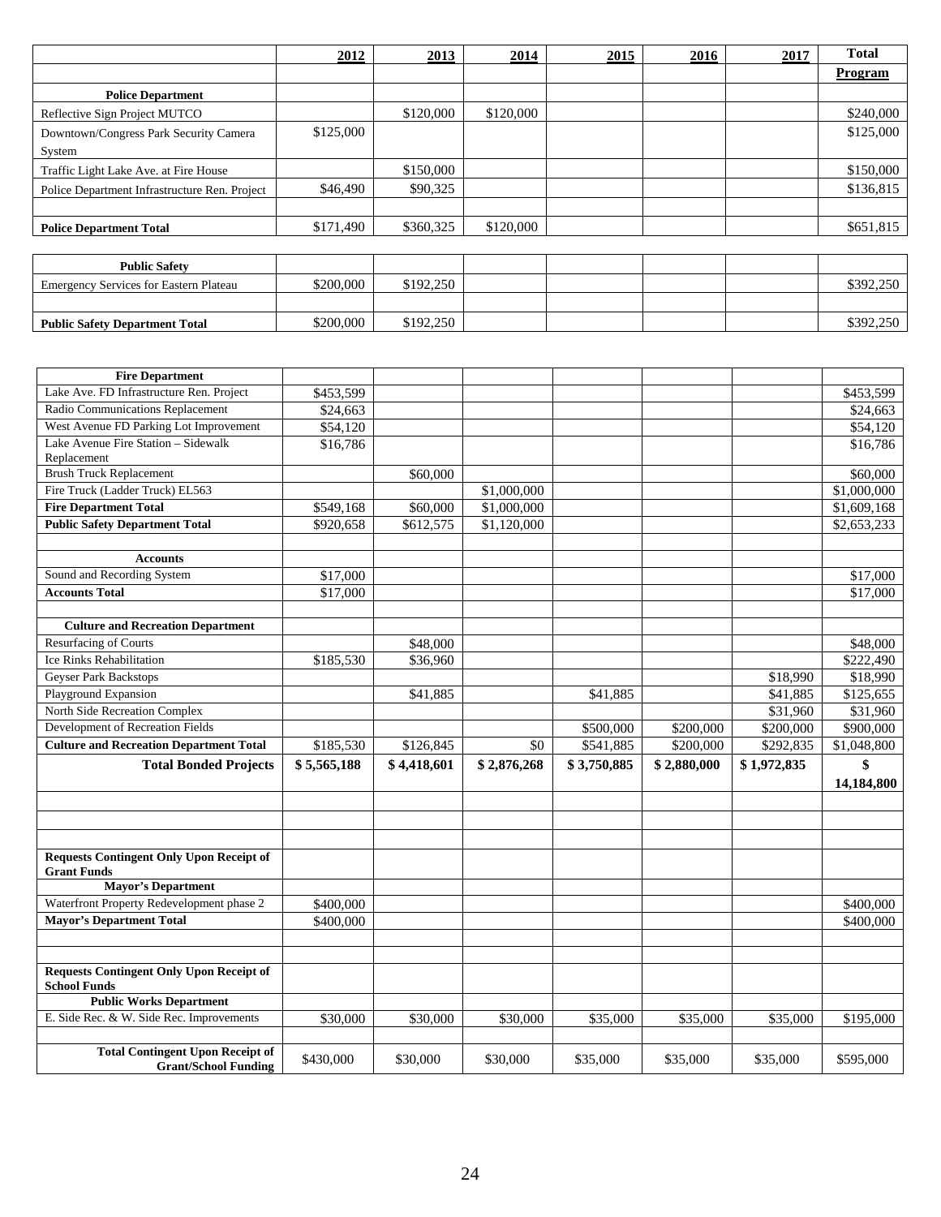| | 2012 | 2013 | 2014 | 2015 | 2016 | 2017 | Total Program |
|---|---|---|---|---|---|---|---|
| **Police Department** | | | | | | | |
| Reflective Sign Project MUTCO | | $120,000 | $120,000 | | | | $240,000 |
| Downtown/Congress Park Security Camera System | $125,000 | | | | | | $125,000 |
| Traffic Light Lake Ave. at Fire House | | $150,000 | | | | | $150,000 |
| Police Department Infrastructure Ren. Project | $46,490 | $90,325 | | | | | $136,815 |
| | | | | | | | |
| **Police Department Total** | $171,490 | $360,325 | $120,000 | | | | $651,815 |

| | | | | | | | |
|---|---|---|---|---|---|---|---|
| **Public Safety** | | | | | | | |
| Emergency Services for Eastern Plateau | $200,000 | $192,250 | | | | | $392,250 |
| | | | | | | | |
| **Public Safety Department Total** | $200,000 | $192,250 | | | | | $392,250 |

| | | | | | | | |
|---|---|---|---|---|---|---|---|
| **Fire Department** | | | | | | | |
| Lake Ave. FD Infrastructure Ren. Project | $453,599 | | | | | | $453,599 |
| Radio Communications Replacement | $24,663 | | | | | | $24,663 |
| West Avenue FD Parking Lot Improvement | $54,120 | | | | | | $54,120 |
| Lake Avenue Fire Station – Sidewalk Replacement | $16,786 | | | | | | $16,786 |
| Brush Truck Replacement | | $60,000 | | | | | $60,000 |
| Fire Truck (Ladder Truck) EL563 | | | $1,000,000 | | | | $1,000,000 |
| **Fire Department Total** | $549,168 | $60,000 | $1,000,000 | | | | $1,609,168 |
| **Public Safety Department Total** | $920,658 | $612,575 | $1,120,000 | | | | $2,653,233 |
| | | | | | | | |
| **Accounts** | | | | | | | |
| Sound and Recording System | $17,000 | | | | | | $17,000 |
| **Accounts Total** | $17,000 | | | | | | $17,000 |
| | | | | | | | |
| **Culture and Recreation Department** | | | | | | | |
| Resurfacing of Courts | | $48,000 | | | | | $48,000 |
| Ice Rinks Rehabilitation | $185,530 | $36,960 | | | | | $222,490 |
| Geyser Park Backstops | | | | | | $18,990 | $18,990 |
| Playground Expansion | | $41,885 | | $41,885 | | $41,885 | $125,655 |
| North Side Recreation Complex | | | | | | $31,960 | $31,960 |
| Development of Recreation Fields | | | | $500,000 | $200,000 | $200,000 | $900,000 |
| **Culture and Recreation Department Total** | $185,530 | $126,845 | $0 | $541,885 | $200,000 | $292,835 | $1,048,800 |
| **Total Bonded Projects** | **$ 5,565,188** | **$ 4,418,601** | **$ 2,876,268** | **$ 3,750,885** | **$ 2,880,000** | **$ 1,972,835** | **$ 14,184,800** |
| | | | | | | | |
| | | | | | | | |
| | | | | | | | |
| **Requests Contingent Only Upon Receipt of Grant Funds** | | | | | | | |
| **Mayor's Department** | | | | | | | |
| Waterfront Property Redevelopment phase 2 | $400,000 | | | | | | $400,000 |
| **Mayor's Department Total** | $400,000 | | | | | | $400,000 |
| | | | | | | | |
| | | | | | | | |
| **Requests Contingent Only Upon Receipt of School Funds** | | | | | | | |
| **Public Works Department** | | | | | | | |
| E. Side Rec. & W. Side Rec. Improvements | $30,000 | $30,000 | $30,000 | $35,000 | $35,000 | $35,000 | $195,000 |
| | | | | | | | |
| **Total Contingent Upon Receipt of Grant/School Funding** | $430,000 | $30,000 | $30,000 | $35,000 | $35,000 | $35,000 | $595,000 |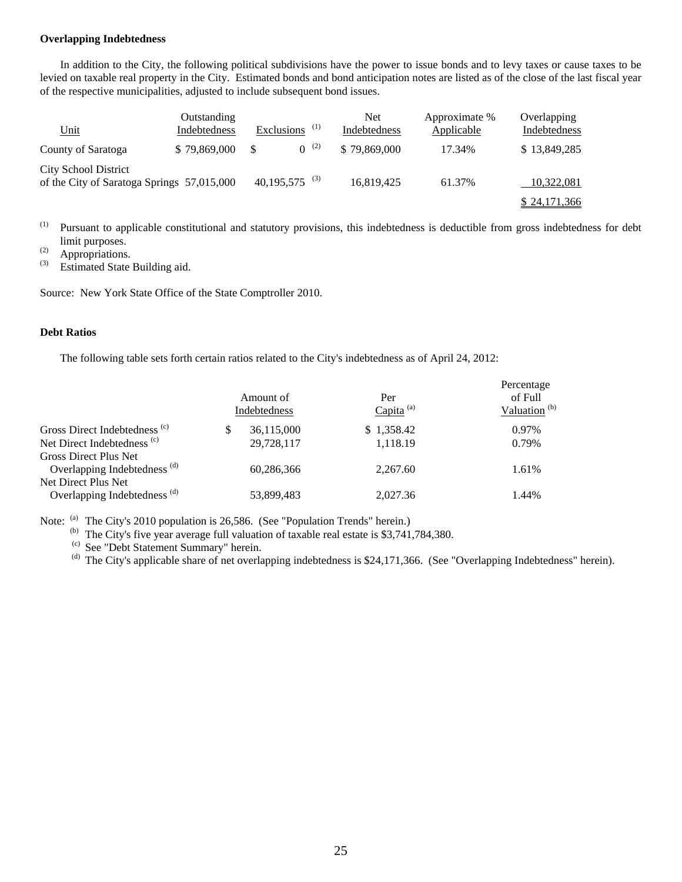**Overlapping Indebtedness**

In addition to the City, the following political subdivisions have the power to issue bonds and to levy taxes or cause taxes to be levied on taxable real property in the City. Estimated bonds and bond anticipation notes are listed as of the close of the last fiscal year of the respective municipalities, adjusted to include subsequent bond issues.

| Unit | Outstanding Indebtedness | Exclusions [(1)] | Net Indebtedness | Approximate % Applicable | Overlapping Indebtedness |
|---|---|---|---|---|---|
| County of Saratoga | $ 79,869,000 | $ 0 [(2)] | $ 79,869,000 | 17.34% | $ 13,849,285 |
| City School District of the City of Saratoga Springs | 57,015,000 | 40,195,575 [(3)] | 16,819,425 | 61.37% | 10,322,081 |
| | | | | | $ 24,171,366 |

[(1)] Pursuant to applicable constitutional and statutory provisions, this indebtedness is deductible from gross indebtedness for debt limit purposes.
[(2)] Appropriations.
[(3)] Estimated State Building aid.

Source: New York State Office of the State Comptroller 2010.

**Debt Ratios**

The following table sets forth certain ratios related to the City's indebtedness as of April 24, 2012:

| | Amount of Indebtedness | Per Capita [(a)] | Percentage of Full Valuation [(b)] |
|---|---|---|---|
| Gross Direct Indebtedness [(c)] | $ 36,115,000 | $ 1,358.42 | 0.97% |
| Net Direct Indebtedness [(c)] | 29,728,117 | 1,118.19 | 0.79% |
| Gross Direct Plus Net Overlapping Indebtedness [(d)] | 60,286,366 | 2,267.60 | 1.61% |
| Net Direct Plus Net Overlapping Indebtedness [(d)] | 53,899,483 | 2,027.36 | 1.44% |

Note: [(a)] The City's 2010 population is 26,586. (See "Population Trends" herein.)
[(b)] The City's five year average full valuation of taxable real estate is $3,741,784,380.
[(c)] See "Debt Statement Summary" herein.
[(d)] The City's applicable share of net overlapping indebtedness is $24,171,366. (See "Overlapping Indebtedness" herein).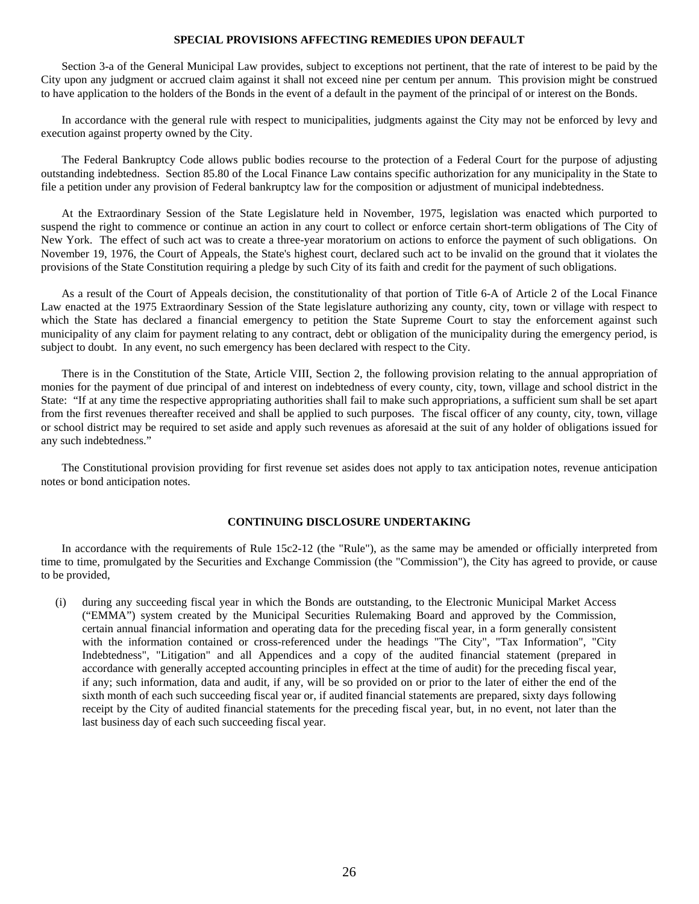## SPECIAL PROVISIONS AFFECTING REMEDIES UPON DEFAULT

Section 3-a of the General Municipal Law provides, subject to exceptions not pertinent, that the rate of interest to be paid by the City upon any judgment or accrued claim against it shall not exceed nine per centum per annum. This provision might be construed to have application to the holders of the Bonds in the event of a default in the payment of the principal of or interest on the Bonds.

In accordance with the general rule with respect to municipalities, judgments against the City may not be enforced by levy and execution against property owned by the City.

The Federal Bankruptcy Code allows public bodies recourse to the protection of a Federal Court for the purpose of adjusting outstanding indebtedness. Section 85.80 of the Local Finance Law contains specific authorization for any municipality in the State to file a petition under any provision of Federal bankruptcy law for the composition or adjustment of municipal indebtedness.

At the Extraordinary Session of the State Legislature held in November, 1975, legislation was enacted which purported to suspend the right to commence or continue an action in any court to collect or enforce certain short-term obligations of The City of New York. The effect of such act was to create a three-year moratorium on actions to enforce the payment of such obligations. On November 19, 1976, the Court of Appeals, the State's highest court, declared such act to be invalid on the ground that it violates the provisions of the State Constitution requiring a pledge by such City of its faith and credit for the payment of such obligations.

As a result of the Court of Appeals decision, the constitutionality of that portion of Title 6-A of Article 2 of the Local Finance Law enacted at the 1975 Extraordinary Session of the State legislature authorizing any county, city, town or village with respect to which the State has declared a financial emergency to petition the State Supreme Court to stay the enforcement against such municipality of any claim for payment relating to any contract, debt or obligation of the municipality during the emergency period, is subject to doubt. In any event, no such emergency has been declared with respect to the City.

There is in the Constitution of the State, Article VIII, Section 2, the following provision relating to the annual appropriation of monies for the payment of due principal of and interest on indebtedness of every county, city, town, village and school district in the State: "If at any time the respective appropriating authorities shall fail to make such appropriations, a sufficient sum shall be set apart from the first revenues thereafter received and shall be applied to such purposes. The fiscal officer of any county, city, town, village or school district may be required to set aside and apply such revenues as aforesaid at the suit of any holder of obligations issued for any such indebtedness."

The Constitutional provision providing for first revenue set asides does not apply to tax anticipation notes, revenue anticipation notes or bond anticipation notes.

## CONTINUING DISCLOSURE UNDERTAKING

In accordance with the requirements of Rule 15c2-12 (the "Rule"), as the same may be amended or officially interpreted from time to time, promulgated by the Securities and Exchange Commission (the "Commission"), the City has agreed to provide, or cause to be provided,

(i) during any succeeding fiscal year in which the Bonds are outstanding, to the Electronic Municipal Market Access ("EMMA") system created by the Municipal Securities Rulemaking Board and approved by the Commission, certain annual financial information and operating data for the preceding fiscal year, in a form generally consistent with the information contained or cross-referenced under the headings "The City", "Tax Information", "City Indebtedness", "Litigation" and all Appendices and a copy of the audited financial statement (prepared in accordance with generally accepted accounting principles in effect at the time of audit) for the preceding fiscal year, if any; such information, data and audit, if any, will be so provided on or prior to the later of either the end of the sixth month of each such succeeding fiscal year or, if audited financial statements are prepared, sixty days following receipt by the City of audited financial statements for the preceding fiscal year, but, in no event, not later than the last business day of each such succeeding fiscal year.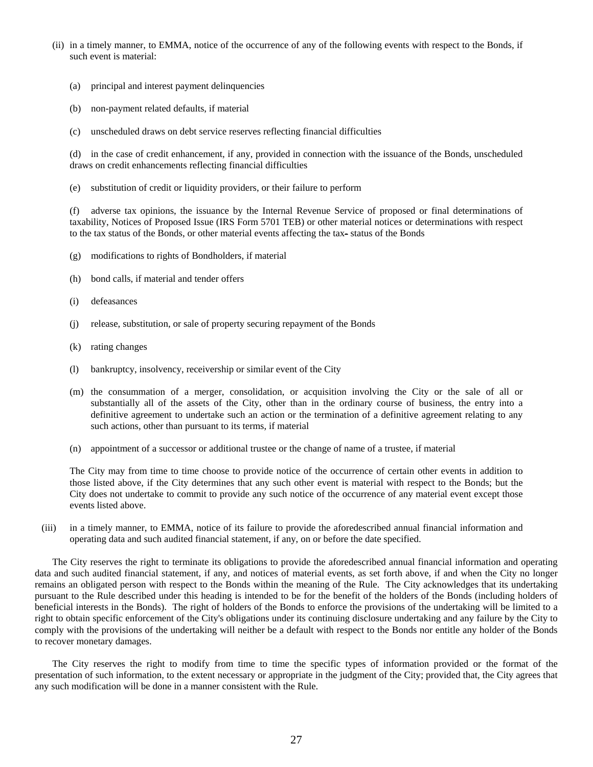(ii) in a timely manner, to EMMA, notice of the occurrence of any of the following events with respect to the Bonds, if such event is material:

(a) principal and interest payment delinquencies

(b) non-payment related defaults, if material

(c) unscheduled draws on debt service reserves reflecting financial difficulties

(d) in the case of credit enhancement, if any, provided in connection with the issuance of the Bonds, unscheduled draws on credit enhancements reflecting financial difficulties

(e) substitution of credit or liquidity providers, or their failure to perform

(f) adverse tax opinions, the issuance by the Internal Revenue Service of proposed or final determinations of taxability, Notices of Proposed Issue (IRS Form 5701 TEB) or other material notices or determinations with respect to the tax status of the Bonds, or other material events affecting the tax-status of the Bonds

(g) modifications to rights of Bondholders, if material

(h) bond calls, if material and tender offers

(i) defeasances

(j) release, substitution, or sale of property securing repayment of the Bonds

(k) rating changes

(l) bankruptcy, insolvency, receivership or similar event of the City

(m) the consummation of a merger, consolidation, or acquisition involving the City or the sale of all or substantially all of the assets of the City, other than in the ordinary course of business, the entry into a definitive agreement to undertake such an action or the termination of a definitive agreement relating to any such actions, other than pursuant to its terms, if material

(n) appointment of a successor or additional trustee or the change of name of a trustee, if material

The City may from time to time choose to provide notice of the occurrence of certain other events in addition to those listed above, if the City determines that any such other event is material with respect to the Bonds; but the City does not undertake to commit to provide any such notice of the occurrence of any material event except those events listed above.

(iii) in a timely manner, to EMMA, notice of its failure to provide the aforedescribed annual financial information and operating data and such audited financial statement, if any, on or before the date specified.

The City reserves the right to terminate its obligations to provide the aforedescribed annual financial information and operating data and such audited financial statement, if any, and notices of material events, as set forth above, if and when the City no longer remains an obligated person with respect to the Bonds within the meaning of the Rule. The City acknowledges that its undertaking pursuant to the Rule described under this heading is intended to be for the benefit of the holders of the Bonds (including holders of beneficial interests in the Bonds). The right of holders of the Bonds to enforce the provisions of the undertaking will be limited to a right to obtain specific enforcement of the City's obligations under its continuing disclosure undertaking and any failure by the City to comply with the provisions of the undertaking will neither be a default with respect to the Bonds nor entitle any holder of the Bonds to recover monetary damages.

The City reserves the right to modify from time to time the specific types of information provided or the format of the presentation of such information, to the extent necessary or appropriate in the judgment of the City; provided that, the City agrees that any such modification will be done in a manner consistent with the Rule.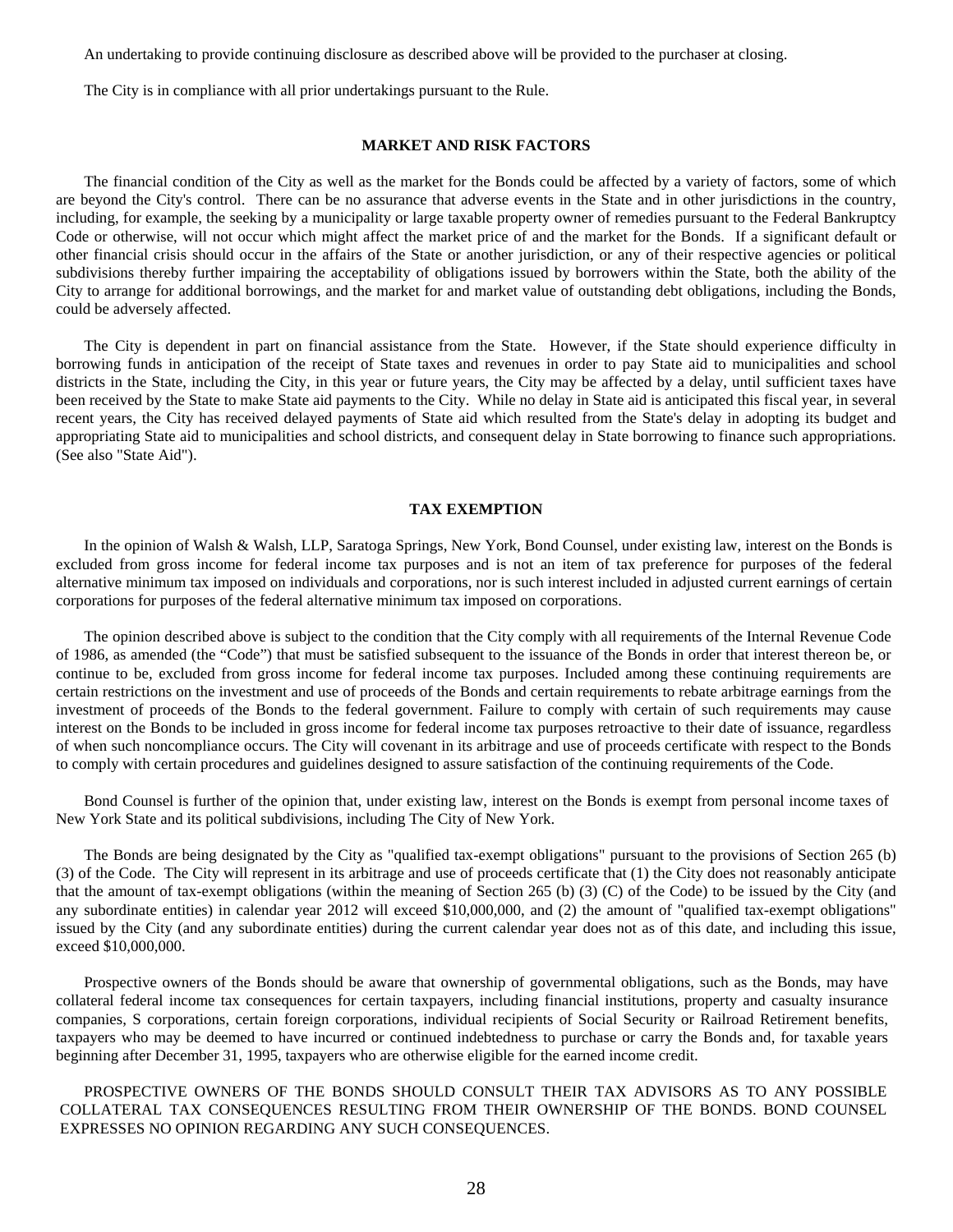An undertaking to provide continuing disclosure as described above will be provided to the purchaser at closing.

The City is in compliance with all prior undertakings pursuant to the Rule.

## MARKET AND RISK FACTORS

The financial condition of the City as well as the market for the Bonds could be affected by a variety of factors, some of which are beyond the City's control. There can be no assurance that adverse events in the State and in other jurisdictions in the country, including, for example, the seeking by a municipality or large taxable property owner of remedies pursuant to the Federal Bankruptcy Code or otherwise, will not occur which might affect the market price of and the market for the Bonds. If a significant default or other financial crisis should occur in the affairs of the State or another jurisdiction, or any of their respective agencies or political subdivisions thereby further impairing the acceptability of obligations issued by borrowers within the State, both the ability of the City to arrange for additional borrowings, and the market for and market value of outstanding debt obligations, including the Bonds, could be adversely affected.

The City is dependent in part on financial assistance from the State. However, if the State should experience difficulty in borrowing funds in anticipation of the receipt of State taxes and revenues in order to pay State aid to municipalities and school districts in the State, including the City, in this year or future years, the City may be affected by a delay, until sufficient taxes have been received by the State to make State aid payments to the City. While no delay in State aid is anticipated this fiscal year, in several recent years, the City has received delayed payments of State aid which resulted from the State's delay in adopting its budget and appropriating State aid to municipalities and school districts, and consequent delay in State borrowing to finance such appropriations. (See also "State Aid").

## TAX EXEMPTION

In the opinion of Walsh & Walsh, LLP, Saratoga Springs, New York, Bond Counsel, under existing law, interest on the Bonds is excluded from gross income for federal income tax purposes and is not an item of tax preference for purposes of the federal alternative minimum tax imposed on individuals and corporations, nor is such interest included in adjusted current earnings of certain corporations for purposes of the federal alternative minimum tax imposed on corporations.

The opinion described above is subject to the condition that the City comply with all requirements of the Internal Revenue Code of 1986, as amended (the "Code") that must be satisfied subsequent to the issuance of the Bonds in order that interest thereon be, or continue to be, excluded from gross income for federal income tax purposes. Included among these continuing requirements are certain restrictions on the investment and use of proceeds of the Bonds and certain requirements to rebate arbitrage earnings from the investment of proceeds of the Bonds to the federal government. Failure to comply with certain of such requirements may cause interest on the Bonds to be included in gross income for federal income tax purposes retroactive to their date of issuance, regardless of when such noncompliance occurs. The City will covenant in its arbitrage and use of proceeds certificate with respect to the Bonds to comply with certain procedures and guidelines designed to assure satisfaction of the continuing requirements of the Code.

Bond Counsel is further of the opinion that, under existing law, interest on the Bonds is exempt from personal income taxes of New York State and its political subdivisions, including The City of New York.

The Bonds are being designated by the City as "qualified tax-exempt obligations" pursuant to the provisions of Section 265 (b) (3) of the Code. The City will represent in its arbitrage and use of proceeds certificate that (1) the City does not reasonably anticipate that the amount of tax-exempt obligations (within the meaning of Section 265 (b) (3) (C) of the Code) to be issued by the City (and any subordinate entities) in calendar year 2012 will exceed $10,000,000, and (2) the amount of "qualified tax-exempt obligations" issued by the City (and any subordinate entities) during the current calendar year does not as of this date, and including this issue, exceed $10,000,000.

Prospective owners of the Bonds should be aware that ownership of governmental obligations, such as the Bonds, may have collateral federal income tax consequences for certain taxpayers, including financial institutions, property and casualty insurance companies, S corporations, certain foreign corporations, individual recipients of Social Security or Railroad Retirement benefits, taxpayers who may be deemed to have incurred or continued indebtedness to purchase or carry the Bonds and, for taxable years beginning after December 31, 1995, taxpayers who are otherwise eligible for the earned income credit.

PROSPECTIVE OWNERS OF THE BONDS SHOULD CONSULT THEIR TAX ADVISORS AS TO ANY POSSIBLE COLLATERAL TAX CONSEQUENCES RESULTING FROM THEIR OWNERSHIP OF THE BONDS. BOND COUNSEL EXPRESSES NO OPINION REGARDING ANY SUCH CONSEQUENCES.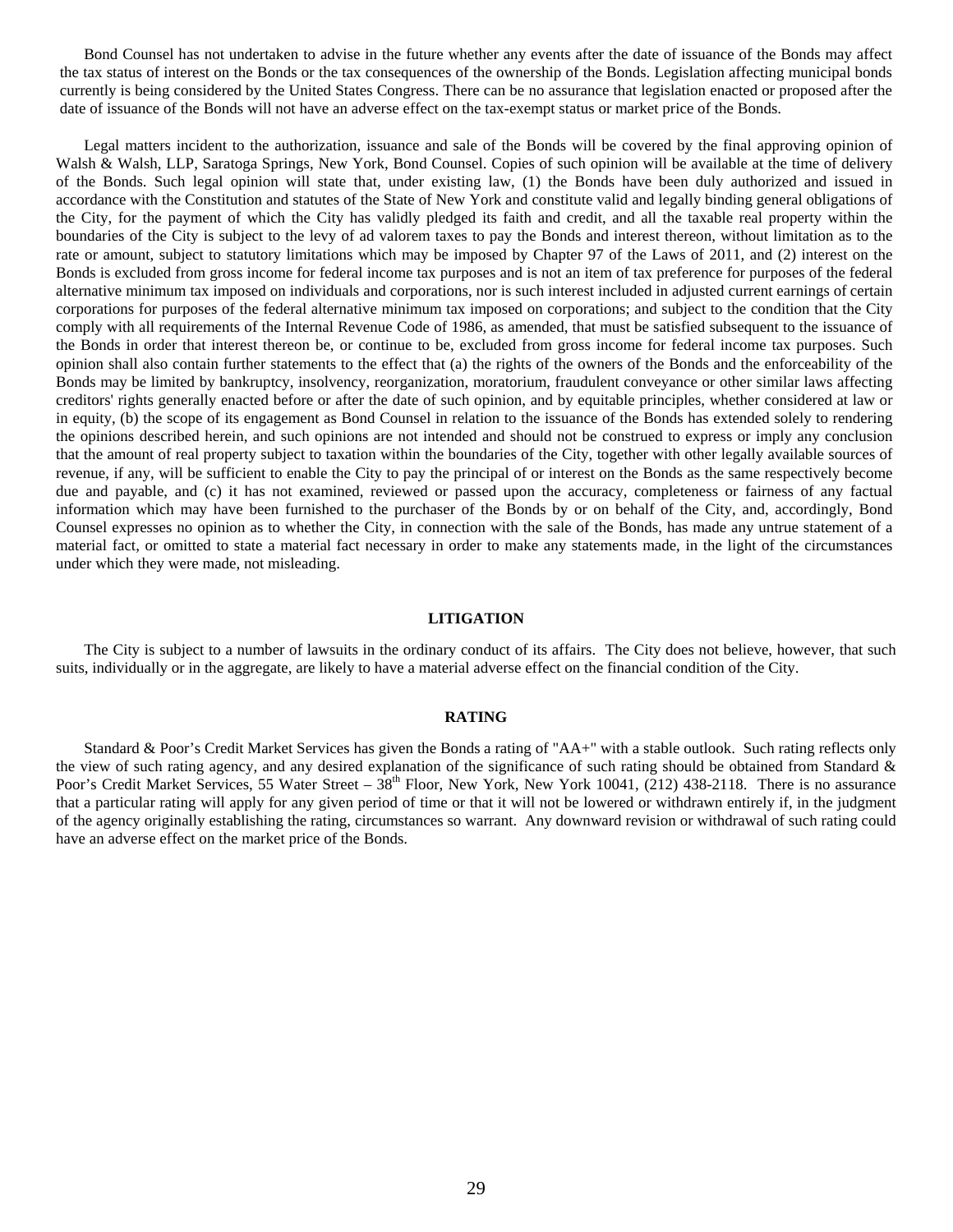Bond Counsel has not undertaken to advise in the future whether any events after the date of issuance of the Bonds may affect the tax status of interest on the Bonds or the tax consequences of the ownership of the Bonds. Legislation affecting municipal bonds currently is being considered by the United States Congress. There can be no assurance that legislation enacted or proposed after the date of issuance of the Bonds will not have an adverse effect on the tax-exempt status or market price of the Bonds.

Legal matters incident to the authorization, issuance and sale of the Bonds will be covered by the final approving opinion of Walsh & Walsh, LLP, Saratoga Springs, New York, Bond Counsel. Copies of such opinion will be available at the time of delivery of the Bonds. Such legal opinion will state that, under existing law, (1) the Bonds have been duly authorized and issued in accordance with the Constitution and statutes of the State of New York and constitute valid and legally binding general obligations of the City, for the payment of which the City has validly pledged its faith and credit, and all the taxable real property within the boundaries of the City is subject to the levy of ad valorem taxes to pay the Bonds and interest thereon, without limitation as to the rate or amount, subject to statutory limitations which may be imposed by Chapter 97 of the Laws of 2011, and (2) interest on the Bonds is excluded from gross income for federal income tax purposes and is not an item of tax preference for purposes of the federal alternative minimum tax imposed on individuals and corporations, nor is such interest included in adjusted current earnings of certain corporations for purposes of the federal alternative minimum tax imposed on corporations; and subject to the condition that the City comply with all requirements of the Internal Revenue Code of 1986, as amended, that must be satisfied subsequent to the issuance of the Bonds in order that interest thereon be, or continue to be, excluded from gross income for federal income tax purposes. Such opinion shall also contain further statements to the effect that (a) the rights of the owners of the Bonds and the enforceability of the Bonds may be limited by bankruptcy, insolvency, reorganization, moratorium, fraudulent conveyance or other similar laws affecting creditors' rights generally enacted before or after the date of such opinion, and by equitable principles, whether considered at law or in equity, (b) the scope of its engagement as Bond Counsel in relation to the issuance of the Bonds has extended solely to rendering the opinions described herein, and such opinions are not intended and should not be construed to express or imply any conclusion that the amount of real property subject to taxation within the boundaries of the City, together with other legally available sources of revenue, if any, will be sufficient to enable the City to pay the principal of or interest on the Bonds as the same respectively become due and payable, and (c) it has not examined, reviewed or passed upon the accuracy, completeness or fairness of any factual information which may have been furnished to the purchaser of the Bonds by or on behalf of the City, and, accordingly, Bond Counsel expresses no opinion as to whether the City, in connection with the sale of the Bonds, has made any untrue statement of a material fact, or omitted to state a material fact necessary in order to make any statements made, in the light of the circumstances under which they were made, not misleading.

## LITIGATION

The City is subject to a number of lawsuits in the ordinary conduct of its affairs. The City does not believe, however, that such suits, individually or in the aggregate, are likely to have a material adverse effect on the financial condition of the City.

## RATING

Standard & Poor's Credit Market Services has given the Bonds a rating of "AA+" with a stable outlook. Such rating reflects only the view of such rating agency, and any desired explanation of the significance of such rating should be obtained from Standard & Poor's Credit Market Services, 55 Water Street – 38th Floor, New York, New York 10041, (212) 438-2118. There is no assurance that a particular rating will apply for any given period of time or that it will not be lowered or withdrawn entirely if, in the judgment of the agency originally establishing the rating, circumstances so warrant. Any downward revision or withdrawal of such rating could have an adverse effect on the market price of the Bonds.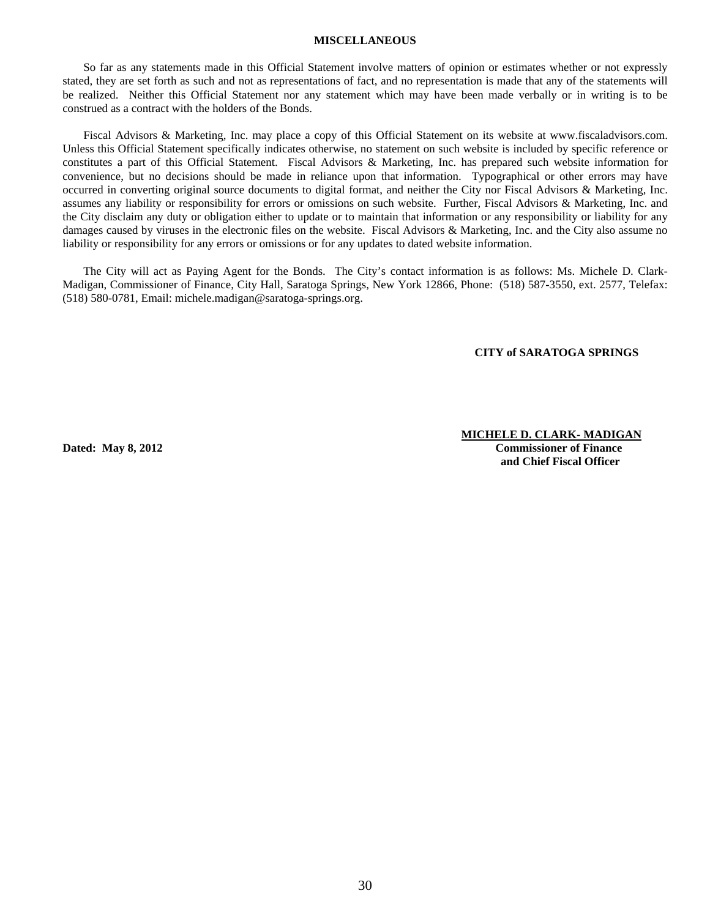## MISCELLANEOUS

So far as any statements made in this Official Statement involve matters of opinion or estimates whether or not expressly stated, they are set forth as such and not as representations of fact, and no representation is made that any of the statements will be realized. Neither this Official Statement nor any statement which may have been made verbally or in writing is to be construed as a contract with the holders of the Bonds.

Fiscal Advisors & Marketing, Inc. may place a copy of this Official Statement on its website at www.fiscaladvisors.com. Unless this Official Statement specifically indicates otherwise, no statement on such website is included by specific reference or constitutes a part of this Official Statement. Fiscal Advisors & Marketing, Inc. has prepared such website information for convenience, but no decisions should be made in reliance upon that information. Typographical or other errors may have occurred in converting original source documents to digital format, and neither the City nor Fiscal Advisors & Marketing, Inc. assumes any liability or responsibility for errors or omissions on such website. Further, Fiscal Advisors & Marketing, Inc. and the City disclaim any duty or obligation either to update or to maintain that information or any responsibility or liability for any damages caused by viruses in the electronic files on the website. Fiscal Advisors & Marketing, Inc. and the City also assume no liability or responsibility for any errors or omissions or for any updates to dated website information.

The City will act as Paying Agent for the Bonds. The City's contact information is as follows: Ms. Michele D. Clark-Madigan, Commissioner of Finance, City Hall, Saratoga Springs, New York 12866, Phone: (518) 587-3550, ext. 2577, Telefax: (518) 580-0781, Email: michele.madigan@saratoga-springs.org.

**CITY of SARATOGA SPRINGS**

**MICHELE D. CLARK- MADIGAN**
**Commissioner of Finance**
**and Chief Fiscal Officer**

**Dated: May 8, 2012**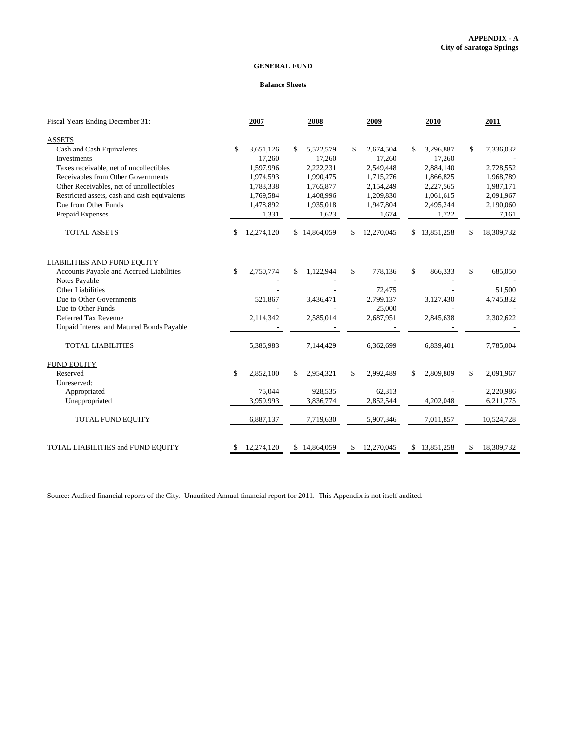**APPENDIX - A**
**City of Saratoga Springs**

## GENERAL FUND

### Balance Sheets

| Fiscal Years Ending December 31: | 2007 | 2008 | 2009 | 2010 | 2011 |
|---|---|---|---|---|---|
| ASSETS | | | | | |
| Cash and Cash Equivalents | $ 3,651,126 | $ 5,522,579 | $ 2,674,504 | $ 3,296,887 | $ 7,336,032 |
| Investments | 17,260 | 17,260 | 17,260 | 17,260 | - |
| Taxes receivable, net of uncollectibles | 1,597,996 | 2,222,231 | 2,549,448 | 2,884,140 | 2,728,552 |
| Receivables from Other Governments | 1,974,593 | 1,990,475 | 1,715,276 | 1,866,825 | 1,968,789 |
| Other Receivables, net of uncollectibles | 1,783,338 | 1,765,877 | 2,154,249 | 2,227,565 | 1,987,171 |
| Restricted assets, cash and cash equivalents | 1,769,584 | 1,408,996 | 1,209,830 | 1,061,615 | 2,091,967 |
| Due from Other Funds | 1,478,892 | 1,935,018 | 1,947,804 | 2,495,244 | 2,190,060 |
| Prepaid Expenses | 1,331 | 1,623 | 1,674 | 1,722 | 7,161 |
| TOTAL ASSETS | $ 12,274,120 | $ 14,864,059 | $ 12,270,045 | $ 13,851,258 | $ 18,309,732 |
| LIABILITIES AND FUND EQUITY | | | | | |
| Accounts Payable and Accrued Liabilities | $ 2,750,774 | $ 1,122,944 | $ 778,136 | $ 866,333 | $ 685,050 |
| Notes Payable | - | - | - | - | - |
| Other Liabilities | - | - | 72,475 | - | 51,500 |
| Due to Other Governments | 521,867 | 3,436,471 | 2,799,137 | 3,127,430 | 4,745,832 |
| Due to Other Funds | - | - | 25,000 | - | - |
| Deferred Tax Revenue | 2,114,342 | 2,585,014 | 2,687,951 | 2,845,638 | 2,302,622 |
| Unpaid Interest and Matured Bonds Payable | - | - | - | - | - |
| TOTAL LIABILITIES | 5,386,983 | 7,144,429 | 6,362,699 | 6,839,401 | 7,785,004 |
| FUND EQUITY | | | | | |
| Reserved | $ 2,852,100 | $ 2,954,321 | $ 2,992,489 | $ 2,809,809 | $ 2,091,967 |
| Unreserved: | | | | | |
| Appropriated | 75,044 | 928,535 | 62,313 | - | 2,220,986 |
| Unappropriated | 3,959,993 | 3,836,774 | 2,852,544 | 4,202,048 | 6,211,775 |
| TOTAL FUND EQUITY | 6,887,137 | 7,719,630 | 5,907,346 | 7,011,857 | 10,524,728 |
| TOTAL LIABILITIES and FUND EQUITY | $ 12,274,120 | $ 14,864,059 | $ 12,270,045 | $ 13,851,258 | $ 18,309,732 |

Source: Audited financial reports of the City. Unaudited Annual financial report for 2011. This Appendix is not itself audited.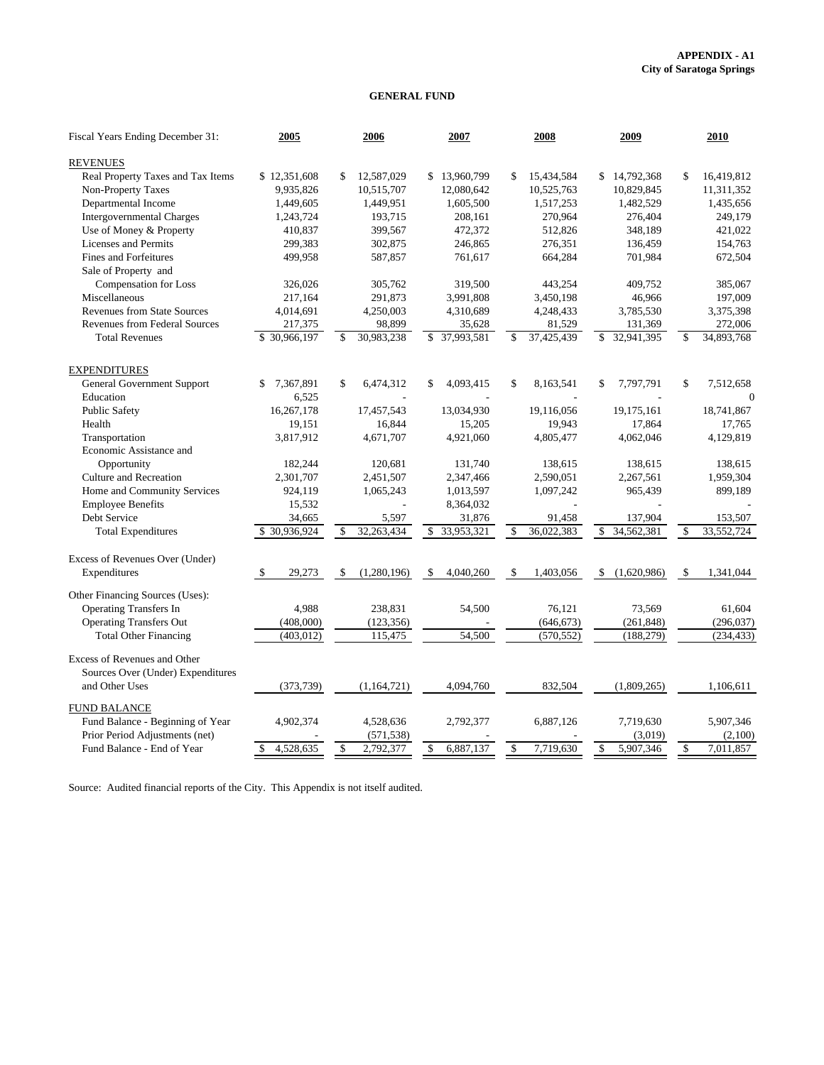**APPENDIX - A1**
**City of Saratoga Springs**

## GENERAL FUND

| Fiscal Years Ending December 31: | 2005 | 2006 | 2007 | 2008 | 2009 | 2010 |
|---|---|---|---|---|---|---|
| REVENUES | | | | | | |
| Real Property Taxes and Tax Items | $ 12,351,608 | $ 12,587,029 | $ 13,960,799 | $ 15,434,584 | $ 14,792,368 | $ 16,419,812 |
| Non-Property Taxes | 9,935,826 | 10,515,707 | 12,080,642 | 10,525,763 | 10,829,845 | 11,311,352 |
| Departmental Income | 1,449,605 | 1,449,951 | 1,605,500 | 1,517,253 | 1,482,529 | 1,435,656 |
| Intergovernmental Charges | 1,243,724 | 193,715 | 208,161 | 270,964 | 276,404 | 249,179 |
| Use of Money & Property | 410,837 | 399,567 | 472,372 | 512,826 | 348,189 | 421,022 |
| Licenses and Permits | 299,383 | 302,875 | 246,865 | 276,351 | 136,459 | 154,763 |
| Fines and Forfeitures | 499,958 | 587,857 | 761,617 | 664,284 | 701,984 | 672,504 |
| Sale of Property and Compensation for Loss | 326,026 | 305,762 | 319,500 | 443,254 | 409,752 | 385,067 |
| Miscellaneous | 217,164 | 291,873 | 3,991,808 | 3,450,198 | 46,966 | 197,009 |
| Revenues from State Sources | 4,014,691 | 4,250,003 | 4,310,689 | 4,248,433 | 3,785,530 | 3,375,398 |
| Revenues from Federal Sources | 217,375 | 98,899 | 35,628 | 81,529 | 131,369 | 272,006 |
| Total Revenues | $ 30,966,197 | $ 30,983,238 | $ 37,993,581 | $ 37,425,439 | $ 32,941,395 | $ 34,893,768 |
| EXPENDITURES | | | | | | |
| General Government Support | $ 7,367,891 | $ 6,474,312 | $ 4,093,415 | $ 8,163,541 | $ 7,797,791 | $ 7,512,658 |
| Education | 6,525 | - | - | - | - | 0 |
| Public Safety | 16,267,178 | 17,457,543 | 13,034,930 | 19,116,056 | 19,175,161 | 18,741,867 |
| Health | 19,151 | 16,844 | 15,205 | 19,943 | 17,864 | 17,765 |
| Transportation | 3,817,912 | 4,671,707 | 4,921,060 | 4,805,477 | 4,062,046 | 4,129,819 |
| Economic Assistance and Opportunity | 182,244 | 120,681 | 131,740 | 138,615 | 138,615 | 138,615 |
| Culture and Recreation | 2,301,707 | 2,451,507 | 2,347,466 | 2,590,051 | 2,267,561 | 1,959,304 |
| Home and Community Services | 924,119 | 1,065,243 | 1,013,597 | 1,097,242 | 965,439 | 899,189 |
| Employee Benefits | 15,532 | - | 8,364,032 | - | - | - |
| Debt Service | 34,665 | 5,597 | 31,876 | 91,458 | 137,904 | 153,507 |
| Total Expenditures | $ 30,936,924 | $ 32,263,434 | $ 33,953,321 | $ 36,022,383 | $ 34,562,381 | $ 33,552,724 |
| Excess of Revenues Over (Under) Expenditures | $ 29,273 | $ (1,280,196) | $ 4,040,260 | $ 1,403,056 | $ (1,620,986) | $ 1,341,044 |
| Other Financing Sources (Uses): | | | | | | |
| Operating Transfers In | 4,988 | 238,831 | 54,500 | 76,121 | 73,569 | 61,604 |
| Operating Transfers Out | (408,000) | (123,356) | - | (646,673) | (261,848) | (296,037) |
| Total Other Financing | (403,012) | 115,475 | 54,500 | (570,552) | (188,279) | (234,433) |
| Excess of Revenues and Other Sources Over (Under) Expenditures and Other Uses | (373,739) | (1,164,721) | 4,094,760 | 832,504 | (1,809,265) | 1,106,611 |
| FUND BALANCE | | | | | | |
| Fund Balance - Beginning of Year | 4,902,374 | 4,528,636 | 2,792,377 | 6,887,126 | 7,719,630 | 5,907,346 |
| Prior Period Adjustments (net) | - | (571,538) | - | - | (3,019) | (2,100) |
| Fund Balance - End of Year | $ 4,528,635 | $ 2,792,377 | $ 6,887,137 | $ 7,719,630 | $ 5,907,346 | $ 7,011,857 |

Source: Audited financial reports of the City. This Appendix is not itself audited.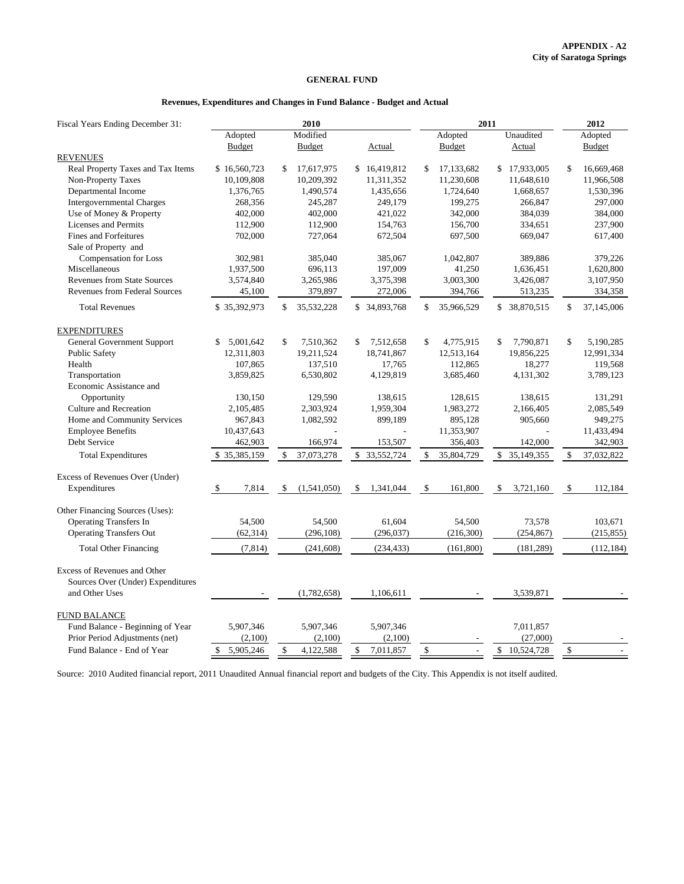**APPENDIX - A2**
**City of Saratoga Springs**

## GENERAL FUND

### Revenues, Expenditures and Changes in Fund Balance - Budget and Actual

| Fiscal Years Ending December 31: | 2010 | | | 2011 | | 2012 |
|---|---|---|---|---|---|---|
| | Adopted Budget | Modified Budget | Actual | Adopted Budget | Unaudited Actual | Adopted Budget |
| **REVENUES** | | | | | | |
| Real Property Taxes and Tax Items | $ 16,560,723 | $ 17,617,975 | $ 16,419,812 | $ 17,133,682 | $ 17,933,005 | $ 16,669,468 |
| Non-Property Taxes | 10,109,808 | 10,209,392 | 11,311,352 | 11,230,608 | 11,648,610 | 11,966,508 |
| Departmental Income | 1,376,765 | 1,490,574 | 1,435,656 | 1,724,640 | 1,668,657 | 1,530,396 |
| Intergovernmental Charges | 268,356 | 245,287 | 249,179 | 199,275 | 266,847 | 297,000 |
| Use of Money & Property | 402,000 | 402,000 | 421,022 | 342,000 | 384,039 | 384,000 |
| Licenses and Permits | 112,900 | 112,900 | 154,763 | 156,700 | 334,651 | 237,900 |
| Fines and Forfeitures | 702,000 | 727,064 | 672,504 | 697,500 | 669,047 | 617,400 |
| Sale of Property and Compensation for Loss | 302,981 | 385,040 | 385,067 | 1,042,807 | 389,886 | 379,226 |
| Miscellaneous | 1,937,500 | 696,113 | 197,009 | 41,250 | 1,636,451 | 1,620,800 |
| Revenues from State Sources | 3,574,840 | 3,265,986 | 3,375,398 | 3,003,300 | 3,426,087 | 3,107,950 |
| Revenues from Federal Sources | 45,100 | 379,897 | 272,006 | 394,766 | 513,235 | 334,358 |
| Total Revenues | $ 35,392,973 | $ 35,532,228 | $ 34,893,768 | $ 35,966,529 | $ 38,870,515 | $ 37,145,006 |
| **EXPENDITURES** | | | | | | |
| General Government Support | $ 5,001,642 | $ 7,510,362 | $ 7,512,658 | $ 4,775,915 | $ 7,790,871 | $ 5,190,285 |
| Public Safety | 12,311,803 | 19,211,524 | 18,741,867 | 12,513,164 | 19,856,225 | 12,991,334 |
| Health | 107,865 | 137,510 | 17,765 | 112,865 | 18,277 | 119,568 |
| Transportation | 3,859,825 | 6,530,802 | 4,129,819 | 3,685,460 | 4,131,302 | 3,789,123 |
| Economic Assistance and Opportunity | 130,150 | 129,590 | 138,615 | 128,615 | 138,615 | 131,291 |
| Culture and Recreation | 2,105,485 | 2,303,924 | 1,959,304 | 1,983,272 | 2,166,405 | 2,085,549 |
| Home and Community Services | 967,843 | 1,082,592 | 899,189 | 895,128 | 905,660 | 949,275 |
| Employee Benefits | 10,437,643 | - | - | 11,353,907 | - | 11,433,494 |
| Debt Service | 462,903 | 166,974 | 153,507 | 356,403 | 142,000 | 342,903 |
| Total Expenditures | $ 35,385,159 | $ 37,073,278 | $ 33,552,724 | $ 35,804,729 | $ 35,149,355 | $ 37,032,822 |
| Excess of Revenues Over (Under) Expenditures | $ 7,814 | $ (1,541,050) | $ 1,341,044 | $ 161,800 | $ 3,721,160 | $ 112,184 |
| Other Financing Sources (Uses): | | | | | | |
| Operating Transfers In | 54,500 | 54,500 | 61,604 | 54,500 | 73,578 | 103,671 |
| Operating Transfers Out | (62,314) | (296,108) | (296,037) | (216,300) | (254,867) | (215,855) |
| Total Other Financing | (7,814) | (241,608) | (234,433) | (161,800) | (181,289) | (112,184) |
| Excess of Revenues and Other Sources Over (Under) Expenditures and Other Uses | - | (1,782,658) | 1,106,611 | - | 3,539,871 | - |
| **FUND BALANCE** | | | | | | |
| Fund Balance - Beginning of Year | 5,907,346 | 5,907,346 | 5,907,346 | | 7,011,857 | |
| Prior Period Adjustments (net) | (2,100) | (2,100) | (2,100) | - | (27,000) | - |
| Fund Balance - End of Year | $ 5,905,246 | $ 4,122,588 | $ 7,011,857 | $ - | $ 10,524,728 | $ - |

Source: 2010 Audited financial report, 2011 Unaudited Annual financial report and budgets of the City. This Appendix is not itself audited.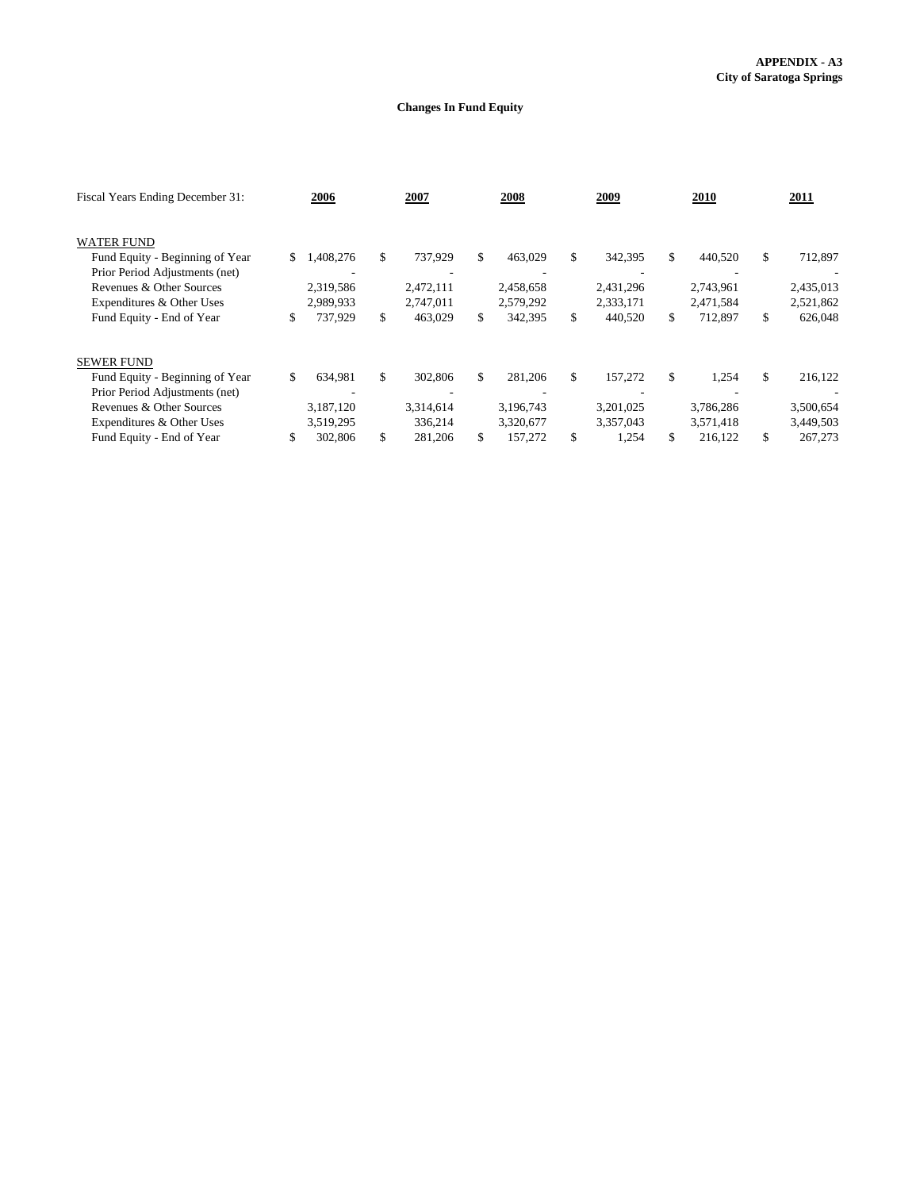**APPENDIX - A3**
**City of Saratoga Springs**

## Changes In Fund Equity

| Fiscal Years Ending December 31: | 2006 | 2007 | 2008 | 2009 | 2010 | 2011 |
|---|---|---|---|---|---|---|
| WATER FUND | | | | | | |
| Fund Equity - Beginning of Year | $ 1,408,276 | $ 737,929 | $ 463,029 | $ 342,395 | $ 440,520 | $ 712,897 |
| Prior Period Adjustments (net) | - | - | - | - | - | - |
| Revenues & Other Sources | 2,319,586 | 2,472,111 | 2,458,658 | 2,431,296 | 2,743,961 | 2,435,013 |
| Expenditures & Other Uses | 2,989,933 | 2,747,011 | 2,579,292 | 2,333,171 | 2,471,584 | 2,521,862 |
| Fund Equity - End of Year | $ 737,929 | $ 463,029 | $ 342,395 | $ 440,520 | $ 712,897 | $ 626,048 |
| | | | | | | |
| SEWER FUND | | | | | | |
| Fund Equity - Beginning of Year | $ 634,981 | $ 302,806 | $ 281,206 | $ 157,272 | $ 1,254 | $ 216,122 |
| Prior Period Adjustments (net) | - | - | - | - | - | - |
| Revenues & Other Sources | 3,187,120 | 3,314,614 | 3,196,743 | 3,201,025 | 3,786,286 | 3,500,654 |
| Expenditures & Other Uses | 3,519,295 | 336,214 | 3,320,677 | 3,357,043 | 3,571,418 | 3,449,503 |
| Fund Equity - End of Year | $ 302,806 | $ 281,206 | $ 157,272 | $ 1,254 | $ 216,122 | $ 267,273 |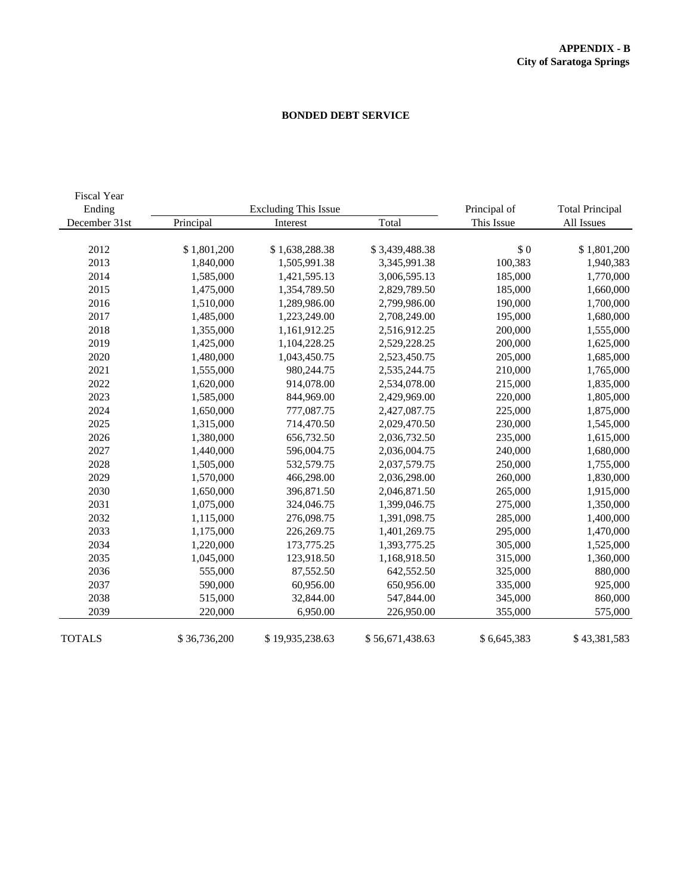**APPENDIX - B**
**City of Saratoga Springs**

## BONDED DEBT SERVICE

| Fiscal Year Ending December 31st | Excluding This Issue Principal | Interest | Total | Principal of This Issue | Total Principal All Issues |
|---|---|---|---|---|---|
| 2012 | $ 1,801,200 | $ 1,638,288.38 | $ 3,439,488.38 | $ 0 | $ 1,801,200 |
| 2013 | 1,840,000 | 1,505,991.38 | 3,345,991.38 | 100,383 | 1,940,383 |
| 2014 | 1,585,000 | 1,421,595.13 | 3,006,595.13 | 185,000 | 1,770,000 |
| 2015 | 1,475,000 | 1,354,789.50 | 2,829,789.50 | 185,000 | 1,660,000 |
| 2016 | 1,510,000 | 1,289,986.00 | 2,799,986.00 | 190,000 | 1,700,000 |
| 2017 | 1,485,000 | 1,223,249.00 | 2,708,249.00 | 195,000 | 1,680,000 |
| 2018 | 1,355,000 | 1,161,912.25 | 2,516,912.25 | 200,000 | 1,555,000 |
| 2019 | 1,425,000 | 1,104,228.25 | 2,529,228.25 | 200,000 | 1,625,000 |
| 2020 | 1,480,000 | 1,043,450.75 | 2,523,450.75 | 205,000 | 1,685,000 |
| 2021 | 1,555,000 | 980,244.75 | 2,535,244.75 | 210,000 | 1,765,000 |
| 2022 | 1,620,000 | 914,078.00 | 2,534,078.00 | 215,000 | 1,835,000 |
| 2023 | 1,585,000 | 844,969.00 | 2,429,969.00 | 220,000 | 1,805,000 |
| 2024 | 1,650,000 | 777,087.75 | 2,427,087.75 | 225,000 | 1,875,000 |
| 2025 | 1,315,000 | 714,470.50 | 2,029,470.50 | 230,000 | 1,545,000 |
| 2026 | 1,380,000 | 656,732.50 | 2,036,732.50 | 235,000 | 1,615,000 |
| 2027 | 1,440,000 | 596,004.75 | 2,036,004.75 | 240,000 | 1,680,000 |
| 2028 | 1,505,000 | 532,579.75 | 2,037,579.75 | 250,000 | 1,755,000 |
| 2029 | 1,570,000 | 466,298.00 | 2,036,298.00 | 260,000 | 1,830,000 |
| 2030 | 1,650,000 | 396,871.50 | 2,046,871.50 | 265,000 | 1,915,000 |
| 2031 | 1,075,000 | 324,046.75 | 1,399,046.75 | 275,000 | 1,350,000 |
| 2032 | 1,115,000 | 276,098.75 | 1,391,098.75 | 285,000 | 1,400,000 |
| 2033 | 1,175,000 | 226,269.75 | 1,401,269.75 | 295,000 | 1,470,000 |
| 2034 | 1,220,000 | 173,775.25 | 1,393,775.25 | 305,000 | 1,525,000 |
| 2035 | 1,045,000 | 123,918.50 | 1,168,918.50 | 315,000 | 1,360,000 |
| 2036 | 555,000 | 87,552.50 | 642,552.50 | 325,000 | 880,000 |
| 2037 | 590,000 | 60,956.00 | 650,956.00 | 335,000 | 925,000 |
| 2038 | 515,000 | 32,844.00 | 547,844.00 | 345,000 | 860,000 |
| 2039 | 220,000 | 6,950.00 | 226,950.00 | 355,000 | 575,000 |
| TOTALS | $ 36,736,200 | $ 19,935,238.63 | $ 56,671,438.63 | $ 6,645,383 | $ 43,381,583 |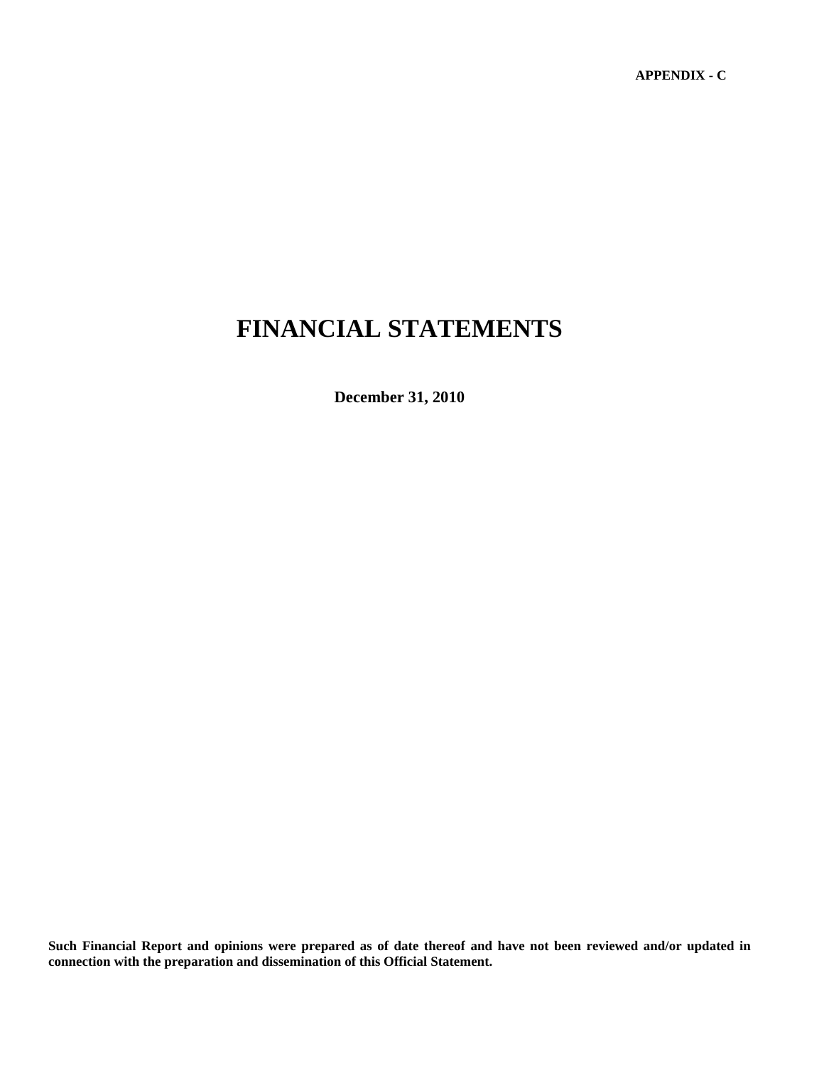**APPENDIX - C**

# FINANCIAL STATEMENTS

**December 31, 2010**

**Such Financial Report and opinions were prepared as of date thereof and have not been reviewed and/or updated in connection with the preparation and dissemination of this Official Statement.**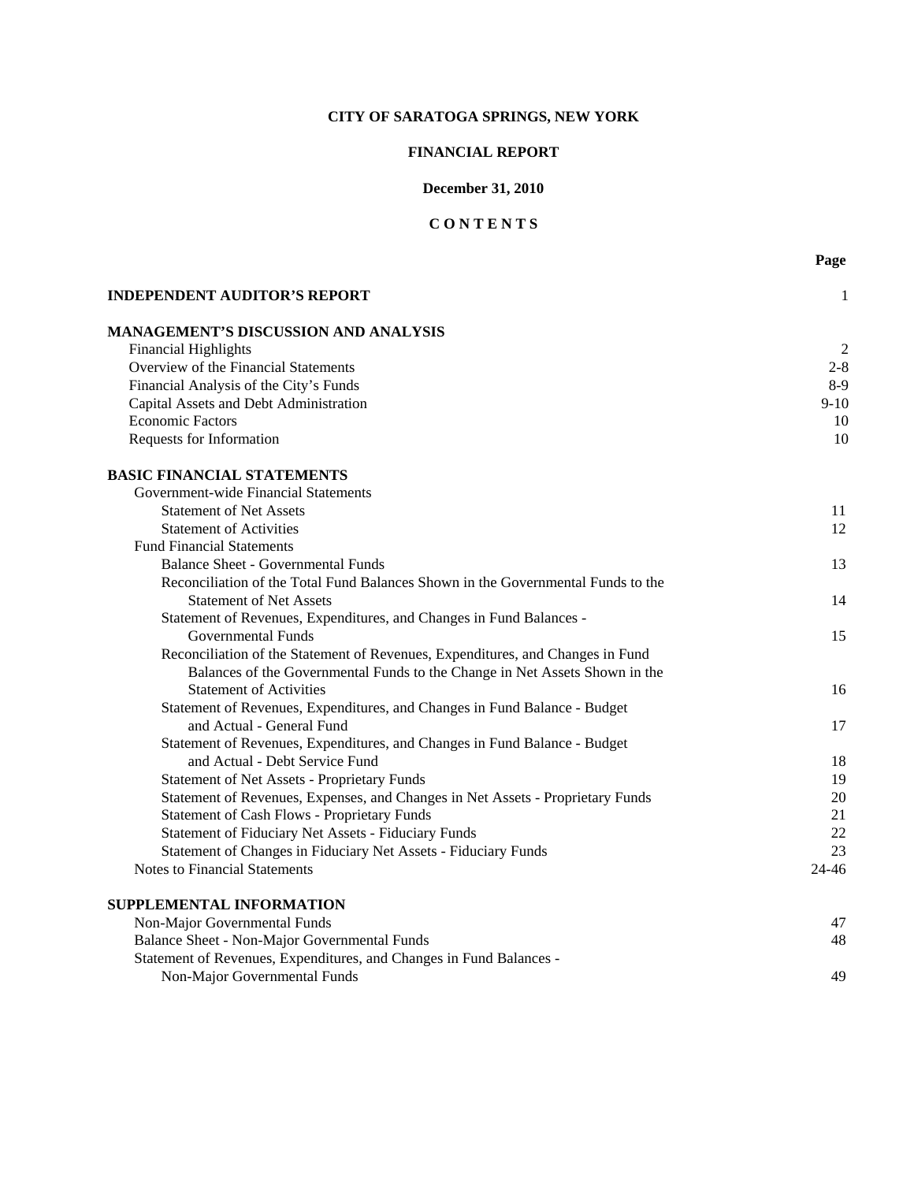# CITY OF SARATOGA SPRINGS, NEW YORK

## FINANCIAL REPORT

### December 31, 2010

### C O N T E N T S

| | Page |
|---|---|
| **INDEPENDENT AUDITOR'S REPORT** | 1 |
| **MANAGEMENT'S DISCUSSION AND ANALYSIS** | |
| Financial Highlights | 2 |
| Overview of the Financial Statements | 2-8 |
| Financial Analysis of the City's Funds | 8-9 |
| Capital Assets and Debt Administration | 9-10 |
| Economic Factors | 10 |
| Requests for Information | 10 |
| **BASIC FINANCIAL STATEMENTS** | |
| Government-wide Financial Statements | |
| Statement of Net Assets | 11 |
| Statement of Activities | 12 |
| Fund Financial Statements | |
| Balance Sheet - Governmental Funds | 13 |
| Reconciliation of the Total Fund Balances Shown in the Governmental Funds to the Statement of Net Assets | 14 |
| Statement of Revenues, Expenditures, and Changes in Fund Balances - Governmental Funds | 15 |
| Reconciliation of the Statement of Revenues, Expenditures, and Changes in Fund Balances of the Governmental Funds to the Change in Net Assets Shown in the Statement of Activities | 16 |
| Statement of Revenues, Expenditures, and Changes in Fund Balance - Budget and Actual - General Fund | 17 |
| Statement of Revenues, Expenditures, and Changes in Fund Balance - Budget and Actual - Debt Service Fund | 18 |
| Statement of Net Assets - Proprietary Funds | 19 |
| Statement of Revenues, Expenses, and Changes in Net Assets - Proprietary Funds | 20 |
| Statement of Cash Flows - Proprietary Funds | 21 |
| Statement of Fiduciary Net Assets - Fiduciary Funds | 22 |
| Statement of Changes in Fiduciary Net Assets - Fiduciary Funds | 23 |
| Notes to Financial Statements | 24-46 |
| **SUPPLEMENTAL INFORMATION** | |
| Non-Major Governmental Funds | 47 |
| Balance Sheet - Non-Major Governmental Funds | 48 |
| Statement of Revenues, Expenditures, and Changes in Fund Balances - Non-Major Governmental Funds | 49 |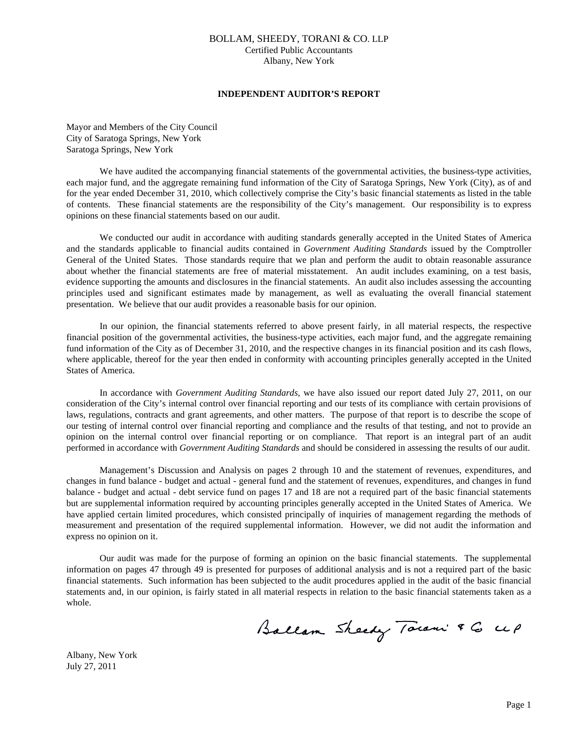BOLLAM, SHEEDY, TORANI & CO. LLP
Certified Public Accountants
Albany, New York

# INDEPENDENT AUDITOR'S REPORT

Mayor and Members of the City Council
City of Saratoga Springs, New York
Saratoga Springs, New York

We have audited the accompanying financial statements of the governmental activities, the business-type activities, each major fund, and the aggregate remaining fund information of the City of Saratoga Springs, New York (City), as of and for the year ended December 31, 2010, which collectively comprise the City's basic financial statements as listed in the table of contents. These financial statements are the responsibility of the City's management. Our responsibility is to express opinions on these financial statements based on our audit.

We conducted our audit in accordance with auditing standards generally accepted in the United States of America and the standards applicable to financial audits contained in *Government Auditing Standards* issued by the Comptroller General of the United States. Those standards require that we plan and perform the audit to obtain reasonable assurance about whether the financial statements are free of material misstatement. An audit includes examining, on a test basis, evidence supporting the amounts and disclosures in the financial statements. An audit also includes assessing the accounting principles used and significant estimates made by management, as well as evaluating the overall financial statement presentation. We believe that our audit provides a reasonable basis for our opinion.

In our opinion, the financial statements referred to above present fairly, in all material respects, the respective financial position of the governmental activities, the business-type activities, each major fund, and the aggregate remaining fund information of the City as of December 31, 2010, and the respective changes in its financial position and its cash flows, where applicable, thereof for the year then ended in conformity with accounting principles generally accepted in the United States of America.

In accordance with *Government Auditing Standards*, we have also issued our report dated July 27, 2011, on our consideration of the City's internal control over financial reporting and our tests of its compliance with certain provisions of laws, regulations, contracts and grant agreements, and other matters. The purpose of that report is to describe the scope of our testing of internal control over financial reporting and compliance and the results of that testing, and not to provide an opinion on the internal control over financial reporting or on compliance. That report is an integral part of an audit performed in accordance with *Government Auditing Standards* and should be considered in assessing the results of our audit.

Management's Discussion and Analysis on pages 2 through 10 and the statement of revenues, expenditures, and changes in fund balance - budget and actual - general fund and the statement of revenues, expenditures, and changes in fund balance - budget and actual - debt service fund on pages 17 and 18 are not a required part of the basic financial statements but are supplemental information required by accounting principles generally accepted in the United States of America. We have applied certain limited procedures, which consisted principally of inquiries of management regarding the methods of measurement and presentation of the required supplemental information. However, we did not audit the information and express no opinion on it.

Our audit was made for the purpose of forming an opinion on the basic financial statements. The supplemental information on pages 47 through 49 is presented for purposes of additional analysis and is not a required part of the basic financial statements. Such information has been subjected to the audit procedures applied in the audit of the basic financial statements and, in our opinion, is fairly stated in all material respects in relation to the basic financial statements taken as a whole.

Bollam Sheedy Torani & Co LLP

Albany, New York
July 27, 2011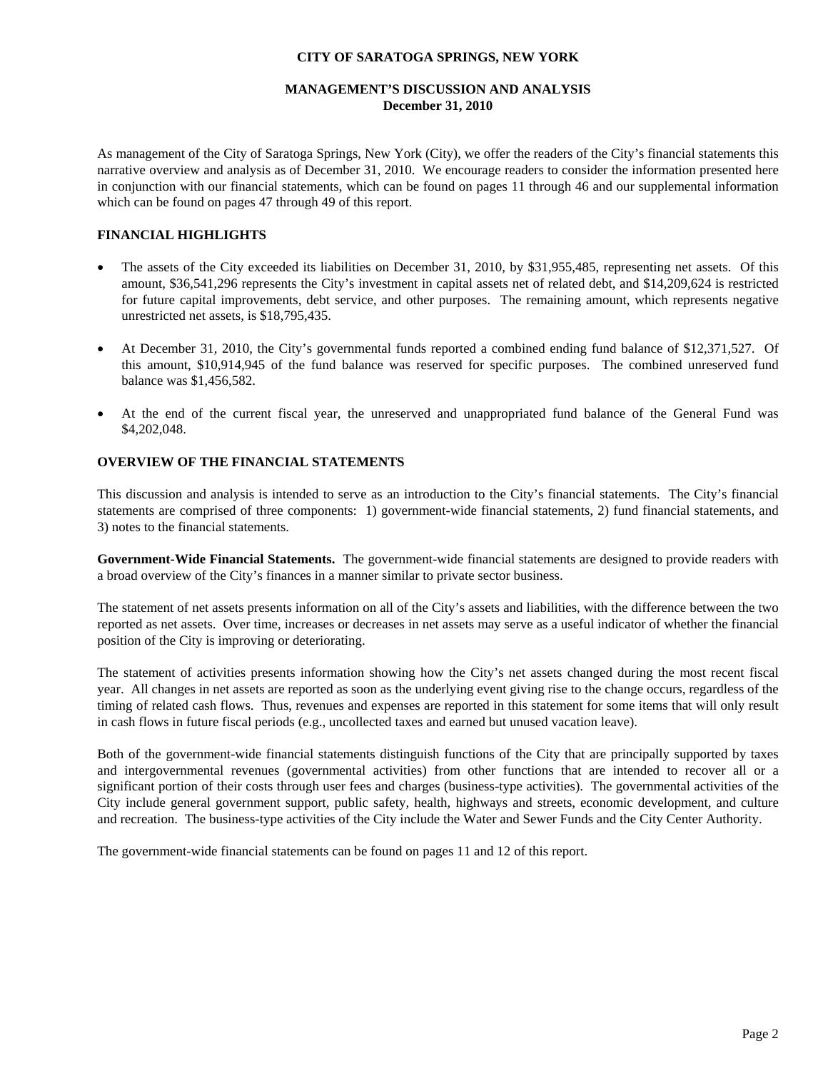# CITY OF SARATOGA SPRINGS, NEW YORK

## MANAGEMENT'S DISCUSSION AND ANALYSIS
### December 31, 2010

As management of the City of Saratoga Springs, New York (City), we offer the readers of the City's financial statements this narrative overview and analysis as of December 31, 2010. We encourage readers to consider the information presented here in conjunction with our financial statements, which can be found on pages 11 through 46 and our supplemental information which can be found on pages 47 through 49 of this report.

**FINANCIAL HIGHLIGHTS**

- The assets of the City exceeded its liabilities on December 31, 2010, by $31,955,485, representing net assets. Of this amount, $36,541,296 represents the City's investment in capital assets net of related debt, and $14,209,624 is restricted for future capital improvements, debt service, and other purposes. The remaining amount, which represents negative unrestricted net assets, is $18,795,435.
- At December 31, 2010, the City's governmental funds reported a combined ending fund balance of $12,371,527. Of this amount, $10,914,945 of the fund balance was reserved for specific purposes. The combined unreserved fund balance was $1,456,582.
- At the end of the current fiscal year, the unreserved and unappropriated fund balance of the General Fund was $4,202,048.

**OVERVIEW OF THE FINANCIAL STATEMENTS**

This discussion and analysis is intended to serve as an introduction to the City's financial statements. The City's financial statements are comprised of three components: 1) government-wide financial statements, 2) fund financial statements, and 3) notes to the financial statements.

**Government-Wide Financial Statements.** The government-wide financial statements are designed to provide readers with a broad overview of the City's finances in a manner similar to private sector business.

The statement of net assets presents information on all of the City's assets and liabilities, with the difference between the two reported as net assets. Over time, increases or decreases in net assets may serve as a useful indicator of whether the financial position of the City is improving or deteriorating.

The statement of activities presents information showing how the City's net assets changed during the most recent fiscal year. All changes in net assets are reported as soon as the underlying event giving rise to the change occurs, regardless of the timing of related cash flows. Thus, revenues and expenses are reported in this statement for some items that will only result in cash flows in future fiscal periods (e.g., uncollected taxes and earned but unused vacation leave).

Both of the government-wide financial statements distinguish functions of the City that are principally supported by taxes and intergovernmental revenues (governmental activities) from other functions that are intended to recover all or a significant portion of their costs through user fees and charges (business-type activities). The governmental activities of the City include general government support, public safety, health, highways and streets, economic development, and culture and recreation. The business-type activities of the City include the Water and Sewer Funds and the City Center Authority.

The government-wide financial statements can be found on pages 11 and 12 of this report.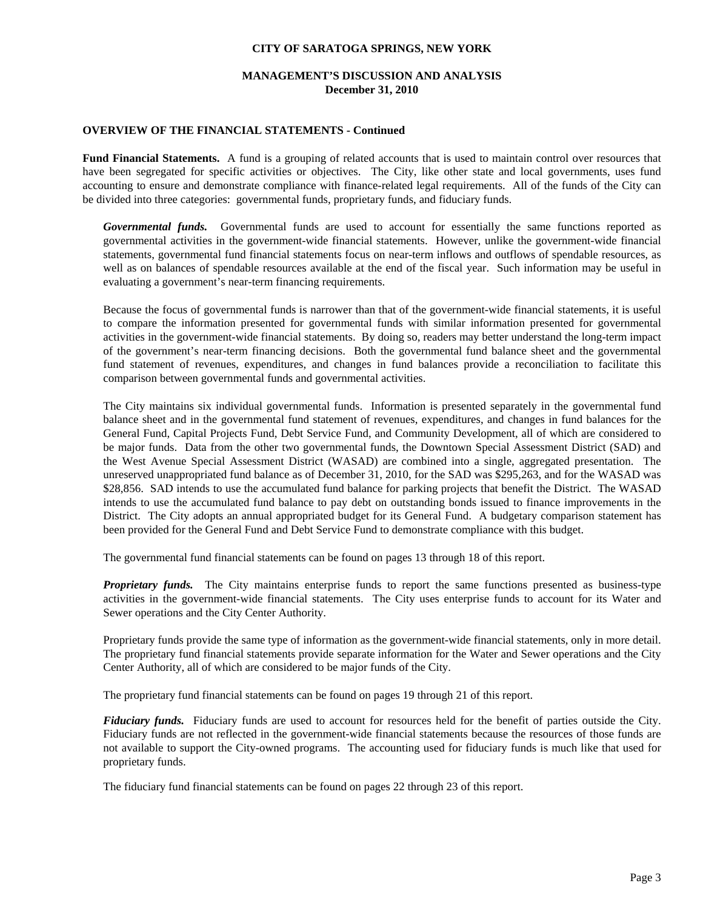## OVERVIEW OF THE FINANCIAL STATEMENTS - Continued

**Fund Financial Statements.** A fund is a grouping of related accounts that is used to maintain control over resources that have been segregated for specific activities or objectives. The City, like other state and local governments, uses fund accounting to ensure and demonstrate compliance with finance-related legal requirements. All of the funds of the City can be divided into three categories: governmental funds, proprietary funds, and fiduciary funds.

***Governmental funds.*** Governmental funds are used to account for essentially the same functions reported as governmental activities in the government-wide financial statements. However, unlike the government-wide financial statements, governmental fund financial statements focus on near-term inflows and outflows of spendable resources, as well as on balances of spendable resources available at the end of the fiscal year. Such information may be useful in evaluating a government's near-term financing requirements.

Because the focus of governmental funds is narrower than that of the government-wide financial statements, it is useful to compare the information presented for governmental funds with similar information presented for governmental activities in the government-wide financial statements. By doing so, readers may better understand the long-term impact of the government's near-term financing decisions. Both the governmental fund balance sheet and the governmental fund statement of revenues, expenditures, and changes in fund balances provide a reconciliation to facilitate this comparison between governmental funds and governmental activities.

The City maintains six individual governmental funds. Information is presented separately in the governmental fund balance sheet and in the governmental fund statement of revenues, expenditures, and changes in fund balances for the General Fund, Capital Projects Fund, Debt Service Fund, and Community Development, all of which are considered to be major funds. Data from the other two governmental funds, the Downtown Special Assessment District (SAD) and the West Avenue Special Assessment District (WASAD) are combined into a single, aggregated presentation. The unreserved unappropriated fund balance as of December 31, 2010, for the SAD was $295,263, and for the WASAD was $28,856. SAD intends to use the accumulated fund balance for parking projects that benefit the District. The WASAD intends to use the accumulated fund balance to pay debt on outstanding bonds issued to finance improvements in the District. The City adopts an annual appropriated budget for its General Fund. A budgetary comparison statement has been provided for the General Fund and Debt Service Fund to demonstrate compliance with this budget.

The governmental fund financial statements can be found on pages 13 through 18 of this report.

***Proprietary funds.*** The City maintains enterprise funds to report the same functions presented as business-type activities in the government-wide financial statements. The City uses enterprise funds to account for its Water and Sewer operations and the City Center Authority.

Proprietary funds provide the same type of information as the government-wide financial statements, only in more detail. The proprietary fund financial statements provide separate information for the Water and Sewer operations and the City Center Authority, all of which are considered to be major funds of the City.

The proprietary fund financial statements can be found on pages 19 through 21 of this report.

***Fiduciary funds.*** Fiduciary funds are used to account for resources held for the benefit of parties outside the City. Fiduciary funds are not reflected in the government-wide financial statements because the resources of those funds are not available to support the City-owned programs. The accounting used for fiduciary funds is much like that used for proprietary funds.

The fiduciary fund financial statements can be found on pages 22 through 23 of this report.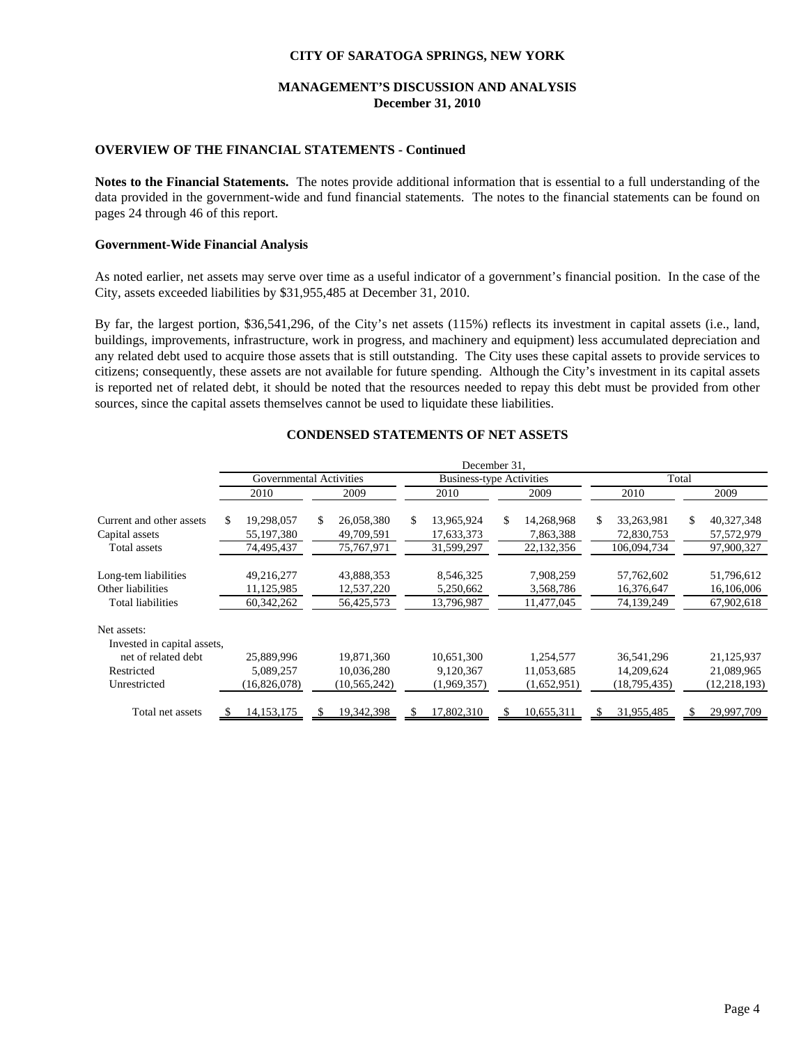CITY OF SARATOGA SPRINGS, NEW YORK

MANAGEMENT'S DISCUSSION AND ANALYSIS
December 31, 2010

### OVERVIEW OF THE FINANCIAL STATEMENTS - Continued

**Notes to the Financial Statements.** The notes provide additional information that is essential to a full understanding of the data provided in the government-wide and fund financial statements. The notes to the financial statements can be found on pages 24 through 46 of this report.

### Government-Wide Financial Analysis

As noted earlier, net assets may serve over time as a useful indicator of a government's financial position. In the case of the City, assets exceeded liabilities by $31,955,485 at December 31, 2010.

By far, the largest portion, $36,541,296, of the City's net assets (115%) reflects its investment in capital assets (i.e., land, buildings, improvements, infrastructure, work in progress, and machinery and equipment) less accumulated depreciation and any related debt used to acquire those assets that is still outstanding. The City uses these capital assets to provide services to citizens; consequently, these assets are not available for future spending. Although the City's investment in its capital assets is reported net of related debt, it should be noted that the resources needed to repay this debt must be provided from other sources, since the capital assets themselves cannot be used to liquidate these liabilities.

**CONDENSED STATEMENTS OF NET ASSETS**

| | December 31, | | | | | |
|---|---|---|---|---|---|---|
| | Governmental Activities | | Business-type Activities | | Total | |
| | 2010 | 2009 | 2010 | 2009 | 2010 | 2009 |
| Current and other assets | $ 19,298,057 | $ 26,058,380 | $ 13,965,924 | $ 14,268,968 | $ 33,263,981 | $ 40,327,348 |
| Capital assets | 55,197,380 | 49,709,591 | 17,633,373 | 7,863,388 | 72,830,753 | 57,572,979 |
| Total assets | 74,495,437 | 75,767,971 | 31,599,297 | 22,132,356 | 106,094,734 | 97,900,327 |
| Long-tem liabilities | 49,216,277 | 43,888,353 | 8,546,325 | 7,908,259 | 57,762,602 | 51,796,612 |
| Other liabilities | 11,125,985 | 12,537,220 | 5,250,662 | 3,568,786 | 16,376,647 | 16,106,006 |
| Total liabilities | 60,342,262 | 56,425,573 | 13,796,987 | 11,477,045 | 74,139,249 | 67,902,618 |
| Net assets: | | | | | | |
| Invested in capital assets, net of related debt | 25,889,996 | 19,871,360 | 10,651,300 | 1,254,577 | 36,541,296 | 21,125,937 |
| Restricted | 5,089,257 | 10,036,280 | 9,120,367 | 11,053,685 | 14,209,624 | 21,089,965 |
| Unrestricted | (16,826,078) | (10,565,242) | (1,969,357) | (1,652,951) | (18,795,435) | (12,218,193) |
| Total net assets | $ 14,153,175 | $ 19,342,398 | $ 17,802,310 | $ 10,655,311 | $ 31,955,485 | $ 29,997,709 |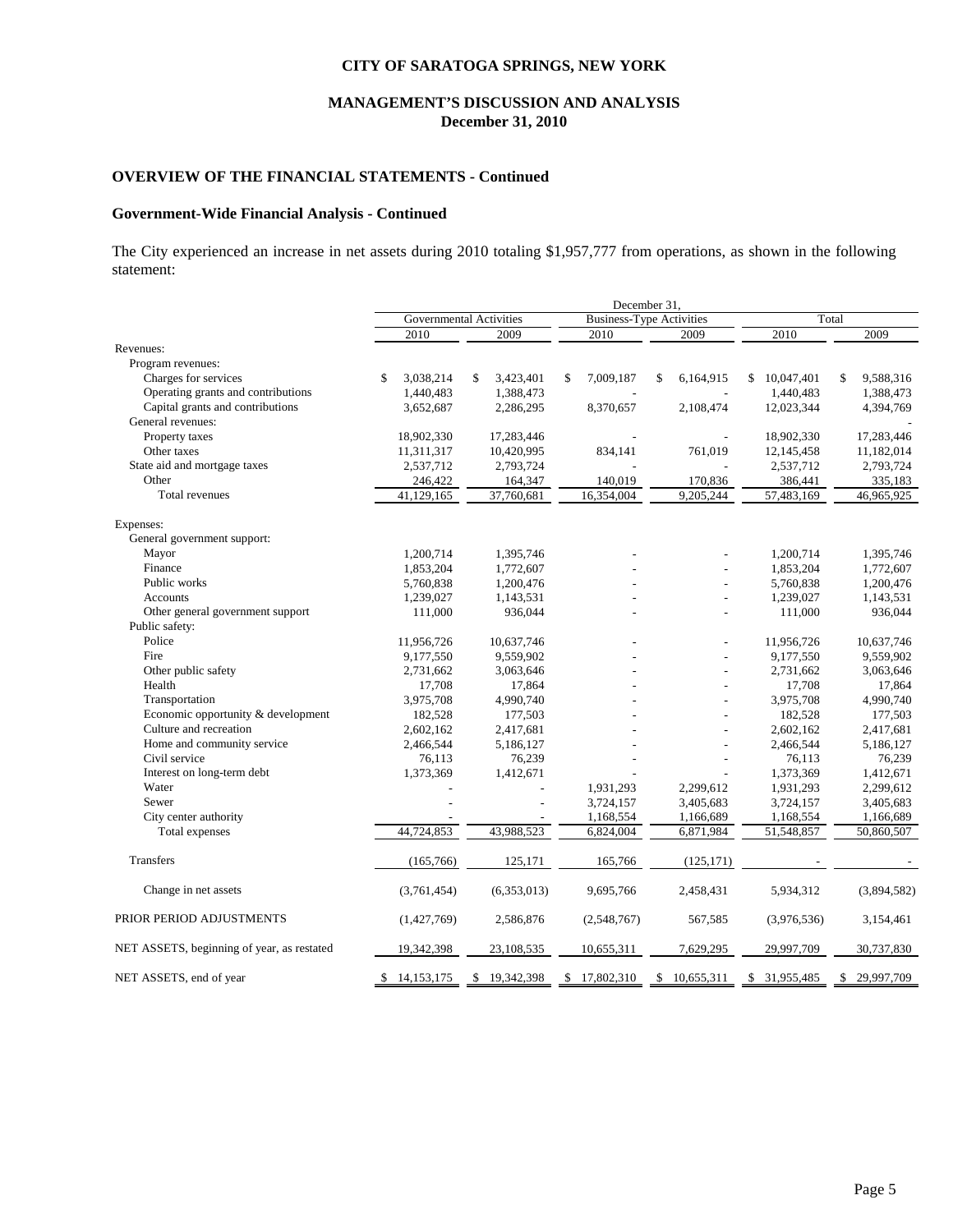# CITY OF SARATOGA SPRINGS, NEW YORK

## MANAGEMENT'S DISCUSSION AND ANALYSIS
## December 31, 2010

### OVERVIEW OF THE FINANCIAL STATEMENTS - Continued

### Government-Wide Financial Analysis - Continued

The City experienced an increase in net assets during 2010 totaling $1,957,777 from operations, as shown in the following statement:

| | December 31, | | | | | |
|---|---|---|---|---|---|---|
| | Governmental Activities | | Business-Type Activities | | Total | |
| | 2010 | 2009 | 2010 | 2009 | 2010 | 2009 |
| Revenues: | | | | | | |
| Program revenues: | | | | | | |
| Charges for services | $ 3,038,214 | $ 3,423,401 | $ 7,009,187 | $ 6,164,915 | $ 10,047,401 | $ 9,588,316 |
| Operating grants and contributions | 1,440,483 | 1,388,473 | - | - | 1,440,483 | 1,388,473 |
| Capital grants and contributions | 3,652,687 | 2,286,295 | 8,370,657 | 2,108,474 | 12,023,344 | 4,394,769 |
| General revenues: | | | | | | - |
| Property taxes | 18,902,330 | 17,283,446 | - | - | 18,902,330 | 17,283,446 |
| Other taxes | 11,311,317 | 10,420,995 | 834,141 | 761,019 | 12,145,458 | 11,182,014 |
| State aid and mortgage taxes | 2,537,712 | 2,793,724 | - | - | 2,537,712 | 2,793,724 |
| Other | 246,422 | 164,347 | 140,019 | 170,836 | 386,441 | 335,183 |
| Total revenues | 41,129,165 | 37,760,681 | 16,354,004 | 9,205,244 | 57,483,169 | 46,965,925 |
| Expenses: | | | | | | |
| General government support: | | | | | | |
| Mayor | 1,200,714 | 1,395,746 | - | - | 1,200,714 | 1,395,746 |
| Finance | 1,853,204 | 1,772,607 | - | - | 1,853,204 | 1,772,607 |
| Public works | 5,760,838 | 1,200,476 | - | - | 5,760,838 | 1,200,476 |
| Accounts | 1,239,027 | 1,143,531 | - | - | 1,239,027 | 1,143,531 |
| Other general government support | 111,000 | 936,044 | - | - | 111,000 | 936,044 |
| Public safety: | | | | | | |
| Police | 11,956,726 | 10,637,746 | - | - | 11,956,726 | 10,637,746 |
| Fire | 9,177,550 | 9,559,902 | - | - | 9,177,550 | 9,559,902 |
| Other public safety | 2,731,662 | 3,063,646 | - | - | 2,731,662 | 3,063,646 |
| Health | 17,708 | 17,864 | - | - | 17,708 | 17,864 |
| Transportation | 3,975,708 | 4,990,740 | - | - | 3,975,708 | 4,990,740 |
| Economic opportunity & development | 182,528 | 177,503 | - | - | 182,528 | 177,503 |
| Culture and recreation | 2,602,162 | 2,417,681 | - | - | 2,602,162 | 2,417,681 |
| Home and community service | 2,466,544 | 5,186,127 | - | - | 2,466,544 | 5,186,127 |
| Civil service | 76,113 | 76,239 | - | - | 76,113 | 76,239 |
| Interest on long-term debt | 1,373,369 | 1,412,671 | - | - | 1,373,369 | 1,412,671 |
| Water | - | - | 1,931,293 | 2,299,612 | 1,931,293 | 2,299,612 |
| Sewer | - | - | 3,724,157 | 3,405,683 | 3,724,157 | 3,405,683 |
| City center authority | - | - | 1,168,554 | 1,166,689 | 1,168,554 | 1,166,689 |
| Total expenses | 44,724,853 | 43,988,523 | 6,824,004 | 6,871,984 | 51,548,857 | 50,860,507 |
| Transfers | (165,766) | 125,171 | 165,766 | (125,171) | - | - |
| Change in net assets | (3,761,454) | (6,353,013) | 9,695,766 | 2,458,431 | 5,934,312 | (3,894,582) |
| PRIOR PERIOD ADJUSTMENTS | (1,427,769) | 2,586,876 | (2,548,767) | 567,585 | (3,976,536) | 3,154,461 |
| NET ASSETS, beginning of year, as restated | 19,342,398 | 23,108,535 | 10,655,311 | 7,629,295 | 29,997,709 | 30,737,830 |
| NET ASSETS, end of year | $ 14,153,175 | $ 19,342,398 | $ 17,802,310 | $ 10,655,311 | $ 31,955,485 | $ 29,997,709 |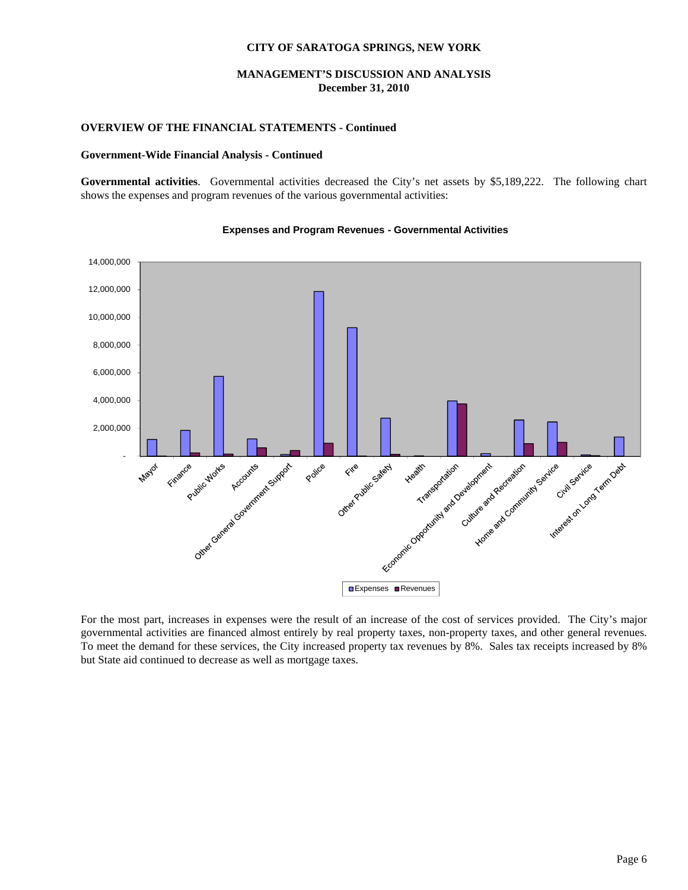CITY OF SARATOGA SPRINGS, NEW YORK

MANAGEMENT'S DISCUSSION AND ANALYSIS
December 31, 2010

## OVERVIEW OF THE FINANCIAL STATEMENTS - Continued

### Government-Wide Financial Analysis - Continued

**Governmental activities**. Governmental activities decreased the City's net assets by $5,189,222. The following chart shows the expenses and program revenues of the various governmental activities:

**Expenses and Program Revenues - Governmental Activities**

For the most part, increases in expenses were the result of an increase of the cost of services provided. The City's major governmental activities are financed almost entirely by real property taxes, non-property taxes, and other general revenues. To meet the demand for these services, the City increased property tax revenues by 8%. Sales tax receipts increased by 8% but State aid continued to decrease as well as mortgage taxes.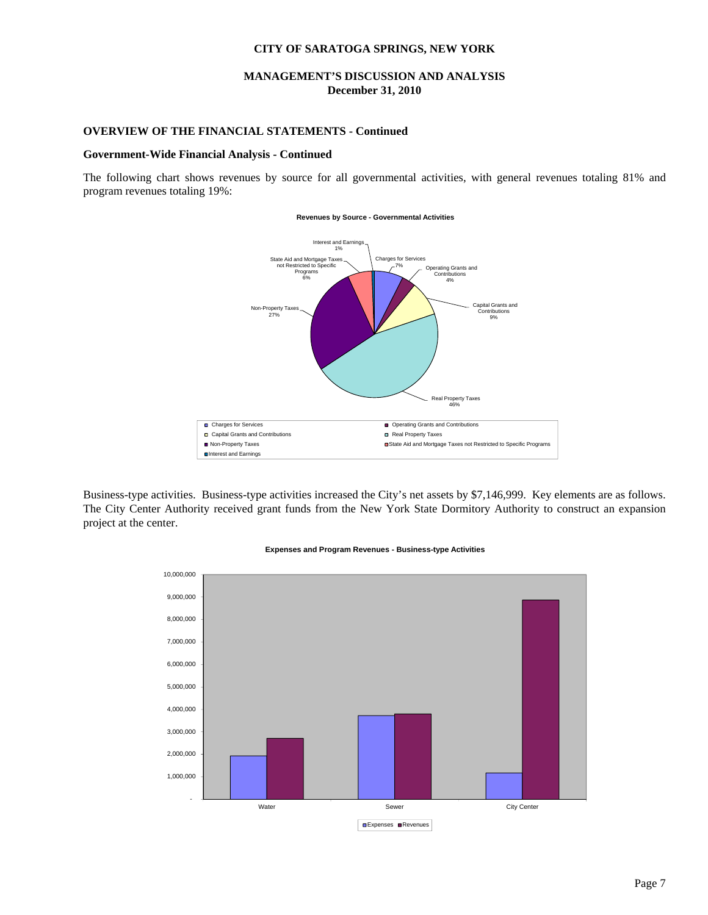# CITY OF SARATOGA SPRINGS, NEW YORK

## MANAGEMENT'S DISCUSSION AND ANALYSIS
**December 31, 2010**

### OVERVIEW OF THE FINANCIAL STATEMENTS - Continued

#### Government-Wide Financial Analysis - Continued

The following chart shows revenues by source for all governmental activities, with general revenues totaling 81% and program revenues totaling 19%:

**Revenues by Source - Governmental Activities**

| Source | Percentage |
|---|---|
| Charges for Services | 7% |
| Operating Grants and Contributions | 4% |
| Capital Grants and Contributions | 9% |
| Real Property Taxes | 46% |
| Non-Property Taxes | 27% |
| State Aid and Mortgage Taxes not Restricted to Specific Programs | 6% |
| Interest and Earnings | 1% |

Business-type activities. Business-type activities increased the City's net assets by $7,146,999. Key elements are as follows. The City Center Authority received grant funds from the New York State Dormitory Authority to construct an expansion project at the center.

**Expenses and Program Revenues - Business-type Activities**

(Bar chart: Expenses and Revenues for Water, Sewer, and City Center; y-axis from - to 10,000,000)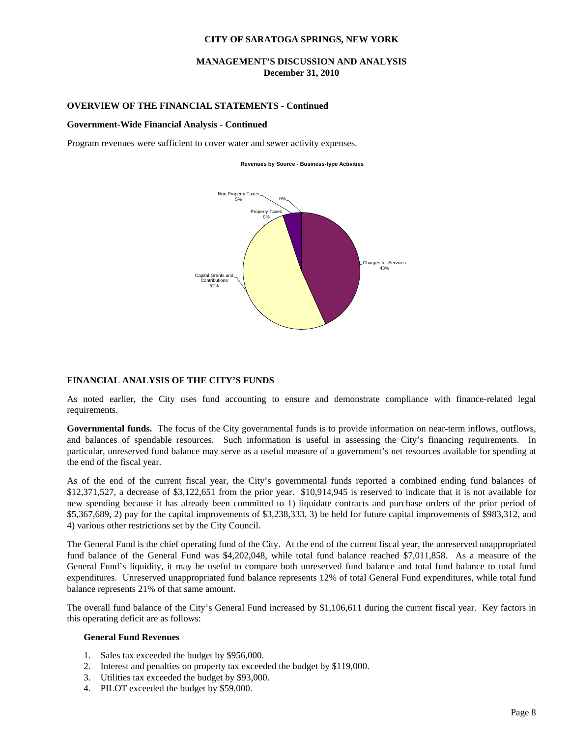**OVERVIEW OF THE FINANCIAL STATEMENTS - Continued**

**Government-Wide Financial Analysis - Continued**

Program revenues were sufficient to cover water and sewer activity expenses.

**Revenues by Source - Business-type Activities**

Non-Property Taxes 5%
0%
Property Taxes 0%
Charges for Services 43%
Capital Grants and Contributions 52%

## FINANCIAL ANALYSIS OF THE CITY'S FUNDS

As noted earlier, the City uses fund accounting to ensure and demonstrate compliance with finance-related legal requirements.

**Governmental funds.** The focus of the City governmental funds is to provide information on near-term inflows, outflows, and balances of spendable resources. Such information is useful in assessing the City's financing requirements. In particular, unreserved fund balance may serve as a useful measure of a government's net resources available for spending at the end of the fiscal year.

As of the end of the current fiscal year, the City's governmental funds reported a combined ending fund balances of $12,371,527, a decrease of $3,122,651 from the prior year. $10,914,945 is reserved to indicate that it is not available for new spending because it has already been committed to 1) liquidate contracts and purchase orders of the prior period of $5,367,689, 2) pay for the capital improvements of $3,238,333, 3) be held for future capital improvements of $983,312, and 4) various other restrictions set by the City Council.

The General Fund is the chief operating fund of the City. At the end of the current fiscal year, the unreserved unappropriated fund balance of the General Fund was $4,202,048, while total fund balance reached $7,011,858. As a measure of the General Fund's liquidity, it may be useful to compare both unreserved fund balance and total fund balance to total fund expenditures. Unreserved unappropriated fund balance represents 12% of total General Fund expenditures, while total fund balance represents 21% of that same amount.

The overall fund balance of the City's General Fund increased by $1,106,611 during the current fiscal year. Key factors in this operating deficit are as follows:

**General Fund Revenues**

1. Sales tax exceeded the budget by $956,000.
2. Interest and penalties on property tax exceeded the budget by $119,000.
3. Utilities tax exceeded the budget by $93,000.
4. PILOT exceeded the budget by $59,000.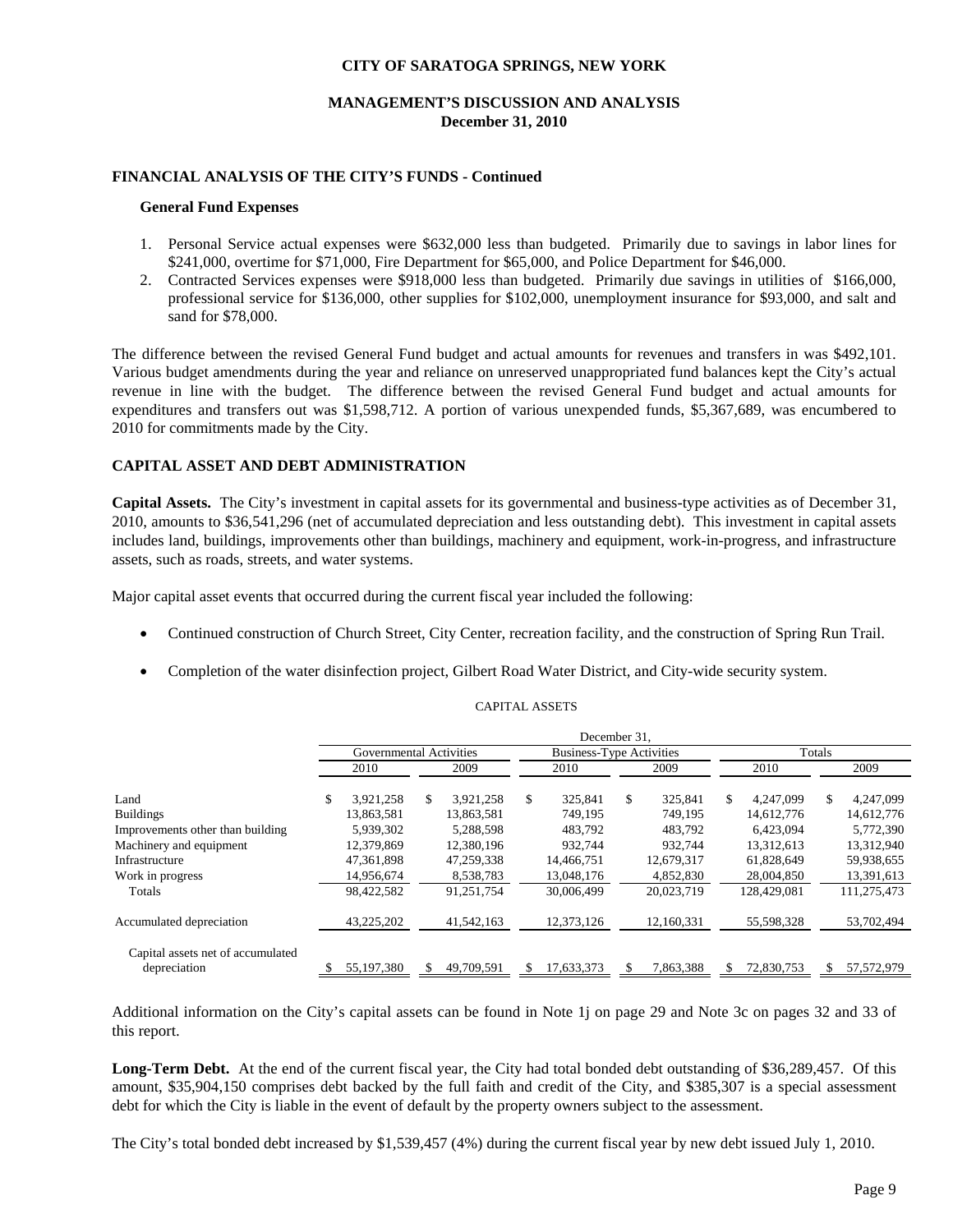# CITY OF SARATOGA SPRINGS, NEW YORK

## MANAGEMENT'S DISCUSSION AND ANALYSIS
## December 31, 2010

### FINANCIAL ANALYSIS OF THE CITY'S FUNDS - Continued

**General Fund Expenses**

1. Personal Service actual expenses were $632,000 less than budgeted. Primarily due to savings in labor lines for $241,000, overtime for $71,000, Fire Department for $65,000, and Police Department for $46,000.
2. Contracted Services expenses were $918,000 less than budgeted. Primarily due savings in utilities of $166,000, professional service for $136,000, other supplies for $102,000, unemployment insurance for $93,000, and salt and sand for $78,000.

The difference between the revised General Fund budget and actual amounts for revenues and transfers in was $492,101. Various budget amendments during the year and reliance on unreserved unappropriated fund balances kept the City's actual revenue in line with the budget. The difference between the revised General Fund budget and actual amounts for expenditures and transfers out was $1,598,712. A portion of various unexpended funds, $5,367,689, was encumbered to 2010 for commitments made by the City.

### CAPITAL ASSET AND DEBT ADMINISTRATION

**Capital Assets.** The City's investment in capital assets for its governmental and business-type activities as of December 31, 2010, amounts to $36,541,296 (net of accumulated depreciation and less outstanding debt). This investment in capital assets includes land, buildings, improvements other than buildings, machinery and equipment, work-in-progress, and infrastructure assets, such as roads, streets, and water systems.

Major capital asset events that occurred during the current fiscal year included the following:

- Continued construction of Church Street, City Center, recreation facility, and the construction of Spring Run Trail.
- Completion of the water disinfection project, Gilbert Road Water District, and City-wide security system.

CAPITAL ASSETS

| | December 31, | | | | | |
|---|---|---|---|---|---|---|
| | Governmental Activities | | Business-Type Activities | | Totals | |
| | 2010 | 2009 | 2010 | 2009 | 2010 | 2009 |
| Land | $ 3,921,258 | $ 3,921,258 | $ 325,841 | $ 325,841 | $ 4,247,099 | $ 4,247,099 |
| Buildings | 13,863,581 | 13,863,581 | 749,195 | 749,195 | 14,612,776 | 14,612,776 |
| Improvements other than building | 5,939,302 | 5,288,598 | 483,792 | 483,792 | 6,423,094 | 5,772,390 |
| Machinery and equipment | 12,379,869 | 12,380,196 | 932,744 | 932,744 | 13,312,613 | 13,312,940 |
| Infrastructure | 47,361,898 | 47,259,338 | 14,466,751 | 12,679,317 | 61,828,649 | 59,938,655 |
| Work in progress | 14,956,674 | 8,538,783 | 13,048,176 | 4,852,830 | 28,004,850 | 13,391,613 |
| Totals | 98,422,582 | 91,251,754 | 30,006,499 | 20,023,719 | 128,429,081 | 111,275,473 |
| Accumulated depreciation | 43,225,202 | 41,542,163 | 12,373,126 | 12,160,331 | 55,598,328 | 53,702,494 |
| Capital assets net of accumulated depreciation | $ 55,197,380 | $ 49,709,591 | $ 17,633,373 | $ 7,863,388 | $ 72,830,753 | $ 57,572,979 |

Additional information on the City's capital assets can be found in Note 1j on page 29 and Note 3c on pages 32 and 33 of this report.

**Long-Term Debt.** At the end of the current fiscal year, the City had total bonded debt outstanding of $36,289,457. Of this amount, $35,904,150 comprises debt backed by the full faith and credit of the City, and $385,307 is a special assessment debt for which the City is liable in the event of default by the property owners subject to the assessment.

The City's total bonded debt increased by $1,539,457 (4%) during the current fiscal year by new debt issued July 1, 2010.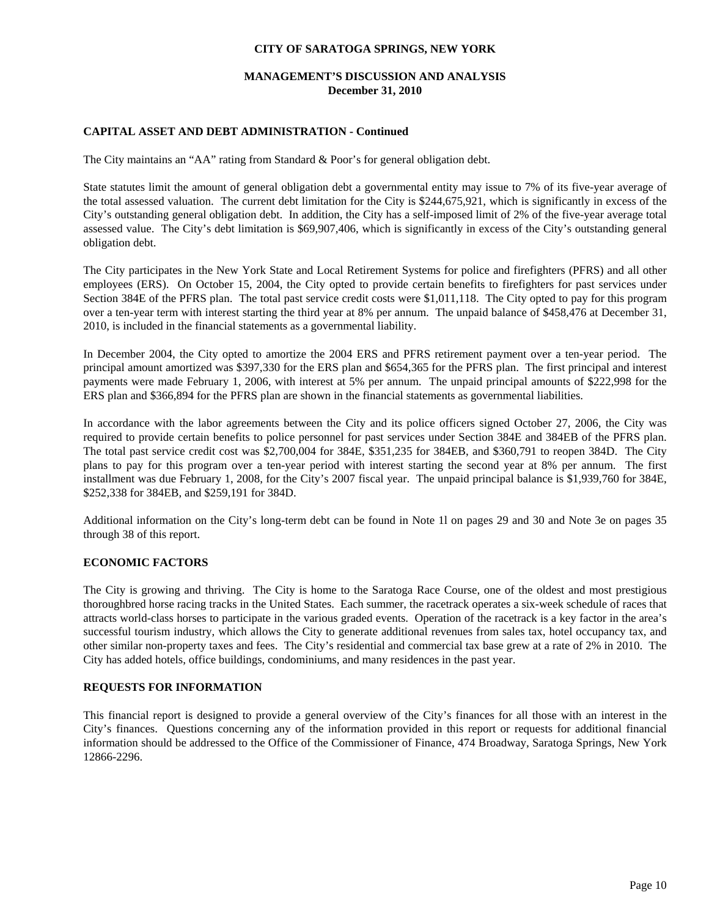**CITY OF SARATOGA SPRINGS, NEW YORK**

**MANAGEMENT'S DISCUSSION AND ANALYSIS**
**December 31, 2010**

## CAPITAL ASSET AND DEBT ADMINISTRATION - Continued

The City maintains an "AA" rating from Standard & Poor's for general obligation debt.

State statutes limit the amount of general obligation debt a governmental entity may issue to 7% of its five-year average of the total assessed valuation. The current debt limitation for the City is $244,675,921, which is significantly in excess of the City's outstanding general obligation debt. In addition, the City has a self-imposed limit of 2% of the five-year average total assessed value. The City's debt limitation is $69,907,406, which is significantly in excess of the City's outstanding general obligation debt.

The City participates in the New York State and Local Retirement Systems for police and firefighters (PFRS) and all other employees (ERS). On October 15, 2004, the City opted to provide certain benefits to firefighters for past services under Section 384E of the PFRS plan. The total past service credit costs were $1,011,118. The City opted to pay for this program over a ten-year term with interest starting the third year at 8% per annum. The unpaid balance of $458,476 at December 31, 2010, is included in the financial statements as a governmental liability.

In December 2004, the City opted to amortize the 2004 ERS and PFRS retirement payment over a ten-year period. The principal amount amortized was $397,330 for the ERS plan and $654,365 for the PFRS plan. The first principal and interest payments were made February 1, 2006, with interest at 5% per annum. The unpaid principal amounts of $222,998 for the ERS plan and $366,894 for the PFRS plan are shown in the financial statements as governmental liabilities.

In accordance with the labor agreements between the City and its police officers signed October 27, 2006, the City was required to provide certain benefits to police personnel for past services under Section 384E and 384EB of the PFRS plan. The total past service credit cost was $2,700,004 for 384E, $351,235 for 384EB, and $360,791 to reopen 384D. The City plans to pay for this program over a ten-year period with interest starting the second year at 8% per annum. The first installment was due February 1, 2008, for the City's 2007 fiscal year. The unpaid principal balance is $1,939,760 for 384E, $252,338 for 384EB, and $259,191 for 384D.

Additional information on the City's long-term debt can be found in Note 1l on pages 29 and 30 and Note 3e on pages 35 through 38 of this report.

## ECONOMIC FACTORS

The City is growing and thriving. The City is home to the Saratoga Race Course, one of the oldest and most prestigious thoroughbred horse racing tracks in the United States. Each summer, the racetrack operates a six-week schedule of races that attracts world-class horses to participate in the various graded events. Operation of the racetrack is a key factor in the area's successful tourism industry, which allows the City to generate additional revenues from sales tax, hotel occupancy tax, and other similar non-property taxes and fees. The City's residential and commercial tax base grew at a rate of 2% in 2010. The City has added hotels, office buildings, condominiums, and many residences in the past year.

## REQUESTS FOR INFORMATION

This financial report is designed to provide a general overview of the City's finances for all those with an interest in the City's finances. Questions concerning any of the information provided in this report or requests for additional financial information should be addressed to the Office of the Commissioner of Finance, 474 Broadway, Saratoga Springs, New York 12866-2296.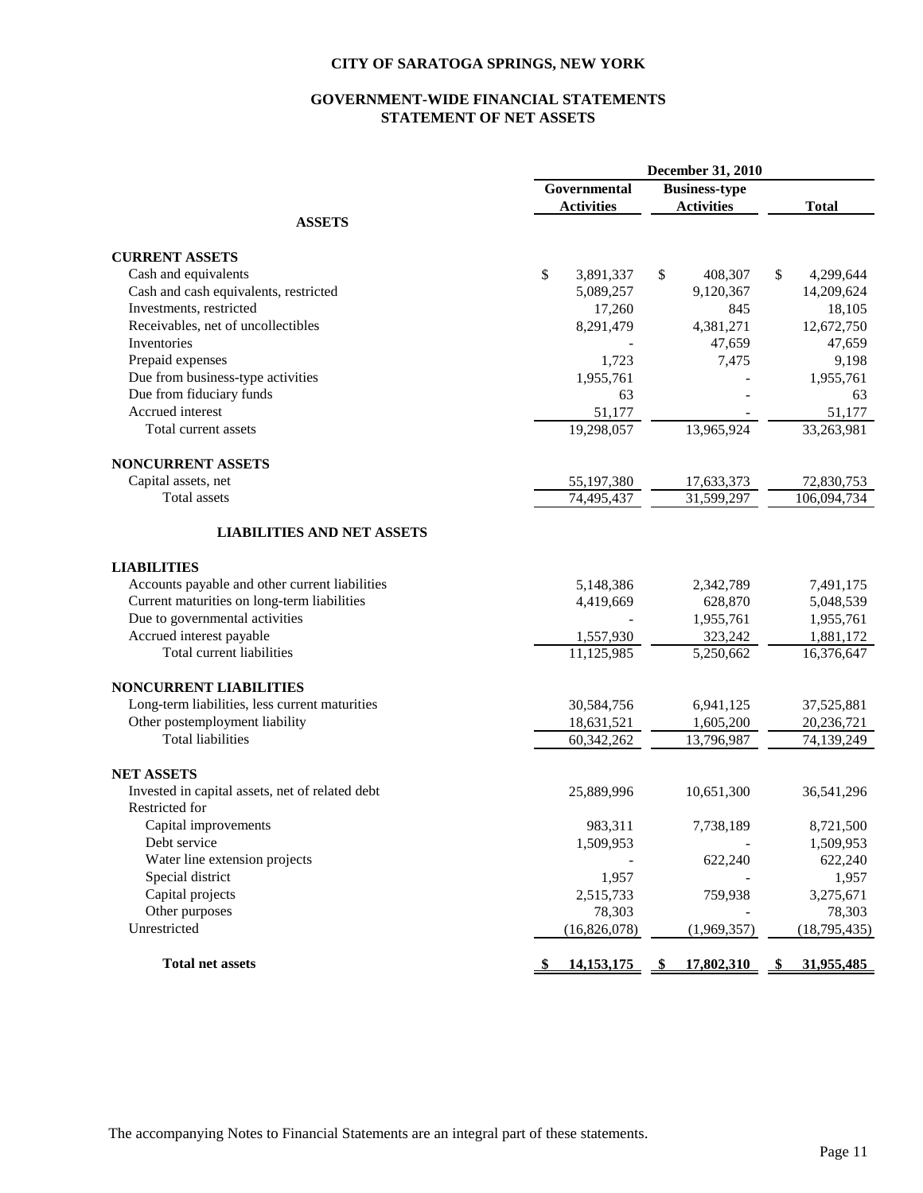**CITY OF SARATOGA SPRINGS, NEW YORK**

**GOVERNMENT-WIDE FINANCIAL STATEMENTS**
**STATEMENT OF NET ASSETS**

| | December 31, 2010 | | |
|---|---|---|---|
| | Governmental Activities | Business-type Activities | Total |
| **ASSETS** | | | |
| **CURRENT ASSETS** | | | |
| Cash and equivalents | $ 3,891,337 | $ 408,307 | $ 4,299,644 |
| Cash and cash equivalents, restricted | 5,089,257 | 9,120,367 | 14,209,624 |
| Investments, restricted | 17,260 | 845 | 18,105 |
| Receivables, net of uncollectibles | 8,291,479 | 4,381,271 | 12,672,750 |
| Inventories | - | 47,659 | 47,659 |
| Prepaid expenses | 1,723 | 7,475 | 9,198 |
| Due from business-type activities | 1,955,761 | - | 1,955,761 |
| Due from fiduciary funds | 63 | - | 63 |
| Accrued interest | 51,177 | - | 51,177 |
| Total current assets | 19,298,057 | 13,965,924 | 33,263,981 |
| **NONCURRENT ASSETS** | | | |
| Capital assets, net | 55,197,380 | 17,633,373 | 72,830,753 |
| Total assets | 74,495,437 | 31,599,297 | 106,094,734 |
| **LIABILITIES AND NET ASSETS** | | | |
| **LIABILITIES** | | | |
| Accounts payable and other current liabilities | 5,148,386 | 2,342,789 | 7,491,175 |
| Current maturities on long-term liabilities | 4,419,669 | 628,870 | 5,048,539 |
| Due to governmental activities | - | 1,955,761 | 1,955,761 |
| Accrued interest payable | 1,557,930 | 323,242 | 1,881,172 |
| Total current liabilities | 11,125,985 | 5,250,662 | 16,376,647 |
| **NONCURRENT LIABILITIES** | | | |
| Long-term liabilities, less current maturities | 30,584,756 | 6,941,125 | 37,525,881 |
| Other postemployment liability | 18,631,521 | 1,605,200 | 20,236,721 |
| Total liabilities | 60,342,262 | 13,796,987 | 74,139,249 |
| **NET ASSETS** | | | |
| Invested in capital assets, net of related debt | 25,889,996 | 10,651,300 | 36,541,296 |
| Restricted for | | | |
| Capital improvements | 983,311 | 7,738,189 | 8,721,500 |
| Debt service | 1,509,953 | - | 1,509,953 |
| Water line extension projects | - | 622,240 | 622,240 |
| Special district | 1,957 | - | 1,957 |
| Capital projects | 2,515,733 | 759,938 | 3,275,671 |
| Other purposes | 78,303 | - | 78,303 |
| Unrestricted | (16,826,078) | (1,969,357) | (18,795,435) |
| **Total net assets** | **$ 14,153,175** | **$ 17,802,310** | **$ 31,955,485** |

The accompanying Notes to Financial Statements are an integral part of these statements.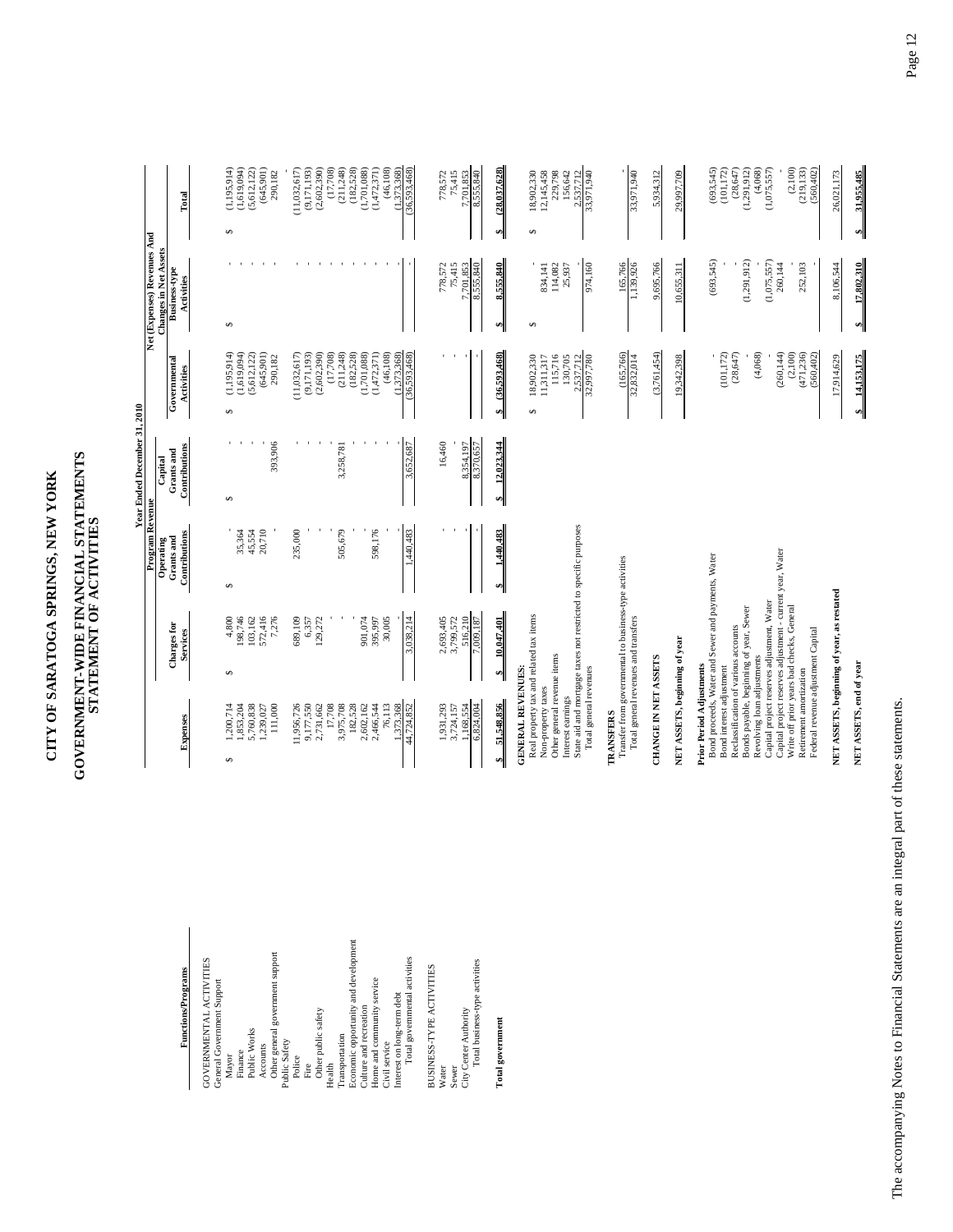# CITY OF SARATOGA SPRINGS, NEW YORK

## GOVERNMENT-WIDE FINANCIAL STATEMENTS
## STATEMENT OF ACTIVITIES

Year Ended December 31, 2010

| Functions/Programs | Expenses | Program Revenue | | | Net (Expenses) Revenues And Changes in Net Assets | | |
|---|---|---|---|---|---|---|---|
| | | Charges for Services | Operating Grants and Contributions | Capital Grants and Contributions | Governmental Activities | Business-type Activities | Total |
| GOVERNMENTAL ACTIVITIES | | | | | | | |
| General Government Support | | | | | | | |
| Mayor | $ 1,200,714 | $ 4,800 | $ - | $ - | $ (1,195,914) | $ - | $ (1,195,914) |
| Finance | 1,853,204 | 198,746 | 35,364 | - | (1,619,094) | - | (1,619,094) |
| Public Works | 5,760,838 | 103,162 | 45,554 | - | (5,612,122) | - | (5,612,122) |
| Accounts | 1,239,027 | 572,416 | 20,710 | - | (645,901) | - | (645,901) |
| Other general government support | 111,000 | 7,276 | - | 393,906 | 290,182 | - | 290,182 |
| Public Safety | | | | | | | - |
| Police | 11,956,726 | 689,109 | 235,000 | - | (11,032,617) | - | (11,032,617) |
| Fire | 9,177,550 | 6,357 | - | - | (9,171,193) | - | (9,171,193) |
| Other public safety | 2,731,662 | 129,272 | - | - | (2,602,390) | - | (2,602,390) |
| Health | 17,708 | - | - | - | (17,708) | - | (17,708) |
| Transportation | 3,975,708 | - | 505,679 | 3,258,781 | (211,248) | - | (211,248) |
| Economic opportunity and development | 182,528 | - | - | - | (182,528) | - | (182,528) |
| Culture and recreation | 2,602,162 | 901,074 | - | - | (1,701,088) | - | (1,701,088) |
| Home and community service | 2,466,544 | 395,997 | 598,176 | - | (1,472,371) | - | (1,472,371) |
| Civil service | 76,113 | 30,005 | - | - | (46,108) | - | (46,108) |
| Interest on long-term debt | 1,373,368 | - | - | - | (1,373,368) | - | (1,373,368) |
| Total governmental activities | 44,724,852 | 3,038,214 | 1,440,483 | 3,652,687 | (36,593,468) | - | (36,593,468) |
| BUSINESS-TYPE ACTIVITIES | | | | | | | |
| Water | 1,931,293 | 2,693,405 | - | 16,460 | - | 778,572 | 778,572 |
| Sewer | 3,724,157 | 3,799,572 | - | - | - | 75,415 | 75,415 |
| City Center Authority | 1,168,554 | 516,210 | - | 8,354,197 | - | 7,701,853 | 7,701,853 |
| Total business-type activities | 6,824,004 | 7,009,187 | - | 8,370,657 | - | 8,555,840 | 8,555,840 |
| **Total government** | $ 51,548,856 | $ 10,047,401 | $ 1,440,483 | $ 12,023,344 | $ (36,593,468) | $ 8,555,840 | $ (28,037,628) |
| **GENERAL REVENUES:** | | | | | | | |
| Real property tax and related tax items | | | | | $ 18,902,330 | $ - | $ 18,902,330 |
| Non-property taxes | | | | | 11,311,317 | 834,141 | 12,145,458 |
| Other general revenue items | | | | | 115,716 | 114,082 | 229,798 |
| Interest earnings | | | | | 130,705 | 25,937 | 156,642 |
| State aid and mortgage taxes not restricted to specific purposes | | | | | 2,537,712 | - | 2,537,712 |
| Total general revenues | | | | | 32,997,780 | 974,160 | 33,971,940 |
| **TRANSFERS** | | | | | | | |
| Transfer from governmental to business-type activities | | | | | (165,766) | 165,766 | - |
| Total general revenues and transfers | | | | | 32,832,014 | 1,139,926 | 33,971,940 |
| **CHANGE IN NET ASSETS** | | | | | (3,761,454) | 9,695,766 | 5,934,312 |
| **NET ASSETS, beginning of year** | | | | | 19,342,398 | 10,655,311 | 29,997,709 |
| **Prior Period Adjustments** | | | | | | | |
| Bond proceeds, Water and Sewer and payments, Water | | | | | - | (693,545) | (693,545) |
| Bond interest adjustment | | | | | (101,172) | - | (101,172) |
| Reclassification of various accounts | | | | | (28,647) | - | (28,647) |
| Bonds payable, beginning of year, Sewer | | | | | - | (1,291,912) | (1,291,912) |
| Revolving loan adjustments | | | | | (4,068) | - | (4,068) |
| Capital project reserves adjustment, Water | | | | | - | (1,075,557) | (1,075,557) |
| Capital project reserves adjustment - current year, Water | | | | | (260,144) | 260,144 | - |
| Write off prior years bad checks, General | | | | | (2,100) | - | (2,100) |
| Retirement amortization | | | | | (471,236) | 252,103 | (219,133) |
| Federal revenue adjustment Capital | | | | | (560,402) | - | (560,402) |
| **NET ASSETS, beginning of year, as restated** | | | | | 17,914,629 | 8,106,544 | 26,021,173 |
| **NET ASSETS, end of year** | | | | | $ 14,153,175 | $ 17,802,310 | $ 31,955,485 |

The accompanying Notes to Financial Statements are an integral part of these statements.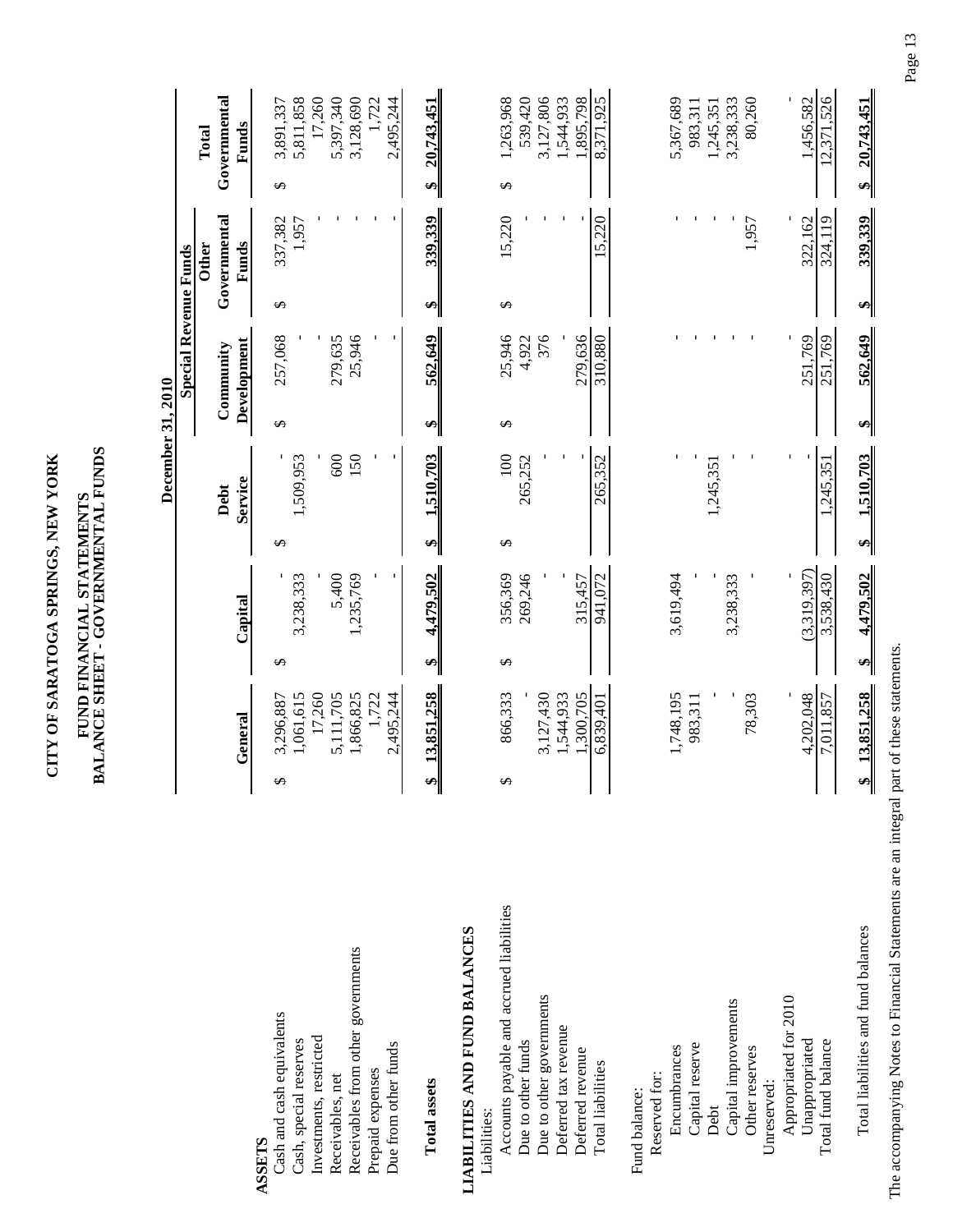# CITY OF SARATOGA SPRINGS, NEW YORK

## FUND FINANCIAL STATEMENTS
## BALANCE SHEET - GOVERNMENTAL FUNDS

December 31, 2010

| | General | Capital | Debt Service | Special Revenue Funds: Community Development | Special Revenue Funds: Other Governmental Funds | Total Governmental Funds |
|---|---|---|---|---|---|---|
| **ASSETS** | | | | | | |
| Cash and cash equivalents | $ 3,296,887 | $ - | $ - | $ 257,068 | $ 337,382 | $ 3,891,337 |
| Cash, special reserves | 1,061,615 | 3,238,333 | 1,509,953 | - | 1,957 | 5,811,858 |
| Investments, restricted | 17,260 | - | - | - | - | 17,260 |
| Receivables, net | 5,111,705 | 5,400 | 600 | 279,635 | - | 5,397,340 |
| Receivables from other governments | 1,866,825 | 1,235,769 | 150 | 25,946 | - | 3,128,690 |
| Prepaid expenses | 1,722 | - | - | - | - | 1,722 |
| Due from other funds | 2,495,244 | - | - | - | - | 2,495,244 |
| **Total assets** | $ 13,851,258 | $ 4,479,502 | $ 1,510,703 | $ 562,649 | $ 339,339 | $ 20,743,451 |
| **LIABILITIES AND FUND BALANCES** | | | | | | |
| Liabilities: | | | | | | |
| Accounts payable and accrued liabilities | $ 866,333 | $ 356,369 | $ 100 | $ 25,946 | $ 15,220 | $ 1,263,968 |
| Due to other funds | - | 269,246 | 265,252 | 4,922 | - | 539,420 |
| Due to other governments | 3,127,430 | - | - | 376 | - | 3,127,806 |
| Deferred tax revenue | 1,544,933 | - | - | - | - | 1,544,933 |
| Deferred revenue | 1,300,705 | 315,457 | - | 279,636 | - | 1,895,798 |
| Total liabilities | 6,839,401 | 941,072 | 265,352 | 310,880 | 15,220 | 8,371,925 |
| Fund balance: | | | | | | |
| Reserved for: | | | | | | |
| Encumbrances | 1,748,195 | 3,619,494 | - | - | - | 5,367,689 |
| Capital reserve | 983,311 | - | - | - | - | 983,311 |
| Debt | - | - | 1,245,351 | - | - | 1,245,351 |
| Capital improvements | - | 3,238,333 | - | - | - | 3,238,333 |
| Other reserves | 78,303 | - | - | - | 1,957 | 80,260 |
| Unreserved: | | | | | | |
| Appropriated for 2010 | - | - | - | - | - | - |
| Unappropriated | 4,202,048 | (3,319,397) | - | 251,769 | 322,162 | 1,456,582 |
| Total fund balance | 7,011,857 | 3,538,430 | 1,245,351 | 251,769 | 324,119 | 12,371,526 |
| Total liabilities and fund balances | $ 13,851,258 | $ 4,479,502 | $ 1,510,703 | $ 562,649 | $ 339,339 | $ 20,743,451 |

The accompanying Notes to Financial Statements are an integral part of these statements.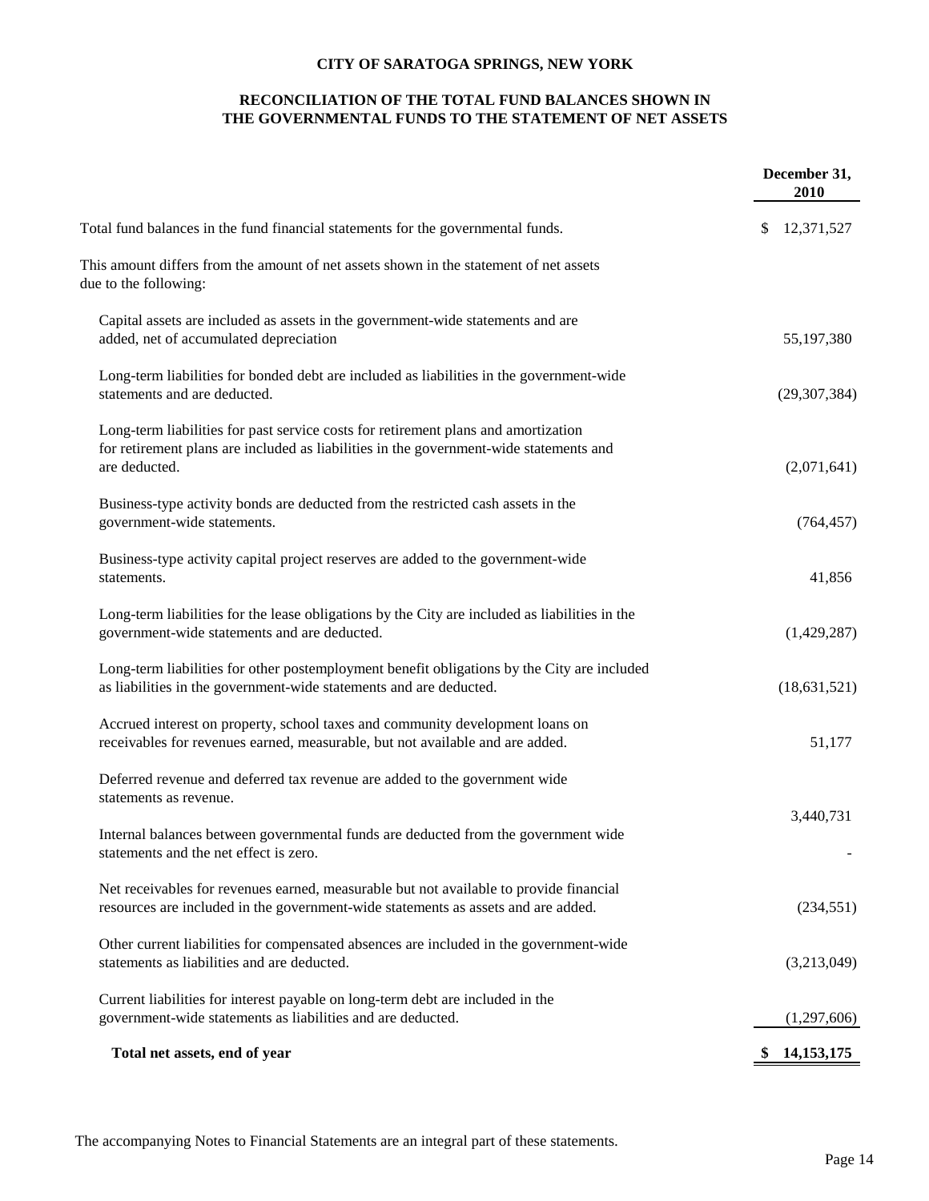**CITY OF SARATOGA SPRINGS, NEW YORK**

**RECONCILIATION OF THE TOTAL FUND BALANCES SHOWN IN THE GOVERNMENTAL FUNDS TO THE STATEMENT OF NET ASSETS**

| | December 31, 2010 |
|---|---|
| Total fund balances in the fund financial statements for the governmental funds. | $ 12,371,527 |
| This amount differs from the amount of net assets shown in the statement of net assets due to the following: | |
| Capital assets are included as assets in the government-wide statements and are added, net of accumulated depreciation | 55,197,380 |
| Long-term liabilities for bonded debt are included as liabilities in the government-wide statements and are deducted. | (29,307,384) |
| Long-term liabilities for past service costs for retirement plans and amortization for retirement plans are included as liabilities in the government-wide statements and are deducted. | (2,071,641) |
| Business-type activity bonds are deducted from the restricted cash assets in the government-wide statements. | (764,457) |
| Business-type activity capital project reserves are added to the government-wide statements. | 41,856 |
| Long-term liabilities for the lease obligations by the City are included as liabilities in the government-wide statements and are deducted. | (1,429,287) |
| Long-term liabilities for other postemployment benefit obligations by the City are included as liabilities in the government-wide statements and are deducted. | (18,631,521) |
| Accrued interest on property, school taxes and community development loans on receivables for revenues earned, measurable, but not available and are added. | 51,177 |
| Deferred revenue and deferred tax revenue are added to the government wide statements as revenue. | 3,440,731 |
| Internal balances between governmental funds are deducted from the government wide statements and the net effect is zero. | - |
| Net receivables for revenues earned, measurable but not available to provide financial resources are included in the government-wide statements as assets and are added. | (234,551) |
| Other current liabilities for compensated absences are included in the government-wide statements as liabilities and are deducted. | (3,213,049) |
| Current liabilities for interest payable on long-term debt are included in the government-wide statements as liabilities and are deducted. | (1,297,606) |
| **Total net assets, end of year** | **$ 14,153,175** |

The accompanying Notes to Financial Statements are an integral part of these statements.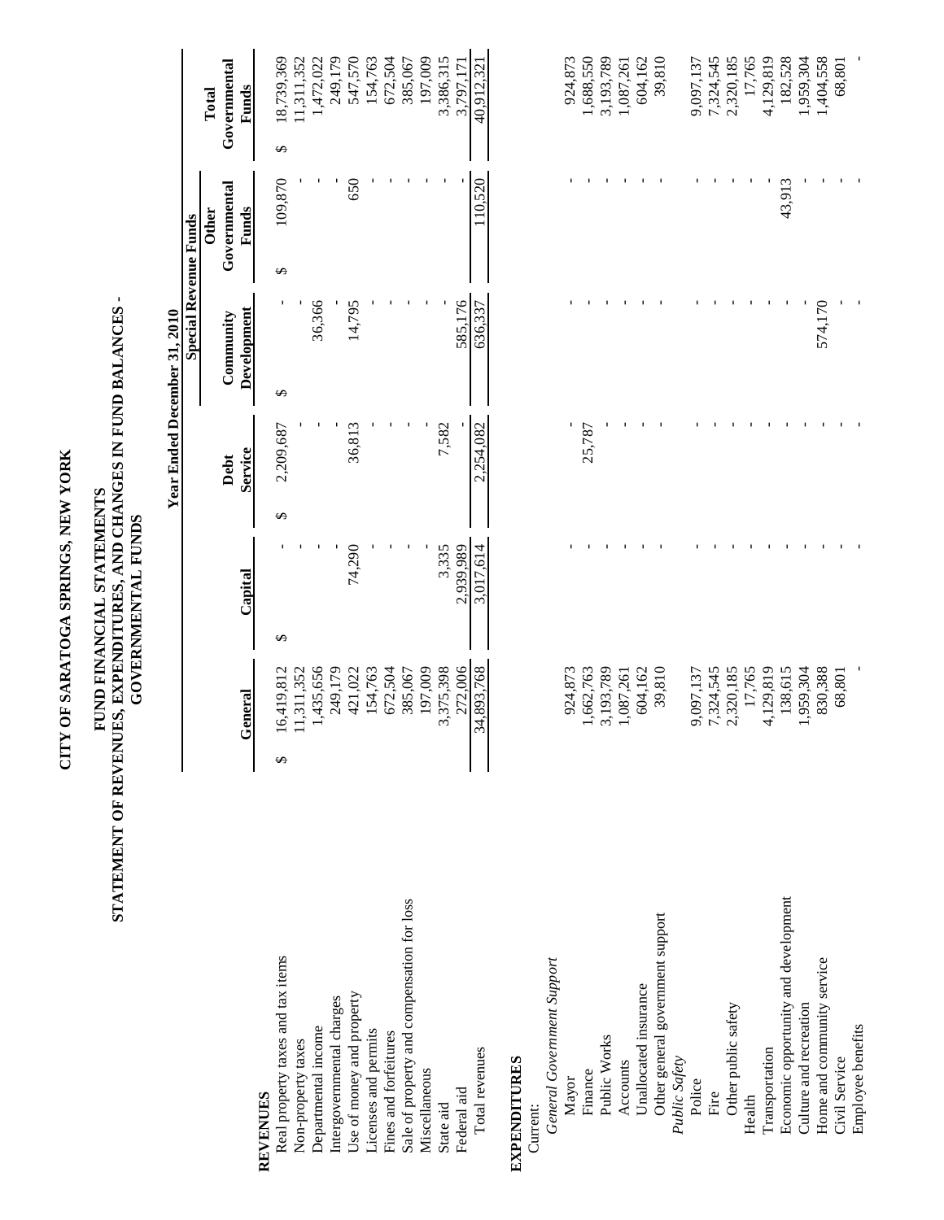# CITY OF SARATOGA SPRINGS, NEW YORK

## FUND FINANCIAL STATEMENTS
## STATEMENT OF REVENUES, EXPENDITURES, AND CHANGES IN FUND BALANCES - GOVERNMENTAL FUNDS

### Year Ended December 31, 2010

| | General | Capital | Debt Service | Special Revenue Funds Community Development | Special Revenue Funds Other Governmental Funds | Total Governmental Funds |
|---|---|---|---|---|---|---|
| **REVENUES** | | | | | | |
| Real property taxes and tax items | $ 16,419,812 | $ - | $ 2,209,687 | $ - | $ 109,870 | $ 18,739,369 |
| Non-property taxes | 11,311,352 | - | - | - | - | 11,311,352 |
| Departmental income | 1,435,656 | - | - | 36,366 | - | 1,472,022 |
| Intergovernmental charges | 249,179 | - | - | - | - | 249,179 |
| Use of money and property | 421,022 | 74,290 | 36,813 | 14,795 | 650 | 547,570 |
| Licenses and permits | 154,763 | - | - | - | - | 154,763 |
| Fines and forfeitures | 672,504 | - | - | - | - | 672,504 |
| Sale of property and compensation for loss | 385,067 | - | - | - | - | 385,067 |
| Miscellaneous | 197,009 | - | - | - | - | 197,009 |
| State aid | 3,375,398 | 3,335 | 7,582 | - | - | 3,386,315 |
| Federal aid | 272,006 | 2,939,989 | - | 585,176 | - | 3,797,171 |
| Total revenues | 34,893,768 | 3,017,614 | 2,254,082 | 636,337 | 110,520 | 40,912,321 |
| **EXPENDITURES** | | | | | | |
| Current: | | | | | | |
| *General Government Support* | | | | | | |
| Mayor | 924,873 | - | - | - | - | 924,873 |
| Finance | 1,662,763 | - | 25,787 | - | - | 1,688,550 |
| Public Works | 3,193,789 | - | - | - | - | 3,193,789 |
| Accounts | 1,087,261 | - | - | - | - | 1,087,261 |
| Unallocated insurance | 604,162 | - | - | - | - | 604,162 |
| Other general government support | 39,810 | - | - | - | - | 39,810 |
| *Public Safety* | | | | | | |
| Police | 9,097,137 | - | - | - | - | 9,097,137 |
| Fire | 7,324,545 | - | - | - | - | 7,324,545 |
| Other public safety | 2,320,185 | - | - | - | - | 2,320,185 |
| Health | 17,765 | - | - | - | - | 17,765 |
| Transportation | 4,129,819 | - | - | - | - | 4,129,819 |
| Economic opportunity and development | 138,615 | - | - | - | 43,913 | 182,528 |
| Culture and recreation | 1,959,304 | - | - | - | - | 1,959,304 |
| Home and community service | 830,388 | - | - | 574,170 | - | 1,404,558 |
| Civil Service | 68,801 | - | - | - | - | 68,801 |
| Employee benefits | - | - | - | - | - | - |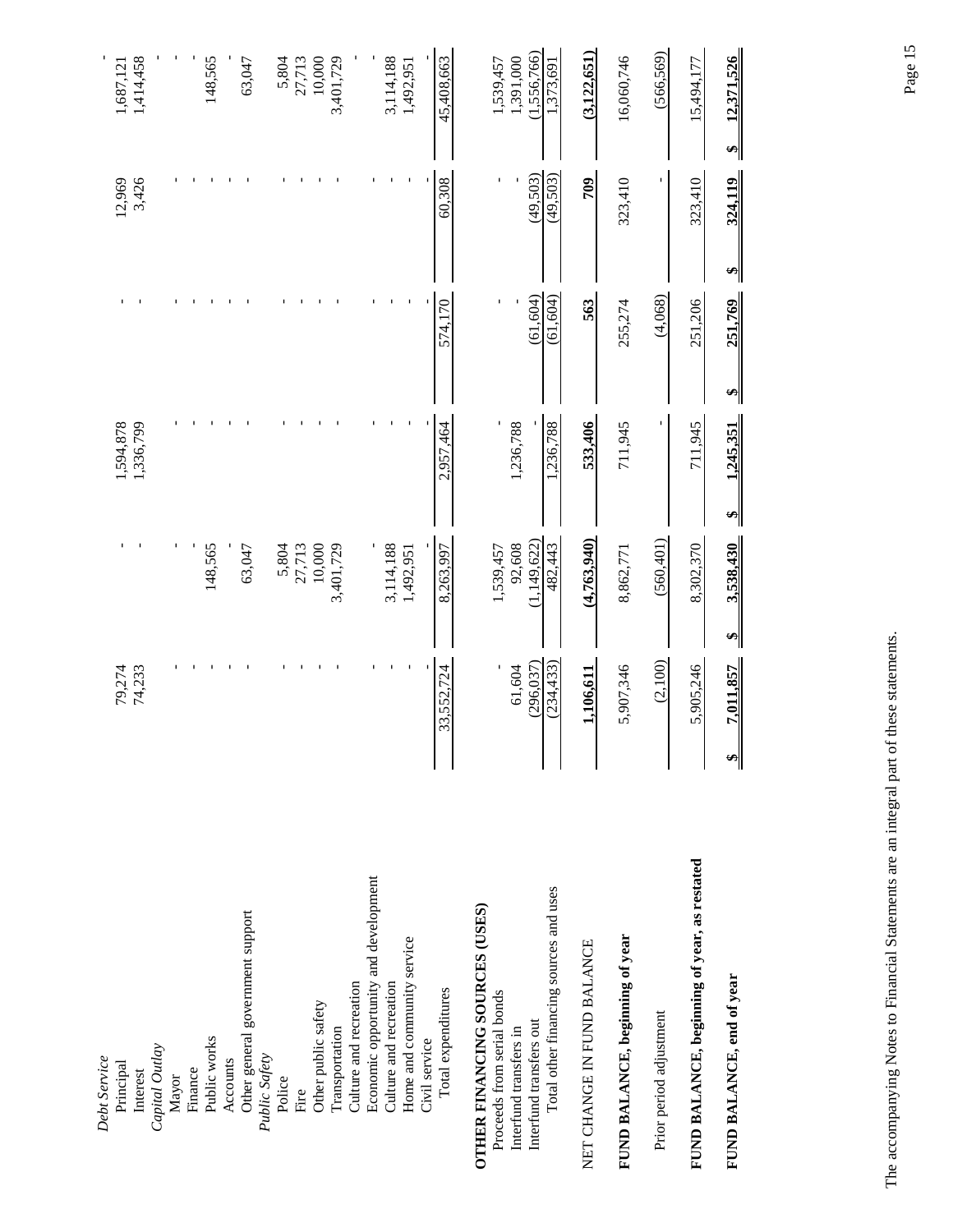| | | | | | | |
|---|---|---|---|---|---|---|
| *Debt Service* | | | | | | |
| Principal | 79,274 | - | 1,594,878 | - | 12,969 | 1,687,121 |
| Interest | 74,233 | - | 1,336,799 | - | 3,426 | 1,414,458 |
| *Capital Outlay* | | | | | | - |
| Mayor | - | - | - | - | - | - |
| Finance | - | - | - | - | - | - |
| Public works | - | 148,565 | - | - | - | 148,565 |
| Accounts | - | - | - | - | - | - |
| Other general government support | - | 63,047 | - | - | - | 63,047 |
| *Public Safety* | | | | | | |
| Police | - | 5,804 | - | - | - | 5,804 |
| Fire | - | 27,713 | - | - | - | 27,713 |
| Other public safety | - | 10,000 | - | - | - | 10,000 |
| Transportation | - | 3,401,729 | - | - | - | 3,401,729 |
| Culture and recreation | | | | | | |
| Economic opportunity and development | - | - | - | - | - | - |
| Culture and recreation | - | 3,114,188 | - | - | - | 3,114,188 |
| Home and community service | - | 1,492,951 | - | - | - | 1,492,951 |
| Civil service | - | - | - | - | - | - |
| Total expenditures | 33,552,724 | 8,263,997 | 2,957,464 | 574,170 | 60,308 | 45,408,663 |
| **OTHER FINANCING SOURCES (USES)** | | | | | | |
| Proceeds from serial bonds | - | 1,539,457 | - | - | - | 1,539,457 |
| Interfund transfers in | 61,604 | 92,608 | 1,236,788 | - | - | 1,391,000 |
| Interfund transfers out | (296,037) | (1,149,622) | - | (61,604) | (49,503) | (1,556,766) |
| Total other financing sources and uses | (234,433) | 482,443 | 1,236,788 | (61,604) | (49,503) | 1,373,691 |
| NET CHANGE IN FUND BALANCE | **1,106,611** | **(4,763,940)** | **533,406** | **563** | **709** | **(3,122,651)** |
| **FUND BALANCE, beginning of year** | 5,907,346 | 8,862,771 | 711,945 | 255,274 | 323,410 | 16,060,746 |
| Prior period adjustment | (2,100) | (560,401) | - | (4,068) | - | (566,569) |
| **FUND BALANCE, beginning of year, as restated** | 5,905,246 | 8,302,370 | 711,945 | 251,206 | 323,410 | 15,494,177 |
| **FUND BALANCE, end of year** | **$ 7,011,857** | **$ 3,538,430** | **$ 1,245,351** | **$ 251,769** | **$ 324,119** | **$ 12,371,526** |

The accompanying Notes to Financial Statements are an integral part of these statements.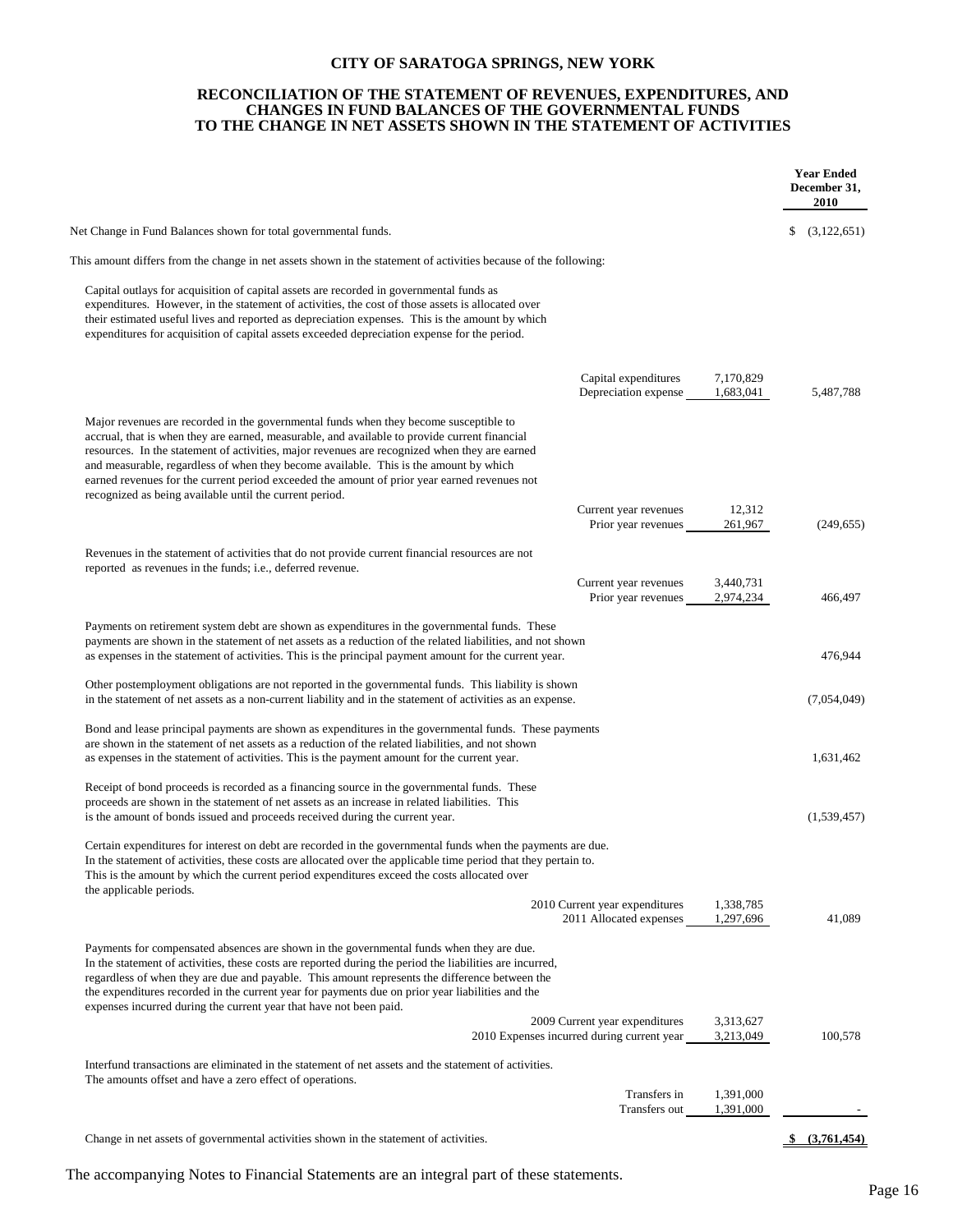# CITY OF SARATOGA SPRINGS, NEW YORK

## RECONCILIATION OF THE STATEMENT OF REVENUES, EXPENDITURES, AND CHANGES IN FUND BALANCES OF THE GOVERNMENTAL FUNDS TO THE CHANGE IN NET ASSETS SHOWN IN THE STATEMENT OF ACTIVITIES

| | | | Year Ended December 31, 2010 |
|---|---|---|---|
| Net Change in Fund Balances shown for total governmental funds. | | | $ (3,122,651) |
| This amount differs from the change in net assets shown in the statement of activities because of the following: | | | |
| Capital outlays for acquisition of capital assets are recorded in governmental funds as expenditures. However, in the statement of activities, the cost of those assets is allocated over their estimated useful lives and reported as depreciation expenses. This is the amount by which expenditures for acquisition of capital assets exceeded depreciation expense for the period. | | | |
| | Capital expenditures | 7,170,829 | |
| | Depreciation expense | 1,683,041 | 5,487,788 |
| Major revenues are recorded in the governmental funds when they become susceptible to accrual, that is when they are earned, measurable, and available to provide current financial resources. In the statement of activities, major revenues are recognized when they are earned and measurable, regardless of when they become available. This is the amount by which earned revenues for the current period exceeded the amount of prior year earned revenues not recognized as being available until the current period. | | | |
| | Current year revenues | 12,312 | |
| | Prior year revenues | 261,967 | (249,655) |
| Revenues in the statement of activities that do not provide current financial resources are not reported as revenues in the funds; i.e., deferred revenue. | | | |
| | Current year revenues | 3,440,731 | |
| | Prior year revenues | 2,974,234 | 466,497 |
| Payments on retirement system debt are shown as expenditures in the governmental funds. These payments are shown in the statement of net assets as a reduction of the related liabilities, and not shown as expenses in the statement of activities. This is the principal payment amount for the current year. | | | 476,944 |
| Other postemployment obligations are not reported in the governmental funds. This liability is shown in the statement of net assets as a non-current liability and in the statement of activities as an expense. | | | (7,054,049) |
| Bond and lease principal payments are shown as expenditures in the governmental funds. These payments are shown in the statement of net assets as a reduction of the related liabilities, and not shown as expenses in the statement of activities. This is the payment amount for the current year. | | | 1,631,462 |
| Receipt of bond proceeds is recorded as a financing source in the governmental funds. These proceeds are shown in the statement of net assets as an increase in related liabilities. This is the amount of bonds issued and proceeds received during the current year. | | | (1,539,457) |
| Certain expenditures for interest on debt are recorded in the governmental funds when the payments are due. In the statement of activities, these costs are allocated over the applicable time period that they pertain to. This is the amount by which the current period expenditures exceed the costs allocated over the applicable periods. | | | |
| | 2010 Current year expenditures | 1,338,785 | |
| | 2011 Allocated expenses | 1,297,696 | 41,089 |
| Payments for compensated absences are shown in the governmental funds when they are due. In the statement of activities, these costs are reported during the period the liabilities are incurred, regardless of when they are due and payable. This amount represents the difference between the the expenditures recorded in the current year for payments due on prior year liabilities and the expenses incurred during the current year that have not been paid. | | | |
| | 2009 Current year expenditures | 3,313,627 | |
| | 2010 Expenses incurred during current year | 3,213,049 | 100,578 |
| Interfund transactions are eliminated in the statement of net assets and the statement of activities. The amounts offset and have a zero effect of operations. | | | |
| | Transfers in | 1,391,000 | |
| | Transfers out | 1,391,000 | - |
| Change in net assets of governmental activities shown in the statement of activities. | | | $ (3,761,454) |

The accompanying Notes to Financial Statements are an integral part of these statements.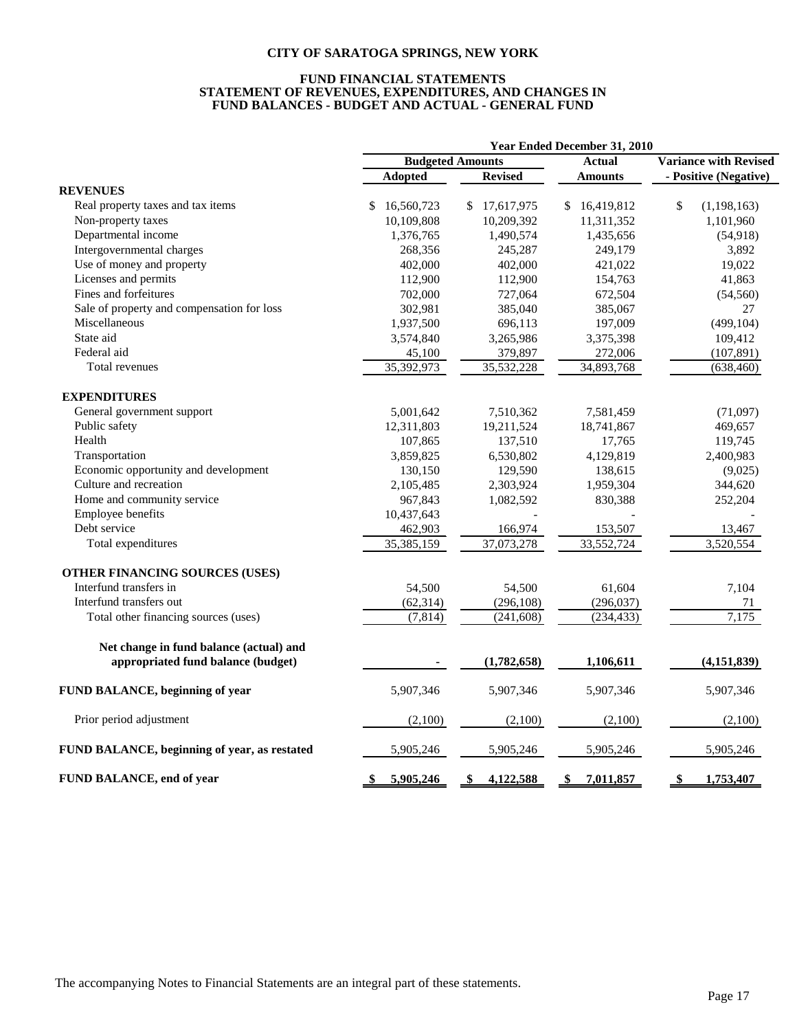# CITY OF SARATOGA SPRINGS, NEW YORK

## FUND FINANCIAL STATEMENTS
## STATEMENT OF REVENUES, EXPENDITURES, AND CHANGES IN FUND BALANCES - BUDGET AND ACTUAL - GENERAL FUND

| | Year Ended December 31, 2010 | | | |
|---|---|---|---|---|
| | Budgeted Amounts | | Actual | Variance with Revised |
| | Adopted | Revised | Amounts | - Positive (Negative) |
| **REVENUES** | | | | |
| Real property taxes and tax items | $ 16,560,723 | $ 17,617,975 | $ 16,419,812 | $ (1,198,163) |
| Non-property taxes | 10,109,808 | 10,209,392 | 11,311,352 | 1,101,960 |
| Departmental income | 1,376,765 | 1,490,574 | 1,435,656 | (54,918) |
| Intergovernmental charges | 268,356 | 245,287 | 249,179 | 3,892 |
| Use of money and property | 402,000 | 402,000 | 421,022 | 19,022 |
| Licenses and permits | 112,900 | 112,900 | 154,763 | 41,863 |
| Fines and forfeitures | 702,000 | 727,064 | 672,504 | (54,560) |
| Sale of property and compensation for loss | 302,981 | 385,040 | 385,067 | 27 |
| Miscellaneous | 1,937,500 | 696,113 | 197,009 | (499,104) |
| State aid | 3,574,840 | 3,265,986 | 3,375,398 | 109,412 |
| Federal aid | 45,100 | 379,897 | 272,006 | (107,891) |
| Total revenues | 35,392,973 | 35,532,228 | 34,893,768 | (638,460) |
| **EXPENDITURES** | | | | |
| General government support | 5,001,642 | 7,510,362 | 7,581,459 | (71,097) |
| Public safety | 12,311,803 | 19,211,524 | 18,741,867 | 469,657 |
| Health | 107,865 | 137,510 | 17,765 | 119,745 |
| Transportation | 3,859,825 | 6,530,802 | 4,129,819 | 2,400,983 |
| Economic opportunity and development | 130,150 | 129,590 | 138,615 | (9,025) |
| Culture and recreation | 2,105,485 | 2,303,924 | 1,959,304 | 344,620 |
| Home and community service | 967,843 | 1,082,592 | 830,388 | 252,204 |
| Employee benefits | 10,437,643 | - | - | - |
| Debt service | 462,903 | 166,974 | 153,507 | 13,467 |
| Total expenditures | 35,385,159 | 37,073,278 | 33,552,724 | 3,520,554 |
| **OTHER FINANCING SOURCES (USES)** | | | | |
| Interfund transfers in | 54,500 | 54,500 | 61,604 | 7,104 |
| Interfund transfers out | (62,314) | (296,108) | (296,037) | 71 |
| Total other financing sources (uses) | (7,814) | (241,608) | (234,433) | 7,175 |
| **Net change in fund balance (actual) and appropriated fund balance (budget)** | **-** | **(1,782,658)** | **1,106,611** | **(4,151,839)** |
| **FUND BALANCE, beginning of year** | 5,907,346 | 5,907,346 | 5,907,346 | 5,907,346 |
| Prior period adjustment | (2,100) | (2,100) | (2,100) | (2,100) |
| **FUND BALANCE, beginning of year, as restated** | 5,905,246 | 5,905,246 | 5,905,246 | 5,905,246 |
| **FUND BALANCE, end of year** | **$ 5,905,246** | **$ 4,122,588** | **$ 7,011,857** | **$ 1,753,407** |

The accompanying Notes to Financial Statements are an integral part of these statements.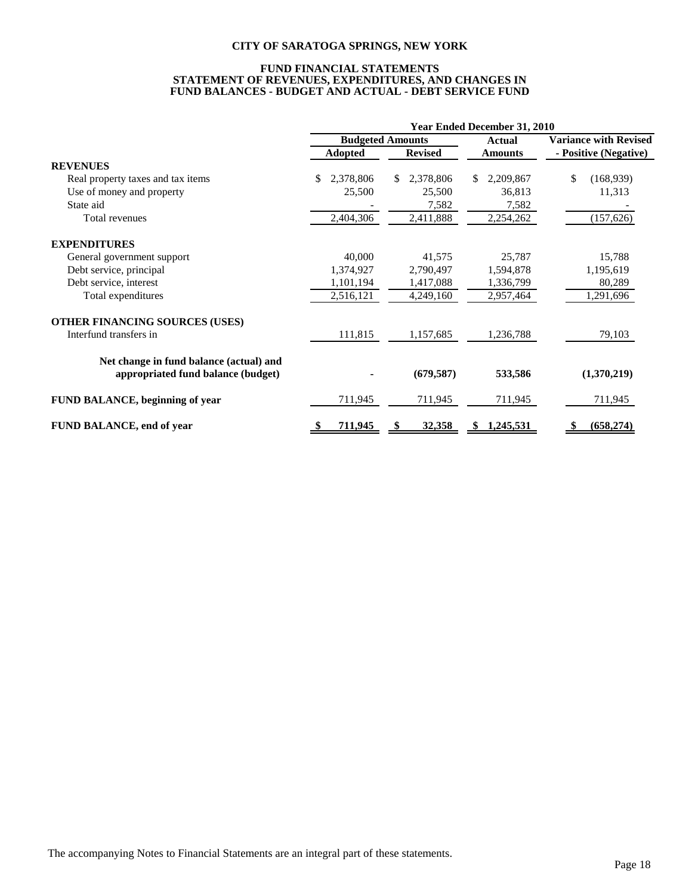**CITY OF SARATOGA SPRINGS, NEW YORK**

**FUND FINANCIAL STATEMENTS**
**STATEMENT OF REVENUES, EXPENDITURES, AND CHANGES IN FUND BALANCES - BUDGET AND ACTUAL - DEBT SERVICE FUND**

| | Year Ended December 31, 2010 | | | |
|---|---|---|---|---|
| | Budgeted Amounts | | Actual | Variance with Revised |
| | Adopted | Revised | Amounts | - Positive (Negative) |
| **REVENUES** | | | | |
| Real property taxes and tax items | $ 2,378,806 | $ 2,378,806 | $ 2,209,867 | $ (168,939) |
| Use of money and property | 25,500 | 25,500 | 36,813 | 11,313 |
| State aid | - | 7,582 | 7,582 | - |
| Total revenues | 2,404,306 | 2,411,888 | 2,254,262 | (157,626) |
| **EXPENDITURES** | | | | |
| General government support | 40,000 | 41,575 | 25,787 | 15,788 |
| Debt service, principal | 1,374,927 | 2,790,497 | 1,594,878 | 1,195,619 |
| Debt service, interest | 1,101,194 | 1,417,088 | 1,336,799 | 80,289 |
| Total expenditures | 2,516,121 | 4,249,160 | 2,957,464 | 1,291,696 |
| **OTHER FINANCING SOURCES (USES)** | | | | |
| Interfund transfers in | 111,815 | 1,157,685 | 1,236,788 | 79,103 |
| **Net change in fund balance (actual) and appropriated fund balance (budget)** | **-** | **(679,587)** | **533,586** | **(1,370,219)** |
| **FUND BALANCE, beginning of year** | 711,945 | 711,945 | 711,945 | 711,945 |
| **FUND BALANCE, end of year** | **$ 711,945** | **$ 32,358** | **$ 1,245,531** | **$ (658,274)** |

The accompanying Notes to Financial Statements are an integral part of these statements.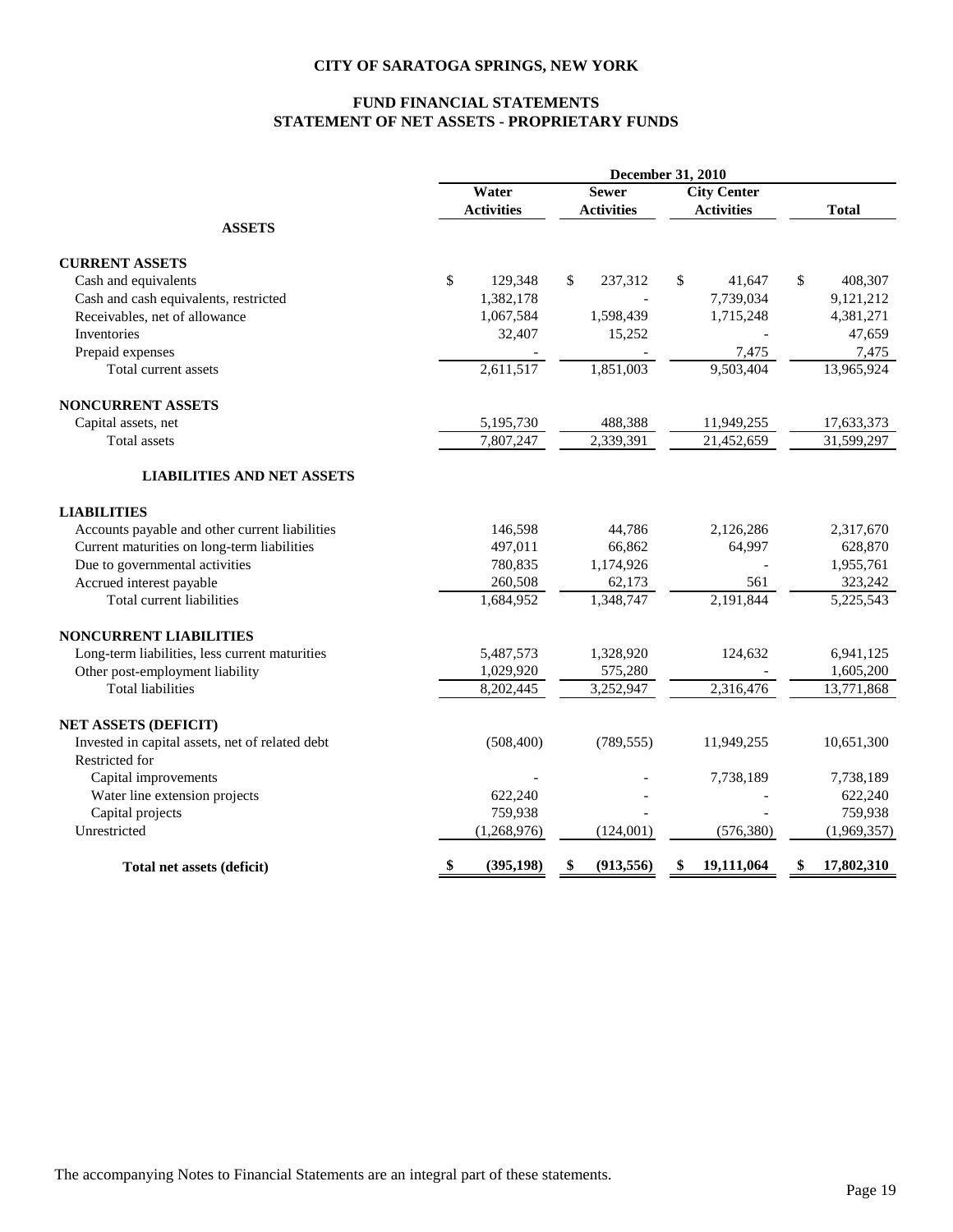# CITY OF SARATOGA SPRINGS, NEW YORK

## FUND FINANCIAL STATEMENTS
## STATEMENT OF NET ASSETS - PROPRIETARY FUNDS

| | December 31, 2010 | | | |
|---|---|---|---|---|
| | Water Activities | Sewer Activities | City Center Activities | Total |
| **ASSETS** | | | | |
| **CURRENT ASSETS** | | | | |
| Cash and equivalents | $ 129,348 | $ 237,312 | $ 41,647 | $ 408,307 |
| Cash and cash equivalents, restricted | 1,382,178 | - | 7,739,034 | 9,121,212 |
| Receivables, net of allowance | 1,067,584 | 1,598,439 | 1,715,248 | 4,381,271 |
| Inventories | 32,407 | 15,252 | - | 47,659 |
| Prepaid expenses | - | - | 7,475 | 7,475 |
| Total current assets | 2,611,517 | 1,851,003 | 9,503,404 | 13,965,924 |
| **NONCURRENT ASSETS** | | | | |
| Capital assets, net | 5,195,730 | 488,388 | 11,949,255 | 17,633,373 |
| Total assets | 7,807,247 | 2,339,391 | 21,452,659 | 31,599,297 |
| **LIABILITIES AND NET ASSETS** | | | | |
| **LIABILITIES** | | | | |
| Accounts payable and other current liabilities | 146,598 | 44,786 | 2,126,286 | 2,317,670 |
| Current maturities on long-term liabilities | 497,011 | 66,862 | 64,997 | 628,870 |
| Due to governmental activities | 780,835 | 1,174,926 | - | 1,955,761 |
| Accrued interest payable | 260,508 | 62,173 | 561 | 323,242 |
| Total current liabilities | 1,684,952 | 1,348,747 | 2,191,844 | 5,225,543 |
| **NONCURRENT LIABILITIES** | | | | |
| Long-term liabilities, less current maturities | 5,487,573 | 1,328,920 | 124,632 | 6,941,125 |
| Other post-employment liability | 1,029,920 | 575,280 | - | 1,605,200 |
| Total liabilities | 8,202,445 | 3,252,947 | 2,316,476 | 13,771,868 |
| **NET ASSETS (DEFICIT)** | | | | |
| Invested in capital assets, net of related debt | (508,400) | (789,555) | 11,949,255 | 10,651,300 |
| Restricted for | | | | |
| Capital improvements | - | - | 7,738,189 | 7,738,189 |
| Water line extension projects | 622,240 | - | - | 622,240 |
| Capital projects | 759,938 | - | - | 759,938 |
| Unrestricted | (1,268,976) | (124,001) | (576,380) | (1,969,357) |
| **Total net assets (deficit)** | **$ (395,198)** | **$ (913,556)** | **$ 19,111,064** | **$ 17,802,310** |

The accompanying Notes to Financial Statements are an integral part of these statements.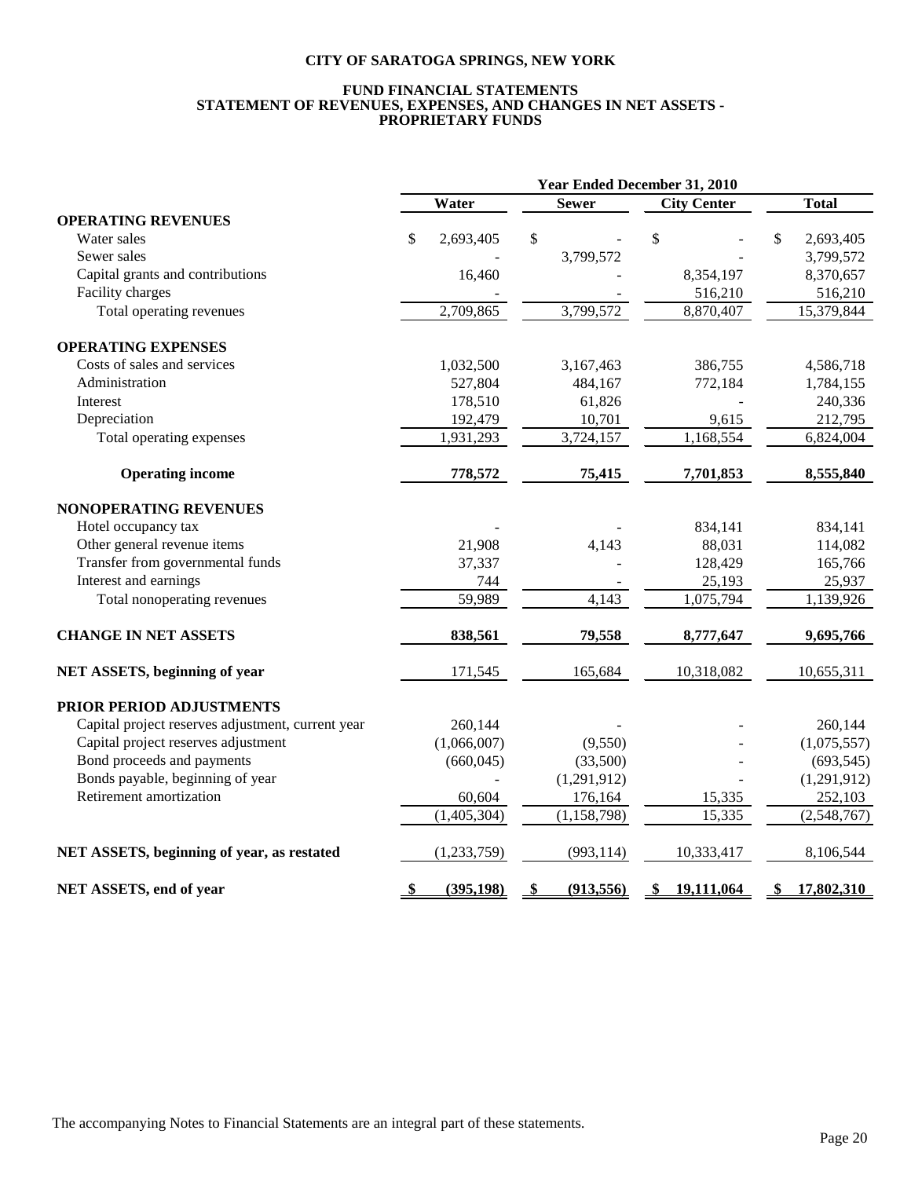# CITY OF SARATOGA SPRINGS, NEW YORK

## FUND FINANCIAL STATEMENTS
## STATEMENT OF REVENUES, EXPENSES, AND CHANGES IN NET ASSETS - PROPRIETARY FUNDS

| | Year Ended December 31, 2010 | | | |
|---|---|---|---|---|
| | **Water** | **Sewer** | **City Center** | **Total** |
| **OPERATING REVENUES** | | | | |
| Water sales | $ 2,693,405 | $ - | $ - | $ 2,693,405 |
| Sewer sales | - | 3,799,572 | - | 3,799,572 |
| Capital grants and contributions | 16,460 | - | 8,354,197 | 8,370,657 |
| Facility charges | - | - | 516,210 | 516,210 |
| Total operating revenues | 2,709,865 | 3,799,572 | 8,870,407 | 15,379,844 |
| **OPERATING EXPENSES** | | | | |
| Costs of sales and services | 1,032,500 | 3,167,463 | 386,755 | 4,586,718 |
| Administration | 527,804 | 484,167 | 772,184 | 1,784,155 |
| Interest | 178,510 | 61,826 | - | 240,336 |
| Depreciation | 192,479 | 10,701 | 9,615 | 212,795 |
| Total operating expenses | 1,931,293 | 3,724,157 | 1,168,554 | 6,824,004 |
| **Operating income** | **778,572** | **75,415** | **7,701,853** | **8,555,840** |
| **NONOPERATING REVENUES** | | | | |
| Hotel occupancy tax | - | - | 834,141 | 834,141 |
| Other general revenue items | 21,908 | 4,143 | 88,031 | 114,082 |
| Transfer from governmental funds | 37,337 | - | 128,429 | 165,766 |
| Interest and earnings | 744 | - | 25,193 | 25,937 |
| Total nonoperating revenues | 59,989 | 4,143 | 1,075,794 | 1,139,926 |
| **CHANGE IN NET ASSETS** | **838,561** | **79,558** | **8,777,647** | **9,695,766** |
| **NET ASSETS, beginning of year** | 171,545 | 165,684 | 10,318,082 | 10,655,311 |
| **PRIOR PERIOD ADJUSTMENTS** | | | | |
| Capital project reserves adjustment, current year | 260,144 | - | - | 260,144 |
| Capital project reserves adjustment | (1,066,007) | (9,550) | - | (1,075,557) |
| Bond proceeds and payments | (660,045) | (33,500) | - | (693,545) |
| Bonds payable, beginning of year | - | (1,291,912) | - | (1,291,912) |
| Retirement amortization | 60,604 | 176,164 | 15,335 | 252,103 |
| | (1,405,304) | (1,158,798) | 15,335 | (2,548,767) |
| **NET ASSETS, beginning of year, as restated** | (1,233,759) | (993,114) | 10,333,417 | 8,106,544 |
| **NET ASSETS, end of year** | **$ (395,198)** | **$ (913,556)** | **$ 19,111,064** | **$ 17,802,310** |

The accompanying Notes to Financial Statements are an integral part of these statements.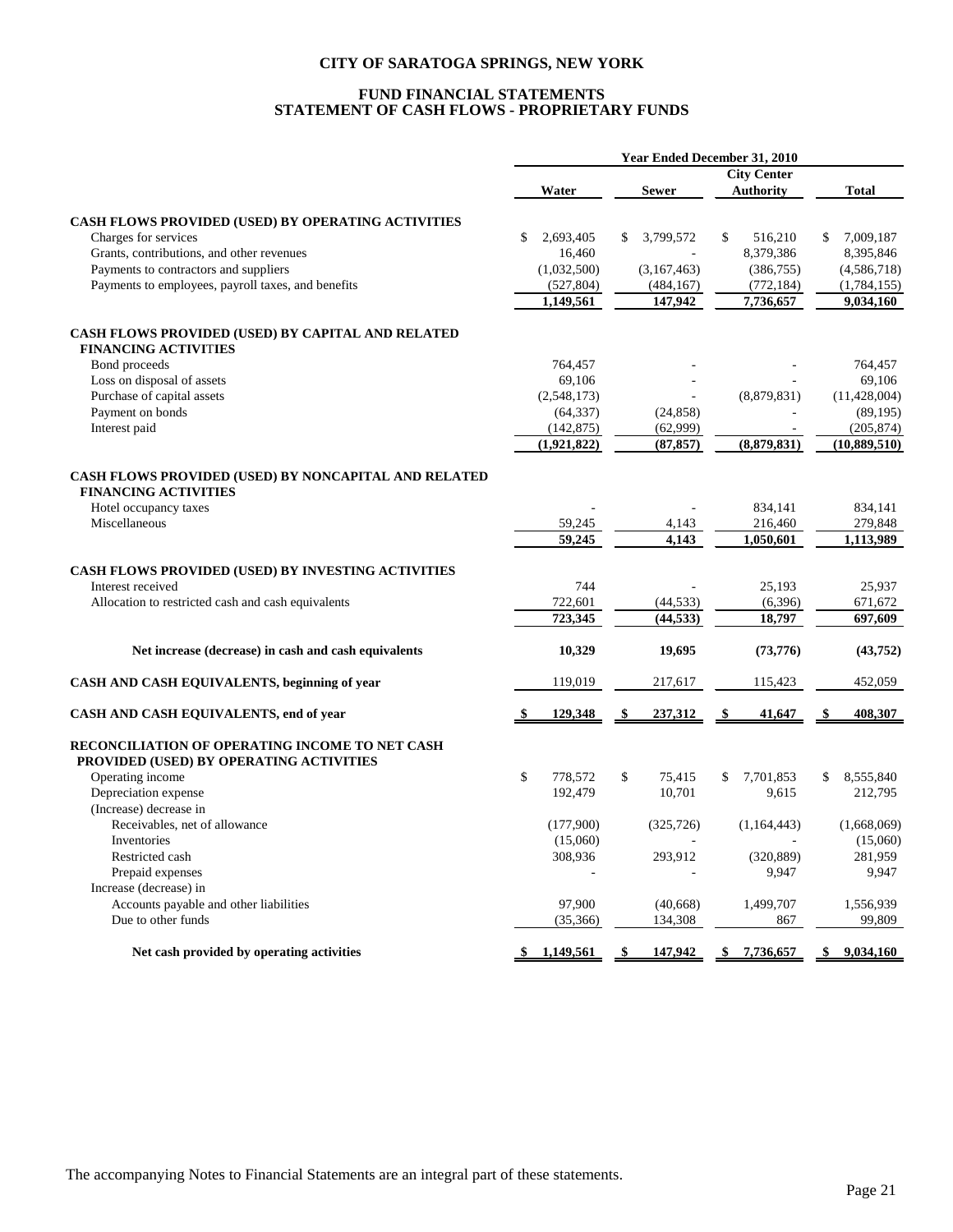# CITY OF SARATOGA SPRINGS, NEW YORK

## FUND FINANCIAL STATEMENTS
## STATEMENT OF CASH FLOWS - PROPRIETARY FUNDS

| | Year Ended December 31, 2010 | | | |
|---|---|---|---|---|
| | Water | Sewer | City Center Authority | Total |
| **CASH FLOWS PROVIDED (USED) BY OPERATING ACTIVITIES** | | | | |
| Charges for services | $ 2,693,405 | $ 3,799,572 | $ 516,210 | $ 7,009,187 |
| Grants, contributions, and other revenues | 16,460 | - | 8,379,386 | 8,395,846 |
| Payments to contractors and suppliers | (1,032,500) | (3,167,463) | (386,755) | (4,586,718) |
| Payments to employees, payroll taxes, and benefits | (527,804) | (484,167) | (772,184) | (1,784,155) |
| | 1,149,561 | 147,942 | 7,736,657 | 9,034,160 |
| **CASH FLOWS PROVIDED (USED) BY CAPITAL AND RELATED FINANCING ACTIVITIES** | | | | |
| Bond proceeds | 764,457 | - | - | 764,457 |
| Loss on disposal of assets | 69,106 | - | - | 69,106 |
| Purchase of capital assets | (2,548,173) | - | (8,879,831) | (11,428,004) |
| Payment on bonds | (64,337) | (24,858) | - | (89,195) |
| Interest paid | (142,875) | (62,999) | - | (205,874) |
| | (1,921,822) | (87,857) | (8,879,831) | (10,889,510) |
| **CASH FLOWS PROVIDED (USED) BY NONCAPITAL AND RELATED FINANCING ACTIVITIES** | | | | |
| Hotel occupancy taxes | - | - | 834,141 | 834,141 |
| Miscellaneous | 59,245 | 4,143 | 216,460 | 279,848 |
| | 59,245 | 4,143 | 1,050,601 | 1,113,989 |
| **CASH FLOWS PROVIDED (USED) BY INVESTING ACTIVITIES** | | | | |
| Interest received | 744 | - | 25,193 | 25,937 |
| Allocation to restricted cash and cash equivalents | 722,601 | (44,533) | (6,396) | 671,672 |
| | 723,345 | (44,533) | 18,797 | 697,609 |
| **Net increase (decrease) in cash and cash equivalents** | 10,329 | 19,695 | (73,776) | (43,752) |
| **CASH AND CASH EQUIVALENTS, beginning of year** | 119,019 | 217,617 | 115,423 | 452,059 |
| **CASH AND CASH EQUIVALENTS, end of year** | $ 129,348 | $ 237,312 | $ 41,647 | $ 408,307 |
| **RECONCILIATION OF OPERATING INCOME TO NET CASH PROVIDED (USED) BY OPERATING ACTIVITIES** | | | | |
| Operating income | $ 778,572 | $ 75,415 | $ 7,701,853 | $ 8,555,840 |
| Depreciation expense | 192,479 | 10,701 | 9,615 | 212,795 |
| (Increase) decrease in | | | | |
| Receivables, net of allowance | (177,900) | (325,726) | (1,164,443) | (1,668,069) |
| Inventories | (15,060) | - | - | (15,060) |
| Restricted cash | 308,936 | 293,912 | (320,889) | 281,959 |
| Prepaid expenses | - | - | 9,947 | 9,947 |
| Increase (decrease) in | | | | |
| Accounts payable and other liabilities | 97,900 | (40,668) | 1,499,707 | 1,556,939 |
| Due to other funds | (35,366) | 134,308 | 867 | 99,809 |
| **Net cash provided by operating activities** | $ 1,149,561 | $ 147,942 | $ 7,736,657 | $ 9,034,160 |

The accompanying Notes to Financial Statements are an integral part of these statements.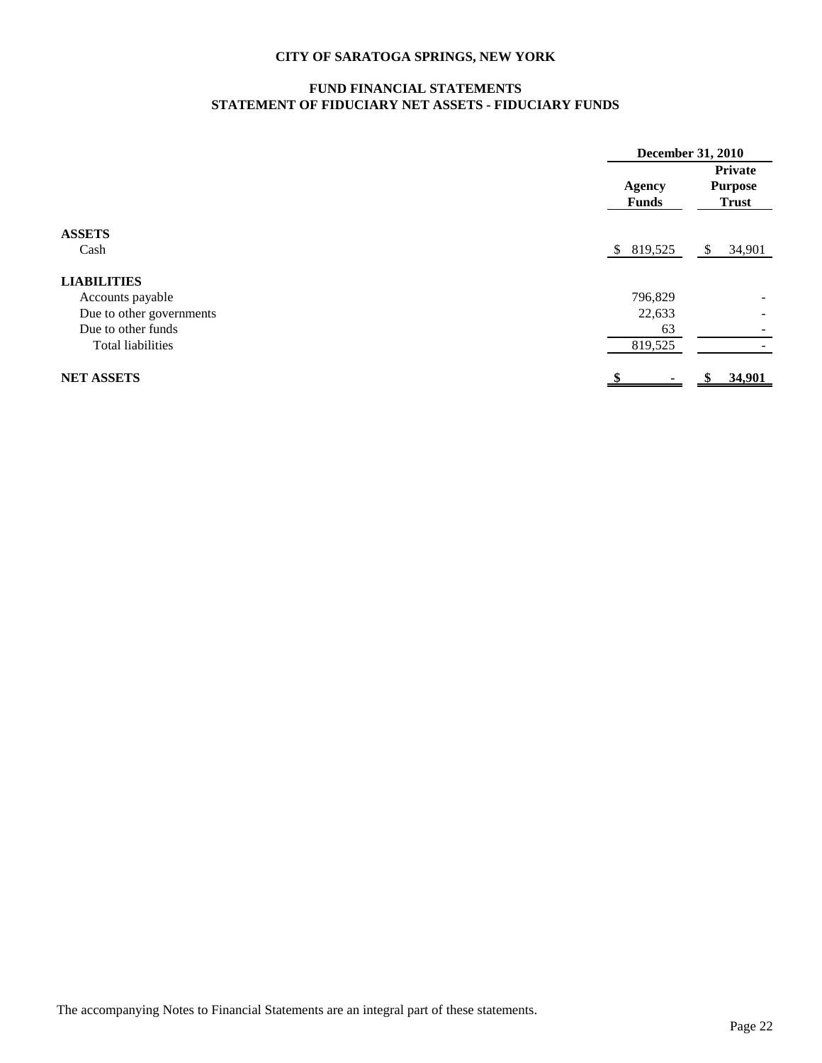# CITY OF SARATOGA SPRINGS, NEW YORK

## FUND FINANCIAL STATEMENTS
## STATEMENT OF FIDUCIARY NET ASSETS - FIDUCIARY FUNDS

| | December 31, 2010 | |
|---|---|---|
| | Agency Funds | Private Purpose Trust |
| **ASSETS** | | |
| Cash | $ 819,525 | $ 34,901 |
| **LIABILITIES** | | |
| Accounts payable | 796,829 | - |
| Due to other governments | 22,633 | - |
| Due to other funds | 63 | - |
| Total liabilities | 819,525 | - |
| **NET ASSETS** | **$ -** | **$ 34,901** |

The accompanying Notes to Financial Statements are an integral part of these statements.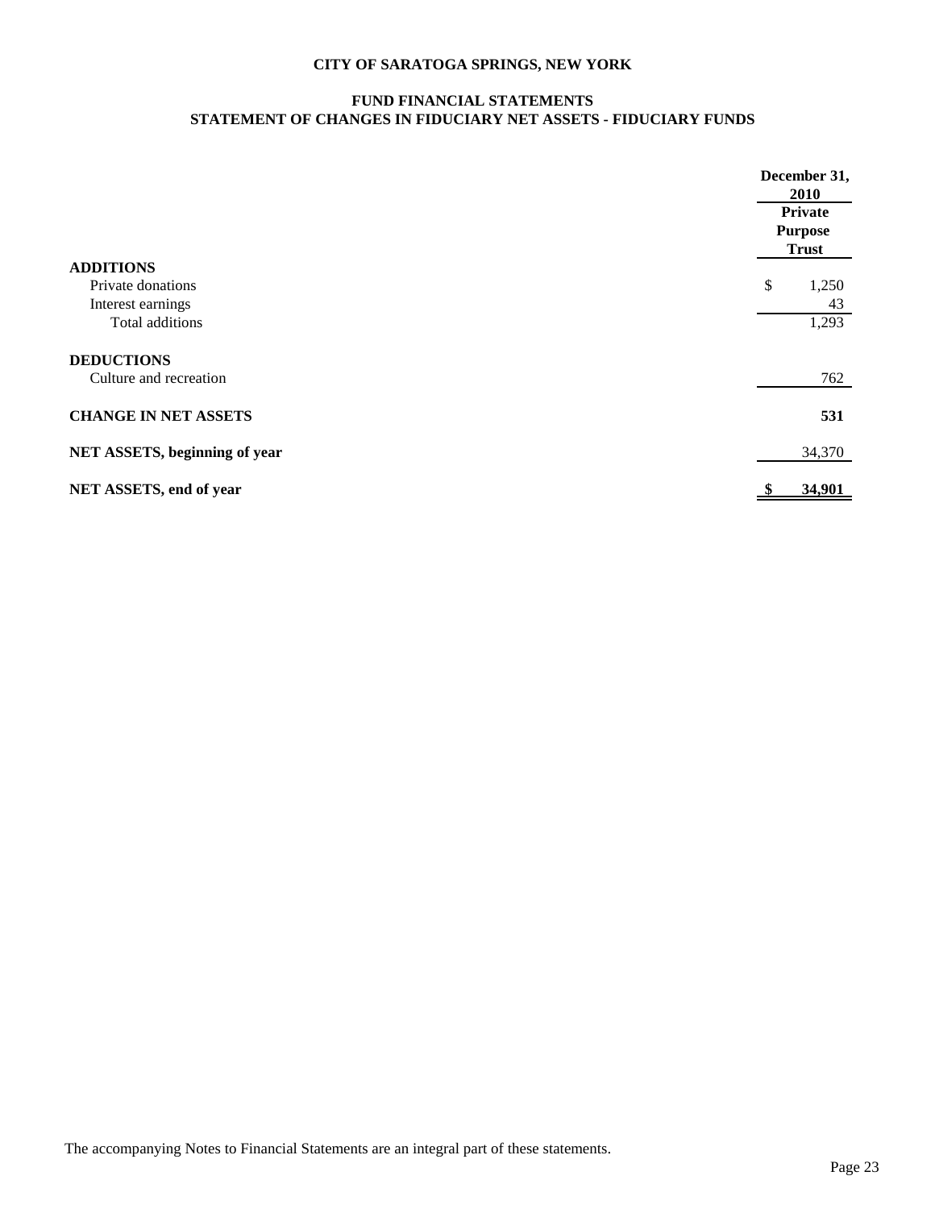# CITY OF SARATOGA SPRINGS, NEW YORK

## FUND FINANCIAL STATEMENTS
## STATEMENT OF CHANGES IN FIDUCIARY NET ASSETS - FIDUCIARY FUNDS

| | December 31, 2010 |
|---|---|
| | **Private Purpose Trust** |
| **ADDITIONS** | |
| Private donations | $ 1,250 |
| Interest earnings | 43 |
| Total additions | 1,293 |
| **DEDUCTIONS** | |
| Culture and recreation | 762 |
| **CHANGE IN NET ASSETS** | **531** |
| **NET ASSETS, beginning of year** | 34,370 |
| **NET ASSETS, end of year** | **$ 34,901** |

The accompanying Notes to Financial Statements are an integral part of these statements.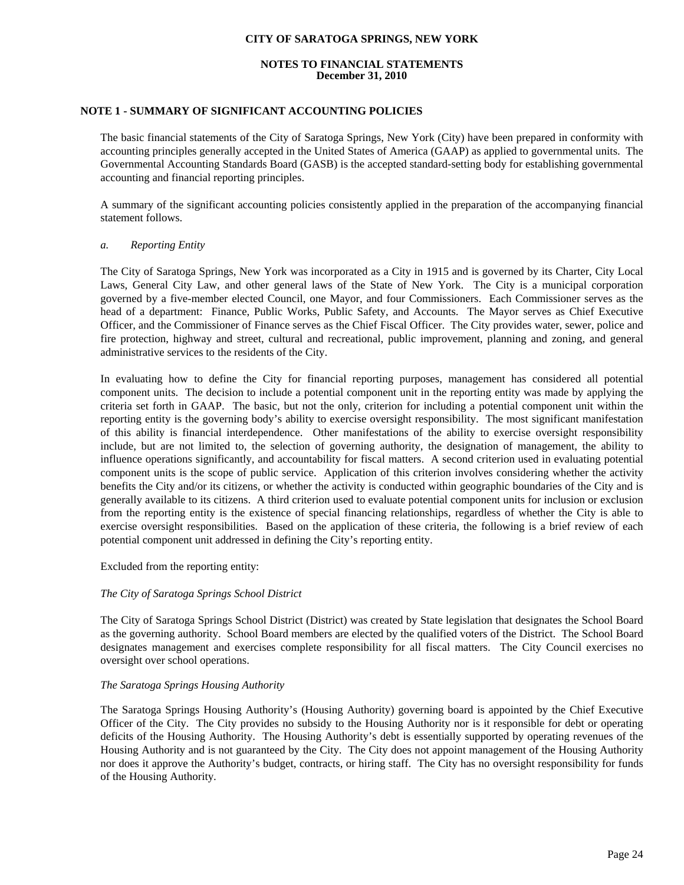**CITY OF SARATOGA SPRINGS, NEW YORK**

**NOTES TO FINANCIAL STATEMENTS**
**December 31, 2010**

## NOTE 1 - SUMMARY OF SIGNIFICANT ACCOUNTING POLICIES

The basic financial statements of the City of Saratoga Springs, New York (City) have been prepared in conformity with accounting principles generally accepted in the United States of America (GAAP) as applied to governmental units. The Governmental Accounting Standards Board (GASB) is the accepted standard-setting body for establishing governmental accounting and financial reporting principles.

A summary of the significant accounting policies consistently applied in the preparation of the accompanying financial statement follows.

*a. Reporting Entity*

The City of Saratoga Springs, New York was incorporated as a City in 1915 and is governed by its Charter, City Local Laws, General City Law, and other general laws of the State of New York. The City is a municipal corporation governed by a five-member elected Council, one Mayor, and four Commissioners. Each Commissioner serves as the head of a department: Finance, Public Works, Public Safety, and Accounts. The Mayor serves as Chief Executive Officer, and the Commissioner of Finance serves as the Chief Fiscal Officer. The City provides water, sewer, police and fire protection, highway and street, cultural and recreational, public improvement, planning and zoning, and general administrative services to the residents of the City.

In evaluating how to define the City for financial reporting purposes, management has considered all potential component units. The decision to include a potential component unit in the reporting entity was made by applying the criteria set forth in GAAP. The basic, but not the only, criterion for including a potential component unit within the reporting entity is the governing body's ability to exercise oversight responsibility. The most significant manifestation of this ability is financial interdependence. Other manifestations of the ability to exercise oversight responsibility include, but are not limited to, the selection of governing authority, the designation of management, the ability to influence operations significantly, and accountability for fiscal matters. A second criterion used in evaluating potential component units is the scope of public service. Application of this criterion involves considering whether the activity benefits the City and/or its citizens, or whether the activity is conducted within geographic boundaries of the City and is generally available to its citizens. A third criterion used to evaluate potential component units for inclusion or exclusion from the reporting entity is the existence of special financing relationships, regardless of whether the City is able to exercise oversight responsibilities. Based on the application of these criteria, the following is a brief review of each potential component unit addressed in defining the City's reporting entity.

Excluded from the reporting entity:

*The City of Saratoga Springs School District*

The City of Saratoga Springs School District (District) was created by State legislation that designates the School Board as the governing authority. School Board members are elected by the qualified voters of the District. The School Board designates management and exercises complete responsibility for all fiscal matters. The City Council exercises no oversight over school operations.

*The Saratoga Springs Housing Authority*

The Saratoga Springs Housing Authority's (Housing Authority) governing board is appointed by the Chief Executive Officer of the City. The City provides no subsidy to the Housing Authority nor is it responsible for debt or operating deficits of the Housing Authority. The Housing Authority's debt is essentially supported by operating revenues of the Housing Authority and is not guaranteed by the City. The City does not appoint management of the Housing Authority nor does it approve the Authority's budget, contracts, or hiring staff. The City has no oversight responsibility for funds of the Housing Authority.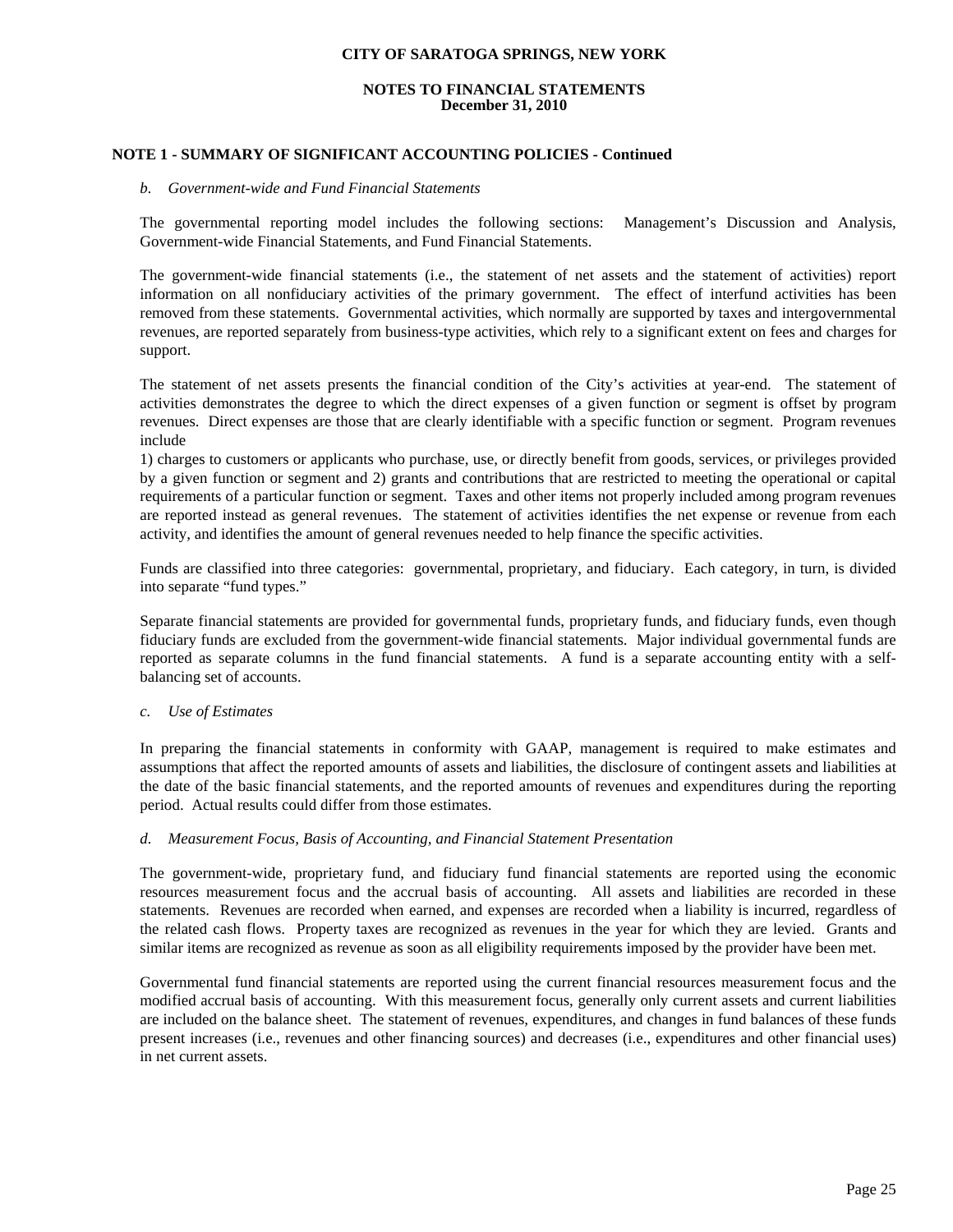**CITY OF SARATOGA SPRINGS, NEW YORK**

**NOTES TO FINANCIAL STATEMENTS**
**December 31, 2010**

## NOTE 1 - SUMMARY OF SIGNIFICANT ACCOUNTING POLICIES - Continued

*b. Government-wide and Fund Financial Statements*

The governmental reporting model includes the following sections: Management's Discussion and Analysis, Government-wide Financial Statements, and Fund Financial Statements.

The government-wide financial statements (i.e., the statement of net assets and the statement of activities) report information on all nonfiduciary activities of the primary government. The effect of interfund activities has been removed from these statements. Governmental activities, which normally are supported by taxes and intergovernmental revenues, are reported separately from business-type activities, which rely to a significant extent on fees and charges for support.

The statement of net assets presents the financial condition of the City's activities at year-end. The statement of activities demonstrates the degree to which the direct expenses of a given function or segment is offset by program revenues. Direct expenses are those that are clearly identifiable with a specific function or segment. Program revenues include

1) charges to customers or applicants who purchase, use, or directly benefit from goods, services, or privileges provided by a given function or segment and 2) grants and contributions that are restricted to meeting the operational or capital requirements of a particular function or segment. Taxes and other items not properly included among program revenues are reported instead as general revenues. The statement of activities identifies the net expense or revenue from each activity, and identifies the amount of general revenues needed to help finance the specific activities.

Funds are classified into three categories: governmental, proprietary, and fiduciary. Each category, in turn, is divided into separate "fund types."

Separate financial statements are provided for governmental funds, proprietary funds, and fiduciary funds, even though fiduciary funds are excluded from the government-wide financial statements. Major individual governmental funds are reported as separate columns in the fund financial statements. A fund is a separate accounting entity with a self-balancing set of accounts.

*c. Use of Estimates*

In preparing the financial statements in conformity with GAAP, management is required to make estimates and assumptions that affect the reported amounts of assets and liabilities, the disclosure of contingent assets and liabilities at the date of the basic financial statements, and the reported amounts of revenues and expenditures during the reporting period. Actual results could differ from those estimates.

*d. Measurement Focus, Basis of Accounting, and Financial Statement Presentation*

The government-wide, proprietary fund, and fiduciary fund financial statements are reported using the economic resources measurement focus and the accrual basis of accounting. All assets and liabilities are recorded in these statements. Revenues are recorded when earned, and expenses are recorded when a liability is incurred, regardless of the related cash flows. Property taxes are recognized as revenues in the year for which they are levied. Grants and similar items are recognized as revenue as soon as all eligibility requirements imposed by the provider have been met.

Governmental fund financial statements are reported using the current financial resources measurement focus and the modified accrual basis of accounting. With this measurement focus, generally only current assets and current liabilities are included on the balance sheet. The statement of revenues, expenditures, and changes in fund balances of these funds present increases (i.e., revenues and other financing sources) and decreases (i.e., expenditures and other financial uses) in net current assets.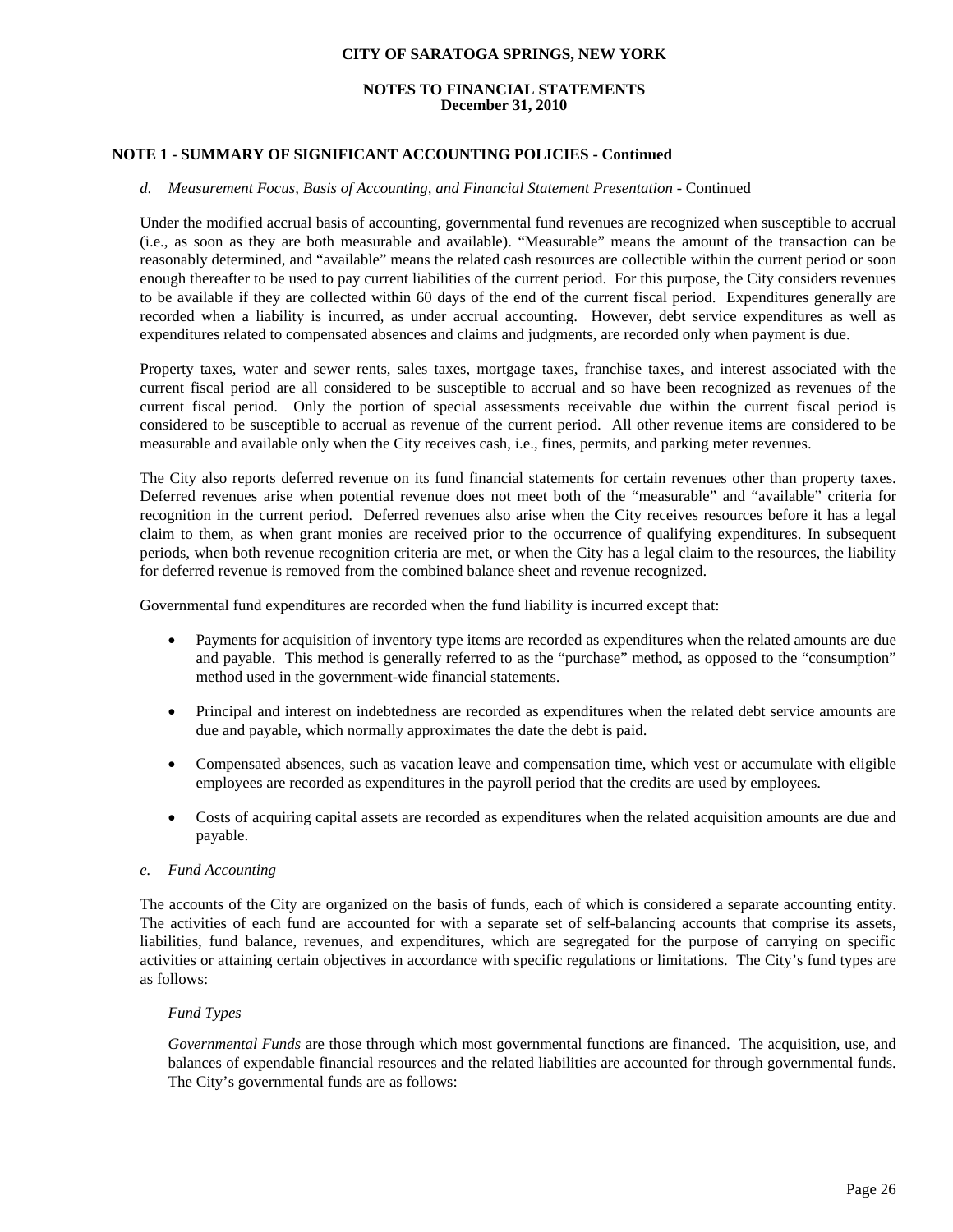## NOTE 1 - SUMMARY OF SIGNIFICANT ACCOUNTING POLICIES - Continued

*d. Measurement Focus, Basis of Accounting, and Financial Statement Presentation* - Continued

Under the modified accrual basis of accounting, governmental fund revenues are recognized when susceptible to accrual (i.e., as soon as they are both measurable and available). "Measurable" means the amount of the transaction can be reasonably determined, and "available" means the related cash resources are collectible within the current period or soon enough thereafter to be used to pay current liabilities of the current period. For this purpose, the City considers revenues to be available if they are collected within 60 days of the end of the current fiscal period. Expenditures generally are recorded when a liability is incurred, as under accrual accounting. However, debt service expenditures as well as expenditures related to compensated absences and claims and judgments, are recorded only when payment is due.

Property taxes, water and sewer rents, sales taxes, mortgage taxes, franchise taxes, and interest associated with the current fiscal period are all considered to be susceptible to accrual and so have been recognized as revenues of the current fiscal period. Only the portion of special assessments receivable due within the current fiscal period is considered to be susceptible to accrual as revenue of the current period. All other revenue items are considered to be measurable and available only when the City receives cash, i.e., fines, permits, and parking meter revenues.

The City also reports deferred revenue on its fund financial statements for certain revenues other than property taxes. Deferred revenues arise when potential revenue does not meet both of the "measurable" and "available" criteria for recognition in the current period. Deferred revenues also arise when the City receives resources before it has a legal claim to them, as when grant monies are received prior to the occurrence of qualifying expenditures. In subsequent periods, when both revenue recognition criteria are met, or when the City has a legal claim to the resources, the liability for deferred revenue is removed from the combined balance sheet and revenue recognized.

Governmental fund expenditures are recorded when the fund liability is incurred except that:

- Payments for acquisition of inventory type items are recorded as expenditures when the related amounts are due and payable. This method is generally referred to as the "purchase" method, as opposed to the "consumption" method used in the government-wide financial statements.
- Principal and interest on indebtedness are recorded as expenditures when the related debt service amounts are due and payable, which normally approximates the date the debt is paid.
- Compensated absences, such as vacation leave and compensation time, which vest or accumulate with eligible employees are recorded as expenditures in the payroll period that the credits are used by employees.
- Costs of acquiring capital assets are recorded as expenditures when the related acquisition amounts are due and payable.

*e. Fund Accounting*

The accounts of the City are organized on the basis of funds, each of which is considered a separate accounting entity. The activities of each fund are accounted for with a separate set of self-balancing accounts that comprise its assets, liabilities, fund balance, revenues, and expenditures, which are segregated for the purpose of carrying on specific activities or attaining certain objectives in accordance with specific regulations or limitations. The City's fund types are as follows:

*Fund Types*

*Governmental Funds* are those through which most governmental functions are financed. The acquisition, use, and balances of expendable financial resources and the related liabilities are accounted for through governmental funds. The City's governmental funds are as follows: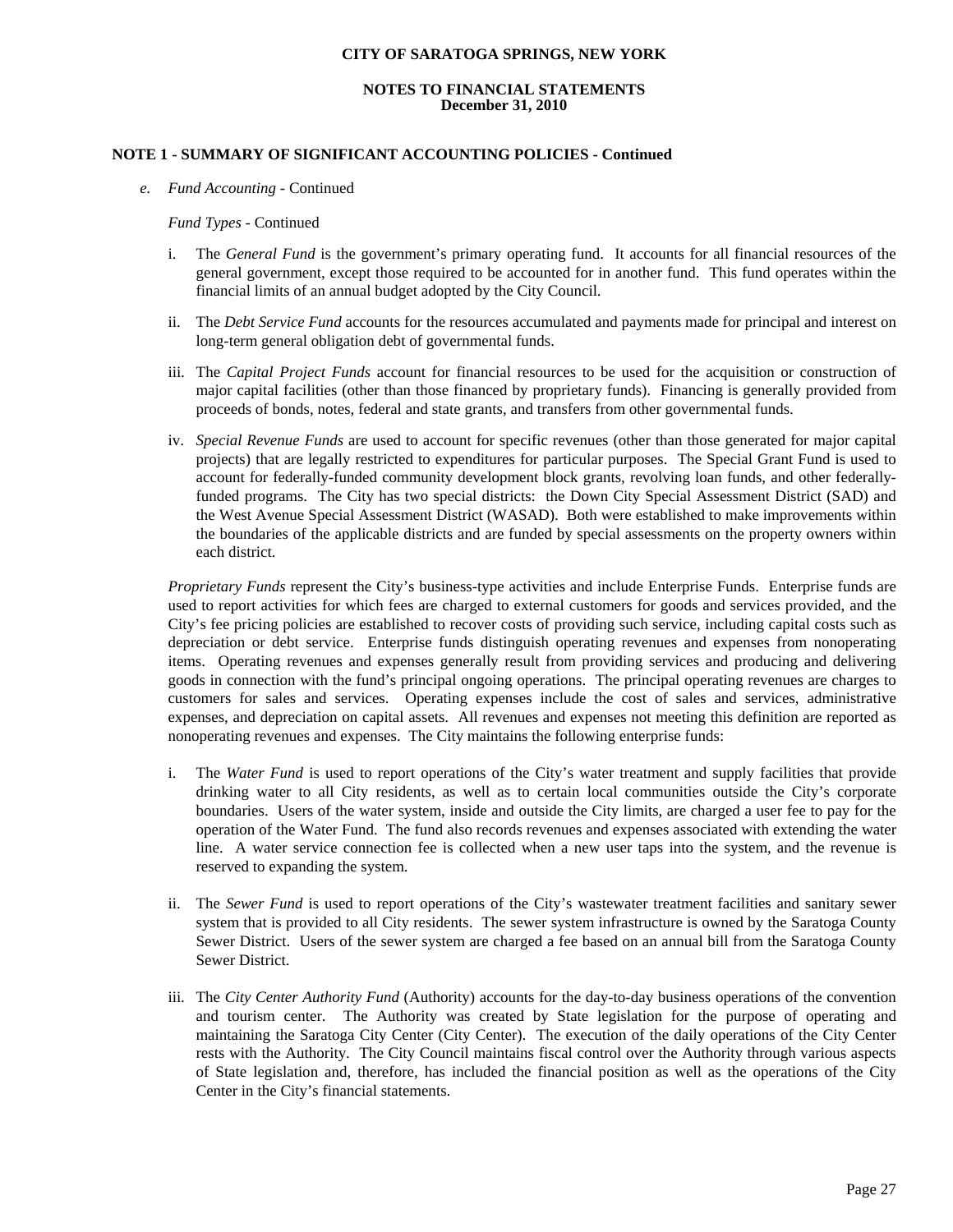# CITY OF SARATOGA SPRINGS, NEW YORK

## NOTES TO FINANCIAL STATEMENTS
## December 31, 2010

### NOTE 1 - SUMMARY OF SIGNIFICANT ACCOUNTING POLICIES - Continued

*e. Fund Accounting* - Continued

*Fund Types* - Continued

i. The *General Fund* is the government's primary operating fund. It accounts for all financial resources of the general government, except those required to be accounted for in another fund. This fund operates within the financial limits of an annual budget adopted by the City Council.

ii. The *Debt Service Fund* accounts for the resources accumulated and payments made for principal and interest on long-term general obligation debt of governmental funds.

iii. The *Capital Project Funds* account for financial resources to be used for the acquisition or construction of major capital facilities (other than those financed by proprietary funds). Financing is generally provided from proceeds of bonds, notes, federal and state grants, and transfers from other governmental funds.

iv. *Special Revenue Funds* are used to account for specific revenues (other than those generated for major capital projects) that are legally restricted to expenditures for particular purposes. The Special Grant Fund is used to account for federally-funded community development block grants, revolving loan funds, and other federally-funded programs. The City has two special districts: the Down City Special Assessment District (SAD) and the West Avenue Special Assessment District (WASAD). Both were established to make improvements within the boundaries of the applicable districts and are funded by special assessments on the property owners within each district.

*Proprietary Funds* represent the City's business-type activities and include Enterprise Funds. Enterprise funds are used to report activities for which fees are charged to external customers for goods and services provided, and the City's fee pricing policies are established to recover costs of providing such service, including capital costs such as depreciation or debt service. Enterprise funds distinguish operating revenues and expenses from nonoperating items. Operating revenues and expenses generally result from providing services and producing and delivering goods in connection with the fund's principal ongoing operations. The principal operating revenues are charges to customers for sales and services. Operating expenses include the cost of sales and services, administrative expenses, and depreciation on capital assets. All revenues and expenses not meeting this definition are reported as nonoperating revenues and expenses. The City maintains the following enterprise funds:

i. The *Water Fund* is used to report operations of the City's water treatment and supply facilities that provide drinking water to all City residents, as well as to certain local communities outside the City's corporate boundaries. Users of the water system, inside and outside the City limits, are charged a user fee to pay for the operation of the Water Fund. The fund also records revenues and expenses associated with extending the water line. A water service connection fee is collected when a new user taps into the system, and the revenue is reserved to expanding the system.

ii. The *Sewer Fund* is used to report operations of the City's wastewater treatment facilities and sanitary sewer system that is provided to all City residents. The sewer system infrastructure is owned by the Saratoga County Sewer District. Users of the sewer system are charged a fee based on an annual bill from the Saratoga County Sewer District.

iii. The *City Center Authority Fund* (Authority) accounts for the day-to-day business operations of the convention and tourism center. The Authority was created by State legislation for the purpose of operating and maintaining the Saratoga City Center (City Center). The execution of the daily operations of the City Center rests with the Authority. The City Council maintains fiscal control over the Authority through various aspects of State legislation and, therefore, has included the financial position as well as the operations of the City Center in the City's financial statements.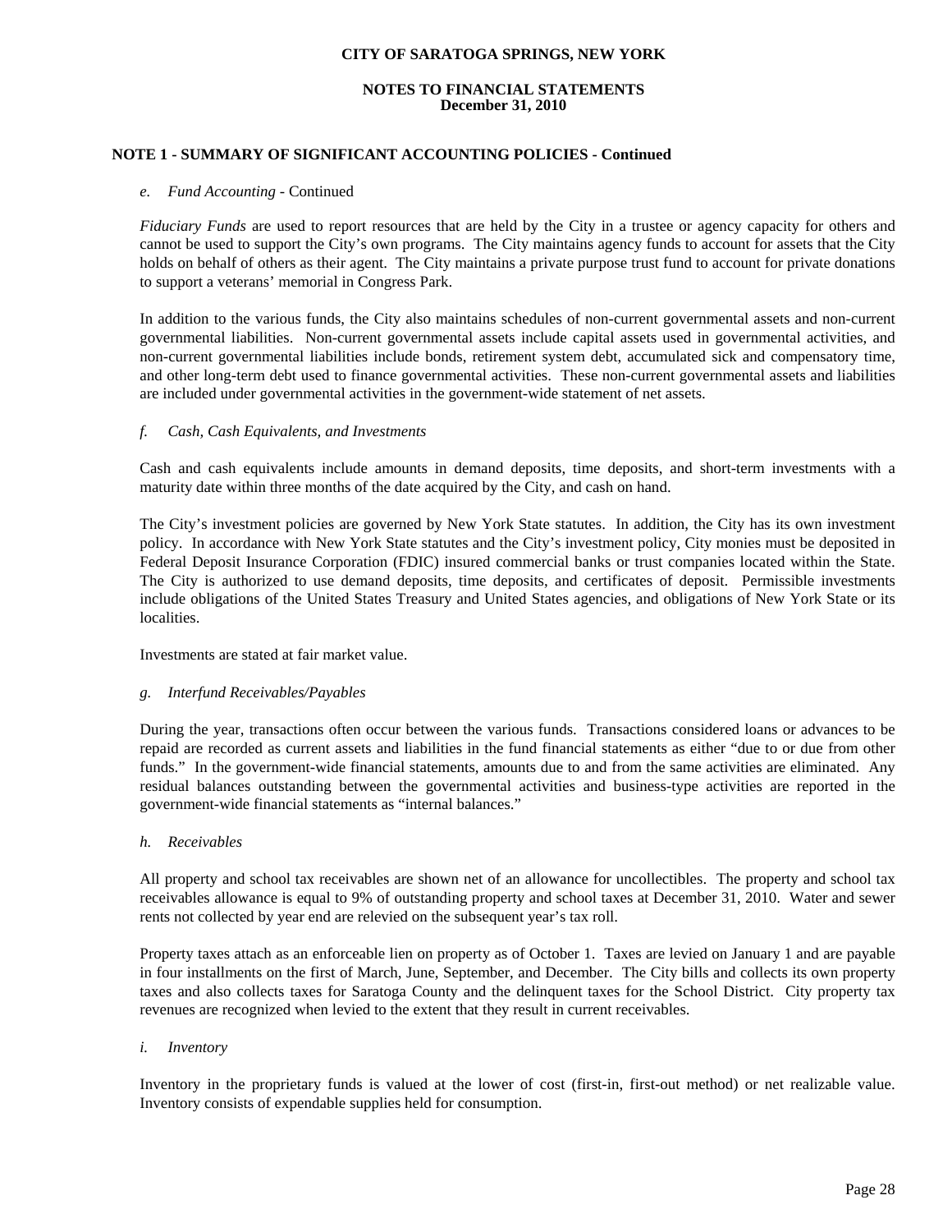## NOTE 1 - SUMMARY OF SIGNIFICANT ACCOUNTING POLICIES - Continued

*e. Fund Accounting* - Continued

*Fiduciary Funds* are used to report resources that are held by the City in a trustee or agency capacity for others and cannot be used to support the City's own programs. The City maintains agency funds to account for assets that the City holds on behalf of others as their agent. The City maintains a private purpose trust fund to account for private donations to support a veterans' memorial in Congress Park.

In addition to the various funds, the City also maintains schedules of non-current governmental assets and non-current governmental liabilities. Non-current governmental assets include capital assets used in governmental activities, and non-current governmental liabilities include bonds, retirement system debt, accumulated sick and compensatory time, and other long-term debt used to finance governmental activities. These non-current governmental assets and liabilities are included under governmental activities in the government-wide statement of net assets.

*f. Cash, Cash Equivalents, and Investments*

Cash and cash equivalents include amounts in demand deposits, time deposits, and short-term investments with a maturity date within three months of the date acquired by the City, and cash on hand.

The City's investment policies are governed by New York State statutes. In addition, the City has its own investment policy. In accordance with New York State statutes and the City's investment policy, City monies must be deposited in Federal Deposit Insurance Corporation (FDIC) insured commercial banks or trust companies located within the State. The City is authorized to use demand deposits, time deposits, and certificates of deposit. Permissible investments include obligations of the United States Treasury and United States agencies, and obligations of New York State or its localities.

Investments are stated at fair market value.

*g. Interfund Receivables/Payables*

During the year, transactions often occur between the various funds. Transactions considered loans or advances to be repaid are recorded as current assets and liabilities in the fund financial statements as either "due to or due from other funds." In the government-wide financial statements, amounts due to and from the same activities are eliminated. Any residual balances outstanding between the governmental activities and business-type activities are reported in the government-wide financial statements as "internal balances."

*h. Receivables*

All property and school tax receivables are shown net of an allowance for uncollectibles. The property and school tax receivables allowance is equal to 9% of outstanding property and school taxes at December 31, 2010. Water and sewer rents not collected by year end are relevied on the subsequent year's tax roll.

Property taxes attach as an enforceable lien on property as of October 1. Taxes are levied on January 1 and are payable in four installments on the first of March, June, September, and December. The City bills and collects its own property taxes and also collects taxes for Saratoga County and the delinquent taxes for the School District. City property tax revenues are recognized when levied to the extent that they result in current receivables.

*i. Inventory*

Inventory in the proprietary funds is valued at the lower of cost (first-in, first-out method) or net realizable value. Inventory consists of expendable supplies held for consumption.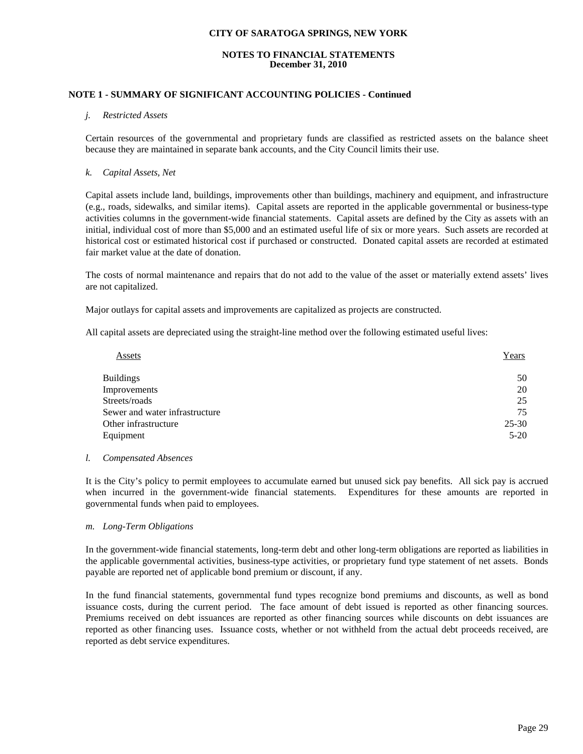**NOTE 1 - SUMMARY OF SIGNIFICANT ACCOUNTING POLICIES - Continued**

*j. Restricted Assets*

Certain resources of the governmental and proprietary funds are classified as restricted assets on the balance sheet because they are maintained in separate bank accounts, and the City Council limits their use.

*k. Capital Assets, Net*

Capital assets include land, buildings, improvements other than buildings, machinery and equipment, and infrastructure (e.g., roads, sidewalks, and similar items). Capital assets are reported in the applicable governmental or business-type activities columns in the government-wide financial statements. Capital assets are defined by the City as assets with an initial, individual cost of more than $5,000 and an estimated useful life of six or more years. Such assets are recorded at historical cost or estimated historical cost if purchased or constructed. Donated capital assets are recorded at estimated fair market value at the date of donation.

The costs of normal maintenance and repairs that do not add to the value of the asset or materially extend assets' lives are not capitalized.

Major outlays for capital assets and improvements are capitalized as projects are constructed.

All capital assets are depreciated using the straight-line method over the following estimated useful lives:

| Assets | Years |
|---|---|
| Buildings | 50 |
| Improvements | 20 |
| Streets/roads | 25 |
| Sewer and water infrastructure | 75 |
| Other infrastructure | 25-30 |
| Equipment | 5-20 |

*l. Compensated Absences*

It is the City's policy to permit employees to accumulate earned but unused sick pay benefits. All sick pay is accrued when incurred in the government-wide financial statements. Expenditures for these amounts are reported in governmental funds when paid to employees.

*m. Long-Term Obligations*

In the government-wide financial statements, long-term debt and other long-term obligations are reported as liabilities in the applicable governmental activities, business-type activities, or proprietary fund type statement of net assets. Bonds payable are reported net of applicable bond premium or discount, if any.

In the fund financial statements, governmental fund types recognize bond premiums and discounts, as well as bond issuance costs, during the current period. The face amount of debt issued is reported as other financing sources. Premiums received on debt issuances are reported as other financing sources while discounts on debt issuances are reported as other financing uses. Issuance costs, whether or not withheld from the actual debt proceeds received, are reported as debt service expenditures.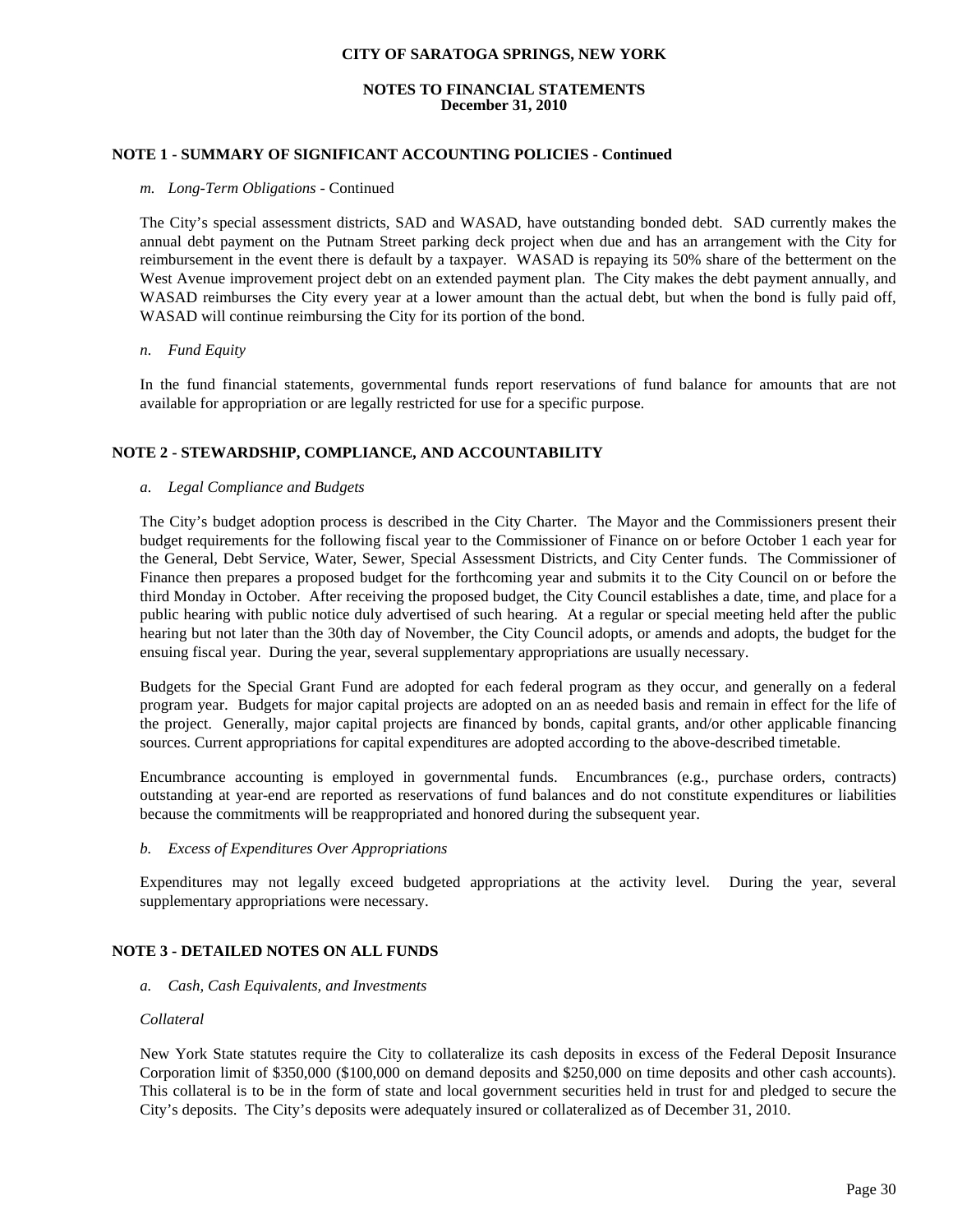**NOTE 1 - SUMMARY OF SIGNIFICANT ACCOUNTING POLICIES - Continued**

*m. Long-Term Obligations* - Continued

The City's special assessment districts, SAD and WASAD, have outstanding bonded debt. SAD currently makes the annual debt payment on the Putnam Street parking deck project when due and has an arrangement with the City for reimbursement in the event there is default by a taxpayer. WASAD is repaying its 50% share of the betterment on the West Avenue improvement project debt on an extended payment plan. The City makes the debt payment annually, and WASAD reimburses the City every year at a lower amount than the actual debt, but when the bond is fully paid off, WASAD will continue reimbursing the City for its portion of the bond.

*n. Fund Equity*

In the fund financial statements, governmental funds report reservations of fund balance for amounts that are not available for appropriation or are legally restricted for use for a specific purpose.

**NOTE 2 - STEWARDSHIP, COMPLIANCE, AND ACCOUNTABILITY**

*a. Legal Compliance and Budgets*

The City's budget adoption process is described in the City Charter. The Mayor and the Commissioners present their budget requirements for the following fiscal year to the Commissioner of Finance on or before October 1 each year for the General, Debt Service, Water, Sewer, Special Assessment Districts, and City Center funds. The Commissioner of Finance then prepares a proposed budget for the forthcoming year and submits it to the City Council on or before the third Monday in October. After receiving the proposed budget, the City Council establishes a date, time, and place for a public hearing with public notice duly advertised of such hearing. At a regular or special meeting held after the public hearing but not later than the 30th day of November, the City Council adopts, or amends and adopts, the budget for the ensuing fiscal year. During the year, several supplementary appropriations are usually necessary.

Budgets for the Special Grant Fund are adopted for each federal program as they occur, and generally on a federal program year. Budgets for major capital projects are adopted on an as needed basis and remain in effect for the life of the project. Generally, major capital projects are financed by bonds, capital grants, and/or other applicable financing sources. Current appropriations for capital expenditures are adopted according to the above-described timetable.

Encumbrance accounting is employed in governmental funds. Encumbrances (e.g., purchase orders, contracts) outstanding at year-end are reported as reservations of fund balances and do not constitute expenditures or liabilities because the commitments will be reappropriated and honored during the subsequent year.

*b. Excess of Expenditures Over Appropriations*

Expenditures may not legally exceed budgeted appropriations at the activity level. During the year, several supplementary appropriations were necessary.

**NOTE 3 - DETAILED NOTES ON ALL FUNDS**

*a. Cash, Cash Equivalents, and Investments*

*Collateral*

New York State statutes require the City to collateralize its cash deposits in excess of the Federal Deposit Insurance Corporation limit of $350,000 ($100,000 on demand deposits and $250,000 on time deposits and other cash accounts). This collateral is to be in the form of state and local government securities held in trust for and pledged to secure the City's deposits. The City's deposits were adequately insured or collateralized as of December 31, 2010.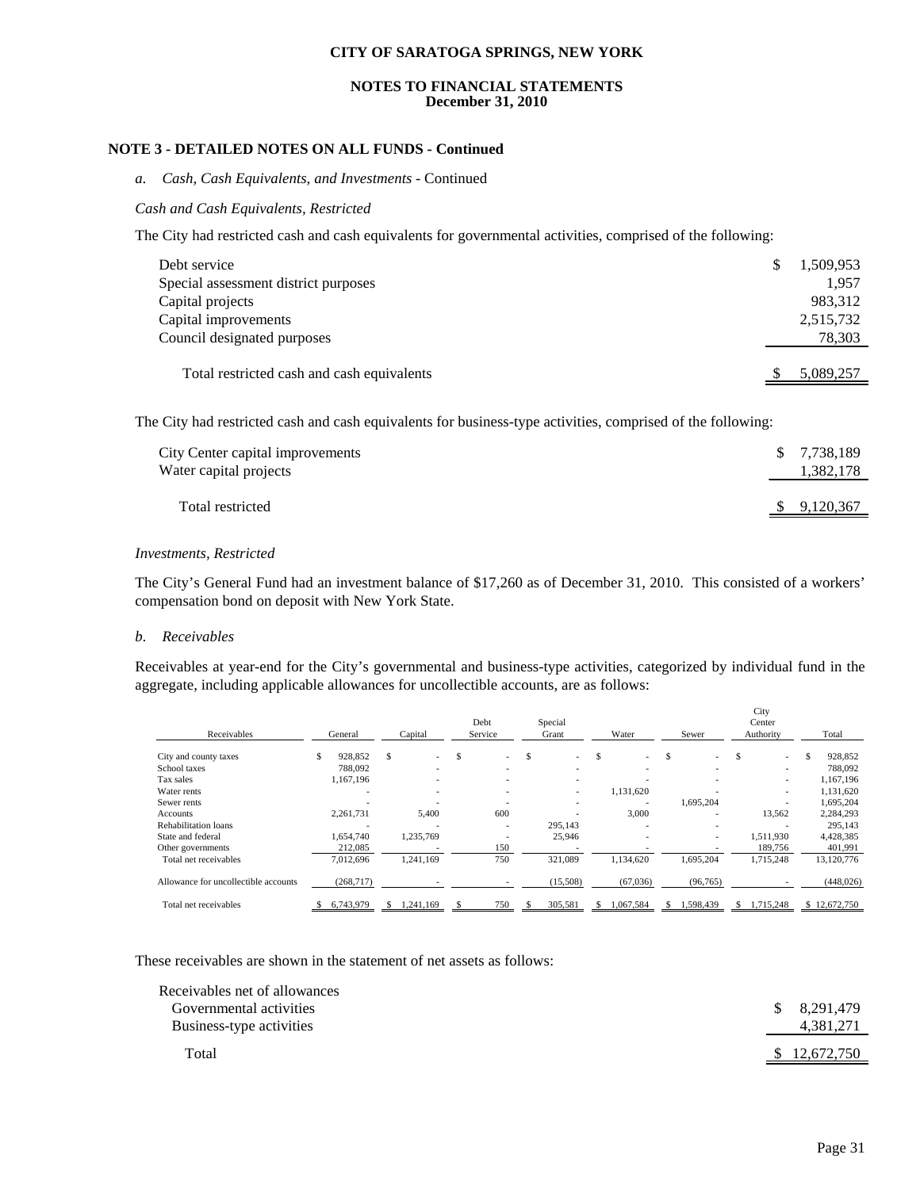**CITY OF SARATOGA SPRINGS, NEW YORK**

**NOTES TO FINANCIAL STATEMENTS**
**December 31, 2010**

## NOTE 3 - DETAILED NOTES ON ALL FUNDS - Continued

*a. Cash, Cash Equivalents, and Investments* - Continued

*Cash and Cash Equivalents, Restricted*

The City had restricted cash and cash equivalents for governmental activities, comprised of the following:

| | |
|---|---|
| Debt service | $ 1,509,953 |
| Special assessment district purposes | 1,957 |
| Capital projects | 983,312 |
| Capital improvements | 2,515,732 |
| Council designated purposes | 78,303 |
| Total restricted cash and cash equivalents | $ 5,089,257 |

The City had restricted cash and cash equivalents for business-type activities, comprised of the following:

| | |
|---|---|
| City Center capital improvements | $ 7,738,189 |
| Water capital projects | 1,382,178 |
| Total restricted | $ 9,120,367 |

*Investments, Restricted*

The City's General Fund had an investment balance of $17,260 as of December 31, 2010. This consisted of a workers' compensation bond on deposit with New York State.

*b. Receivables*

Receivables at year-end for the City's governmental and business-type activities, categorized by individual fund in the aggregate, including applicable allowances for uncollectible accounts, are as follows:

| Receivables | General | Capital | Debt Service | Special Grant | Water | Sewer | City Center Authority | Total |
|---|---|---|---|---|---|---|---|---|
| City and county taxes | $ 928,852 | $ - | $ - | $ - | $ - | $ - | $ - | $ 928,852 |
| School taxes | 788,092 | - | - | - | - | - | - | 788,092 |
| Tax sales | 1,167,196 | - | - | - | - | - | - | 1,167,196 |
| Water rents | - | - | - | - | 1,131,620 | - | - | 1,131,620 |
| Sewer rents | - | - | - | - | - | 1,695,204 | - | 1,695,204 |
| Accounts | 2,261,731 | 5,400 | 600 | - | 3,000 | - | 13,562 | 2,284,293 |
| Rehabilitation loans | - | - | - | 295,143 | - | - | - | 295,143 |
| State and federal | 1,654,740 | 1,235,769 | - | 25,946 | - | - | 1,511,930 | 4,428,385 |
| Other governments | 212,085 | - | 150 | - | - | - | 189,756 | 401,991 |
| Total net receivables | 7,012,696 | 1,241,169 | 750 | 321,089 | 1,134,620 | 1,695,204 | 1,715,248 | 13,120,776 |
| Allowance for uncollectible accounts | (268,717) | - | - | (15,508) | (67,036) | (96,765) | - | (448,026) |
| Total net receivables | $ 6,743,979 | $ 1,241,169 | $ 750 | $ 305,581 | $ 1,067,584 | $ 1,598,439 | $ 1,715,248 | $ 12,672,750 |

These receivables are shown in the statement of net assets as follows:

| | |
|---|---|
| Receivables net of allowances | |
| Governmental activities | $ 8,291,479 |
| Business-type activities | 4,381,271 |
| Total | $ 12,672,750 |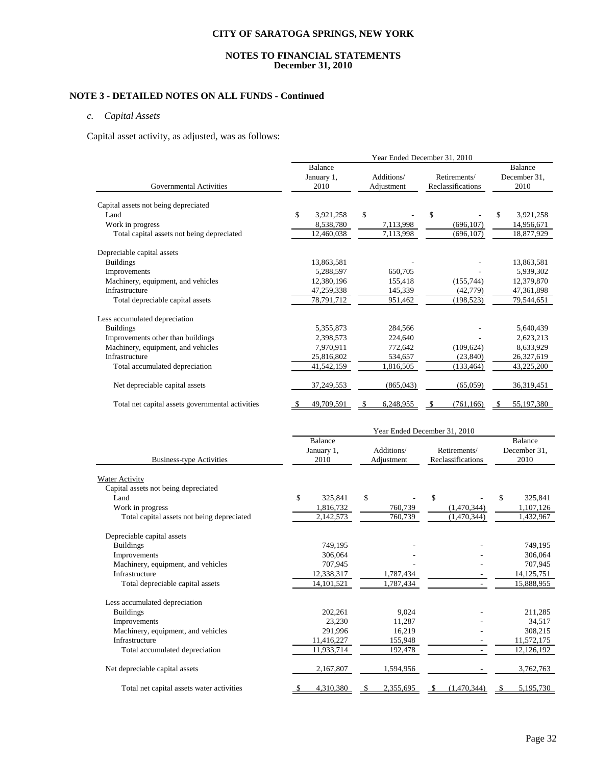# CITY OF SARATOGA SPRINGS, NEW YORK

## NOTES TO FINANCIAL STATEMENTS
## December 31, 2010

### NOTE 3 - DETAILED NOTES ON ALL FUNDS - Continued

*c. Capital Assets*

Capital asset activity, as adjusted, was as follows:

| Governmental Activities | Balance January 1, 2010 | Additions/ Adjustment | Retirements/ Reclassifications | Balance December 31, 2010 |
|---|---|---|---|---|
| | Year Ended December 31, 2010 | | | |
| Capital assets not being depreciated | | | | |
| Land | $ 3,921,258 | $ - | $ - | $ 3,921,258 |
| Work in progress | 8,538,780 | 7,113,998 | (696,107) | 14,956,671 |
| Total capital assets not being depreciated | 12,460,038 | 7,113,998 | (696,107) | 18,877,929 |
| Depreciable capital assets | | | | |
| Buildings | 13,863,581 | - | - | 13,863,581 |
| Improvements | 5,288,597 | 650,705 | - | 5,939,302 |
| Machinery, equipment, and vehicles | 12,380,196 | 155,418 | (155,744) | 12,379,870 |
| Infrastructure | 47,259,338 | 145,339 | (42,779) | 47,361,898 |
| Total depreciable capital assets | 78,791,712 | 951,462 | (198,523) | 79,544,651 |
| Less accumulated depreciation | | | | |
| Buildings | 5,355,873 | 284,566 | - | 5,640,439 |
| Improvements other than buildings | 2,398,573 | 224,640 | - | 2,623,213 |
| Machinery, equipment, and vehicles | 7,970,911 | 772,642 | (109,624) | 8,633,929 |
| Infrastructure | 25,816,802 | 534,657 | (23,840) | 26,327,619 |
| Total accumulated depreciation | 41,542,159 | 1,816,505 | (133,464) | 43,225,200 |
| Net depreciable capital assets | 37,249,553 | (865,043) | (65,059) | 36,319,451 |
| Total net capital assets governmental activities | $ 49,709,591 | $ 6,248,955 | $ (761,166) | $ 55,197,380 |

| Business-type Activities | Balance January 1, 2010 | Additions/ Adjustment | Retirements/ Reclassifications | Balance December 31, 2010 |
|---|---|---|---|---|
| | Year Ended December 31, 2010 | | | |
| Water Activity | | | | |
| Capital assets not being depreciated | | | | |
| Land | $ 325,841 | $ - | $ - | $ 325,841 |
| Work in progress | 1,816,732 | 760,739 | (1,470,344) | 1,107,126 |
| Total capital assets not being depreciated | 2,142,573 | 760,739 | (1,470,344) | 1,432,967 |
| Depreciable capital assets | | | | |
| Buildings | 749,195 | - | - | 749,195 |
| Improvements | 306,064 | - | - | 306,064 |
| Machinery, equipment, and vehicles | 707,945 | - | - | 707,945 |
| Infrastructure | 12,338,317 | 1,787,434 | - | 14,125,751 |
| Total depreciable capital assets | 14,101,521 | 1,787,434 | - | 15,888,955 |
| Less accumulated depreciation | | | | |
| Buildings | 202,261 | 9,024 | - | 211,285 |
| Improvements | 23,230 | 11,287 | - | 34,517 |
| Machinery, equipment, and vehicles | 291,996 | 16,219 | - | 308,215 |
| Infrastructure | 11,416,227 | 155,948 | - | 11,572,175 |
| Total accumulated depreciation | 11,933,714 | 192,478 | - | 12,126,192 |
| Net depreciable capital assets | 2,167,807 | 1,594,956 | - | 3,762,763 |
| Total net capital assets water activities | $ 4,310,380 | $ 2,355,695 | $ (1,470,344) | $ 5,195,730 |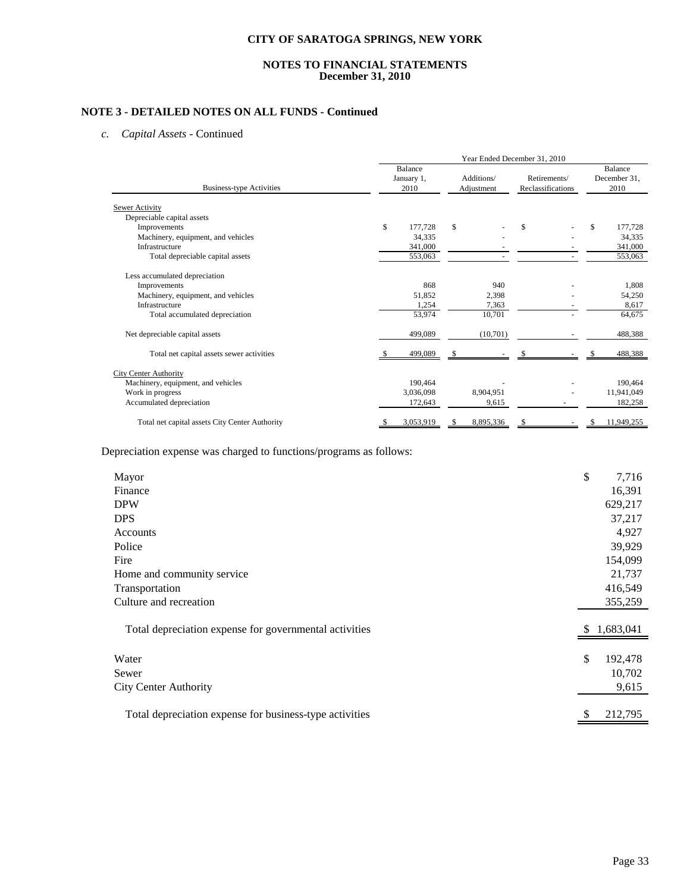**CITY OF SARATOGA SPRINGS, NEW YORK**

**NOTES TO FINANCIAL STATEMENTS**
**December 31, 2010**

## NOTE 3 - DETAILED NOTES ON ALL FUNDS - Continued

### *c. Capital Assets* - Continued

| | Year Ended December 31, 2010 | | | |
|---|---|---|---|---|
| Business-type Activities | Balance January 1, 2010 | Additions/ Adjustment | Retirements/ Reclassifications | Balance December 31, 2010 |
| Sewer Activity | | | | |
| Depreciable capital assets | | | | |
| Improvements | $ 177,728 | $ - | $ - | $ 177,728 |
| Machinery, equipment, and vehicles | 34,335 | - | - | 34,335 |
| Infrastructure | 341,000 | - | - | 341,000 |
| Total depreciable capital assets | 553,063 | - | - | 553,063 |
| Less accumulated depreciation | | | | |
| Improvements | 868 | 940 | - | 1,808 |
| Machinery, equipment, and vehicles | 51,852 | 2,398 | - | 54,250 |
| Infrastructure | 1,254 | 7,363 | - | 8,617 |
| Total accumulated depreciation | 53,974 | 10,701 | - | 64,675 |
| Net depreciable capital assets | 499,089 | (10,701) | - | 488,388 |
| Total net capital assets sewer activities | $ 499,089 | $ - | $ - | $ 488,388 |
| City Center Authority | | | | |
| Machinery, equipment, and vehicles | 190,464 | - | - | 190,464 |
| Work in progress | 3,036,098 | 8,904,951 | - | 11,941,049 |
| Accumulated depreciation | 172,643 | 9,615 | - | 182,258 |
| Total net capital assets City Center Authority | $ 3,053,919 | $ 8,895,336 | $ - | $ 11,949,255 |

Depreciation expense was charged to functions/programs as follows:

| | |
|---|---|
| Mayor | $ 7,716 |
| Finance | 16,391 |
| DPW | 629,217 |
| DPS | 37,217 |
| Accounts | 4,927 |
| Police | 39,929 |
| Fire | 154,099 |
| Home and community service | 21,737 |
| Transportation | 416,549 |
| Culture and recreation | 355,259 |
| Total depreciation expense for governmental activities | $ 1,683,041 |
| Water | $ 192,478 |
| Sewer | 10,702 |
| City Center Authority | 9,615 |
| Total depreciation expense for business-type activities | $ 212,795 |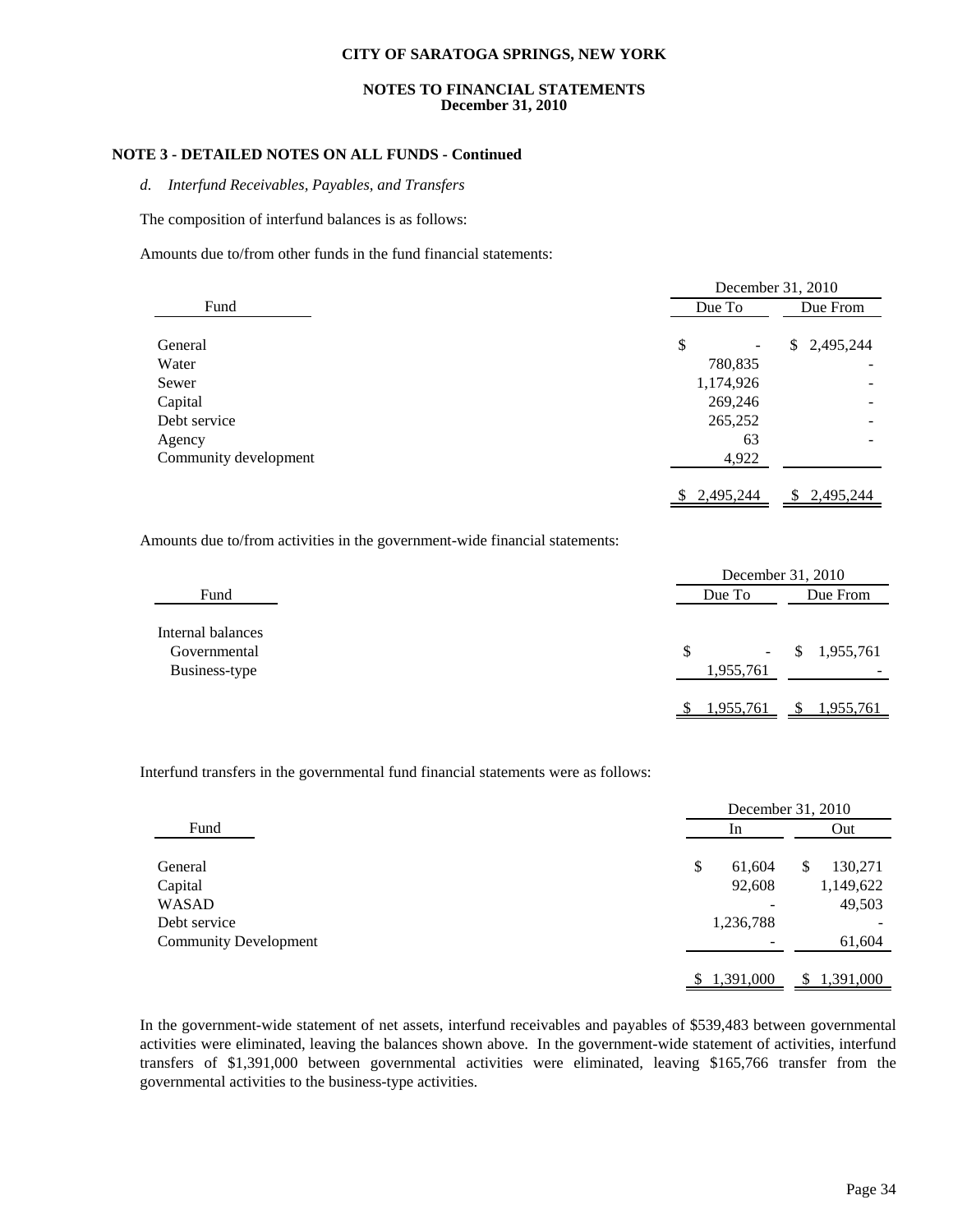**CITY OF SARATOGA SPRINGS, NEW YORK**

**NOTES TO FINANCIAL STATEMENTS**
**December 31, 2010**

## NOTE 3 - DETAILED NOTES ON ALL FUNDS - Continued

*d. Interfund Receivables, Payables, and Transfers*

The composition of interfund balances is as follows:

Amounts due to/from other funds in the fund financial statements:

| Fund | December 31, 2010 | |
|---|---|---|
| | Due To | Due From |
| General | $ - | $ 2,495,244 |
| Water | 780,835 | - |
| Sewer | 1,174,926 | - |
| Capital | 269,246 | - |
| Debt service | 265,252 | - |
| Agency | 63 | - |
| Community development | 4,922 | |
| | $ 2,495,244 | $ 2,495,244 |

Amounts due to/from activities in the government-wide financial statements:

| Fund | December 31, 2010 | |
|---|---|---|
| | Due To | Due From |
| Internal balances | | |
| Governmental | $ - | $ 1,955,761 |
| Business-type | 1,955,761 | - |
| | $ 1,955,761 | $ 1,955,761 |

Interfund transfers in the governmental fund financial statements were as follows:

| Fund | December 31, 2010 | |
|---|---|---|
| | In | Out |
| General | $ 61,604 | $ 130,271 |
| Capital | 92,608 | 1,149,622 |
| WASAD | - | 49,503 |
| Debt service | 1,236,788 | - |
| Community Development | - | 61,604 |
| | $ 1,391,000 | $ 1,391,000 |

In the government-wide statement of net assets, interfund receivables and payables of $539,483 between governmental activities were eliminated, leaving the balances shown above. In the government-wide statement of activities, interfund transfers of $1,391,000 between governmental activities were eliminated, leaving $165,766 transfer from the governmental activities to the business-type activities.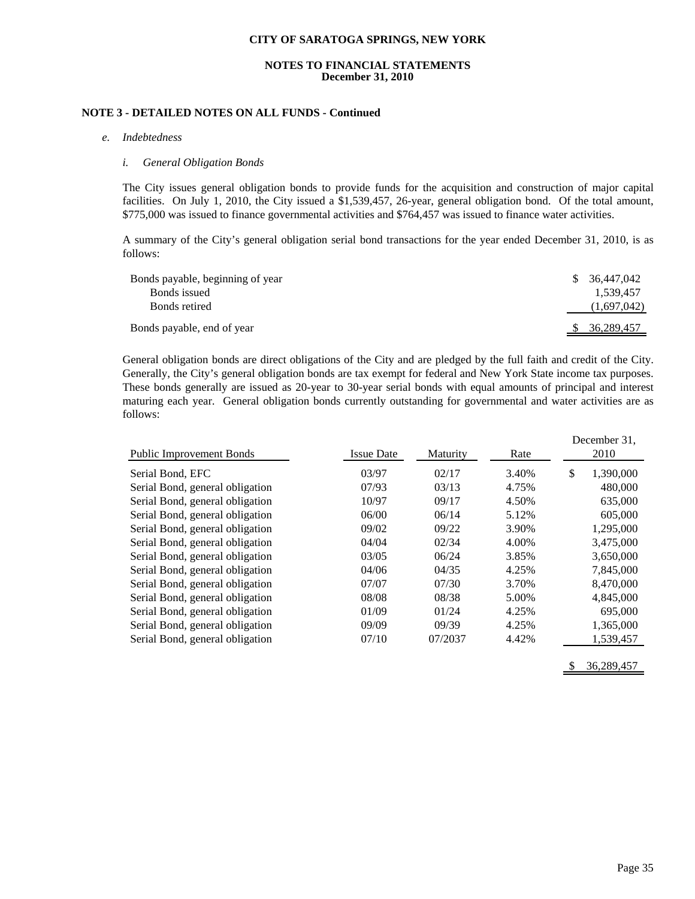**CITY OF SARATOGA SPRINGS, NEW YORK**

**NOTES TO FINANCIAL STATEMENTS**
**December 31, 2010**

## NOTE 3 - DETAILED NOTES ON ALL FUNDS - Continued

*e. Indebtedness*

*i. General Obligation Bonds*

The City issues general obligation bonds to provide funds for the acquisition and construction of major capital facilities. On July 1, 2010, the City issued a $1,539,457, 26-year, general obligation bond. Of the total amount, $775,000 was issued to finance governmental activities and $764,457 was issued to finance water activities.

A summary of the City's general obligation serial bond transactions for the year ended December 31, 2010, is as follows:

| | |
|---|---|
| Bonds payable, beginning of year | $ 36,447,042 |
| Bonds issued | 1,539,457 |
| Bonds retired | (1,697,042) |
| Bonds payable, end of year | $ 36,289,457 |

General obligation bonds are direct obligations of the City and are pledged by the full faith and credit of the City. Generally, the City's general obligation bonds are tax exempt for federal and New York State income tax purposes. These bonds generally are issued as 20-year to 30-year serial bonds with equal amounts of principal and interest maturing each year. General obligation bonds currently outstanding for governmental and water activities are as follows:

| Public Improvement Bonds | Issue Date | Maturity | Rate | December 31, 2010 |
|---|---|---|---|---|
| Serial Bond, EFC | 03/97 | 02/17 | 3.40% | $ 1,390,000 |
| Serial Bond, general obligation | 07/93 | 03/13 | 4.75% | 480,000 |
| Serial Bond, general obligation | 10/97 | 09/17 | 4.50% | 635,000 |
| Serial Bond, general obligation | 06/00 | 06/14 | 5.12% | 605,000 |
| Serial Bond, general obligation | 09/02 | 09/22 | 3.90% | 1,295,000 |
| Serial Bond, general obligation | 04/04 | 02/34 | 4.00% | 3,475,000 |
| Serial Bond, general obligation | 03/05 | 06/24 | 3.85% | 3,650,000 |
| Serial Bond, general obligation | 04/06 | 04/35 | 4.25% | 7,845,000 |
| Serial Bond, general obligation | 07/07 | 07/30 | 3.70% | 8,470,000 |
| Serial Bond, general obligation | 08/08 | 08/38 | 5.00% | 4,845,000 |
| Serial Bond, general obligation | 01/09 | 01/24 | 4.25% | 695,000 |
| Serial Bond, general obligation | 09/09 | 09/39 | 4.25% | 1,365,000 |
| Serial Bond, general obligation | 07/10 | 07/2037 | 4.42% | 1,539,457 |
| | | | | $ 36,289,457 |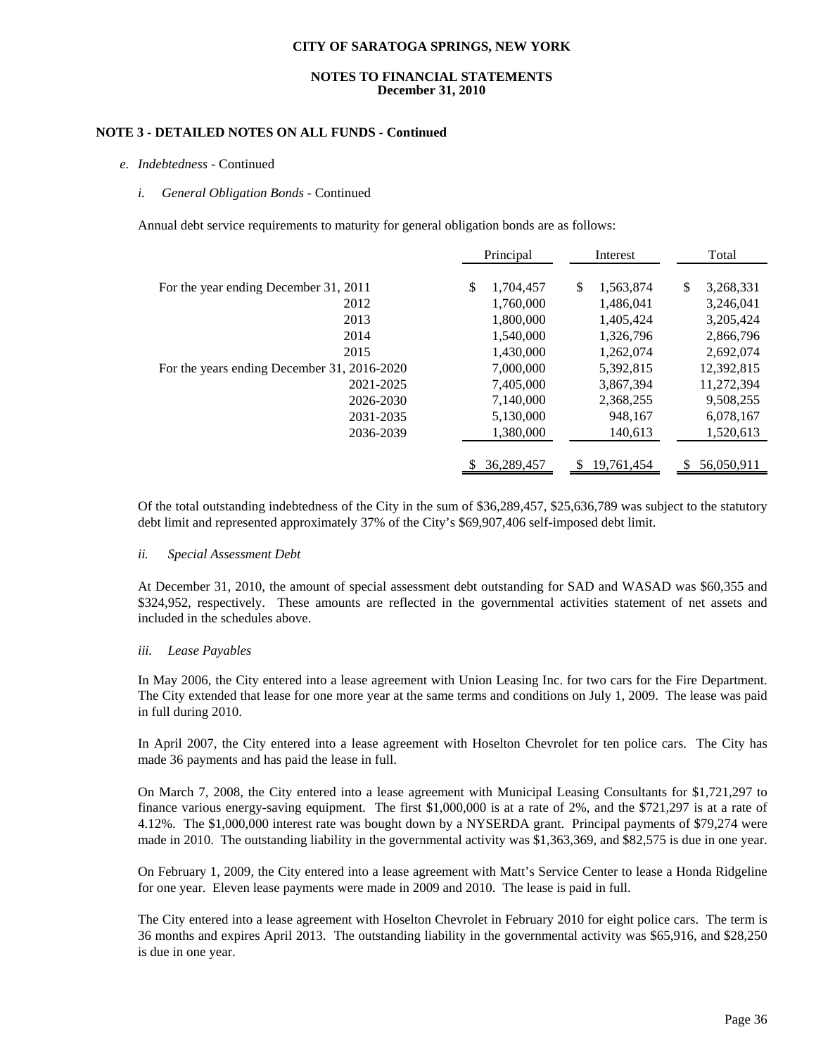**CITY OF SARATOGA SPRINGS, NEW YORK**

**NOTES TO FINANCIAL STATEMENTS**
**December 31, 2010**

**NOTE 3 - DETAILED NOTES ON ALL FUNDS - Continued**

*e. Indebtedness* - Continued

*i. General Obligation Bonds* - Continued

Annual debt service requirements to maturity for general obligation bonds are as follows:

| | Principal | Interest | Total |
|---|---|---|---|
| For the year ending December 31, 2011 | $ 1,704,457 | $ 1,563,874 | $ 3,268,331 |
| 2012 | 1,760,000 | 1,486,041 | 3,246,041 |
| 2013 | 1,800,000 | 1,405,424 | 3,205,424 |
| 2014 | 1,540,000 | 1,326,796 | 2,866,796 |
| 2015 | 1,430,000 | 1,262,074 | 2,692,074 |
| For the years ending December 31, 2016-2020 | 7,000,000 | 5,392,815 | 12,392,815 |
| 2021-2025 | 7,405,000 | 3,867,394 | 11,272,394 |
| 2026-2030 | 7,140,000 | 2,368,255 | 9,508,255 |
| 2031-2035 | 5,130,000 | 948,167 | 6,078,167 |
| 2036-2039 | 1,380,000 | 140,613 | 1,520,613 |
| | $ 36,289,457 | $ 19,761,454 | $ 56,050,911 |

Of the total outstanding indebtedness of the City in the sum of $36,289,457, $25,636,789 was subject to the statutory debt limit and represented approximately 37% of the City's $69,907,406 self-imposed debt limit.

*ii. Special Assessment Debt*

At December 31, 2010, the amount of special assessment debt outstanding for SAD and WASAD was $60,355 and $324,952, respectively. These amounts are reflected in the governmental activities statement of net assets and included in the schedules above.

*iii. Lease Payables*

In May 2006, the City entered into a lease agreement with Union Leasing Inc. for two cars for the Fire Department. The City extended that lease for one more year at the same terms and conditions on July 1, 2009. The lease was paid in full during 2010.

In April 2007, the City entered into a lease agreement with Hoselton Chevrolet for ten police cars. The City has made 36 payments and has paid the lease in full.

On March 7, 2008, the City entered into a lease agreement with Municipal Leasing Consultants for $1,721,297 to finance various energy-saving equipment. The first $1,000,000 is at a rate of 2%, and the $721,297 is at a rate of 4.12%. The $1,000,000 interest rate was bought down by a NYSERDA grant. Principal payments of $79,274 were made in 2010. The outstanding liability in the governmental activity was $1,363,369, and $82,575 is due in one year.

On February 1, 2009, the City entered into a lease agreement with Matt's Service Center to lease a Honda Ridgeline for one year. Eleven lease payments were made in 2009 and 2010. The lease is paid in full.

The City entered into a lease agreement with Hoselton Chevrolet in February 2010 for eight police cars. The term is 36 months and expires April 2013. The outstanding liability in the governmental activity was $65,916, and $28,250 is due in one year.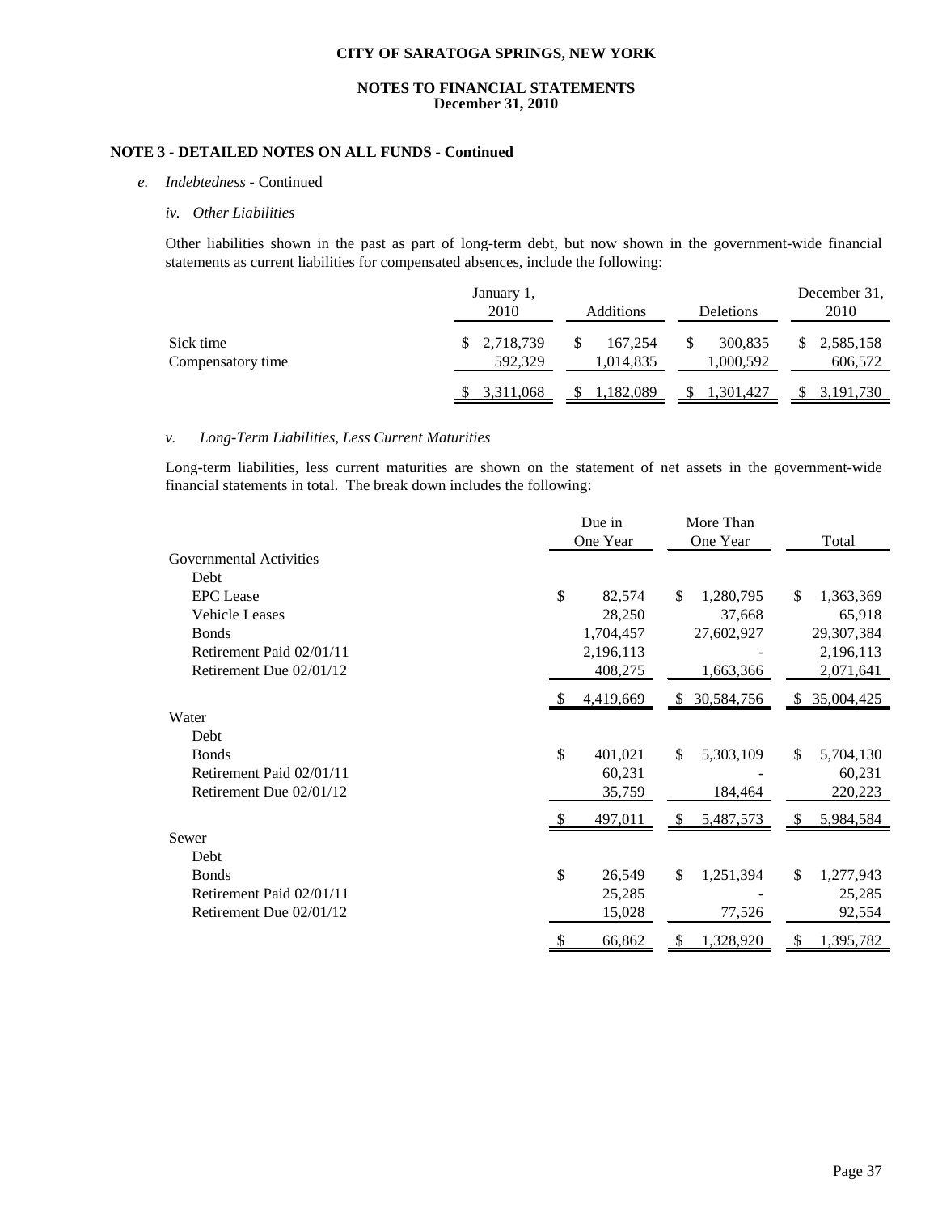**CITY OF SARATOGA SPRINGS, NEW YORK**

**NOTES TO FINANCIAL STATEMENTS**
**December 31, 2010**

**NOTE 3 - DETAILED NOTES ON ALL FUNDS - Continued**

e. *Indebtedness* - Continued

iv. *Other Liabilities*

Other liabilities shown in the past as part of long-term debt, but now shown in the government-wide financial statements as current liabilities for compensated absences, include the following:

| | January 1, 2010 | Additions | Deletions | December 31, 2010 |
|---|---|---|---|---|
| Sick time | $ 2,718,739 | $ 167,254 | $ 300,835 | $ 2,585,158 |
| Compensatory time | 592,329 | 1,014,835 | 1,000,592 | 606,572 |
| | $ 3,311,068 | $ 1,182,089 | $ 1,301,427 | $ 3,191,730 |

v. *Long-Term Liabilities, Less Current Maturities*

Long-term liabilities, less current maturities are shown on the statement of net assets in the government-wide financial statements in total. The break down includes the following:

| | Due in One Year | More Than One Year | Total |
|---|---|---|---|
| Governmental Activities | | | |
| Debt | | | |
| EPC Lease | $ 82,574 | $ 1,280,795 | $ 1,363,369 |
| Vehicle Leases | 28,250 | 37,668 | 65,918 |
| Bonds | 1,704,457 | 27,602,927 | 29,307,384 |
| Retirement Paid 02/01/11 | 2,196,113 | - | 2,196,113 |
| Retirement Due 02/01/12 | 408,275 | 1,663,366 | 2,071,641 |
| | $ 4,419,669 | $ 30,584,756 | $ 35,004,425 |
| Water | | | |
| Debt | | | |
| Bonds | $ 401,021 | $ 5,303,109 | $ 5,704,130 |
| Retirement Paid 02/01/11 | 60,231 | - | 60,231 |
| Retirement Due 02/01/12 | 35,759 | 184,464 | 220,223 |
| | $ 497,011 | $ 5,487,573 | $ 5,984,584 |
| Sewer | | | |
| Debt | | | |
| Bonds | $ 26,549 | $ 1,251,394 | $ 1,277,943 |
| Retirement Paid 02/01/11 | 25,285 | - | 25,285 |
| Retirement Due 02/01/12 | 15,028 | 77,526 | 92,554 |
| | $ 66,862 | $ 1,328,920 | $ 1,395,782 |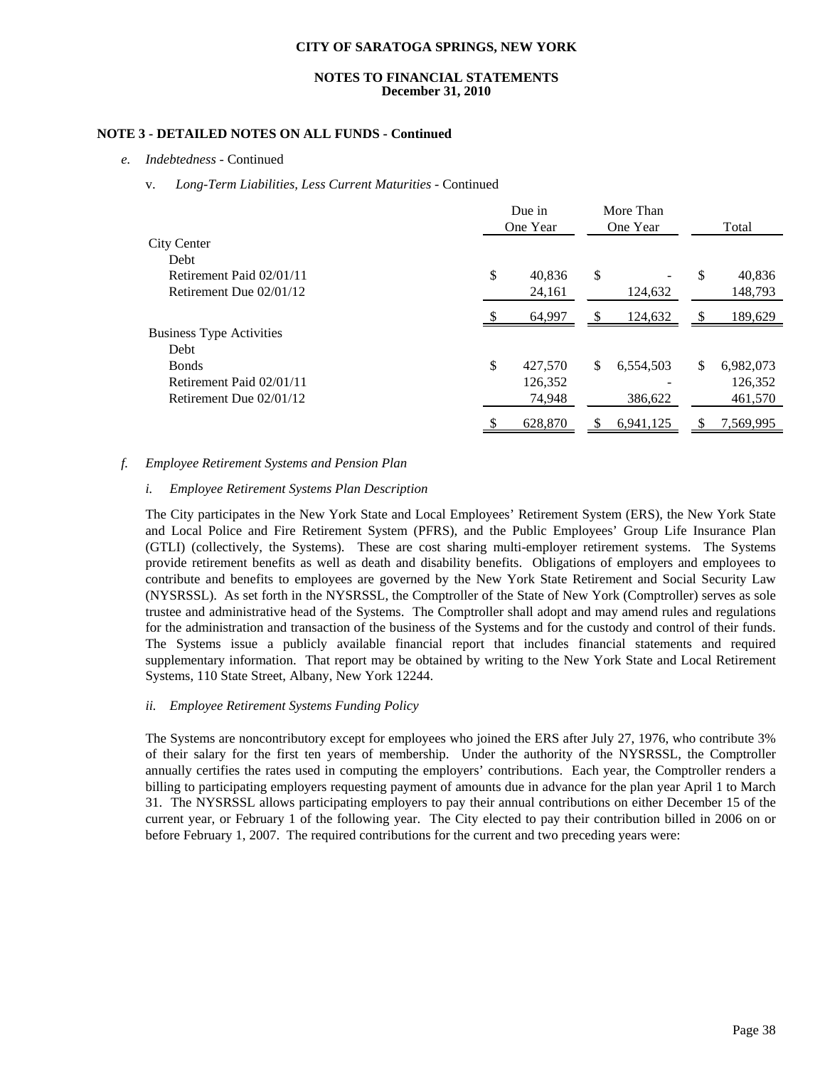**CITY OF SARATOGA SPRINGS, NEW YORK**

**NOTES TO FINANCIAL STATEMENTS**
**December 31, 2010**

**NOTE 3 - DETAILED NOTES ON ALL FUNDS - Continued**

*e. Indebtedness* - Continued

v. *Long-Term Liabilities, Less Current Maturities* - Continued

| | Due in One Year | More Than One Year | Total |
|---|---|---|---|
| City Center | | | |
| Debt | | | |
| Retirement Paid 02/01/11 | $ 40,836 | $ - | $ 40,836 |
| Retirement Due 02/01/12 | 24,161 | 124,632 | 148,793 |
| | $ 64,997 | $ 124,632 | $ 189,629 |
| Business Type Activities | | | |
| Debt | | | |
| Bonds | $ 427,570 | $ 6,554,503 | $ 6,982,073 |
| Retirement Paid 02/01/11 | 126,352 | - | 126,352 |
| Retirement Due 02/01/12 | 74,948 | 386,622 | 461,570 |
| | $ 628,870 | $ 6,941,125 | $ 7,569,995 |

*f. Employee Retirement Systems and Pension Plan*

*i. Employee Retirement Systems Plan Description*

The City participates in the New York State and Local Employees' Retirement System (ERS), the New York State and Local Police and Fire Retirement System (PFRS), and the Public Employees' Group Life Insurance Plan (GTLI) (collectively, the Systems). These are cost sharing multi-employer retirement systems. The Systems provide retirement benefits as well as death and disability benefits. Obligations of employers and employees to contribute and benefits to employees are governed by the New York State Retirement and Social Security Law (NYSRSSL). As set forth in the NYSRSSL, the Comptroller of the State of New York (Comptroller) serves as sole trustee and administrative head of the Systems. The Comptroller shall adopt and may amend rules and regulations for the administration and transaction of the business of the Systems and for the custody and control of their funds. The Systems issue a publicly available financial report that includes financial statements and required supplementary information. That report may be obtained by writing to the New York State and Local Retirement Systems, 110 State Street, Albany, New York 12244.

*ii. Employee Retirement Systems Funding Policy*

The Systems are noncontributory except for employees who joined the ERS after July 27, 1976, who contribute 3% of their salary for the first ten years of membership. Under the authority of the NYSRSSL, the Comptroller annually certifies the rates used in computing the employers' contributions. Each year, the Comptroller renders a billing to participating employers requesting payment of amounts due in advance for the plan year April 1 to March 31. The NYSRSSL allows participating employers to pay their annual contributions on either December 15 of the current year, or February 1 of the following year. The City elected to pay their contribution billed in 2006 on or before February 1, 2007. The required contributions for the current and two preceding years were: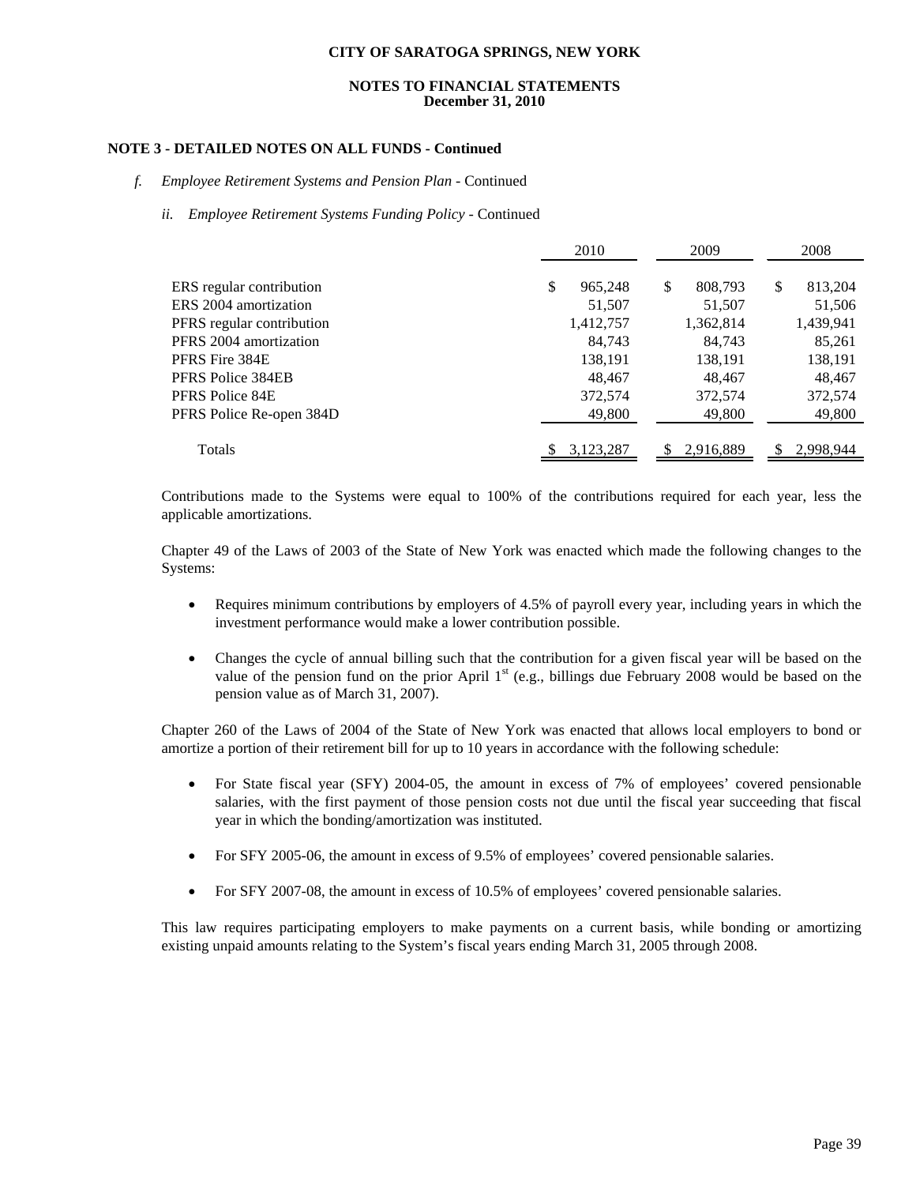**NOTE 3 - DETAILED NOTES ON ALL FUNDS - Continued**

*f. Employee Retirement Systems and Pension Plan* - Continued

*ii. Employee Retirement Systems Funding Policy* - Continued

| | 2010 | 2009 | 2008 |
|---|---|---|---|
| ERS regular contribution | $ 965,248 | $ 808,793 | $ 813,204 |
| ERS 2004 amortization | 51,507 | 51,507 | 51,506 |
| PFRS regular contribution | 1,412,757 | 1,362,814 | 1,439,941 |
| PFRS 2004 amortization | 84,743 | 84,743 | 85,261 |
| PFRS Fire 384E | 138,191 | 138,191 | 138,191 |
| PFRS Police 384EB | 48,467 | 48,467 | 48,467 |
| PFRS Police 84E | 372,574 | 372,574 | 372,574 |
| PFRS Police Re-open 384D | 49,800 | 49,800 | 49,800 |
| Totals | $ 3,123,287 | $ 2,916,889 | $ 2,998,944 |

Contributions made to the Systems were equal to 100% of the contributions required for each year, less the applicable amortizations.

Chapter 49 of the Laws of 2003 of the State of New York was enacted which made the following changes to the Systems:

- Requires minimum contributions by employers of 4.5% of payroll every year, including years in which the investment performance would make a lower contribution possible.
- Changes the cycle of annual billing such that the contribution for a given fiscal year will be based on the value of the pension fund on the prior April 1st (e.g., billings due February 2008 would be based on the pension value as of March 31, 2007).

Chapter 260 of the Laws of 2004 of the State of New York was enacted that allows local employers to bond or amortize a portion of their retirement bill for up to 10 years in accordance with the following schedule:

- For State fiscal year (SFY) 2004-05, the amount in excess of 7% of employees' covered pensionable salaries, with the first payment of those pension costs not due until the fiscal year succeeding that fiscal year in which the bonding/amortization was instituted.
- For SFY 2005-06, the amount in excess of 9.5% of employees' covered pensionable salaries.
- For SFY 2007-08, the amount in excess of 10.5% of employees' covered pensionable salaries.

This law requires participating employers to make payments on a current basis, while bonding or amortizing existing unpaid amounts relating to the System's fiscal years ending March 31, 2005 through 2008.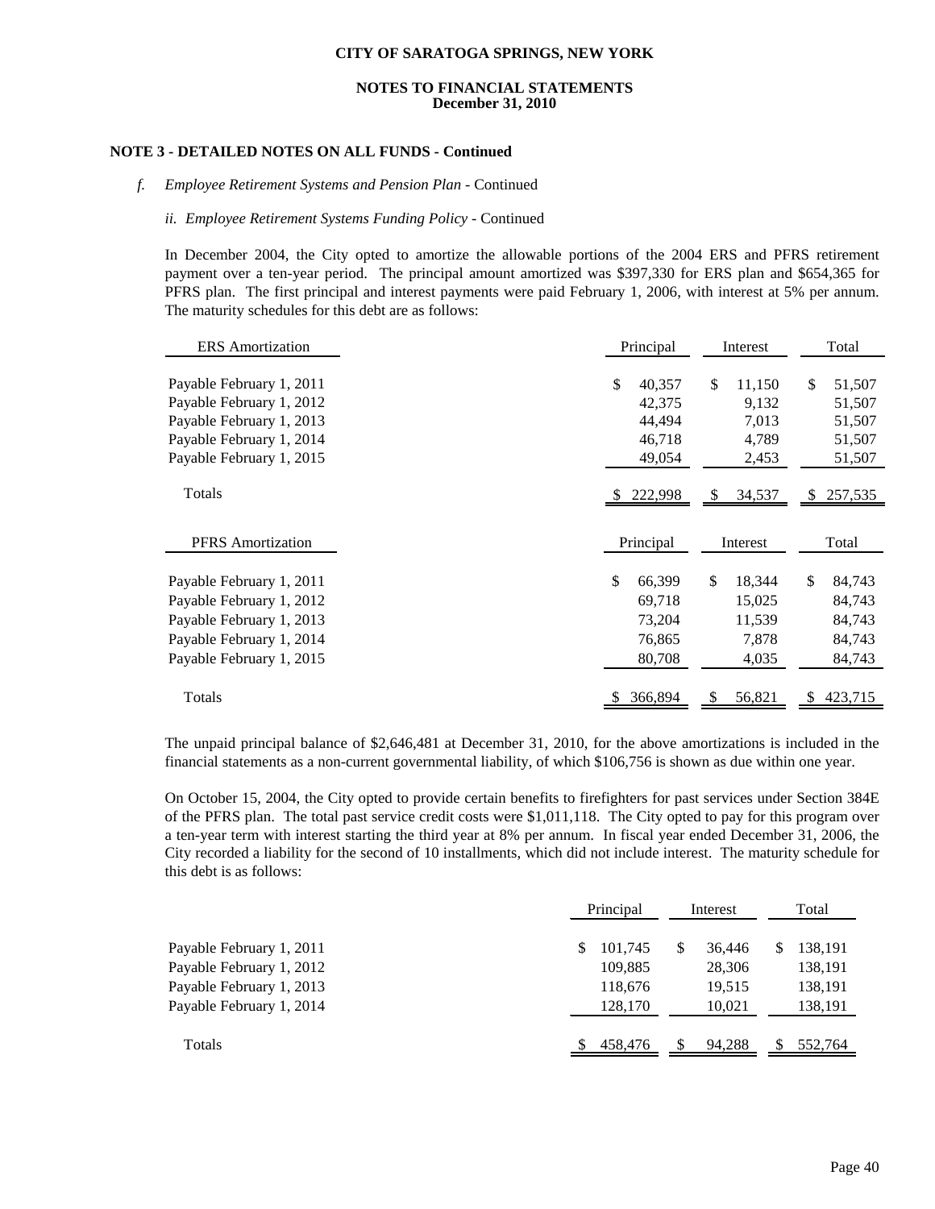# CITY OF SARATOGA SPRINGS, NEW YORK

## NOTES TO FINANCIAL STATEMENTS
## December 31, 2010

### NOTE 3 - DETAILED NOTES ON ALL FUNDS - Continued

*f. Employee Retirement Systems and Pension Plan* - Continued

*ii. Employee Retirement Systems Funding Policy* - Continued

In December 2004, the City opted to amortize the allowable portions of the 2004 ERS and PFRS retirement payment over a ten-year period. The principal amount amortized was $397,330 for ERS plan and $654,365 for PFRS plan. The first principal and interest payments were paid February 1, 2006, with interest at 5% per annum. The maturity schedules for this debt are as follows:

| ERS Amortization | Principal | Interest | Total |
|---|---|---|---|
| Payable February 1, 2011 | $ 40,357 | $ 11,150 | $ 51,507 |
| Payable February 1, 2012 | 42,375 | 9,132 | 51,507 |
| Payable February 1, 2013 | 44,494 | 7,013 | 51,507 |
| Payable February 1, 2014 | 46,718 | 4,789 | 51,507 |
| Payable February 1, 2015 | 49,054 | 2,453 | 51,507 |
| Totals | $ 222,998 | $ 34,537 | $ 257,535 |

| PFRS Amortization | Principal | Interest | Total |
|---|---|---|---|
| Payable February 1, 2011 | $ 66,399 | $ 18,344 | $ 84,743 |
| Payable February 1, 2012 | 69,718 | 15,025 | 84,743 |
| Payable February 1, 2013 | 73,204 | 11,539 | 84,743 |
| Payable February 1, 2014 | 76,865 | 7,878 | 84,743 |
| Payable February 1, 2015 | 80,708 | 4,035 | 84,743 |
| Totals | $ 366,894 | $ 56,821 | $ 423,715 |

The unpaid principal balance of $2,646,481 at December 31, 2010, for the above amortizations is included in the financial statements as a non-current governmental liability, of which $106,756 is shown as due within one year.

On October 15, 2004, the City opted to provide certain benefits to firefighters for past services under Section 384E of the PFRS plan. The total past service credit costs were $1,011,118. The City opted to pay for this program over a ten-year term with interest starting the third year at 8% per annum. In fiscal year ended December 31, 2006, the City recorded a liability for the second of 10 installments, which did not include interest. The maturity schedule for this debt is as follows:

| | Principal | Interest | Total |
|---|---|---|---|
| Payable February 1, 2011 | $ 101,745 | $ 36,446 | $ 138,191 |
| Payable February 1, 2012 | 109,885 | 28,306 | 138,191 |
| Payable February 1, 2013 | 118,676 | 19,515 | 138,191 |
| Payable February 1, 2014 | 128,170 | 10,021 | 138,191 |
| Totals | $ 458,476 | $ 94,288 | $ 552,764 |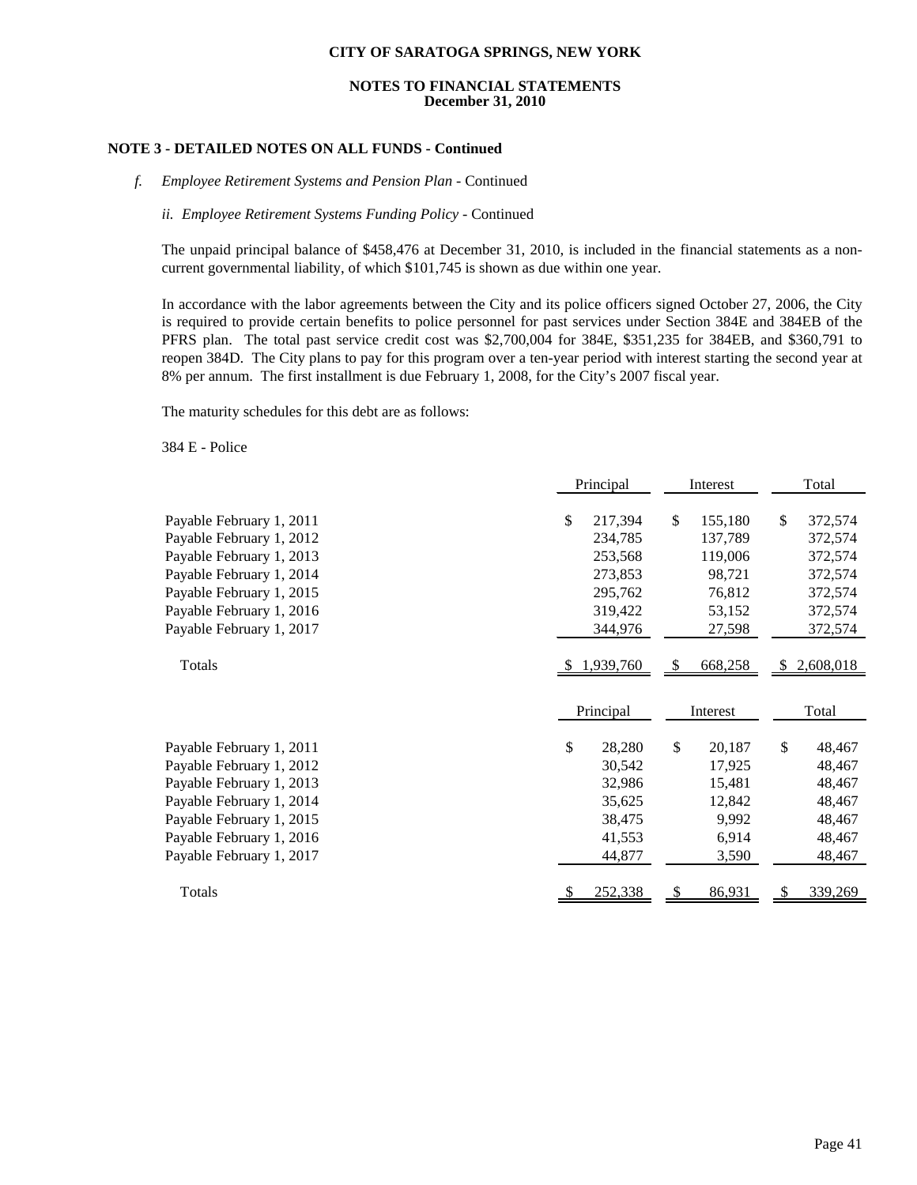## NOTE 3 - DETAILED NOTES ON ALL FUNDS - Continued

*f. Employee Retirement Systems and Pension Plan* - Continued

*ii. Employee Retirement Systems Funding Policy* - Continued

The unpaid principal balance of $458,476 at December 31, 2010, is included in the financial statements as a non-current governmental liability, of which $101,745 is shown as due within one year.

In accordance with the labor agreements between the City and its police officers signed October 27, 2006, the City is required to provide certain benefits to police personnel for past services under Section 384E and 384EB of the PFRS plan. The total past service credit cost was $2,700,004 for 384E, $351,235 for 384EB, and $360,791 to reopen 384D. The City plans to pay for this program over a ten-year period with interest starting the second year at 8% per annum. The first installment is due February 1, 2008, for the City's 2007 fiscal year.

The maturity schedules for this debt are as follows:

384 E - Police

| | Principal | Interest | Total |
|---|---|---|---|
| Payable February 1, 2011 | $ 217,394 | $ 155,180 | $ 372,574 |
| Payable February 1, 2012 | 234,785 | 137,789 | 372,574 |
| Payable February 1, 2013 | 253,568 | 119,006 | 372,574 |
| Payable February 1, 2014 | 273,853 | 98,721 | 372,574 |
| Payable February 1, 2015 | 295,762 | 76,812 | 372,574 |
| Payable February 1, 2016 | 319,422 | 53,152 | 372,574 |
| Payable February 1, 2017 | 344,976 | 27,598 | 372,574 |
| Totals | $ 1,939,760 | $ 668,258 | $ 2,608,018 |

| | Principal | Interest | Total |
|---|---|---|---|
| Payable February 1, 2011 | $ 28,280 | $ 20,187 | $ 48,467 |
| Payable February 1, 2012 | 30,542 | 17,925 | 48,467 |
| Payable February 1, 2013 | 32,986 | 15,481 | 48,467 |
| Payable February 1, 2014 | 35,625 | 12,842 | 48,467 |
| Payable February 1, 2015 | 38,475 | 9,992 | 48,467 |
| Payable February 1, 2016 | 41,553 | 6,914 | 48,467 |
| Payable February 1, 2017 | 44,877 | 3,590 | 48,467 |
| Totals | $ 252,338 | $ 86,931 | $ 339,269 |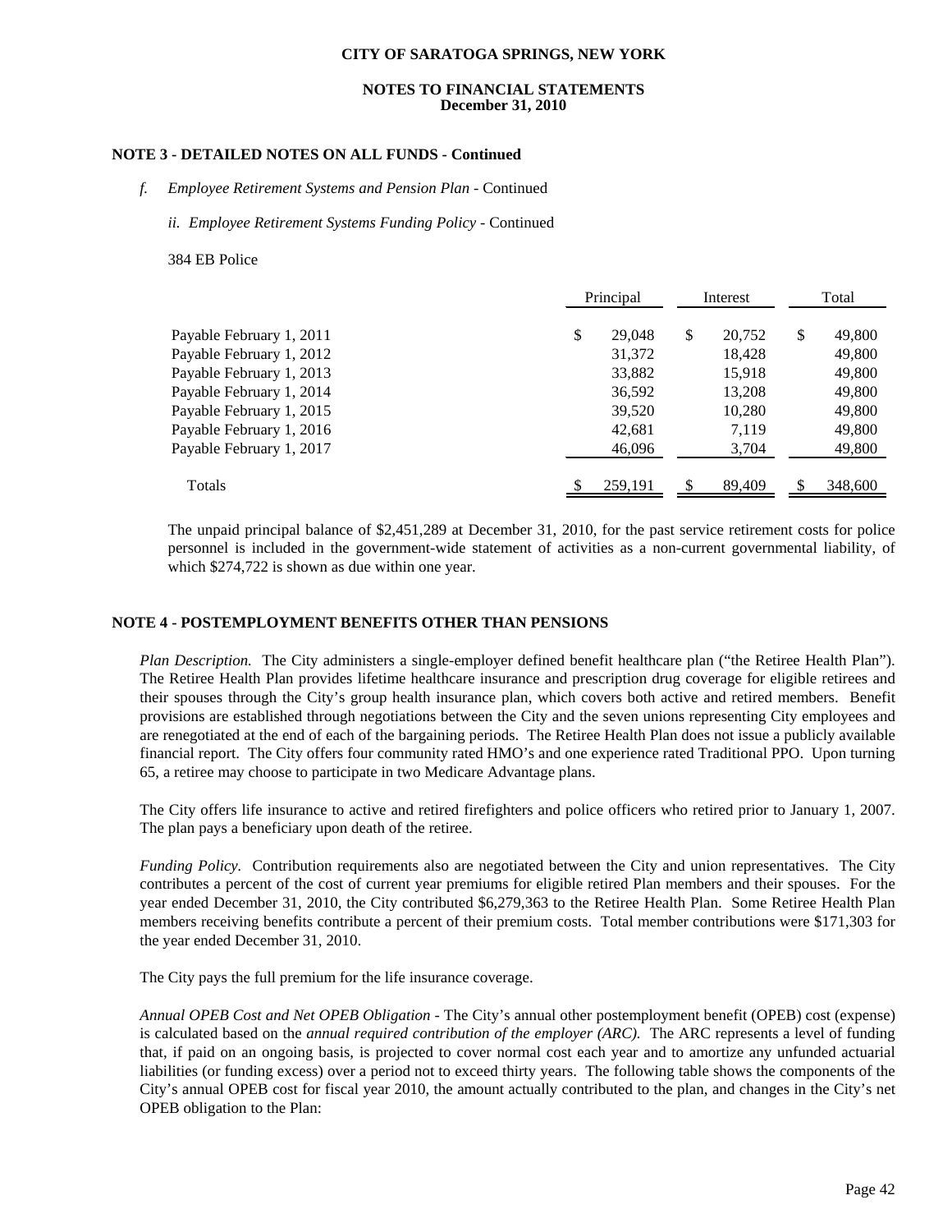**CITY OF SARATOGA SPRINGS, NEW YORK**

**NOTES TO FINANCIAL STATEMENTS**
**December 31, 2010**

**NOTE 3 - DETAILED NOTES ON ALL FUNDS - Continued**

*f. Employee Retirement Systems and Pension Plan* - Continued

*ii. Employee Retirement Systems Funding Policy* - Continued

384 EB Police

| | Principal | Interest | Total |
|---|---|---|---|
| Payable February 1, 2011 | $ 29,048 | $ 20,752 | $ 49,800 |
| Payable February 1, 2012 | 31,372 | 18,428 | 49,800 |
| Payable February 1, 2013 | 33,882 | 15,918 | 49,800 |
| Payable February 1, 2014 | 36,592 | 13,208 | 49,800 |
| Payable February 1, 2015 | 39,520 | 10,280 | 49,800 |
| Payable February 1, 2016 | 42,681 | 7,119 | 49,800 |
| Payable February 1, 2017 | 46,096 | 3,704 | 49,800 |
| Totals | $ 259,191 | $ 89,409 | $ 348,600 |

The unpaid principal balance of $2,451,289 at December 31, 2010, for the past service retirement costs for police personnel is included in the government-wide statement of activities as a non-current governmental liability, of which $274,722 is shown as due within one year.

**NOTE 4 - POSTEMPLOYMENT BENEFITS OTHER THAN PENSIONS**

*Plan Description.* The City administers a single-employer defined benefit healthcare plan ("the Retiree Health Plan"). The Retiree Health Plan provides lifetime healthcare insurance and prescription drug coverage for eligible retirees and their spouses through the City's group health insurance plan, which covers both active and retired members. Benefit provisions are established through negotiations between the City and the seven unions representing City employees and are renegotiated at the end of each of the bargaining periods. The Retiree Health Plan does not issue a publicly available financial report. The City offers four community rated HMO's and one experience rated Traditional PPO. Upon turning 65, a retiree may choose to participate in two Medicare Advantage plans.

The City offers life insurance to active and retired firefighters and police officers who retired prior to January 1, 2007. The plan pays a beneficiary upon death of the retiree.

*Funding Policy.* Contribution requirements also are negotiated between the City and union representatives. The City contributes a percent of the cost of current year premiums for eligible retired Plan members and their spouses. For the year ended December 31, 2010, the City contributed $6,279,363 to the Retiree Health Plan. Some Retiree Health Plan members receiving benefits contribute a percent of their premium costs. Total member contributions were $171,303 for the year ended December 31, 2010.

The City pays the full premium for the life insurance coverage.

*Annual OPEB Cost and Net OPEB Obligation* - The City's annual other postemployment benefit (OPEB) cost (expense) is calculated based on the *annual required contribution of the employer (ARC).* The ARC represents a level of funding that, if paid on an ongoing basis, is projected to cover normal cost each year and to amortize any unfunded actuarial liabilities (or funding excess) over a period not to exceed thirty years. The following table shows the components of the City's annual OPEB cost for fiscal year 2010, the amount actually contributed to the plan, and changes in the City's net OPEB obligation to the Plan: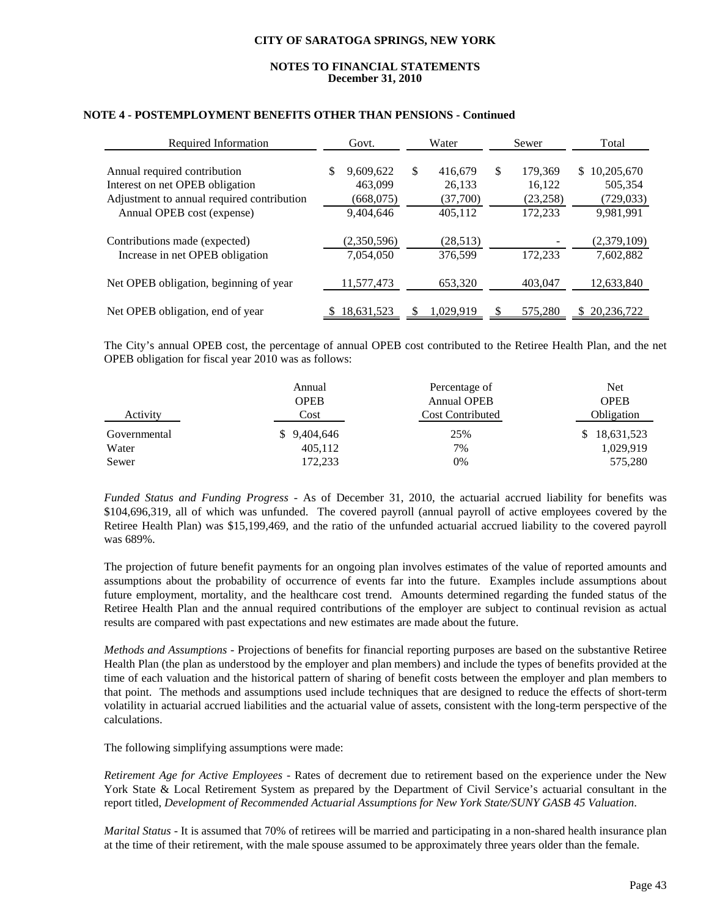### NOTE 4 - POSTEMPLOYMENT BENEFITS OTHER THAN PENSIONS - Continued

| Required Information | Govt. | Water | Sewer | Total |
|---|---|---|---|---|
| Annual required contribution | $ 9,609,622 | $ 416,679 | $ 179,369 | $ 10,205,670 |
| Interest on net OPEB obligation | 463,099 | 26,133 | 16,122 | 505,354 |
| Adjustment to annual required contribution | (668,075) | (37,700) | (23,258) | (729,033) |
| Annual OPEB cost (expense) | 9,404,646 | 405,112 | 172,233 | 9,981,991 |
| Contributions made (expected) | (2,350,596) | (28,513) | - | (2,379,109) |
| Increase in net OPEB obligation | 7,054,050 | 376,599 | 172,233 | 7,602,882 |
| Net OPEB obligation, beginning of year | 11,577,473 | 653,320 | 403,047 | 12,633,840 |
| Net OPEB obligation, end of year | $ 18,631,523 | $ 1,029,919 | $ 575,280 | $ 20,236,722 |

The City's annual OPEB cost, the percentage of annual OPEB cost contributed to the Retiree Health Plan, and the net OPEB obligation for fiscal year 2010 was as follows:

| Activity | Annual OPEB Cost | Percentage of Annual OPEB Cost Contributed | Net OPEB Obligation |
|---|---|---|---|
| Governmental | $ 9,404,646 | 25% | $ 18,631,523 |
| Water | 405,112 | 7% | 1,029,919 |
| Sewer | 172,233 | 0% | 575,280 |

*Funded Status and Funding Progress* - As of December 31, 2010, the actuarial accrued liability for benefits was $104,696,319, all of which was unfunded. The covered payroll (annual payroll of active employees covered by the Retiree Health Plan) was $15,199,469, and the ratio of the unfunded actuarial accrued liability to the covered payroll was 689%.

The projection of future benefit payments for an ongoing plan involves estimates of the value of reported amounts and assumptions about the probability of occurrence of events far into the future. Examples include assumptions about future employment, mortality, and the healthcare cost trend. Amounts determined regarding the funded status of the Retiree Health Plan and the annual required contributions of the employer are subject to continual revision as actual results are compared with past expectations and new estimates are made about the future.

*Methods and Assumptions* - Projections of benefits for financial reporting purposes are based on the substantive Retiree Health Plan (the plan as understood by the employer and plan members) and include the types of benefits provided at the time of each valuation and the historical pattern of sharing of benefit costs between the employer and plan members to that point. The methods and assumptions used include techniques that are designed to reduce the effects of short-term volatility in actuarial accrued liabilities and the actuarial value of assets, consistent with the long-term perspective of the calculations.

The following simplifying assumptions were made:

*Retirement Age for Active Employees* - Rates of decrement due to retirement based on the experience under the New York State & Local Retirement System as prepared by the Department of Civil Service's actuarial consultant in the report titled, *Development of Recommended Actuarial Assumptions for New York State/SUNY GASB 45 Valuation*.

*Marital Status* - It is assumed that 70% of retirees will be married and participating in a non-shared health insurance plan at the time of their retirement, with the male spouse assumed to be approximately three years older than the female.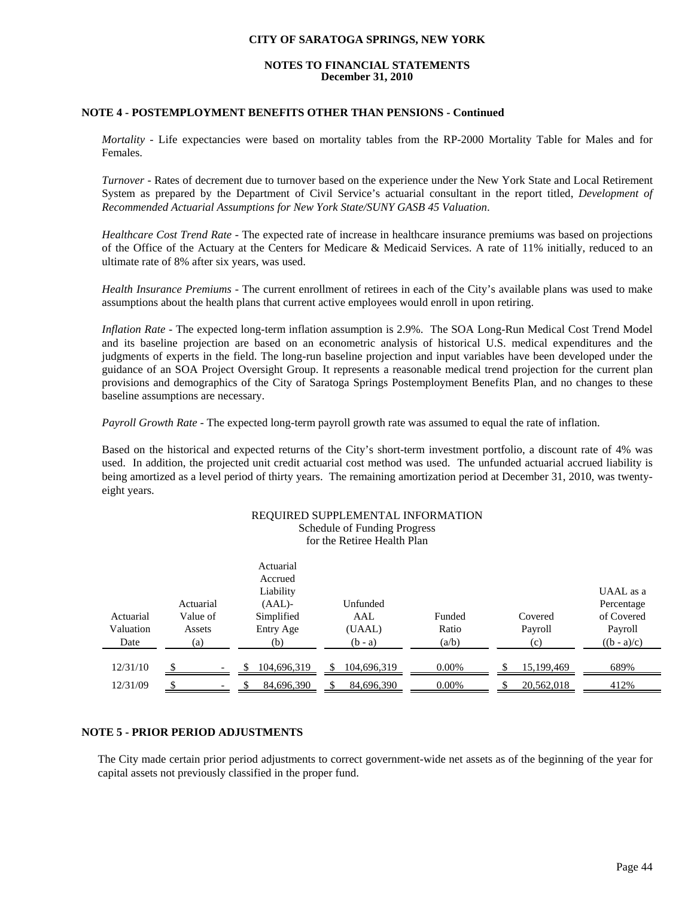**CITY OF SARATOGA SPRINGS, NEW YORK**

**NOTES TO FINANCIAL STATEMENTS**
**December 31, 2010**

### NOTE 4 - POSTEMPLOYMENT BENEFITS OTHER THAN PENSIONS - Continued

*Mortality* - Life expectancies were based on mortality tables from the RP-2000 Mortality Table for Males and for Females.

*Turnover* - Rates of decrement due to turnover based on the experience under the New York State and Local Retirement System as prepared by the Department of Civil Service's actuarial consultant in the report titled, *Development of Recommended Actuarial Assumptions for New York State/SUNY GASB 45 Valuation*.

*Healthcare Cost Trend Rate* - The expected rate of increase in healthcare insurance premiums was based on projections of the Office of the Actuary at the Centers for Medicare & Medicaid Services. A rate of 11% initially, reduced to an ultimate rate of 8% after six years, was used.

*Health Insurance Premiums* - The current enrollment of retirees in each of the City's available plans was used to make assumptions about the health plans that current active employees would enroll in upon retiring.

*Inflation Rate* - The expected long-term inflation assumption is 2.9%. The SOA Long-Run Medical Cost Trend Model and its baseline projection are based on an econometric analysis of historical U.S. medical expenditures and the judgments of experts in the field. The long-run baseline projection and input variables have been developed under the guidance of an SOA Project Oversight Group. It represents a reasonable medical trend projection for the current plan provisions and demographics of the City of Saratoga Springs Postemployment Benefits Plan, and no changes to these baseline assumptions are necessary.

*Payroll Growth Rate* - The expected long-term payroll growth rate was assumed to equal the rate of inflation.

Based on the historical and expected returns of the City's short-term investment portfolio, a discount rate of 4% was used. In addition, the projected unit credit actuarial cost method was used. The unfunded actuarial accrued liability is being amortized as a level period of thirty years. The remaining amortization period at December 31, 2010, was twenty-eight years.

REQUIRED SUPPLEMENTAL INFORMATION
Schedule of Funding Progress
for the Retiree Health Plan

| Actuarial Valuation Date | Actuarial Value of Assets (a) | Actuarial Accrued Liability (AAL)- Simplified Entry Age (b) | Unfunded AAL (UAAL) (b - a) | Funded Ratio (a/b) | Covered Payroll (c) | UAAL as a Percentage of Covered Payroll ((b - a)/c) |
|---|---|---|---|---|---|---|
| 12/31/10 | $ - | $ 104,696,319 | $ 104,696,319 | 0.00% | $ 15,199,469 | 689% |
| 12/31/09 | $ - | $ 84,696,390 | $ 84,696,390 | 0.00% | $ 20,562,018 | 412% |

### NOTE 5 - PRIOR PERIOD ADJUSTMENTS

The City made certain prior period adjustments to correct government-wide net assets as of the beginning of the year for capital assets not previously classified in the proper fund.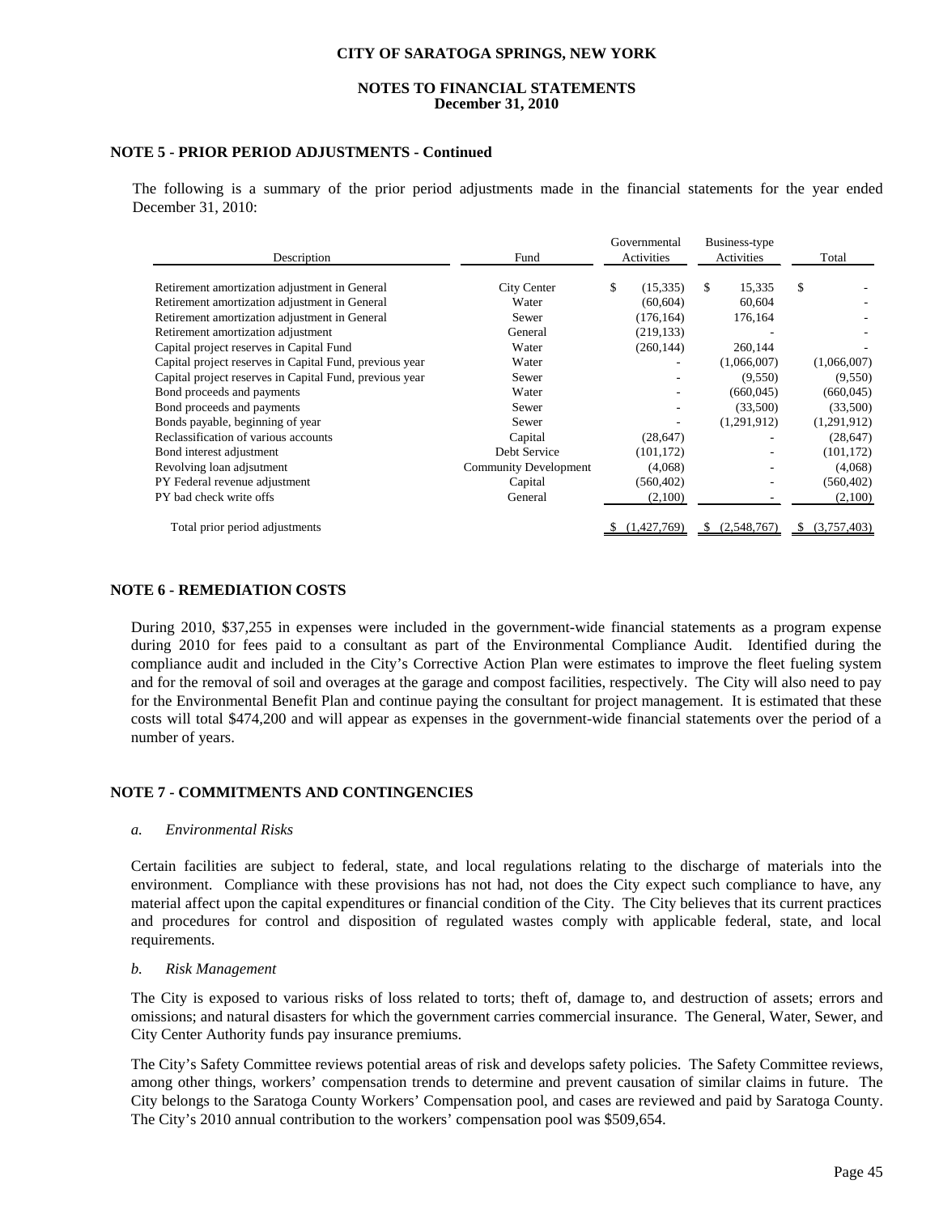# CITY OF SARATOGA SPRINGS, NEW YORK

## NOTES TO FINANCIAL STATEMENTS
**December 31, 2010**

### NOTE 5 - PRIOR PERIOD ADJUSTMENTS - Continued

The following is a summary of the prior period adjustments made in the financial statements for the year ended December 31, 2010:

| Description | Fund | Governmental Activities | Business-type Activities | Total |
|---|---|---|---|---|
| Retirement amortization adjustment in General | City Center | $ (15,335) | $ 15,335 | $ - |
| Retirement amortization adjustment in General | Water | (60,604) | 60,604 | - |
| Retirement amortization adjustment in General | Sewer | (176,164) | 176,164 | - |
| Retirement amortization adjustment | General | (219,133) | - | - |
| Capital project reserves in Capital Fund | Water | (260,144) | 260,144 | - |
| Capital project reserves in Capital Fund, previous year | Water | - | (1,066,007) | (1,066,007) |
| Capital project reserves in Capital Fund, previous year | Sewer | - | (9,550) | (9,550) |
| Bond proceeds and payments | Water | - | (660,045) | (660,045) |
| Bond proceeds and payments | Sewer | - | (33,500) | (33,500) |
| Bonds payable, beginning of year | Sewer | - | (1,291,912) | (1,291,912) |
| Reclassification of various accounts | Capital | (28,647) | - | (28,647) |
| Bond interest adjustment | Debt Service | (101,172) | - | (101,172) |
| Revolving loan adjsutment | Community Development | (4,068) | - | (4,068) |
| PY Federal revenue adjustment | Capital | (560,402) | - | (560,402) |
| PY bad check write offs | General | (2,100) | - | (2,100) |
| Total prior period adjustments | | $ (1,427,769) | $ (2,548,767) | $ (3,757,403) |

### NOTE 6 - REMEDIATION COSTS

During 2010, $37,255 in expenses were included in the government-wide financial statements as a program expense during 2010 for fees paid to a consultant as part of the Environmental Compliance Audit. Identified during the compliance audit and included in the City's Corrective Action Plan were estimates to improve the fleet fueling system and for the removal of soil and overages at the garage and compost facilities, respectively. The City will also need to pay for the Environmental Benefit Plan and continue paying the consultant for project management. It is estimated that these costs will total $474,200 and will appear as expenses in the government-wide financial statements over the period of a number of years.

### NOTE 7 - COMMITMENTS AND CONTINGENCIES

*a. Environmental Risks*

Certain facilities are subject to federal, state, and local regulations relating to the discharge of materials into the environment. Compliance with these provisions has not had, not does the City expect such compliance to have, any material affect upon the capital expenditures or financial condition of the City. The City believes that its current practices and procedures for control and disposition of regulated wastes comply with applicable federal, state, and local requirements.

*b. Risk Management*

The City is exposed to various risks of loss related to torts; theft of, damage to, and destruction of assets; errors and omissions; and natural disasters for which the government carries commercial insurance. The General, Water, Sewer, and City Center Authority funds pay insurance premiums.

The City's Safety Committee reviews potential areas of risk and develops safety policies. The Safety Committee reviews, among other things, workers' compensation trends to determine and prevent causation of similar claims in future. The City belongs to the Saratoga County Workers' Compensation pool, and cases are reviewed and paid by Saratoga County. The City's 2010 annual contribution to the workers' compensation pool was $509,654.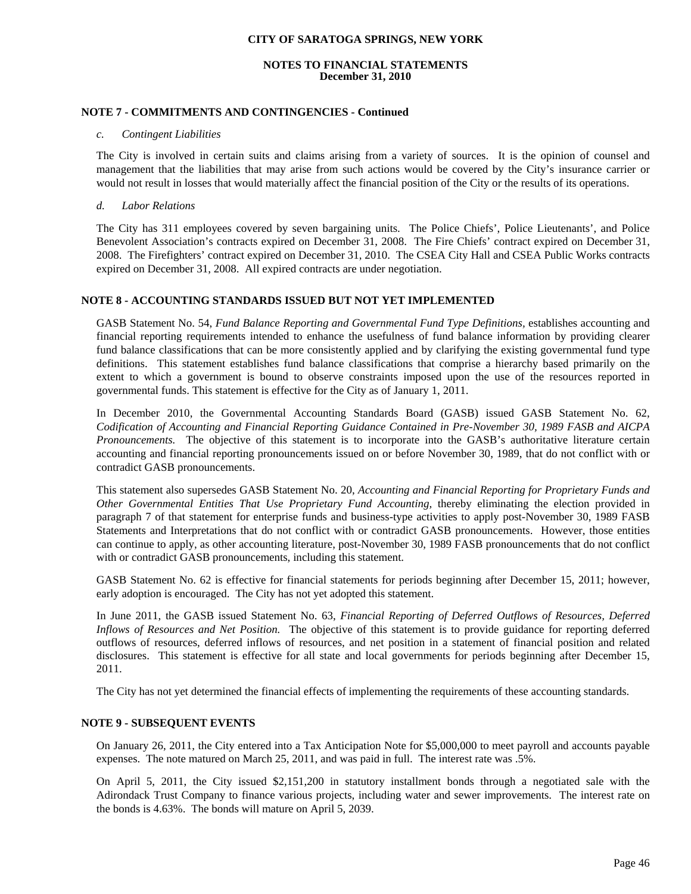## NOTE 7 - COMMITMENTS AND CONTINGENCIES - Continued

*c. Contingent Liabilities*

The City is involved in certain suits and claims arising from a variety of sources. It is the opinion of counsel and management that the liabilities that may arise from such actions would be covered by the City's insurance carrier or would not result in losses that would materially affect the financial position of the City or the results of its operations.

*d. Labor Relations*

The City has 311 employees covered by seven bargaining units. The Police Chiefs', Police Lieutenants', and Police Benevolent Association's contracts expired on December 31, 2008. The Fire Chiefs' contract expired on December 31, 2008. The Firefighters' contract expired on December 31, 2010. The CSEA City Hall and CSEA Public Works contracts expired on December 31, 2008. All expired contracts are under negotiation.

## NOTE 8 - ACCOUNTING STANDARDS ISSUED BUT NOT YET IMPLEMENTED

GASB Statement No. 54, *Fund Balance Reporting and Governmental Fund Type Definitions*, establishes accounting and financial reporting requirements intended to enhance the usefulness of fund balance information by providing clearer fund balance classifications that can be more consistently applied and by clarifying the existing governmental fund type definitions. This statement establishes fund balance classifications that comprise a hierarchy based primarily on the extent to which a government is bound to observe constraints imposed upon the use of the resources reported in governmental funds. This statement is effective for the City as of January 1, 2011.

In December 2010, the Governmental Accounting Standards Board (GASB) issued GASB Statement No. 62, *Codification of Accounting and Financial Reporting Guidance Contained in Pre-November 30, 1989 FASB and AICPA Pronouncements.* The objective of this statement is to incorporate into the GASB's authoritative literature certain accounting and financial reporting pronouncements issued on or before November 30, 1989, that do not conflict with or contradict GASB pronouncements.

This statement also supersedes GASB Statement No. 20, *Accounting and Financial Reporting for Proprietary Funds and Other Governmental Entities That Use Proprietary Fund Accounting,* thereby eliminating the election provided in paragraph 7 of that statement for enterprise funds and business-type activities to apply post-November 30, 1989 FASB Statements and Interpretations that do not conflict with or contradict GASB pronouncements. However, those entities can continue to apply, as other accounting literature, post-November 30, 1989 FASB pronouncements that do not conflict with or contradict GASB pronouncements, including this statement.

GASB Statement No. 62 is effective for financial statements for periods beginning after December 15, 2011; however, early adoption is encouraged. The City has not yet adopted this statement.

In June 2011, the GASB issued Statement No. 63, *Financial Reporting of Deferred Outflows of Resources, Deferred Inflows of Resources and Net Position.* The objective of this statement is to provide guidance for reporting deferred outflows of resources, deferred inflows of resources, and net position in a statement of financial position and related disclosures. This statement is effective for all state and local governments for periods beginning after December 15, 2011.

The City has not yet determined the financial effects of implementing the requirements of these accounting standards.

## NOTE 9 - SUBSEQUENT EVENTS

On January 26, 2011, the City entered into a Tax Anticipation Note for $5,000,000 to meet payroll and accounts payable expenses. The note matured on March 25, 2011, and was paid in full. The interest rate was .5%.

On April 5, 2011, the City issued $2,151,200 in statutory installment bonds through a negotiated sale with the Adirondack Trust Company to finance various projects, including water and sewer improvements. The interest rate on the bonds is 4.63%. The bonds will mature on April 5, 2039.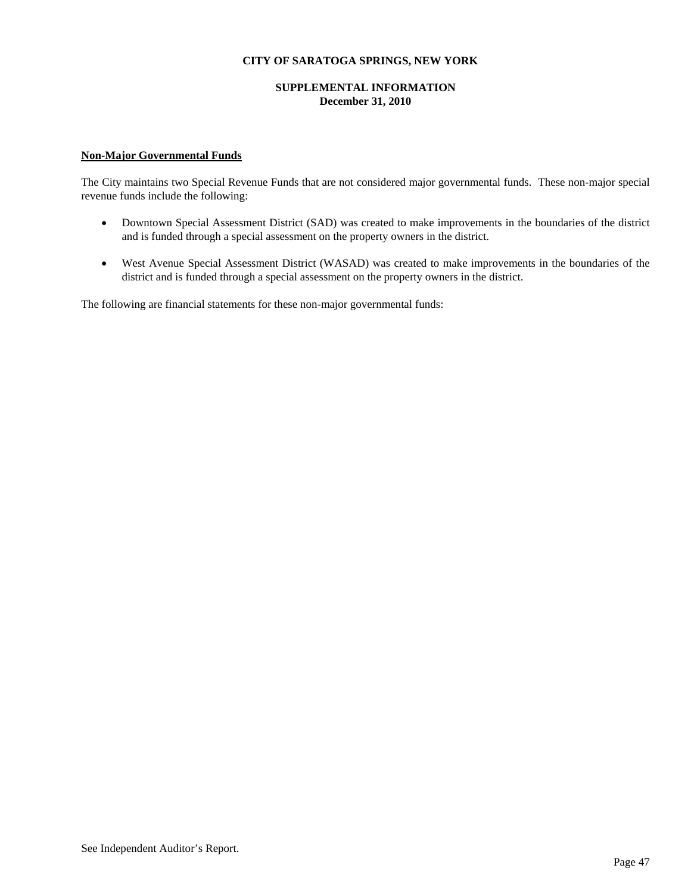# CITY OF SARATOGA SPRINGS, NEW YORK

## SUPPLEMENTAL INFORMATION
**December 31, 2010**

**Non-Major Governmental Funds**

The City maintains two Special Revenue Funds that are not considered major governmental funds. These non-major special revenue funds include the following:

- Downtown Special Assessment District (SAD) was created to make improvements in the boundaries of the district and is funded through a special assessment on the property owners in the district.

- West Avenue Special Assessment District (WASAD) was created to make improvements in the boundaries of the district and is funded through a special assessment on the property owners in the district.

The following are financial statements for these non-major governmental funds:

See Independent Auditor's Report.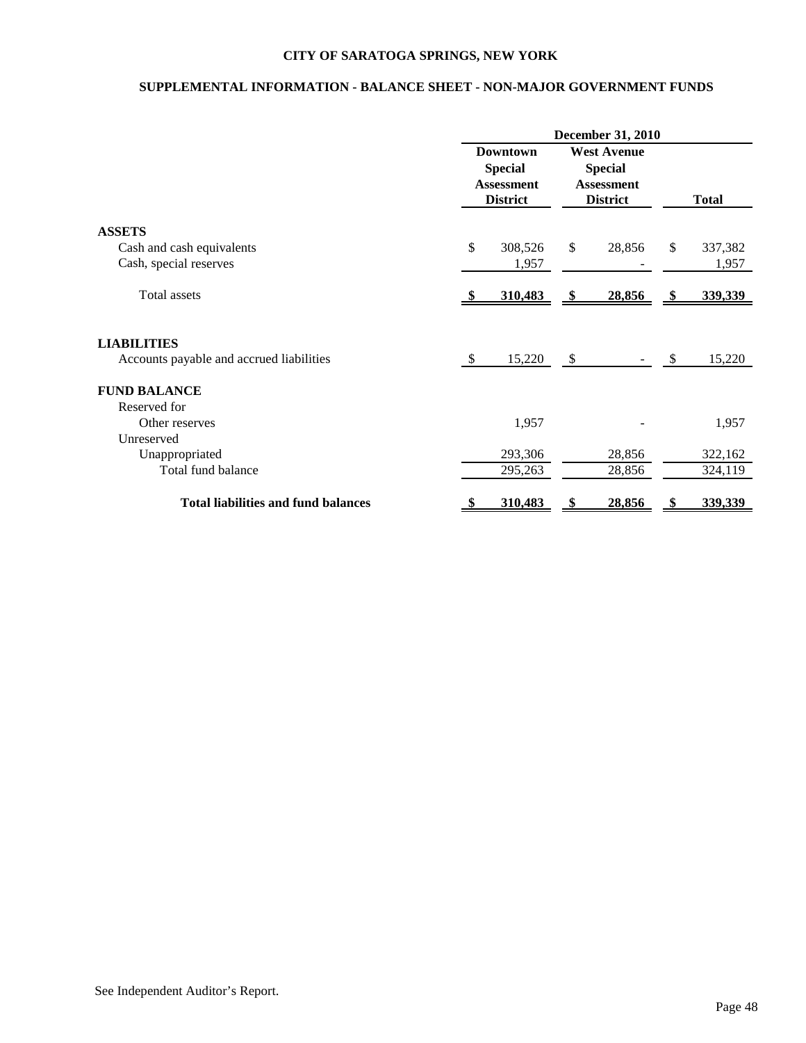# CITY OF SARATOGA SPRINGS, NEW YORK

## SUPPLEMENTAL INFORMATION - BALANCE SHEET - NON-MAJOR GOVERNMENT FUNDS

| | December 31, 2010 | | |
|---|---|---|---|
| | Downtown Special Assessment District | West Avenue Special Assessment District | Total |
| **ASSETS** | | | |
| Cash and cash equivalents | $ 308,526 | $ 28,856 | $ 337,382 |
| Cash, special reserves | 1,957 | - | 1,957 |
| Total assets | **$ 310,483** | **$ 28,856** | **$ 339,339** |
| **LIABILITIES** | | | |
| Accounts payable and accrued liabilities | $ 15,220 | $ - | $ 15,220 |
| **FUND BALANCE** | | | |
| Reserved for | | | |
| Other reserves | 1,957 | - | 1,957 |
| Unreserved | | | |
| Unappropriated | 293,306 | 28,856 | 322,162 |
| Total fund balance | 295,263 | 28,856 | 324,119 |
| **Total liabilities and fund balances** | **$ 310,483** | **$ 28,856** | **$ 339,339** |

See Independent Auditor's Report.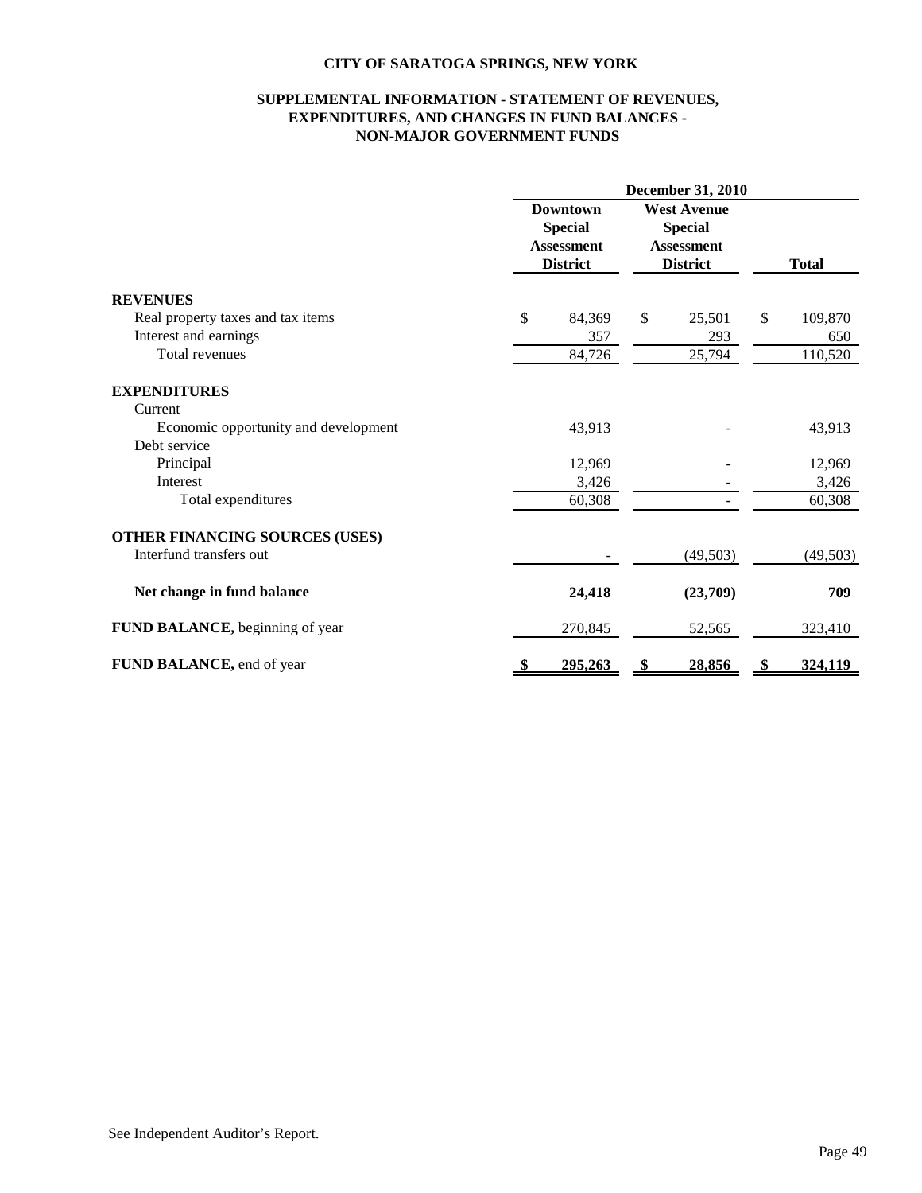**CITY OF SARATOGA SPRINGS, NEW YORK**

**SUPPLEMENTAL INFORMATION - STATEMENT OF REVENUES, EXPENDITURES, AND CHANGES IN FUND BALANCES - NON-MAJOR GOVERNMENT FUNDS**

| | December 31, 2010 | | |
|---|---|---|---|
| | Downtown Special Assessment District | West Avenue Special Assessment District | Total |
| **REVENUES** | | | |
| Real property taxes and tax items | $ 84,369 | $ 25,501 | $ 109,870 |
| Interest and earnings | 357 | 293 | 650 |
| Total revenues | 84,726 | 25,794 | 110,520 |
| **EXPENDITURES** | | | |
| Current | | | |
| Economic opportunity and development | 43,913 | - | 43,913 |
| Debt service | | | |
| Principal | 12,969 | - | 12,969 |
| Interest | 3,426 | - | 3,426 |
| Total expenditures | 60,308 | - | 60,308 |
| **OTHER FINANCING SOURCES (USES)** | | | |
| Interfund transfers out | - | (49,503) | (49,503) |
| **Net change in fund balance** | **24,418** | **(23,709)** | **709** |
| **FUND BALANCE,** beginning of year | 270,845 | 52,565 | 323,410 |
| **FUND BALANCE,** end of year | **$ 295,263** | **$ 28,856** | **$ 324,119** |

See Independent Auditor's Report.